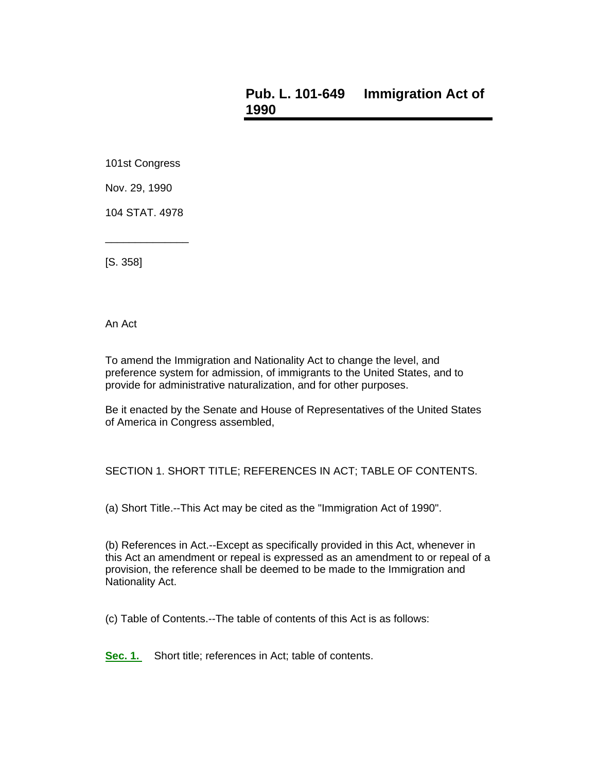# Pub. L. 101-649 Immigration Act of 1990

101st Congress

Nov. 29, 1990

104 STAT. 4978

______________

[S. 358]

An Act

To amend the Immigration and Nationality Act to change the level, and preference system for admission, of immigrants to the United States, and to provide for administrative naturalization, and for other purposes.

Be it enacted by the Senate and House of Representatives of the United States of America in Congress assembled,

SECTION 1. SHORT TITLE; REFERENCES IN ACT; TABLE OF CONTENTS.

(a) Short Title.--This Act may be cited as the "Immigration Act of 1990".

(b) References in Act.--Except as specifically provided in this Act, whenever in this Act an amendment or repeal is expressed as an amendment to or repeal of a provision, the reference shall be deemed to be made to the Immigration and Nationality Act.

(c) Table of Contents.--The table of contents of this Act is as follows:

**Sec. 1.** Short title; references in Act; table of contents.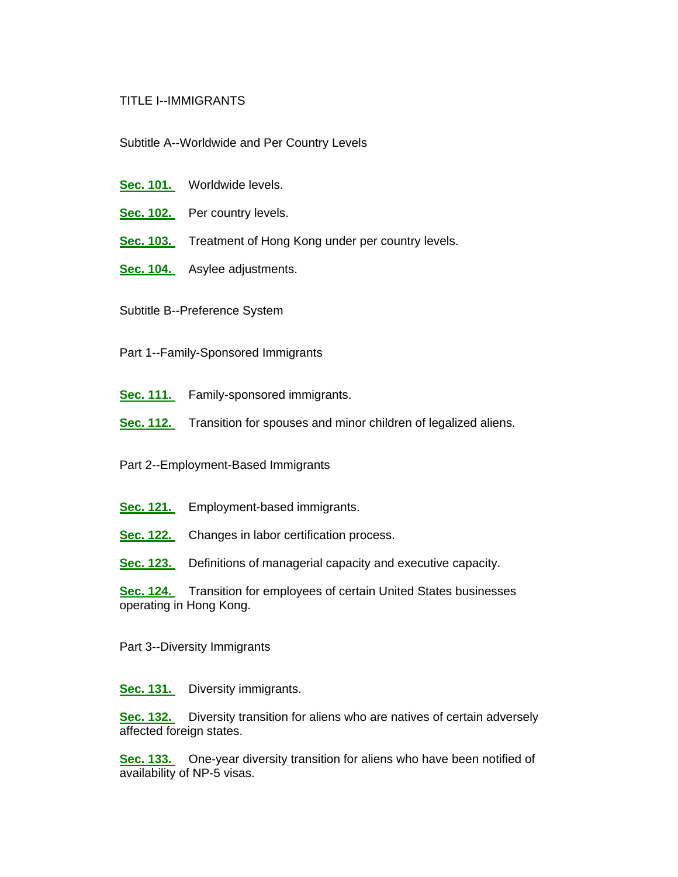TITLE I--IMMIGRANTS

Subtitle A--Worldwide and Per Country Levels

**Sec. 101.** Worldwide levels.

**Sec. 102.** Per country levels.

**Sec. 103.** Treatment of Hong Kong under per country levels.

**Sec. 104.** Asylee adjustments.

Subtitle B--Preference System

Part 1--Family-Sponsored Immigrants

**Sec. 111.** Family-sponsored immigrants.

**Sec. 112.** Transition for spouses and minor children of legalized aliens.

Part 2--Employment-Based Immigrants

**Sec. 121.** Employment-based immigrants.

**Sec. 122.** Changes in labor certification process.

**Sec. 123.** Definitions of managerial capacity and executive capacity.

**Sec. 124.** Transition for employees of certain United States businesses operating in Hong Kong.

Part 3--Diversity Immigrants

**Sec. 131.** Diversity immigrants.

**Sec. 132.** Diversity transition for aliens who are natives of certain adversely affected foreign states.

**Sec. 133.** One-year diversity transition for aliens who have been notified of availability of NP-5 visas.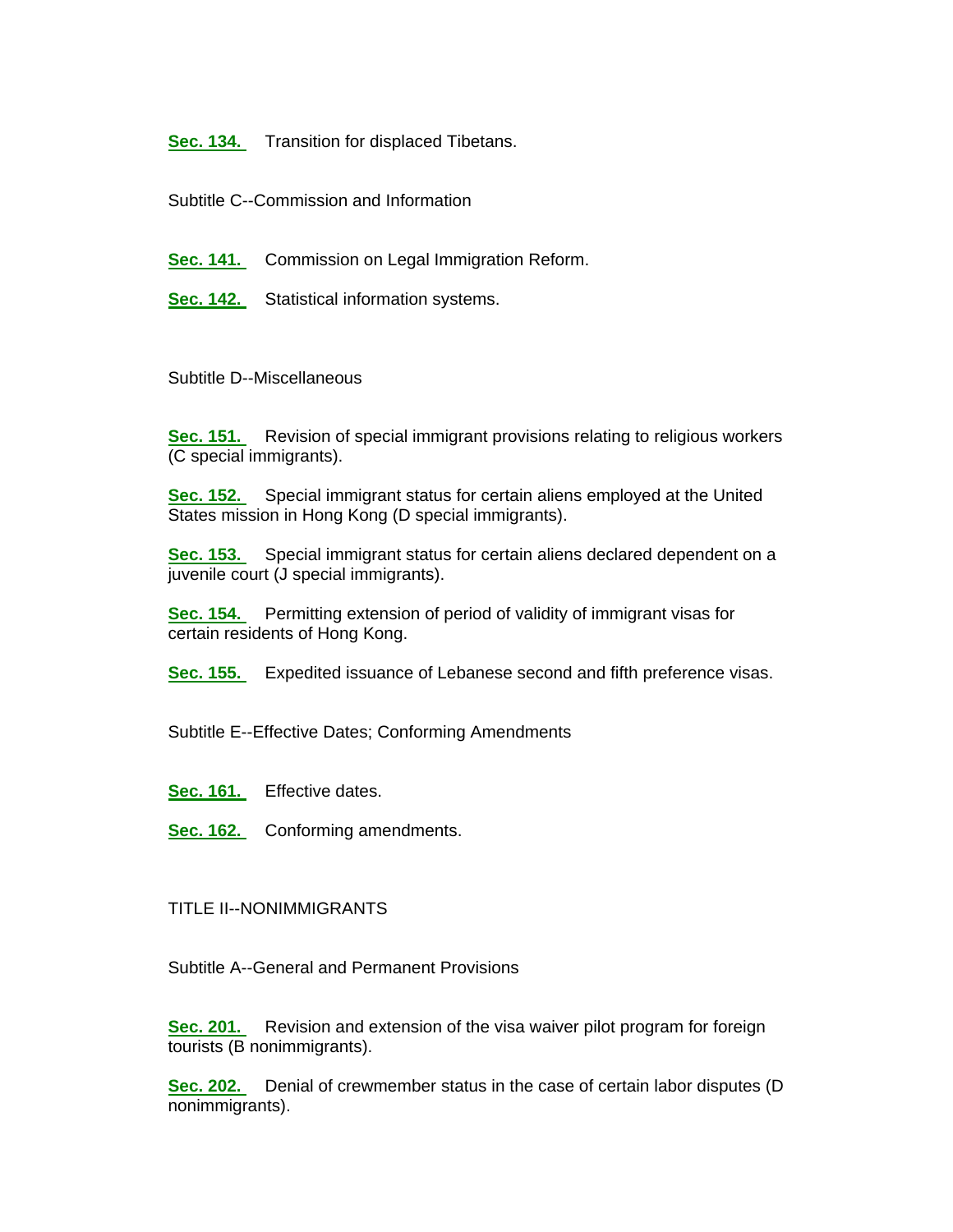**Sec. 134.** Transition for displaced Tibetans.

Subtitle C--Commission and Information

**Sec. 141.** Commission on Legal Immigration Reform.

**Sec. 142.** Statistical information systems.

Subtitle D--Miscellaneous

**Sec. 151.** Revision of special immigrant provisions relating to religious workers (C special immigrants).

**Sec. 152.** Special immigrant status for certain aliens employed at the United States mission in Hong Kong (D special immigrants).

**Sec. 153.** Special immigrant status for certain aliens declared dependent on a juvenile court (J special immigrants).

**Sec. 154.** Permitting extension of period of validity of immigrant visas for certain residents of Hong Kong.

**Sec. 155.** Expedited issuance of Lebanese second and fifth preference visas.

Subtitle E--Effective Dates; Conforming Amendments

**Sec. 161.** Effective dates.

**Sec. 162.** Conforming amendments.

TITLE II--NONIMMIGRANTS

Subtitle A--General and Permanent Provisions

**Sec. 201.** Revision and extension of the visa waiver pilot program for foreign tourists (B nonimmigrants).

**Sec. 202.** Denial of crewmember status in the case of certain labor disputes (D nonimmigrants).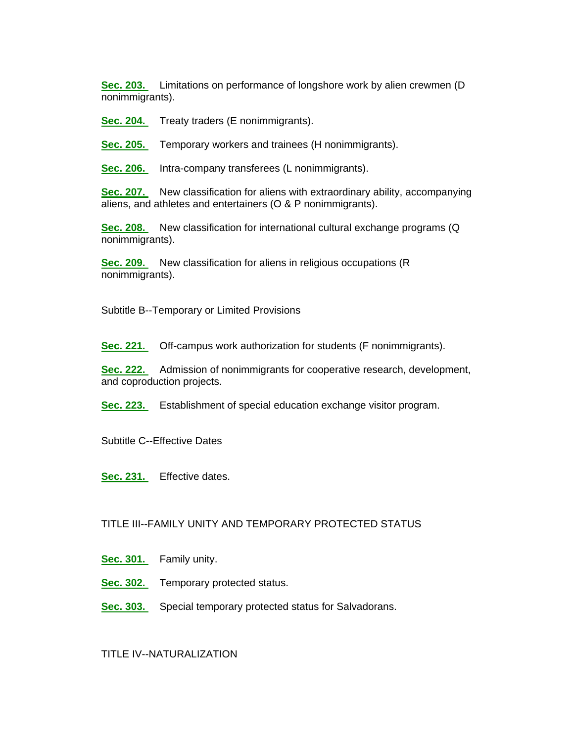**Sec. 203.** Limitations on performance of longshore work by alien crewmen (D nonimmigrants).

**Sec. 204.** Treaty traders (E nonimmigrants).

**Sec. 205.** Temporary workers and trainees (H nonimmigrants).

**Sec. 206.** Intra-company transferees (L nonimmigrants).

**Sec. 207.** New classification for aliens with extraordinary ability, accompanying aliens, and athletes and entertainers (O & P nonimmigrants).

**Sec. 208.** New classification for international cultural exchange programs (Q nonimmigrants).

**Sec. 209.** New classification for aliens in religious occupations (R nonimmigrants).

Subtitle B--Temporary or Limited Provisions

**Sec. 221.** Off-campus work authorization for students (F nonimmigrants).

**Sec. 222.** Admission of nonimmigrants for cooperative research, development, and coproduction projects.

**Sec. 223.** Establishment of special education exchange visitor program.

Subtitle C--Effective Dates

**Sec. 231.** Effective dates.

TITLE III--FAMILY UNITY AND TEMPORARY PROTECTED STATUS

**Sec. 301.** Family unity.

**Sec. 302.** Temporary protected status.

**Sec. 303.** Special temporary protected status for Salvadorans.

TITLE IV--NATURALIZATION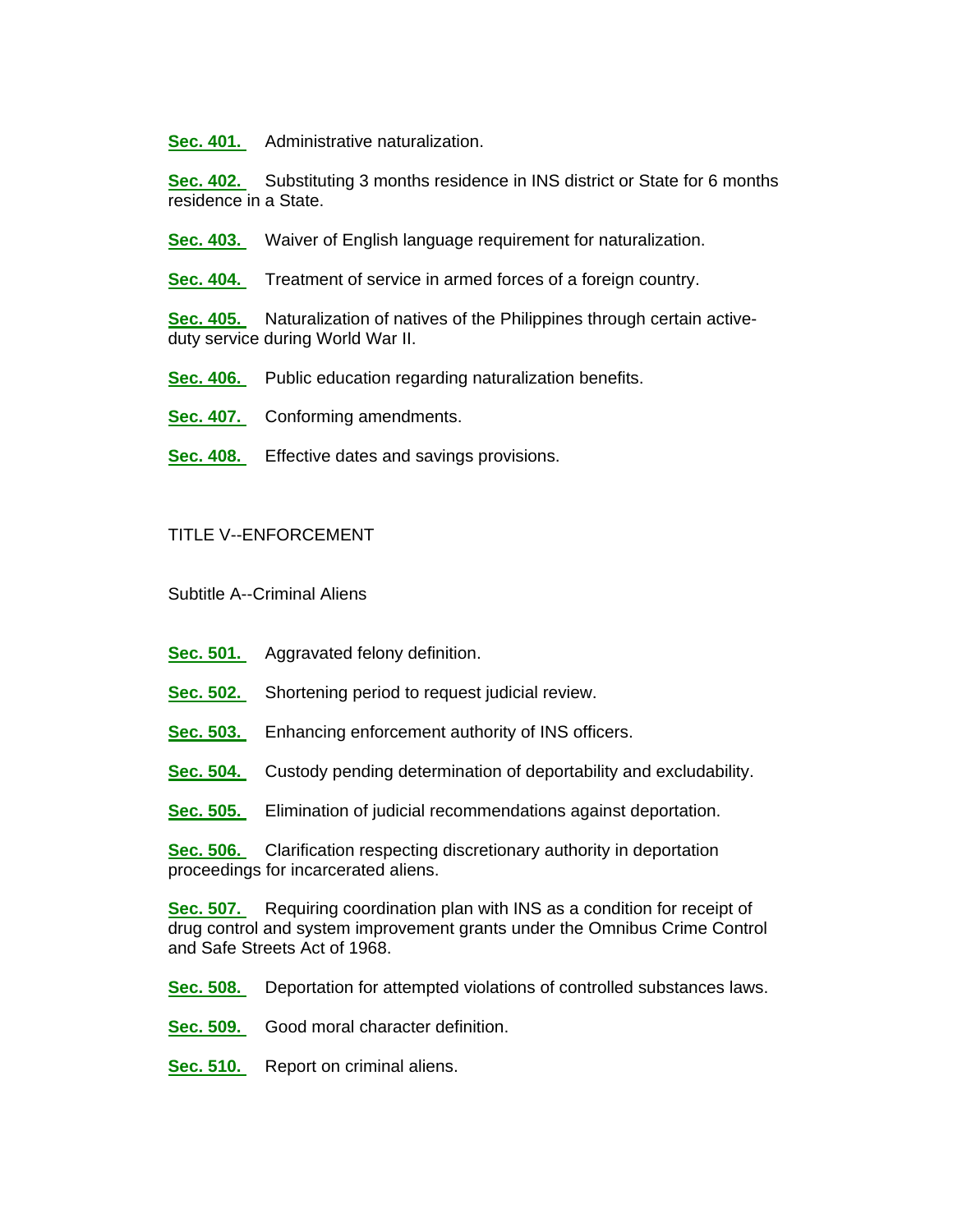**Sec. 401.** Administrative naturalization.

**Sec. 402.** Substituting 3 months residence in INS district or State for 6 months residence in a State.

**Sec. 403.** Waiver of English language requirement for naturalization.

**Sec. 404.** Treatment of service in armed forces of a foreign country.

**Sec. 405.** Naturalization of natives of the Philippines through certain active-duty service during World War II.

**Sec. 406.** Public education regarding naturalization benefits.

**Sec. 407.** Conforming amendments.

**Sec. 408.** Effective dates and savings provisions.

## TITLE V--ENFORCEMENT

### Subtitle A--Criminal Aliens

**Sec. 501.** Aggravated felony definition.

**Sec. 502.** Shortening period to request judicial review.

**Sec. 503.** Enhancing enforcement authority of INS officers.

**Sec. 504.** Custody pending determination of deportability and excludability.

**Sec. 505.** Elimination of judicial recommendations against deportation.

**Sec. 506.** Clarification respecting discretionary authority in deportation proceedings for incarcerated aliens.

**Sec. 507.** Requiring coordination plan with INS as a condition for receipt of drug control and system improvement grants under the Omnibus Crime Control and Safe Streets Act of 1968.

**Sec. 508.** Deportation for attempted violations of controlled substances laws.

**Sec. 509.** Good moral character definition.

**Sec. 510.** Report on criminal aliens.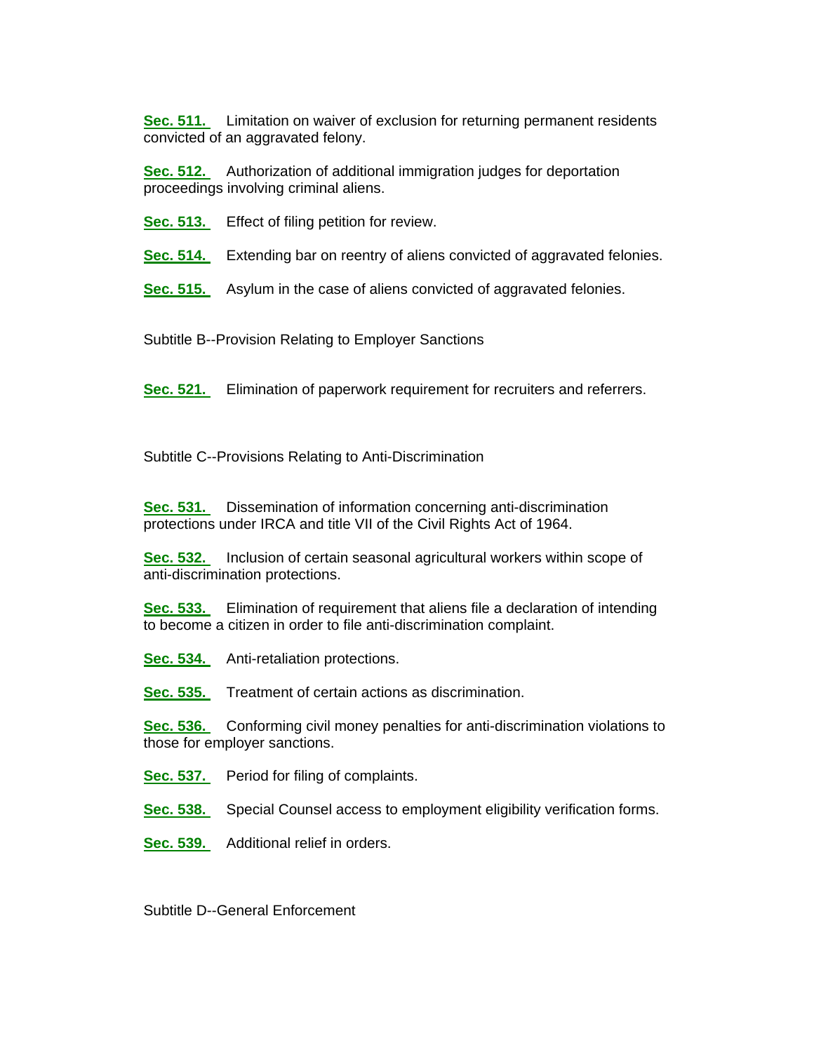**Sec. 511.** Limitation on waiver of exclusion for returning permanent residents convicted of an aggravated felony.

**Sec. 512.** Authorization of additional immigration judges for deportation proceedings involving criminal aliens.

**Sec. 513.** Effect of filing petition for review.

**Sec. 514.** Extending bar on reentry of aliens convicted of aggravated felonies.

**Sec. 515.** Asylum in the case of aliens convicted of aggravated felonies.

Subtitle B--Provision Relating to Employer Sanctions

**Sec. 521.** Elimination of paperwork requirement for recruiters and referrers.

Subtitle C--Provisions Relating to Anti-Discrimination

**Sec. 531.** Dissemination of information concerning anti-discrimination protections under IRCA and title VII of the Civil Rights Act of 1964.

**Sec. 532.** Inclusion of certain seasonal agricultural workers within scope of anti-discrimination protections.

**Sec. 533.** Elimination of requirement that aliens file a declaration of intending to become a citizen in order to file anti-discrimination complaint.

**Sec. 534.** Anti-retaliation protections.

**Sec. 535.** Treatment of certain actions as discrimination.

**Sec. 536.** Conforming civil money penalties for anti-discrimination violations to those for employer sanctions.

**Sec. 537.** Period for filing of complaints.

**Sec. 538.** Special Counsel access to employment eligibility verification forms.

**Sec. 539.** Additional relief in orders.

Subtitle D--General Enforcement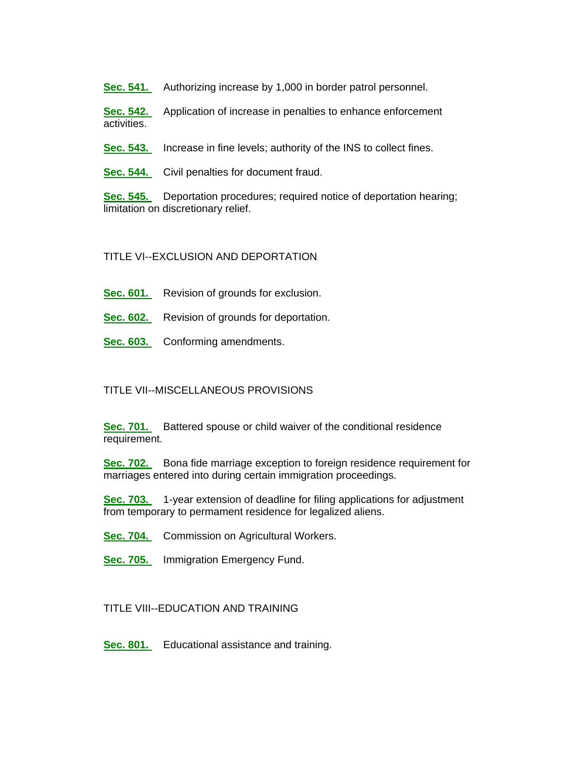**Sec. 541.** Authorizing increase by 1,000 in border patrol personnel.

**Sec. 542.** Application of increase in penalties to enhance enforcement activities.

**Sec. 543.** Increase in fine levels; authority of the INS to collect fines.

**Sec. 544.** Civil penalties for document fraud.

**Sec. 545.** Deportation procedures; required notice of deportation hearing; limitation on discretionary relief.

TITLE VI--EXCLUSION AND DEPORTATION

**Sec. 601.** Revision of grounds for exclusion.

**Sec. 602.** Revision of grounds for deportation.

**Sec. 603.** Conforming amendments.

TITLE VII--MISCELLANEOUS PROVISIONS

**Sec. 701.** Battered spouse or child waiver of the conditional residence requirement.

**Sec. 702.** Bona fide marriage exception to foreign residence requirement for marriages entered into during certain immigration proceedings.

**Sec. 703.** 1-year extension of deadline for filing applications for adjustment from temporary to permament residence for legalized aliens.

**Sec. 704.** Commission on Agricultural Workers.

**Sec. 705.** Immigration Emergency Fund.

TITLE VIII--EDUCATION AND TRAINING

**Sec. 801.** Educational assistance and training.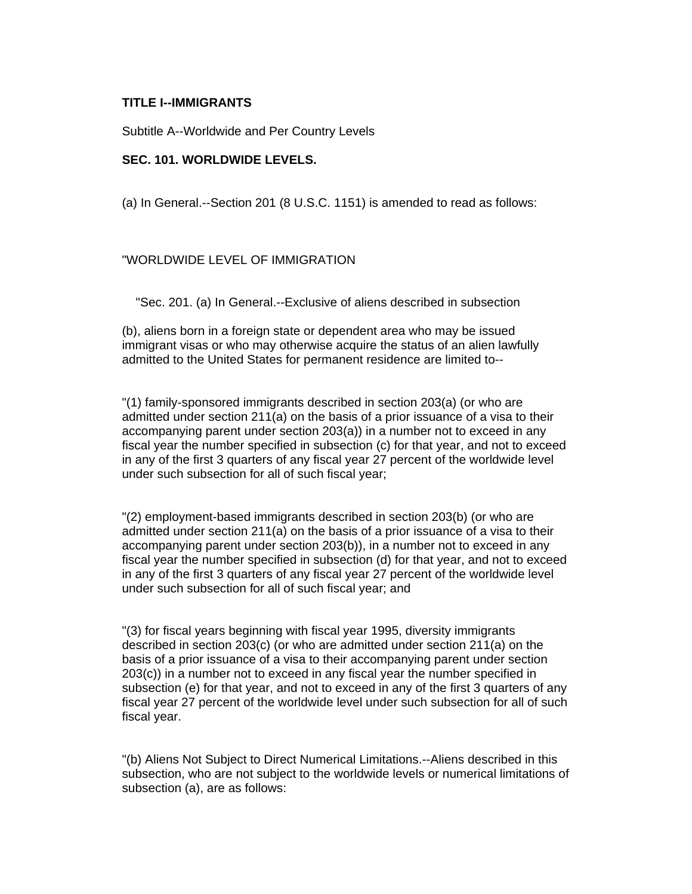**TITLE I--IMMIGRANTS**

Subtitle A--Worldwide and Per Country Levels

**SEC. 101. WORLDWIDE LEVELS.**

(a) In General.--Section 201 (8 U.S.C. 1151) is amended to read as follows:

"WORLDWIDE LEVEL OF IMMIGRATION

"Sec. 201. (a) In General.--Exclusive of aliens described in subsection

(b), aliens born in a foreign state or dependent area who may be issued immigrant visas or who may otherwise acquire the status of an alien lawfully admitted to the United States for permanent residence are limited to--

"(1) family-sponsored immigrants described in section 203(a) (or who are admitted under section 211(a) on the basis of a prior issuance of a visa to their accompanying parent under section 203(a)) in a number not to exceed in any fiscal year the number specified in subsection (c) for that year, and not to exceed in any of the first 3 quarters of any fiscal year 27 percent of the worldwide level under such subsection for all of such fiscal year;

"(2) employment-based immigrants described in section 203(b) (or who are admitted under section 211(a) on the basis of a prior issuance of a visa to their accompanying parent under section 203(b)), in a number not to exceed in any fiscal year the number specified in subsection (d) for that year, and not to exceed in any of the first 3 quarters of any fiscal year 27 percent of the worldwide level under such subsection for all of such fiscal year; and

"(3) for fiscal years beginning with fiscal year 1995, diversity immigrants described in section 203(c) (or who are admitted under section 211(a) on the basis of a prior issuance of a visa to their accompanying parent under section 203(c)) in a number not to exceed in any fiscal year the number specified in subsection (e) for that year, and not to exceed in any of the first 3 quarters of any fiscal year 27 percent of the worldwide level under such subsection for all of such fiscal year.

"(b) Aliens Not Subject to Direct Numerical Limitations.--Aliens described in this subsection, who are not subject to the worldwide levels or numerical limitations of subsection (a), are as follows: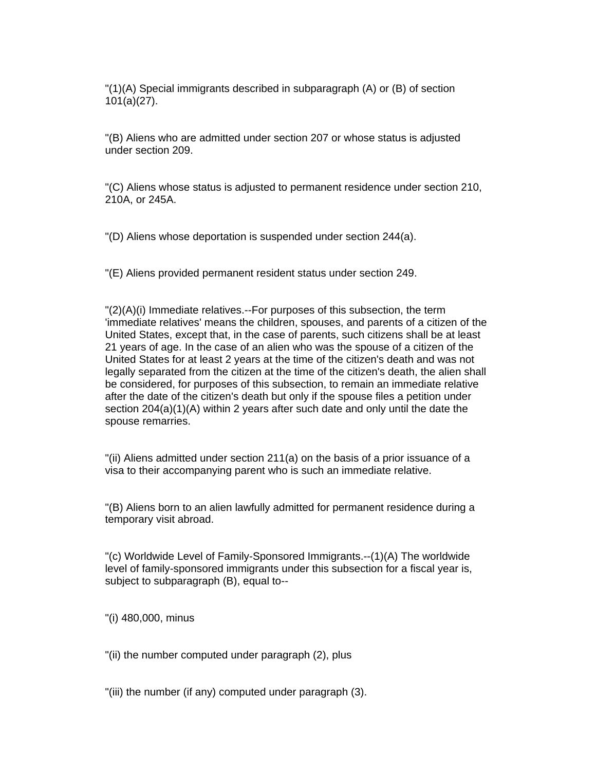''(1)(A) Special immigrants described in subparagraph (A) or (B) of section 101(a)(27).

''(B) Aliens who are admitted under section 207 or whose status is adjusted under section 209.

''(C) Aliens whose status is adjusted to permanent residence under section 210, 210A, or 245A.

''(D) Aliens whose deportation is suspended under section 244(a).

''(E) Aliens provided permanent resident status under section 249.

''(2)(A)(i) Immediate relatives.--For purposes of this subsection, the term 'immediate relatives' means the children, spouses, and parents of a citizen of the United States, except that, in the case of parents, such citizens shall be at least 21 years of age. In the case of an alien who was the spouse of a citizen of the United States for at least 2 years at the time of the citizen's death and was not legally separated from the citizen at the time of the citizen's death, the alien shall be considered, for purposes of this subsection, to remain an immediate relative after the date of the citizen's death but only if the spouse files a petition under section 204(a)(1)(A) within 2 years after such date and only until the date the spouse remarries.

''(ii) Aliens admitted under section 211(a) on the basis of a prior issuance of a visa to their accompanying parent who is such an immediate relative.

''(B) Aliens born to an alien lawfully admitted for permanent residence during a temporary visit abroad.

''(c) Worldwide Level of Family-Sponsored Immigrants.--(1)(A) The worldwide level of family-sponsored immigrants under this subsection for a fiscal year is, subject to subparagraph (B), equal to--

''(i) 480,000, minus

''(ii) the number computed under paragraph (2), plus

''(iii) the number (if any) computed under paragraph (3).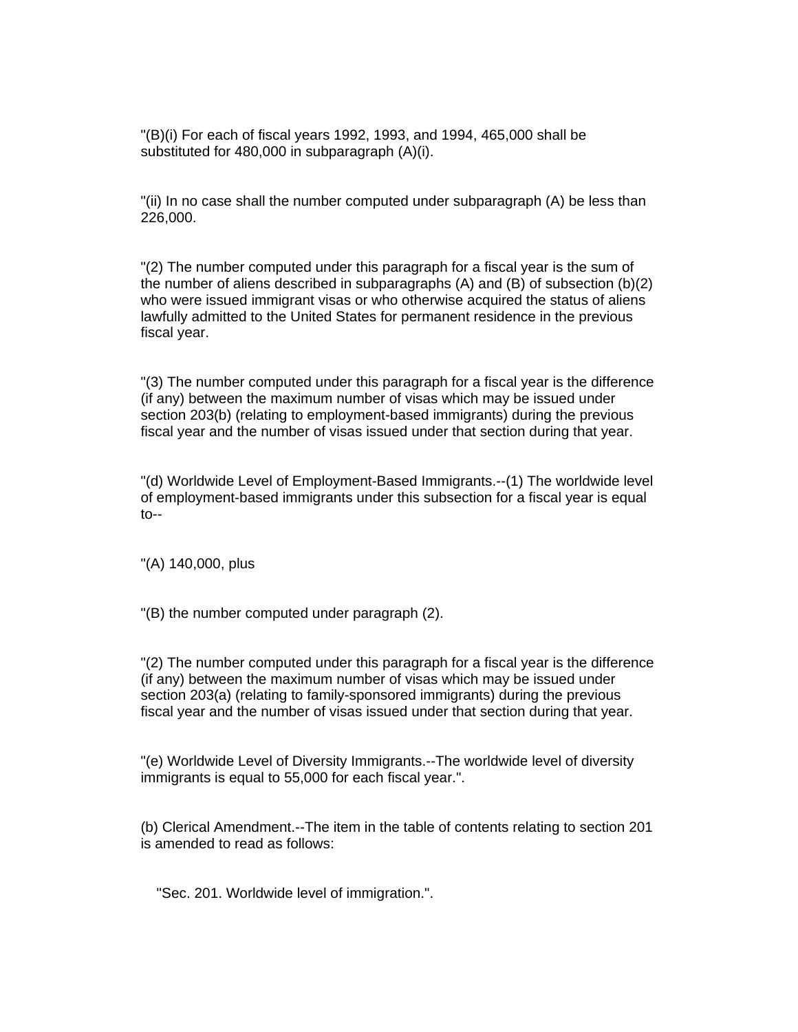"(B)(i) For each of fiscal years 1992, 1993, and 1994, 465,000 shall be substituted for 480,000 in subparagraph (A)(i).

"(ii) In no case shall the number computed under subparagraph (A) be less than 226,000.

"(2) The number computed under this paragraph for a fiscal year is the sum of the number of aliens described in subparagraphs (A) and (B) of subsection (b)(2) who were issued immigrant visas or who otherwise acquired the status of aliens lawfully admitted to the United States for permanent residence in the previous fiscal year.

"(3) The number computed under this paragraph for a fiscal year is the difference (if any) between the maximum number of visas which may be issued under section 203(b) (relating to employment-based immigrants) during the previous fiscal year and the number of visas issued under that section during that year.

"(d) Worldwide Level of Employment-Based Immigrants.--(1) The worldwide level of employment-based immigrants under this subsection for a fiscal year is equal to--

"(A) 140,000, plus

"(B) the number computed under paragraph (2).

"(2) The number computed under this paragraph for a fiscal year is the difference (if any) between the maximum number of visas which may be issued under section 203(a) (relating to family-sponsored immigrants) during the previous fiscal year and the number of visas issued under that section during that year.

"(e) Worldwide Level of Diversity Immigrants.--The worldwide level of diversity immigrants is equal to 55,000 for each fiscal year.".

(b) Clerical Amendment.--The item in the table of contents relating to section 201 is amended to read as follows:

"Sec. 201. Worldwide level of immigration.".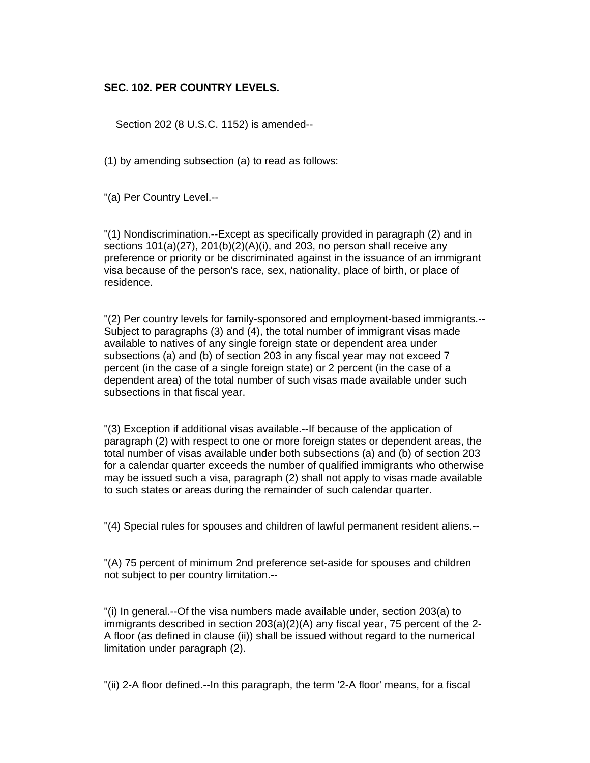**SEC. 102. PER COUNTRY LEVELS.**

Section 202 (8 U.S.C. 1152) is amended--

(1) by amending subsection (a) to read as follows:

"(a) Per Country Level.--

"(1) Nondiscrimination.--Except as specifically provided in paragraph (2) and in sections 101(a)(27), 201(b)(2)(A)(i), and 203, no person shall receive any preference or priority or be discriminated against in the issuance of an immigrant visa because of the person's race, sex, nationality, place of birth, or place of residence.

"(2) Per country levels for family-sponsored and employment-based immigrants.--Subject to paragraphs (3) and (4), the total number of immigrant visas made available to natives of any single foreign state or dependent area under subsections (a) and (b) of section 203 in any fiscal year may not exceed 7 percent (in the case of a single foreign state) or 2 percent (in the case of a dependent area) of the total number of such visas made available under such subsections in that fiscal year.

"(3) Exception if additional visas available.--If because of the application of paragraph (2) with respect to one or more foreign states or dependent areas, the total number of visas available under both subsections (a) and (b) of section 203 for a calendar quarter exceeds the number of qualified immigrants who otherwise may be issued such a visa, paragraph (2) shall not apply to visas made available to such states or areas during the remainder of such calendar quarter.

"(4) Special rules for spouses and children of lawful permanent resident aliens.--

"(A) 75 percent of minimum 2nd preference set-aside for spouses and children not subject to per country limitation.--

"(i) In general.--Of the visa numbers made available under, section 203(a) to immigrants described in section 203(a)(2)(A) any fiscal year, 75 percent of the 2-A floor (as defined in clause (ii)) shall be issued without regard to the numerical limitation under paragraph (2).

"(ii) 2-A floor defined.--In this paragraph, the term '2-A floor' means, for a fiscal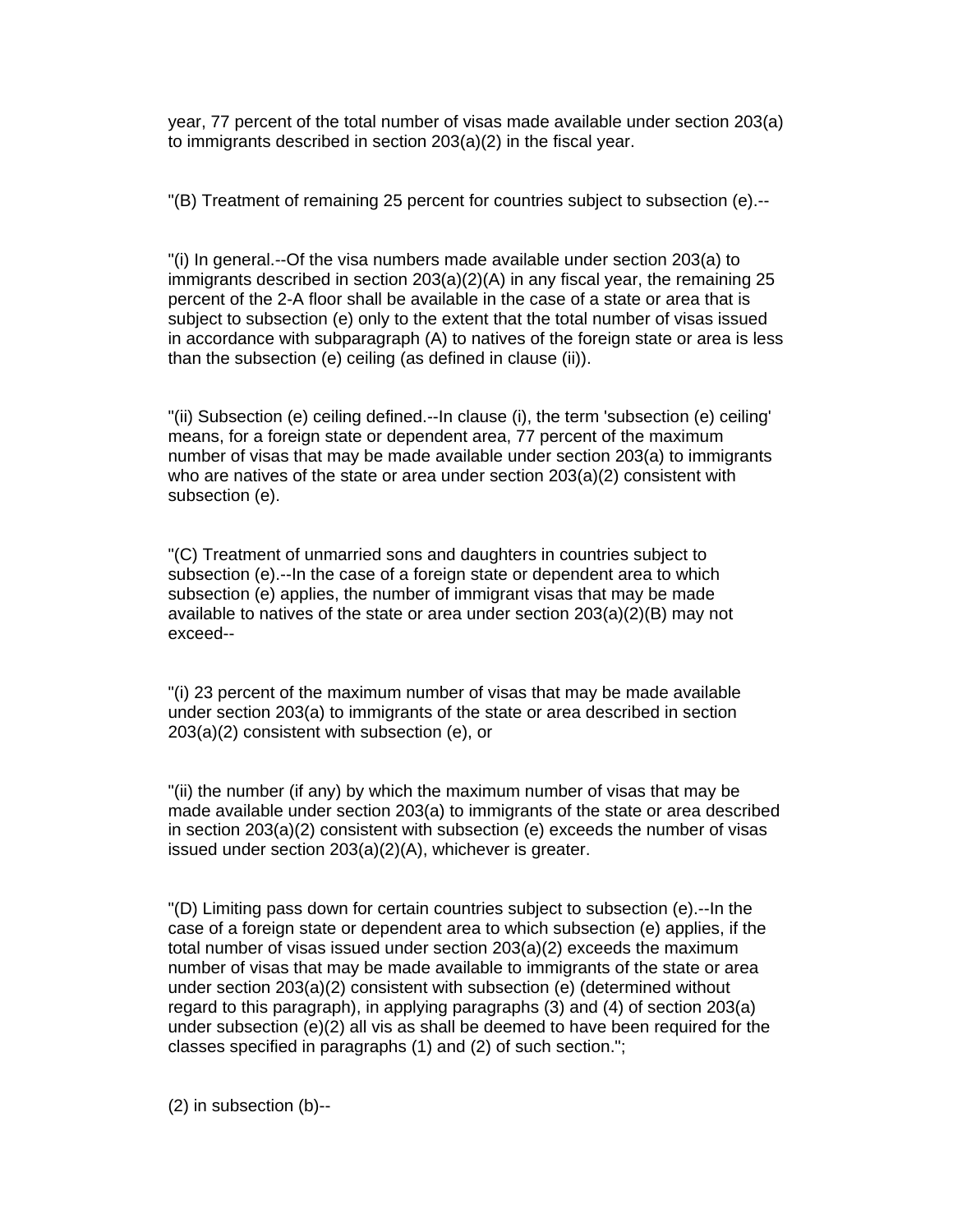year, 77 percent of the total number of visas made available under section 203(a) to immigrants described in section 203(a)(2) in the fiscal year.

"(B) Treatment of remaining 25 percent for countries subject to subsection (e).--

"(i) In general.--Of the visa numbers made available under section 203(a) to immigrants described in section 203(a)(2)(A) in any fiscal year, the remaining 25 percent of the 2-A floor shall be available in the case of a state or area that is subject to subsection (e) only to the extent that the total number of visas issued in accordance with subparagraph (A) to natives of the foreign state or area is less than the subsection (e) ceiling (as defined in clause (ii)).

"(ii) Subsection (e) ceiling defined.--In clause (i), the term 'subsection (e) ceiling' means, for a foreign state or dependent area, 77 percent of the maximum number of visas that may be made available under section 203(a) to immigrants who are natives of the state or area under section 203(a)(2) consistent with subsection (e).

"(C) Treatment of unmarried sons and daughters in countries subject to subsection (e).--In the case of a foreign state or dependent area to which subsection (e) applies, the number of immigrant visas that may be made available to natives of the state or area under section 203(a)(2)(B) may not exceed--

"(i) 23 percent of the maximum number of visas that may be made available under section 203(a) to immigrants of the state or area described in section 203(a)(2) consistent with subsection (e), or

"(ii) the number (if any) by which the maximum number of visas that may be made available under section 203(a) to immigrants of the state or area described in section 203(a)(2) consistent with subsection (e) exceeds the number of visas issued under section 203(a)(2)(A), whichever is greater.

"(D) Limiting pass down for certain countries subject to subsection (e).--In the case of a foreign state or dependent area to which subsection (e) applies, if the total number of visas issued under section 203(a)(2) exceeds the maximum number of visas that may be made available to immigrants of the state or area under section 203(a)(2) consistent with subsection (e) (determined without regard to this paragraph), in applying paragraphs (3) and (4) of section 203(a) under subsection (e)(2) all vis as shall be deemed to have been required for the classes specified in paragraphs (1) and (2) of such section.";

(2) in subsection (b)--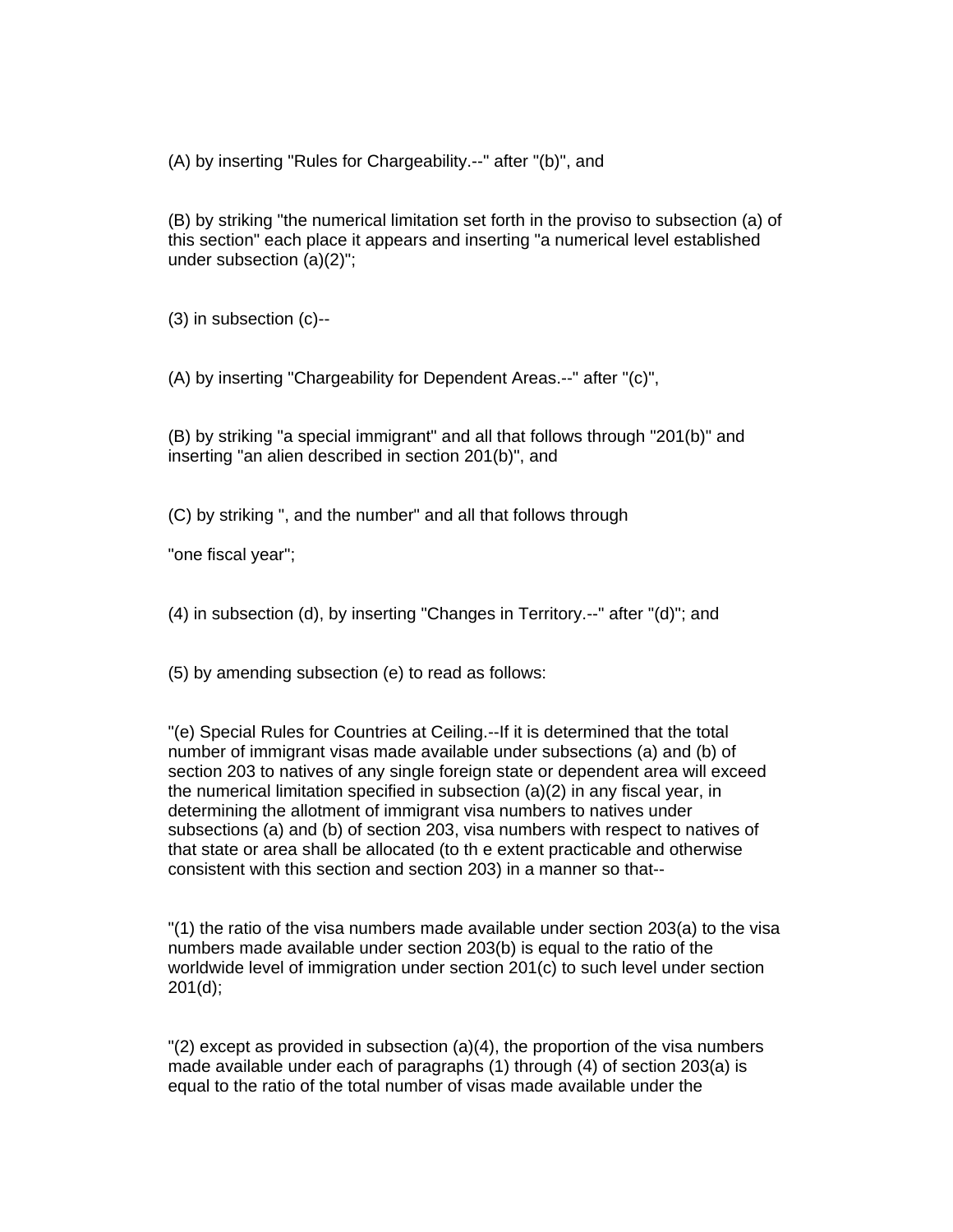(A) by inserting "Rules for Chargeability.--" after "(b)", and

(B) by striking "the numerical limitation set forth in the proviso to subsection (a) of this section" each place it appears and inserting "a numerical level established under subsection (a)(2)";

(3) in subsection (c)--

(A) by inserting "Chargeability for Dependent Areas.--" after "(c)",

(B) by striking "a special immigrant" and all that follows through "201(b)" and inserting "an alien described in section 201(b)", and

(C) by striking ", and the number" and all that follows through

"one fiscal year";

(4) in subsection (d), by inserting "Changes in Territory.--" after "(d)"; and

(5) by amending subsection (e) to read as follows:

"(e) Special Rules for Countries at Ceiling.--If it is determined that the total number of immigrant visas made available under subsections (a) and (b) of section 203 to natives of any single foreign state or dependent area will exceed the numerical limitation specified in subsection (a)(2) in any fiscal year, in determining the allotment of immigrant visa numbers to natives under subsections (a) and (b) of section 203, visa numbers with respect to natives of that state or area shall be allocated (to th e extent practicable and otherwise consistent with this section and section 203) in a manner so that--

"(1) the ratio of the visa numbers made available under section 203(a) to the visa numbers made available under section 203(b) is equal to the ratio of the worldwide level of immigration under section 201(c) to such level under section 201(d);

"(2) except as provided in subsection (a)(4), the proportion of the visa numbers made available under each of paragraphs (1) through (4) of section 203(a) is equal to the ratio of the total number of visas made available under the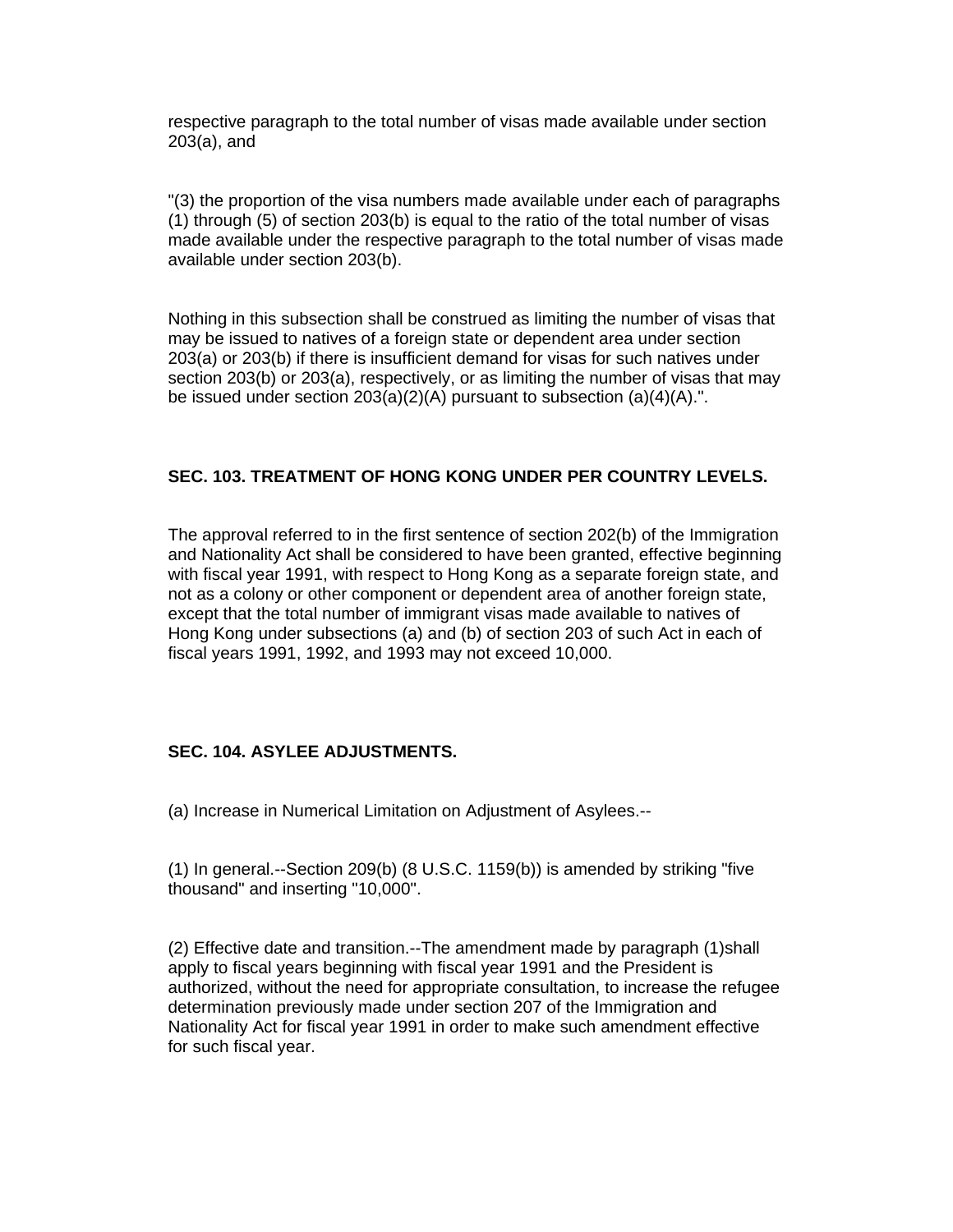respective paragraph to the total number of visas made available under section 203(a), and

"(3) the proportion of the visa numbers made available under each of paragraphs (1) through (5) of section 203(b) is equal to the ratio of the total number of visas made available under the respective paragraph to the total number of visas made available under section 203(b).

Nothing in this subsection shall be construed as limiting the number of visas that may be issued to natives of a foreign state or dependent area under section 203(a) or 203(b) if there is insufficient demand for visas for such natives under section 203(b) or 203(a), respectively, or as limiting the number of visas that may be issued under section 203(a)(2)(A) pursuant to subsection (a)(4)(A).".

**SEC. 103. TREATMENT OF HONG KONG UNDER PER COUNTRY LEVELS.**

The approval referred to in the first sentence of section 202(b) of the Immigration and Nationality Act shall be considered to have been granted, effective beginning with fiscal year 1991, with respect to Hong Kong as a separate foreign state, and not as a colony or other component or dependent area of another foreign state, except that the total number of immigrant visas made available to natives of Hong Kong under subsections (a) and (b) of section 203 of such Act in each of fiscal years 1991, 1992, and 1993 may not exceed 10,000.

**SEC. 104. ASYLEE ADJUSTMENTS.**

(a) Increase in Numerical Limitation on Adjustment of Asylees.--

(1) In general.--Section 209(b) (8 U.S.C. 1159(b)) is amended by striking "five thousand" and inserting "10,000".

(2) Effective date and transition.--The amendment made by paragraph (1)shall apply to fiscal years beginning with fiscal year 1991 and the President is authorized, without the need for appropriate consultation, to increase the refugee determination previously made under section 207 of the Immigration and Nationality Act for fiscal year 1991 in order to make such amendment effective for such fiscal year.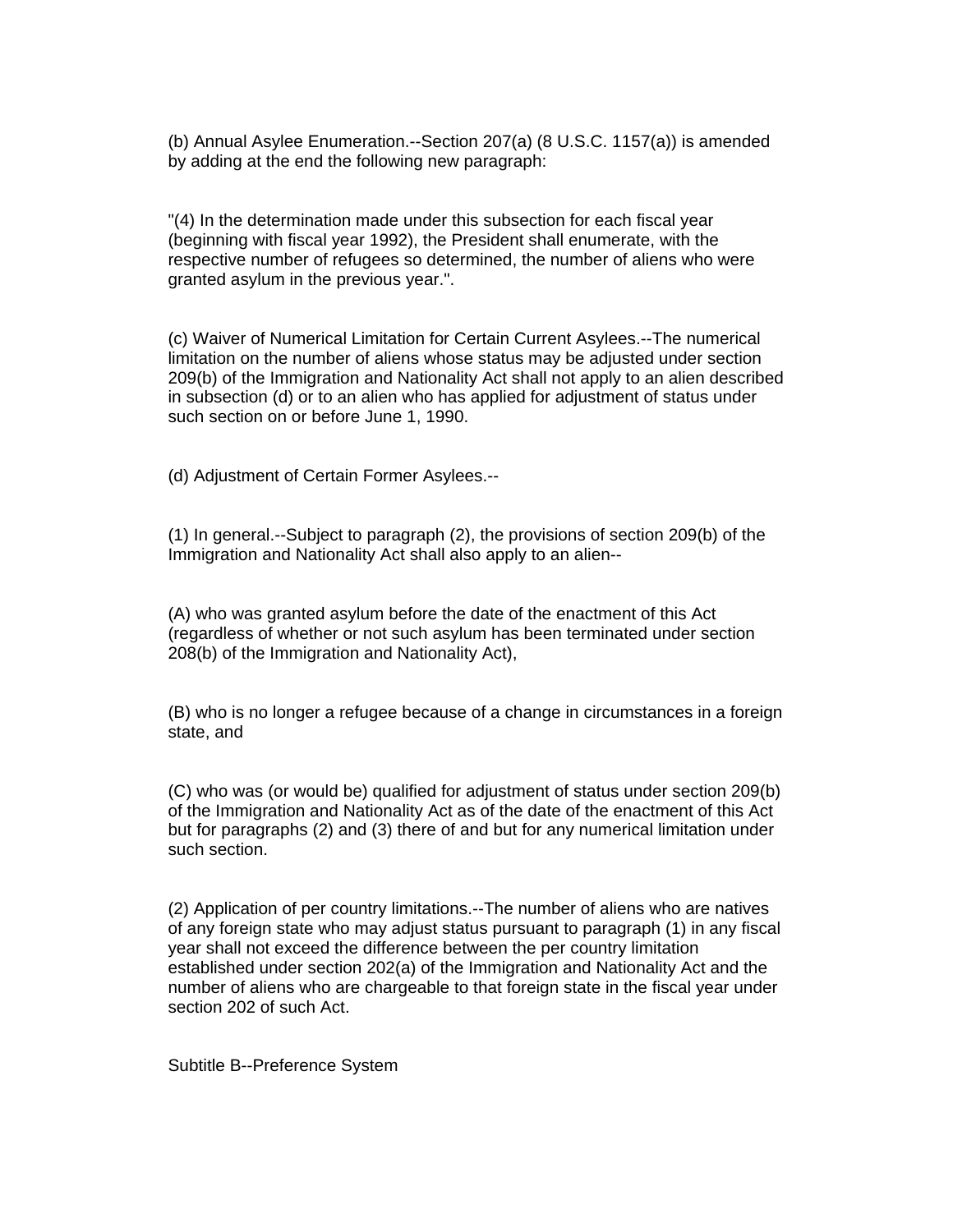(b) Annual Asylee Enumeration.--Section 207(a) (8 U.S.C. 1157(a)) is amended by adding at the end the following new paragraph:

"(4) In the determination made under this subsection for each fiscal year (beginning with fiscal year 1992), the President shall enumerate, with the respective number of refugees so determined, the number of aliens who were granted asylum in the previous year.".

(c) Waiver of Numerical Limitation for Certain Current Asylees.--The numerical limitation on the number of aliens whose status may be adjusted under section 209(b) of the Immigration and Nationality Act shall not apply to an alien described in subsection (d) or to an alien who has applied for adjustment of status under such section on or before June 1, 1990.

(d) Adjustment of Certain Former Asylees.--

(1) In general.--Subject to paragraph (2), the provisions of section 209(b) of the Immigration and Nationality Act shall also apply to an alien--

(A) who was granted asylum before the date of the enactment of this Act (regardless of whether or not such asylum has been terminated under section 208(b) of the Immigration and Nationality Act),

(B) who is no longer a refugee because of a change in circumstances in a foreign state, and

(C) who was (or would be) qualified for adjustment of status under section 209(b) of the Immigration and Nationality Act as of the date of the enactment of this Act but for paragraphs (2) and (3) there of and but for any numerical limitation under such section.

(2) Application of per country limitations.--The number of aliens who are natives of any foreign state who may adjust status pursuant to paragraph (1) in any fiscal year shall not exceed the difference between the per country limitation established under section 202(a) of the Immigration and Nationality Act and the number of aliens who are chargeable to that foreign state in the fiscal year under section 202 of such Act.

Subtitle B--Preference System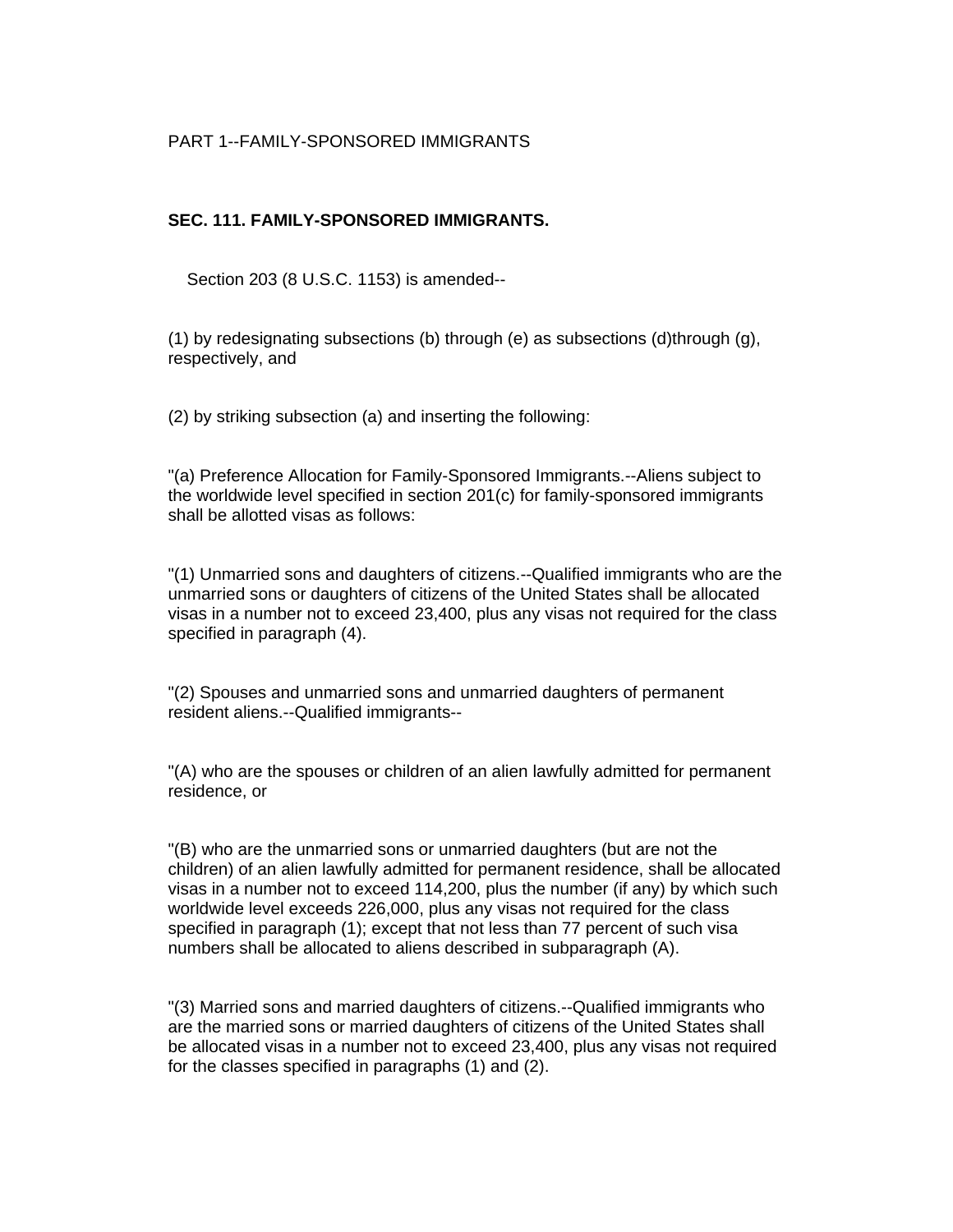PART 1--FAMILY-SPONSORED IMMIGRANTS

**SEC. 111. FAMILY-SPONSORED IMMIGRANTS.**

Section 203 (8 U.S.C. 1153) is amended--

(1) by redesignating subsections (b) through (e) as subsections (d)through (g), respectively, and

(2) by striking subsection (a) and inserting the following:

"(a) Preference Allocation for Family-Sponsored Immigrants.--Aliens subject to the worldwide level specified in section 201(c) for family-sponsored immigrants shall be allotted visas as follows:

"(1) Unmarried sons and daughters of citizens.--Qualified immigrants who are the unmarried sons or daughters of citizens of the United States shall be allocated visas in a number not to exceed 23,400, plus any visas not required for the class specified in paragraph (4).

"(2) Spouses and unmarried sons and unmarried daughters of permanent resident aliens.--Qualified immigrants--

"(A) who are the spouses or children of an alien lawfully admitted for permanent residence, or

"(B) who are the unmarried sons or unmarried daughters (but are not the children) of an alien lawfully admitted for permanent residence, shall be allocated visas in a number not to exceed 114,200, plus the number (if any) by which such worldwide level exceeds 226,000, plus any visas not required for the class specified in paragraph (1); except that not less than 77 percent of such visa numbers shall be allocated to aliens described in subparagraph (A).

"(3) Married sons and married daughters of citizens.--Qualified immigrants who are the married sons or married daughters of citizens of the United States shall be allocated visas in a number not to exceed 23,400, plus any visas not required for the classes specified in paragraphs (1) and (2).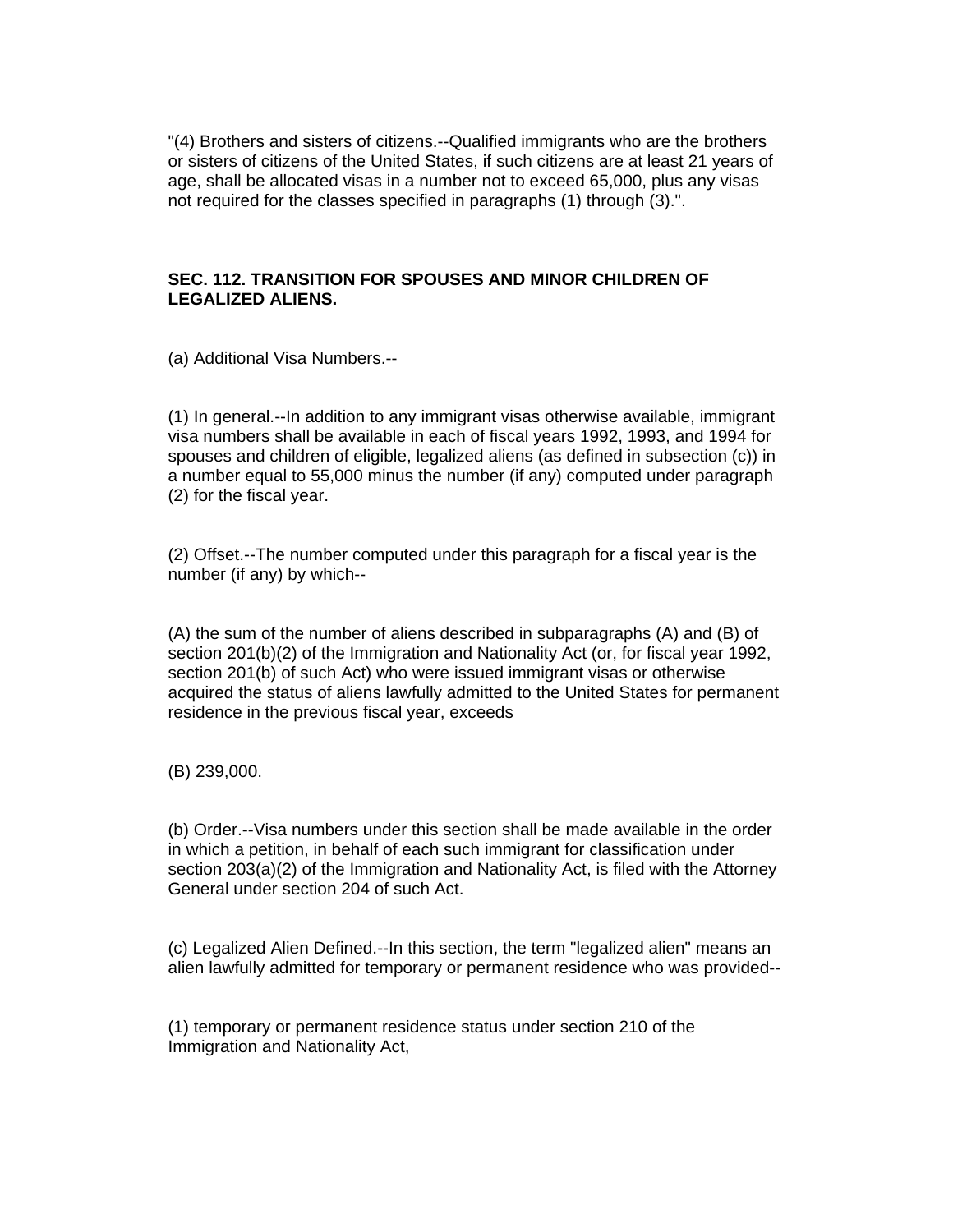"(4) Brothers and sisters of citizens.--Qualified immigrants who are the brothers or sisters of citizens of the United States, if such citizens are at least 21 years of age, shall be allocated visas in a number not to exceed 65,000, plus any visas not required for the classes specified in paragraphs (1) through (3).".

**SEC. 112. TRANSITION FOR SPOUSES AND MINOR CHILDREN OF LEGALIZED ALIENS.**

(a) Additional Visa Numbers.--

(1) In general.--In addition to any immigrant visas otherwise available, immigrant visa numbers shall be available in each of fiscal years 1992, 1993, and 1994 for spouses and children of eligible, legalized aliens (as defined in subsection (c)) in a number equal to 55,000 minus the number (if any) computed under paragraph (2) for the fiscal year.

(2) Offset.--The number computed under this paragraph for a fiscal year is the number (if any) by which--

(A) the sum of the number of aliens described in subparagraphs (A) and (B) of section 201(b)(2) of the Immigration and Nationality Act (or, for fiscal year 1992, section 201(b) of such Act) who were issued immigrant visas or otherwise acquired the status of aliens lawfully admitted to the United States for permanent residence in the previous fiscal year, exceeds

(B) 239,000.

(b) Order.--Visa numbers under this section shall be made available in the order in which a petition, in behalf of each such immigrant for classification under section 203(a)(2) of the Immigration and Nationality Act, is filed with the Attorney General under section 204 of such Act.

(c) Legalized Alien Defined.--In this section, the term "legalized alien" means an alien lawfully admitted for temporary or permanent residence who was provided--

(1) temporary or permanent residence status under section 210 of the Immigration and Nationality Act,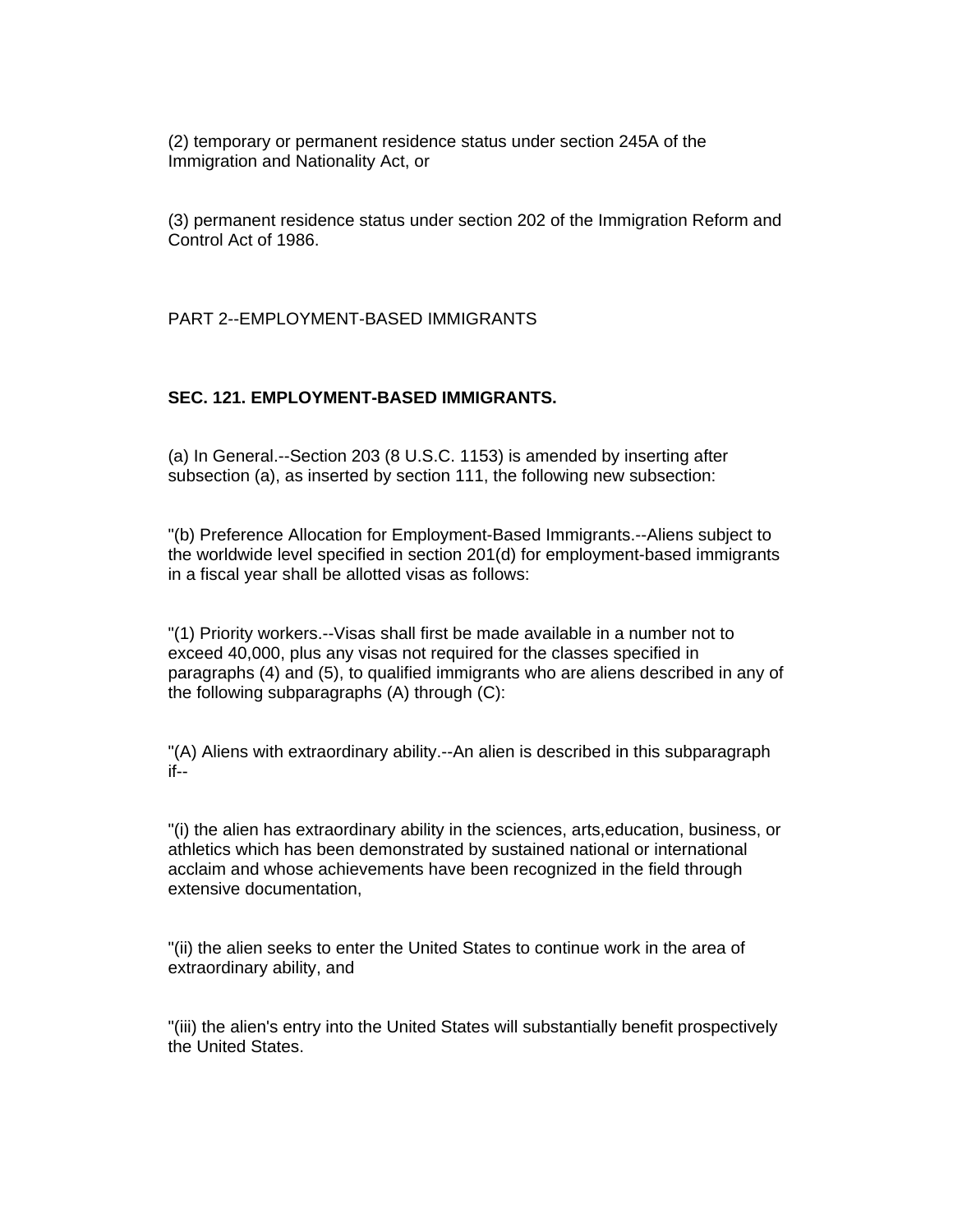(2) temporary or permanent residence status under section 245A of the Immigration and Nationality Act, or

(3) permanent residence status under section 202 of the Immigration Reform and Control Act of 1986.

PART 2--EMPLOYMENT-BASED IMMIGRANTS

**SEC. 121. EMPLOYMENT-BASED IMMIGRANTS.**

(a) In General.--Section 203 (8 U.S.C. 1153) is amended by inserting after subsection (a), as inserted by section 111, the following new subsection:

"(b) Preference Allocation for Employment-Based Immigrants.--Aliens subject to the worldwide level specified in section 201(d) for employment-based immigrants in a fiscal year shall be allotted visas as follows:

"(1) Priority workers.--Visas shall first be made available in a number not to exceed 40,000, plus any visas not required for the classes specified in paragraphs (4) and (5), to qualified immigrants who are aliens described in any of the following subparagraphs (A) through (C):

"(A) Aliens with extraordinary ability.--An alien is described in this subparagraph if--

"(i) the alien has extraordinary ability in the sciences, arts,education, business, or athletics which has been demonstrated by sustained national or international acclaim and whose achievements have been recognized in the field through extensive documentation,

"(ii) the alien seeks to enter the United States to continue work in the area of extraordinary ability, and

"(iii) the alien's entry into the United States will substantially benefit prospectively the United States.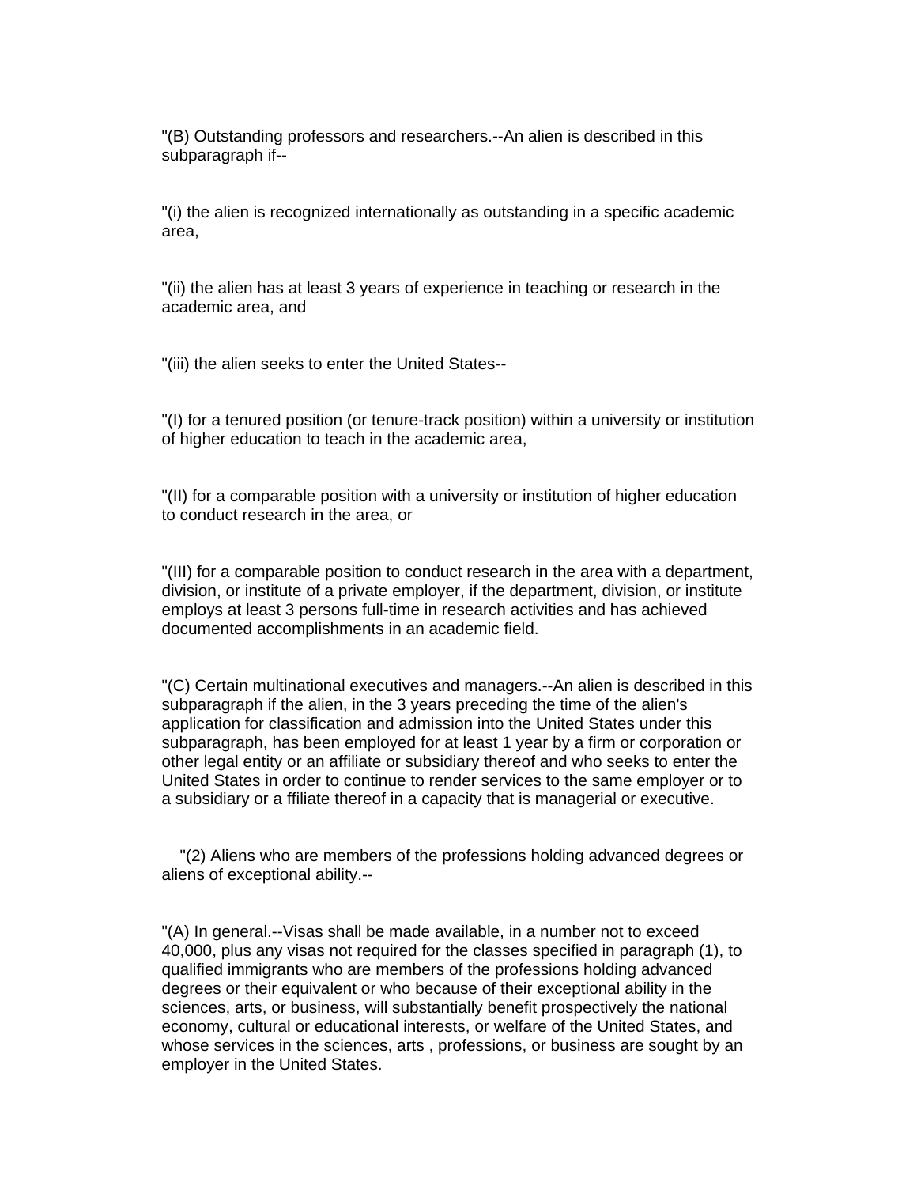"(B) Outstanding professors and researchers.--An alien is described in this subparagraph if--

"(i) the alien is recognized internationally as outstanding in a specific academic area,

"(ii) the alien has at least 3 years of experience in teaching or research in the academic area, and

"(iii) the alien seeks to enter the United States--

"(I) for a tenured position (or tenure-track position) within a university or institution of higher education to teach in the academic area,

"(II) for a comparable position with a university or institution of higher education to conduct research in the area, or

"(III) for a comparable position to conduct research in the area with a department, division, or institute of a private employer, if the department, division, or institute employs at least 3 persons full-time in research activities and has achieved documented accomplishments in an academic field.

"(C) Certain multinational executives and managers.--An alien is described in this subparagraph if the alien, in the 3 years preceding the time of the alien's application for classification and admission into the United States under this subparagraph, has been employed for at least 1 year by a firm or corporation or other legal entity or an affiliate or subsidiary thereof and who seeks to enter the United States in order to continue to render services to the same employer or to a subsidiary or a ffiliate thereof in a capacity that is managerial or executive.

"(2) Aliens who are members of the professions holding advanced degrees or aliens of exceptional ability.--

"(A) In general.--Visas shall be made available, in a number not to exceed 40,000, plus any visas not required for the classes specified in paragraph (1), to qualified immigrants who are members of the professions holding advanced degrees or their equivalent or who because of their exceptional ability in the sciences, arts, or business, will substantially benefit prospectively the national economy, cultural or educational interests, or welfare of the United States, and whose services in the sciences, arts , professions, or business are sought by an employer in the United States.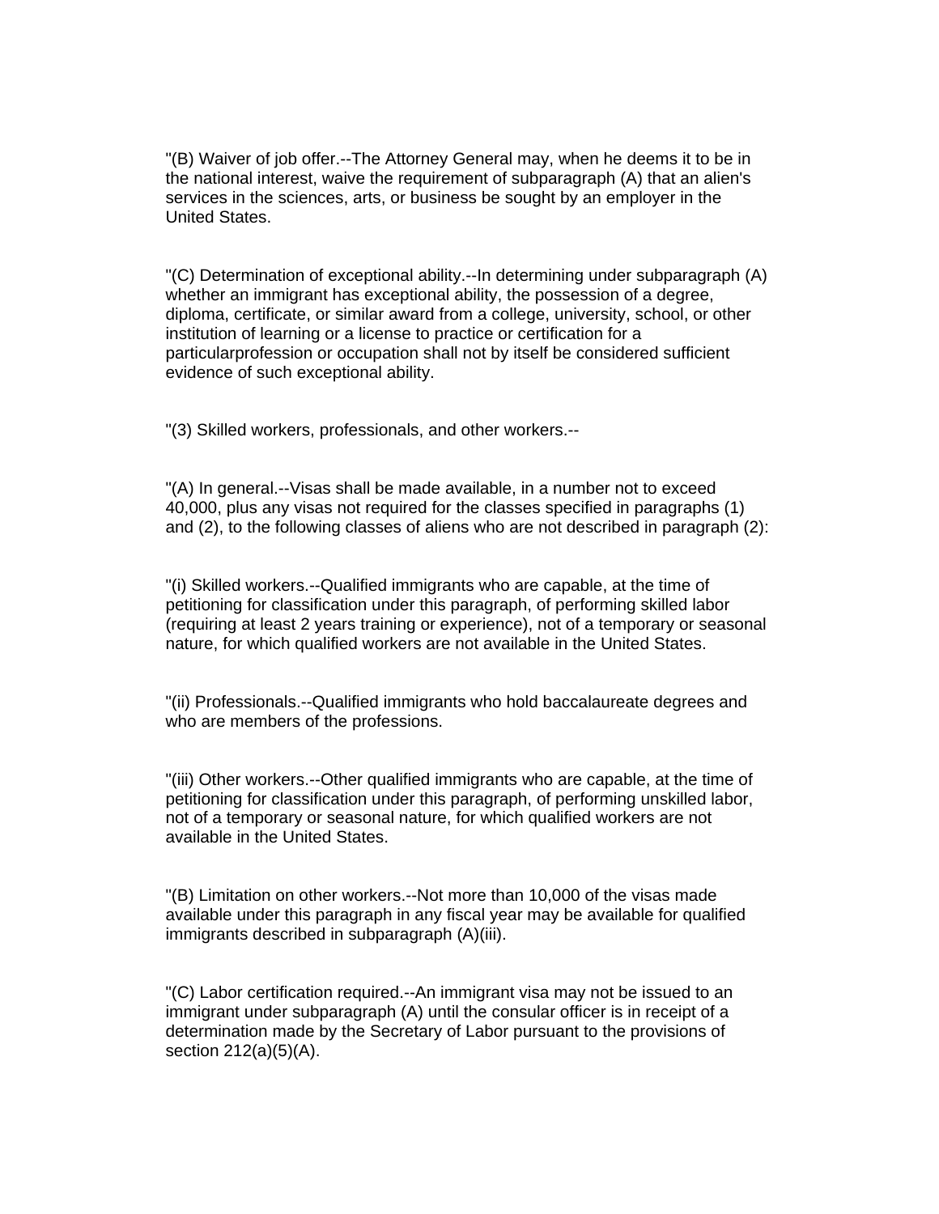"(B) Waiver of job offer.--The Attorney General may, when he deems it to be in the national interest, waive the requirement of subparagraph (A) that an alien's services in the sciences, arts, or business be sought by an employer in the United States.

"(C) Determination of exceptional ability.--In determining under subparagraph (A) whether an immigrant has exceptional ability, the possession of a degree, diploma, certificate, or similar award from a college, university, school, or other institution of learning or a license to practice or certification for a particularprofession or occupation shall not by itself be considered sufficient evidence of such exceptional ability.

"(3) Skilled workers, professionals, and other workers.--

"(A) In general.--Visas shall be made available, in a number not to exceed 40,000, plus any visas not required for the classes specified in paragraphs (1) and (2), to the following classes of aliens who are not described in paragraph (2):

"(i) Skilled workers.--Qualified immigrants who are capable, at the time of petitioning for classification under this paragraph, of performing skilled labor (requiring at least 2 years training or experience), not of a temporary or seasonal nature, for which qualified workers are not available in the United States.

"(ii) Professionals.--Qualified immigrants who hold baccalaureate degrees and who are members of the professions.

"(iii) Other workers.--Other qualified immigrants who are capable, at the time of petitioning for classification under this paragraph, of performing unskilled labor, not of a temporary or seasonal nature, for which qualified workers are not available in the United States.

"(B) Limitation on other workers.--Not more than 10,000 of the visas made available under this paragraph in any fiscal year may be available for qualified immigrants described in subparagraph (A)(iii).

"(C) Labor certification required.--An immigrant visa may not be issued to an immigrant under subparagraph (A) until the consular officer is in receipt of a determination made by the Secretary of Labor pursuant to the provisions of section 212(a)(5)(A).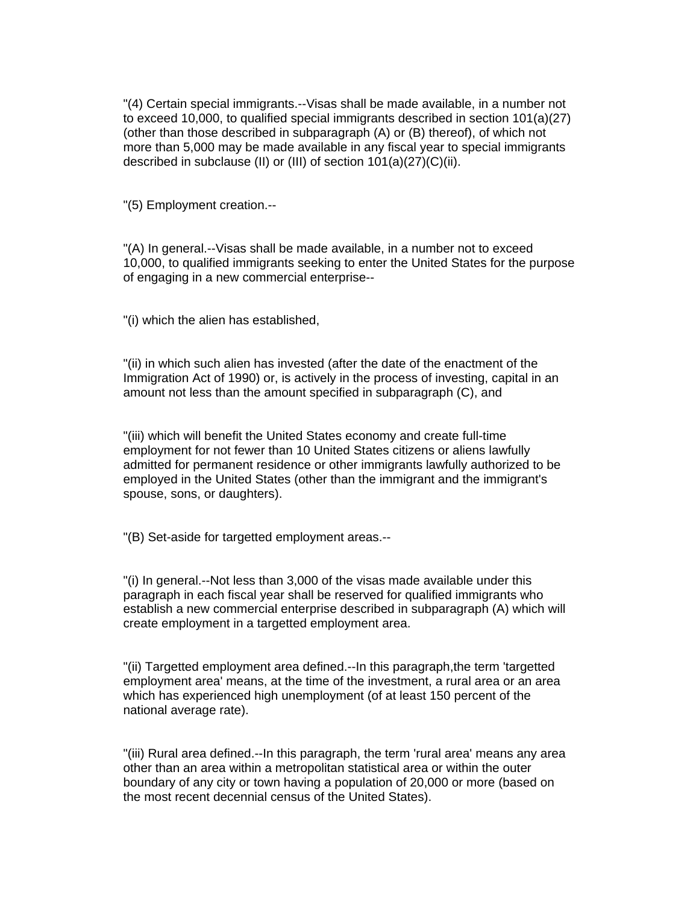"(4) Certain special immigrants.--Visas shall be made available, in a number not to exceed 10,000, to qualified special immigrants described in section 101(a)(27) (other than those described in subparagraph (A) or (B) thereof), of which not more than 5,000 may be made available in any fiscal year to special immigrants described in subclause (II) or (III) of section 101(a)(27)(C)(ii).

"(5) Employment creation.--

"(A) In general.--Visas shall be made available, in a number not to exceed 10,000, to qualified immigrants seeking to enter the United States for the purpose of engaging in a new commercial enterprise--

"(i) which the alien has established,

"(ii) in which such alien has invested (after the date of the enactment of the Immigration Act of 1990) or, is actively in the process of investing, capital in an amount not less than the amount specified in subparagraph (C), and

"(iii) which will benefit the United States economy and create full-time employment for not fewer than 10 United States citizens or aliens lawfully admitted for permanent residence or other immigrants lawfully authorized to be employed in the United States (other than the immigrant and the immigrant's spouse, sons, or daughters).

"(B) Set-aside for targetted employment areas.--

"(i) In general.--Not less than 3,000 of the visas made available under this paragraph in each fiscal year shall be reserved for qualified immigrants who establish a new commercial enterprise described in subparagraph (A) which will create employment in a targetted employment area.

"(ii) Targetted employment area defined.--In this paragraph,the term 'targetted employment area' means, at the time of the investment, a rural area or an area which has experienced high unemployment (of at least 150 percent of the national average rate).

"(iii) Rural area defined.--In this paragraph, the term 'rural area' means any area other than an area within a metropolitan statistical area or within the outer boundary of any city or town having a population of 20,000 or more (based on the most recent decennial census of the United States).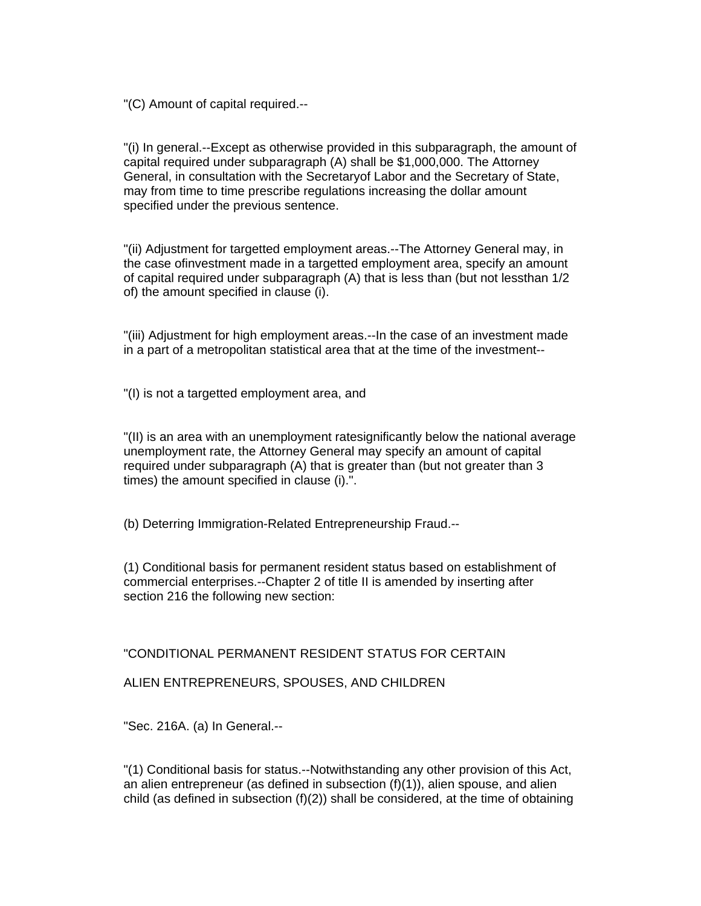"(C) Amount of capital required.--

"(i) In general.--Except as otherwise provided in this subparagraph, the amount of capital required under subparagraph (A) shall be $1,000,000. The Attorney General, in consultation with the Secretaryof Labor and the Secretary of State, may from time to time prescribe regulations increasing the dollar amount specified under the previous sentence.

"(ii) Adjustment for targetted employment areas.--The Attorney General may, in the case ofinvestment made in a targetted employment area, specify an amount of capital required under subparagraph (A) that is less than (but not lessthan 1/2 of) the amount specified in clause (i).

"(iii) Adjustment for high employment areas.--In the case of an investment made in a part of a metropolitan statistical area that at the time of the investment--

"(I) is not a targetted employment area, and

"(II) is an area with an unemployment ratesignificantly below the national average unemployment rate, the Attorney General may specify an amount of capital required under subparagraph (A) that is greater than (but not greater than 3 times) the amount specified in clause (i).".

(b) Deterring Immigration-Related Entrepreneurship Fraud.--

(1) Conditional basis for permanent resident status based on establishment of commercial enterprises.--Chapter 2 of title II is amended by inserting after section 216 the following new section:

"CONDITIONAL PERMANENT RESIDENT STATUS FOR CERTAIN

ALIEN ENTREPRENEURS, SPOUSES, AND CHILDREN

"Sec. 216A. (a) In General.--

"(1) Conditional basis for status.--Notwithstanding any other provision of this Act, an alien entrepreneur (as defined in subsection (f)(1)), alien spouse, and alien child (as defined in subsection (f)(2)) shall be considered, at the time of obtaining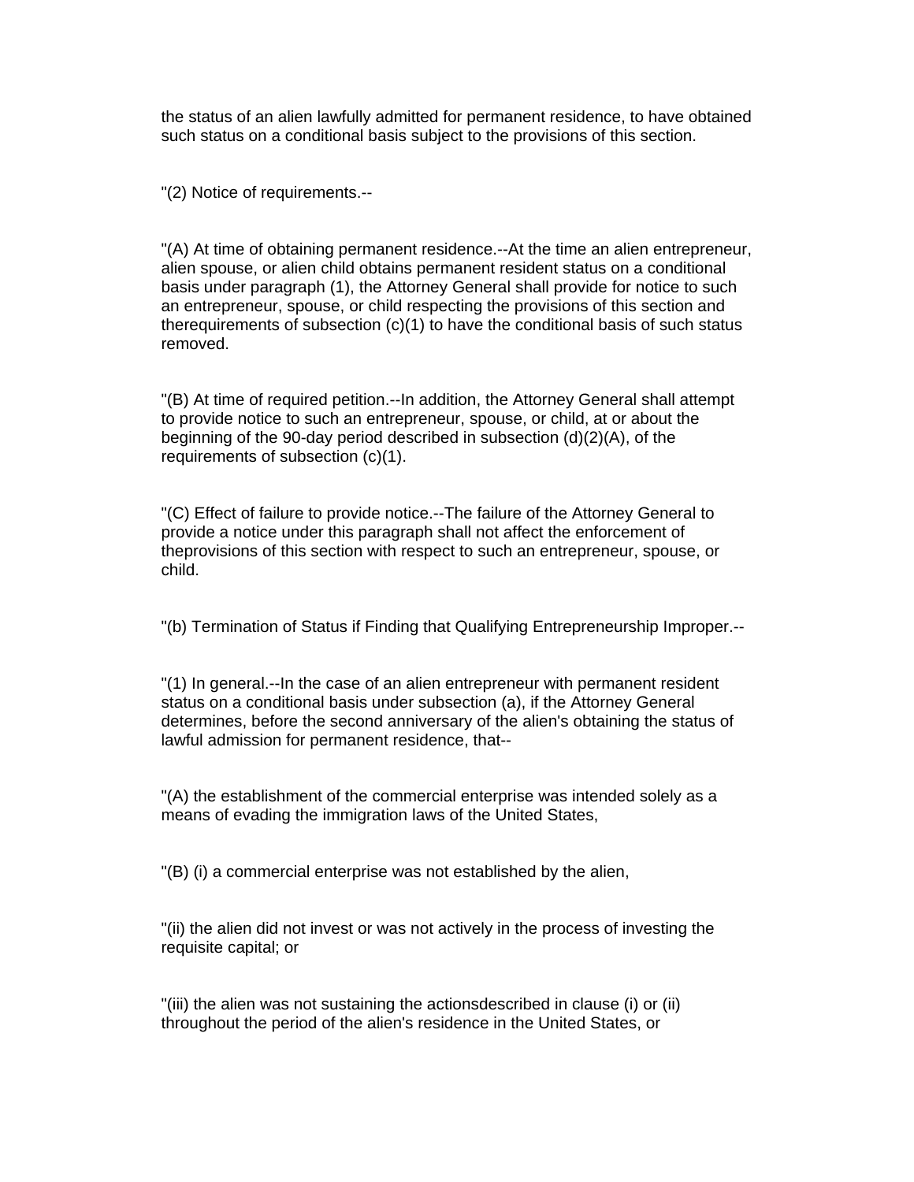the status of an alien lawfully admitted for permanent residence, to have obtained such status on a conditional basis subject to the provisions of this section.

"(2) Notice of requirements.--

"(A) At time of obtaining permanent residence.--At the time an alien entrepreneur, alien spouse, or alien child obtains permanent resident status on a conditional basis under paragraph (1), the Attorney General shall provide for notice to such an entrepreneur, spouse, or child respecting the provisions of this section and therequirements of subsection (c)(1) to have the conditional basis of such status removed.

"(B) At time of required petition.--In addition, the Attorney General shall attempt to provide notice to such an entrepreneur, spouse, or child, at or about the beginning of the 90-day period described in subsection (d)(2)(A), of the requirements of subsection (c)(1).

"(C) Effect of failure to provide notice.--The failure of the Attorney General to provide a notice under this paragraph shall not affect the enforcement of theprovisions of this section with respect to such an entrepreneur, spouse, or child.

"(b) Termination of Status if Finding that Qualifying Entrepreneurship Improper.--

"(1) In general.--In the case of an alien entrepreneur with permanent resident status on a conditional basis under subsection (a), if the Attorney General determines, before the second anniversary of the alien's obtaining the status of lawful admission for permanent residence, that--

"(A) the establishment of the commercial enterprise was intended solely as a means of evading the immigration laws of the United States,

"(B) (i) a commercial enterprise was not established by the alien,

"(ii) the alien did not invest or was not actively in the process of investing the requisite capital; or

"(iii) the alien was not sustaining the actionsdescribed in clause (i) or (ii) throughout the period of the alien's residence in the United States, or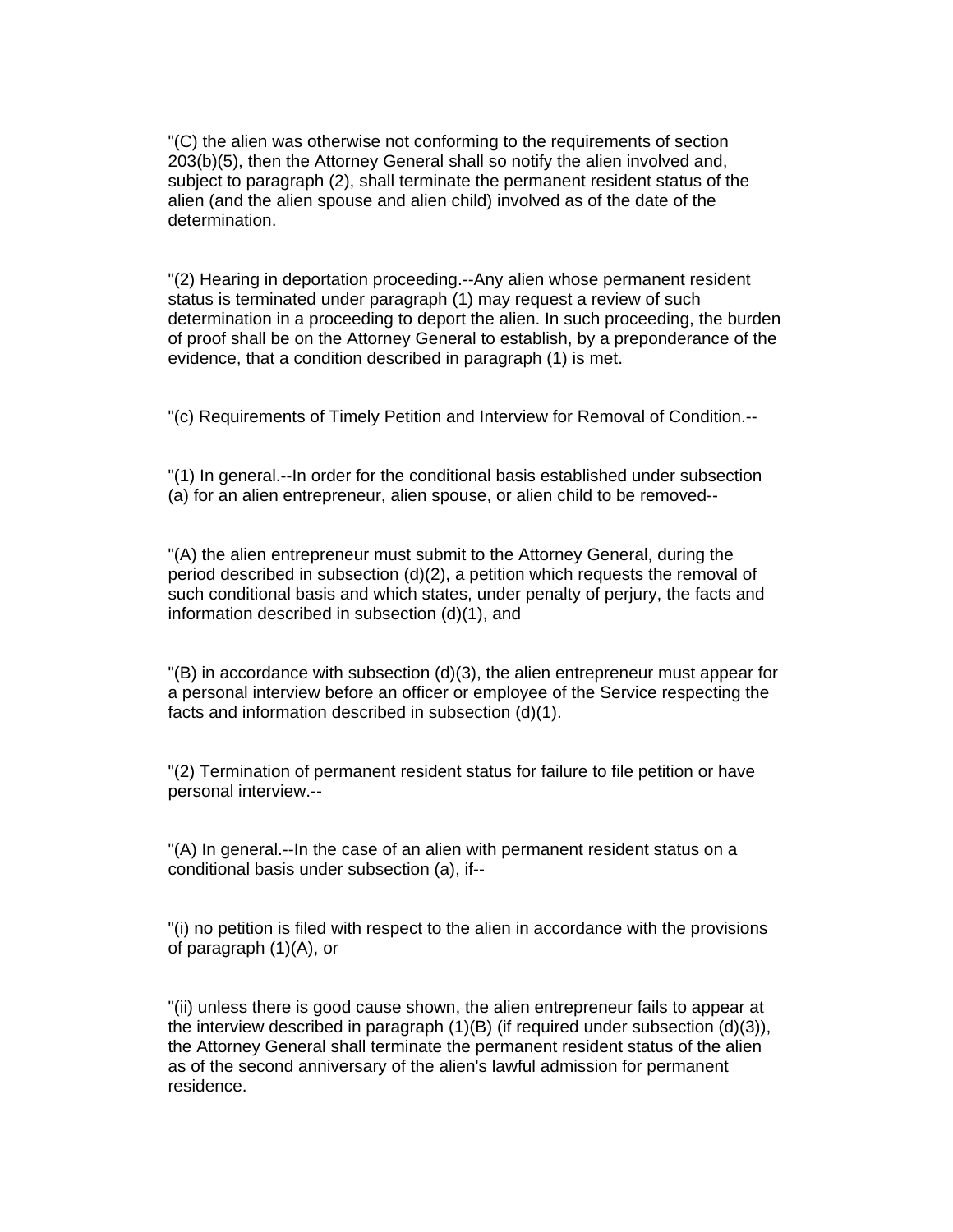"(C) the alien was otherwise not conforming to the requirements of section 203(b)(5), then the Attorney General shall so notify the alien involved and, subject to paragraph (2), shall terminate the permanent resident status of the alien (and the alien spouse and alien child) involved as of the date of the determination.

"(2) Hearing in deportation proceeding.--Any alien whose permanent resident status is terminated under paragraph (1) may request a review of such determination in a proceeding to deport the alien. In such proceeding, the burden of proof shall be on the Attorney General to establish, by a preponderance of the evidence, that a condition described in paragraph (1) is met.

"(c) Requirements of Timely Petition and Interview for Removal of Condition.--

"(1) In general.--In order for the conditional basis established under subsection (a) for an alien entrepreneur, alien spouse, or alien child to be removed--

"(A) the alien entrepreneur must submit to the Attorney General, during the period described in subsection (d)(2), a petition which requests the removal of such conditional basis and which states, under penalty of perjury, the facts and information described in subsection (d)(1), and

"(B) in accordance with subsection (d)(3), the alien entrepreneur must appear for a personal interview before an officer or employee of the Service respecting the facts and information described in subsection (d)(1).

"(2) Termination of permanent resident status for failure to file petition or have personal interview.--

"(A) In general.--In the case of an alien with permanent resident status on a conditional basis under subsection (a), if--

"(i) no petition is filed with respect to the alien in accordance with the provisions of paragraph (1)(A), or

"(ii) unless there is good cause shown, the alien entrepreneur fails to appear at the interview described in paragraph (1)(B) (if required under subsection (d)(3)), the Attorney General shall terminate the permanent resident status of the alien as of the second anniversary of the alien's lawful admission for permanent residence.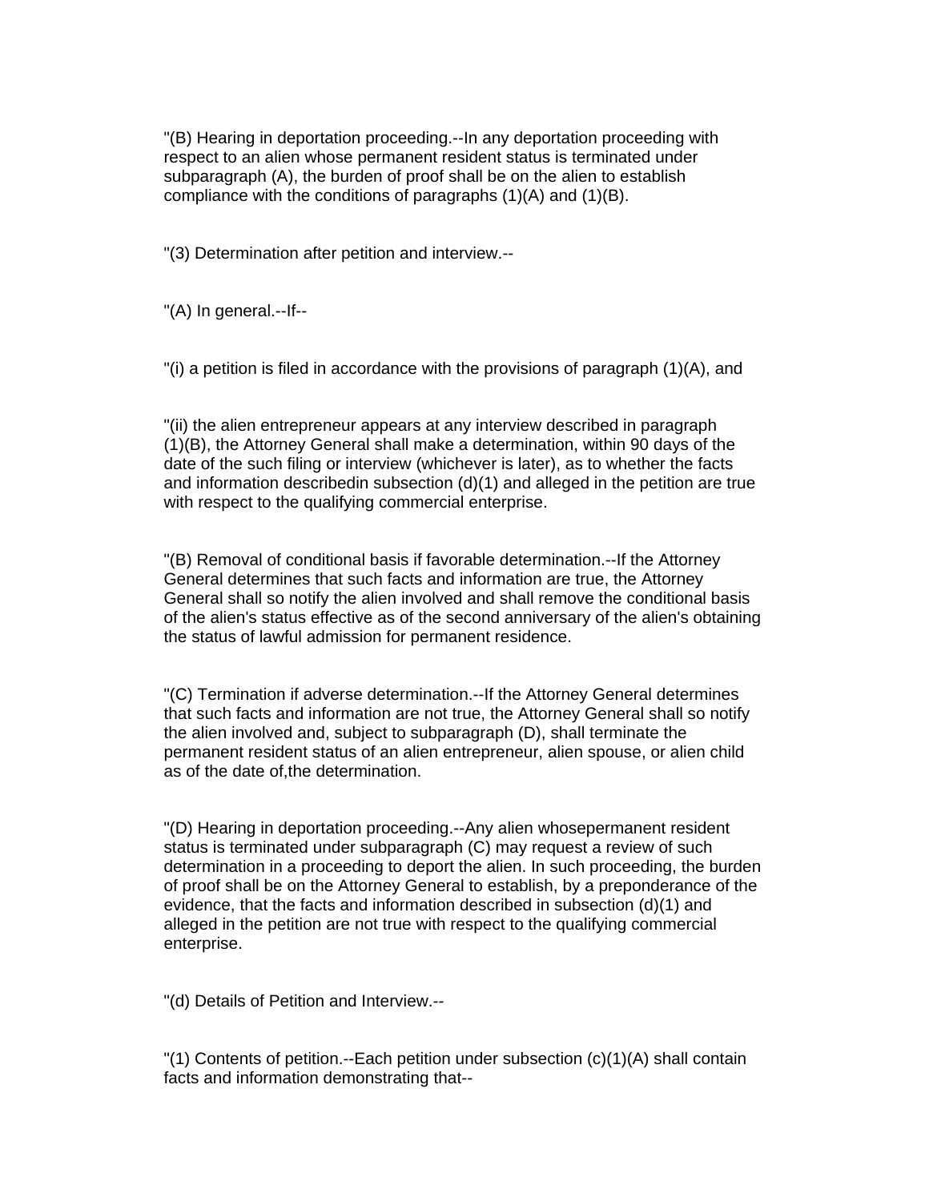"(B) Hearing in deportation proceeding.--In any deportation proceeding with respect to an alien whose permanent resident status is terminated under subparagraph (A), the burden of proof shall be on the alien to establish compliance with the conditions of paragraphs (1)(A) and (1)(B).

"(3) Determination after petition and interview.--

"(A) In general.--If--

"(i) a petition is filed in accordance with the provisions of paragraph (1)(A), and

"(ii) the alien entrepreneur appears at any interview described in paragraph (1)(B), the Attorney General shall make a determination, within 90 days of the date of the such filing or interview (whichever is later), as to whether the facts and information describedin subsection (d)(1) and alleged in the petition are true with respect to the qualifying commercial enterprise.

"(B) Removal of conditional basis if favorable determination.--If the Attorney General determines that such facts and information are true, the Attorney General shall so notify the alien involved and shall remove the conditional basis of the alien's status effective as of the second anniversary of the alien's obtaining the status of lawful admission for permanent residence.

"(C) Termination if adverse determination.--If the Attorney General determines that such facts and information are not true, the Attorney General shall so notify the alien involved and, subject to subparagraph (D), shall terminate the permanent resident status of an alien entrepreneur, alien spouse, or alien child as of the date of,the determination.

"(D) Hearing in deportation proceeding.--Any alien whosepermanent resident status is terminated under subparagraph (C) may request a review of such determination in a proceeding to deport the alien. In such proceeding, the burden of proof shall be on the Attorney General to establish, by a preponderance of the evidence, that the facts and information described in subsection (d)(1) and alleged in the petition are not true with respect to the qualifying commercial enterprise.

"(d) Details of Petition and Interview.--

"(1) Contents of petition.--Each petition under subsection (c)(1)(A) shall contain facts and information demonstrating that--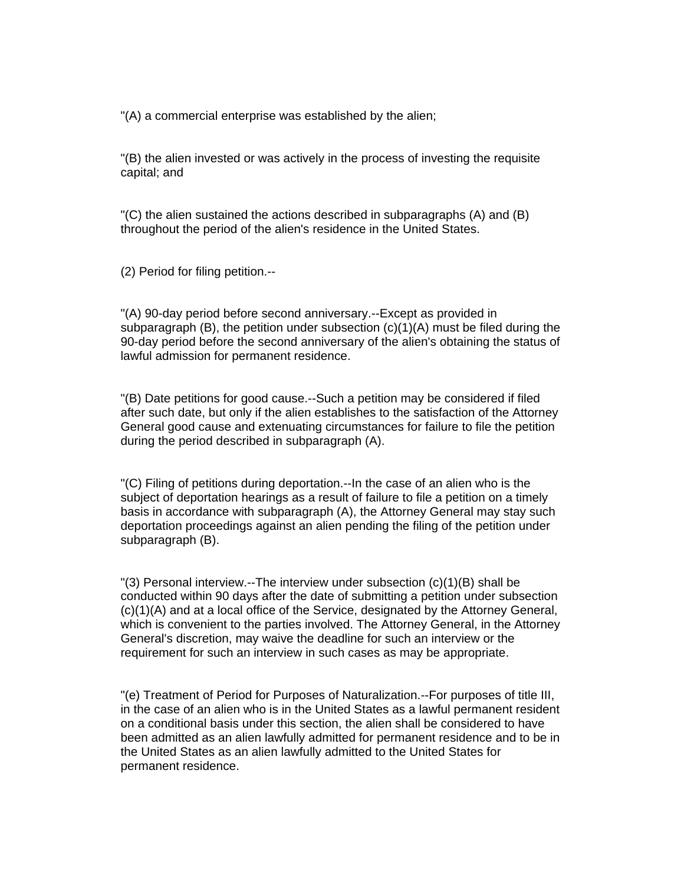"(A) a commercial enterprise was established by the alien;

"(B) the alien invested or was actively in the process of investing the requisite capital; and

"(C) the alien sustained the actions described in subparagraphs (A) and (B) throughout the period of the alien's residence in the United States.

(2) Period for filing petition.--

"(A) 90-day period before second anniversary.--Except as provided in subparagraph (B), the petition under subsection (c)(1)(A) must be filed during the 90-day period before the second anniversary of the alien's obtaining the status of lawful admission for permanent residence.

"(B) Date petitions for good cause.--Such a petition may be considered if filed after such date, but only if the alien establishes to the satisfaction of the Attorney General good cause and extenuating circumstances for failure to file the petition during the period described in subparagraph (A).

"(C) Filing of petitions during deportation.--In the case of an alien who is the subject of deportation hearings as a result of failure to file a petition on a timely basis in accordance with subparagraph (A), the Attorney General may stay such deportation proceedings against an alien pending the filing of the petition under subparagraph (B).

"(3) Personal interview.--The interview under subsection (c)(1)(B) shall be conducted within 90 days after the date of submitting a petition under subsection (c)(1)(A) and at a local office of the Service, designated by the Attorney General, which is convenient to the parties involved. The Attorney General, in the Attorney General's discretion, may waive the deadline for such an interview or the requirement for such an interview in such cases as may be appropriate.

"(e) Treatment of Period for Purposes of Naturalization.--For purposes of title III, in the case of an alien who is in the United States as a lawful permanent resident on a conditional basis under this section, the alien shall be considered to have been admitted as an alien lawfully admitted for permanent residence and to be in the United States as an alien lawfully admitted to the United States for permanent residence.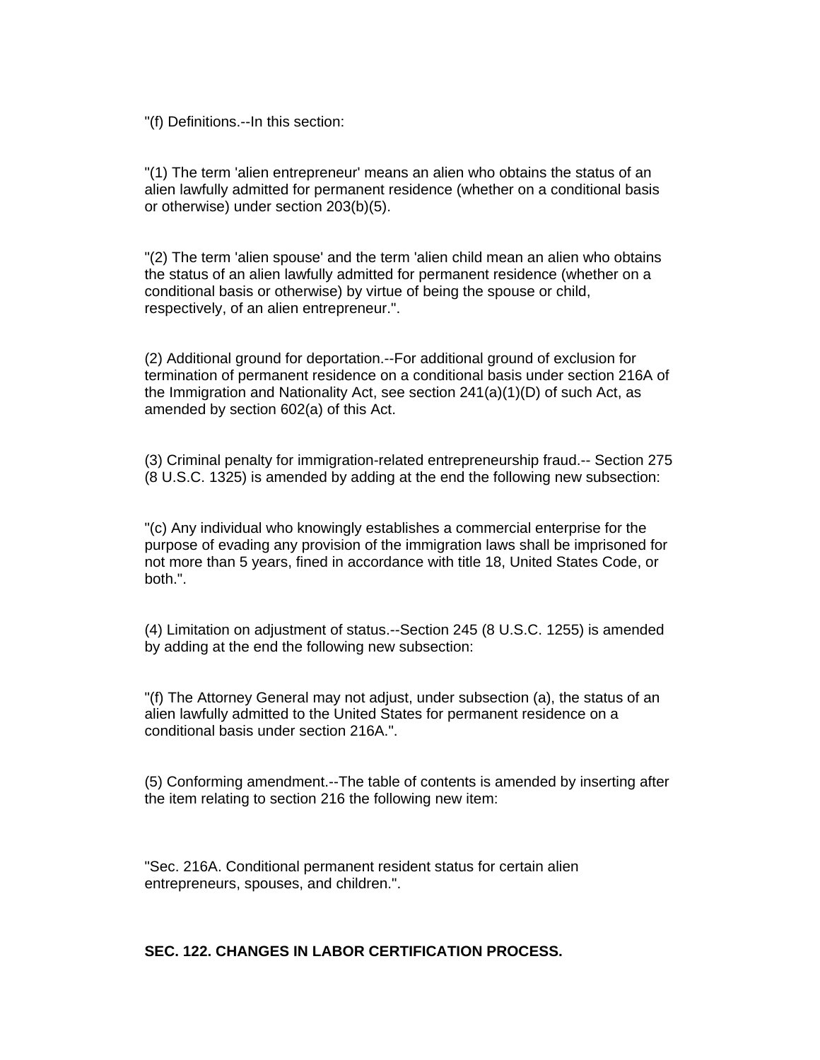"(f) Definitions.--In this section:

"(1) The term 'alien entrepreneur' means an alien who obtains the status of an alien lawfully admitted for permanent residence (whether on a conditional basis or otherwise) under section 203(b)(5).

"(2) The term 'alien spouse' and the term 'alien child mean an alien who obtains the status of an alien lawfully admitted for permanent residence (whether on a conditional basis or otherwise) by virtue of being the spouse or child, respectively, of an alien entrepreneur.".

(2) Additional ground for deportation.--For additional ground of exclusion for termination of permanent residence on a conditional basis under section 216A of the Immigration and Nationality Act, see section 241(a)(1)(D) of such Act, as amended by section 602(a) of this Act.

(3) Criminal penalty for immigration-related entrepreneurship fraud.-- Section 275 (8 U.S.C. 1325) is amended by adding at the end the following new subsection:

"(c) Any individual who knowingly establishes a commercial enterprise for the purpose of evading any provision of the immigration laws shall be imprisoned for not more than 5 years, fined in accordance with title 18, United States Code, or both.".

(4) Limitation on adjustment of status.--Section 245 (8 U.S.C. 1255) is amended by adding at the end the following new subsection:

"(f) The Attorney General may not adjust, under subsection (a), the status of an alien lawfully admitted to the United States for permanent residence on a conditional basis under section 216A.".

(5) Conforming amendment.--The table of contents is amended by inserting after the item relating to section 216 the following new item:

"Sec. 216A. Conditional permanent resident status for certain alien entrepreneurs, spouses, and children.".

**SEC. 122. CHANGES IN LABOR CERTIFICATION PROCESS.**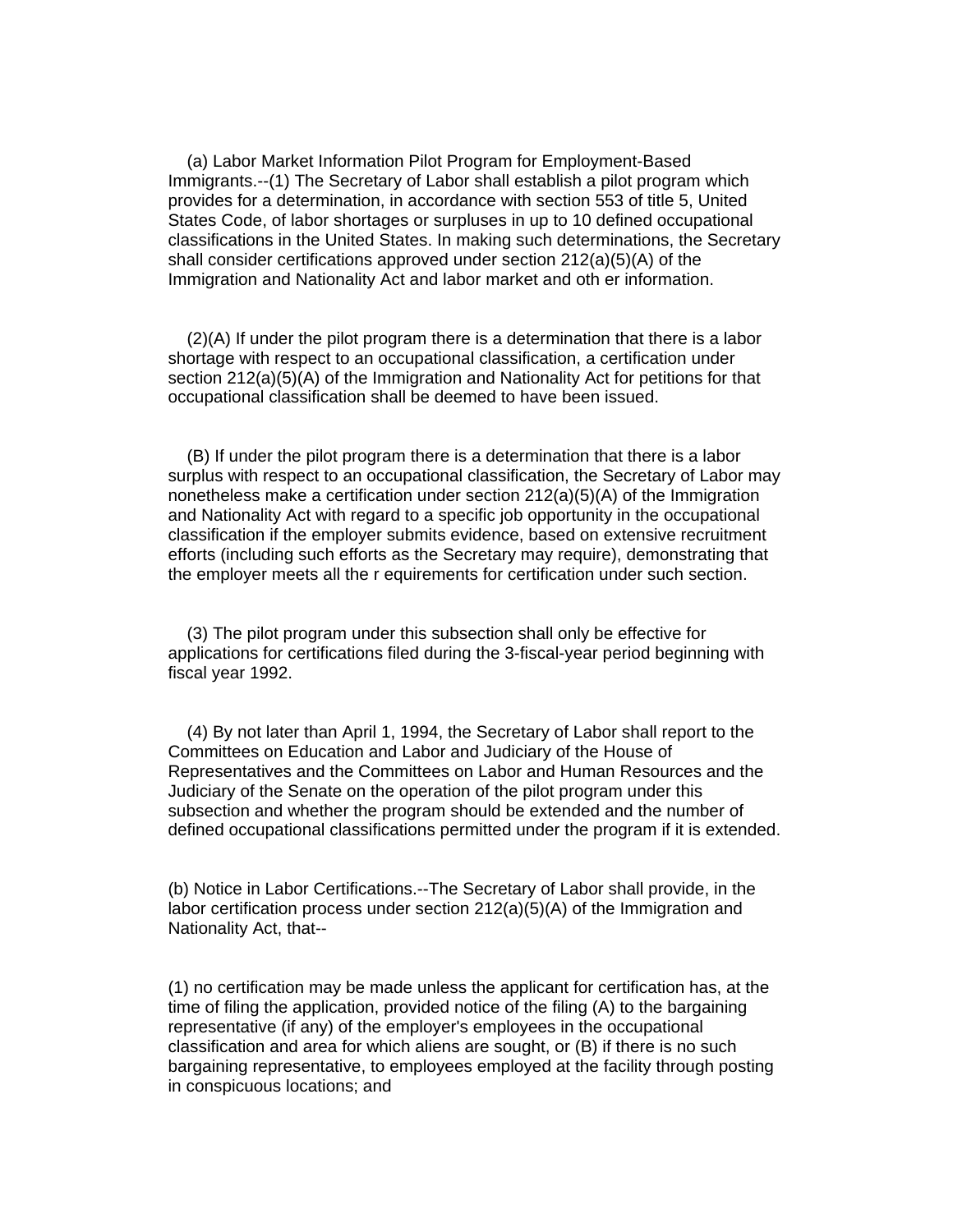(a) Labor Market Information Pilot Program for Employment-Based Immigrants.--(1) The Secretary of Labor shall establish a pilot program which provides for a determination, in accordance with section 553 of title 5, United States Code, of labor shortages or surpluses in up to 10 defined occupational classifications in the United States. In making such determinations, the Secretary shall consider certifications approved under section 212(a)(5)(A) of the Immigration and Nationality Act and labor market and oth er information.

(2)(A) If under the pilot program there is a determination that there is a labor shortage with respect to an occupational classification, a certification under section 212(a)(5)(A) of the Immigration and Nationality Act for petitions for that occupational classification shall be deemed to have been issued.

(B) If under the pilot program there is a determination that there is a labor surplus with respect to an occupational classification, the Secretary of Labor may nonetheless make a certification under section 212(a)(5)(A) of the Immigration and Nationality Act with regard to a specific job opportunity in the occupational classification if the employer submits evidence, based on extensive recruitment efforts (including such efforts as the Secretary may require), demonstrating that the employer meets all the r equirements for certification under such section.

(3) The pilot program under this subsection shall only be effective for applications for certifications filed during the 3-fiscal-year period beginning with fiscal year 1992.

(4) By not later than April 1, 1994, the Secretary of Labor shall report to the Committees on Education and Labor and Judiciary of the House of Representatives and the Committees on Labor and Human Resources and the Judiciary of the Senate on the operation of the pilot program under this subsection and whether the program should be extended and the number of defined occupational classifications permitted under the program if it is extended.

(b) Notice in Labor Certifications.--The Secretary of Labor shall provide, in the labor certification process under section 212(a)(5)(A) of the Immigration and Nationality Act, that--

(1) no certification may be made unless the applicant for certification has, at the time of filing the application, provided notice of the filing (A) to the bargaining representative (if any) of the employer's employees in the occupational classification and area for which aliens are sought, or (B) if there is no such bargaining representative, to employees employed at the facility through posting in conspicuous locations; and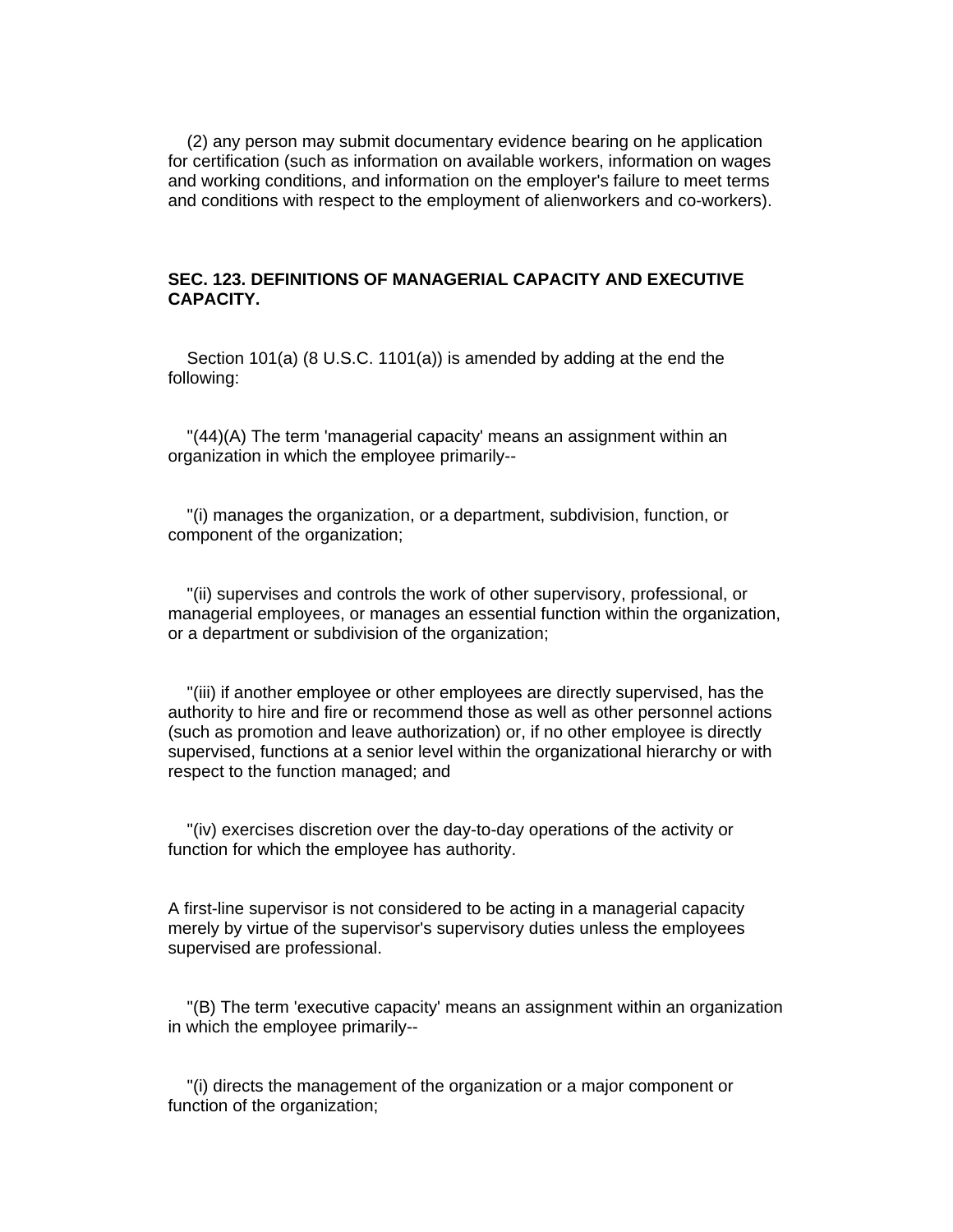(2) any person may submit documentary evidence bearing on he application for certification (such as information on available workers, information on wages and working conditions, and information on the employer's failure to meet terms and conditions with respect to the employment of alienworkers and co-workers).

**SEC. 123. DEFINITIONS OF MANAGERIAL CAPACITY AND EXECUTIVE CAPACITY.**

Section 101(a) (8 U.S.C. 1101(a)) is amended by adding at the end the following:

"(44)(A) The term 'managerial capacity' means an assignment within an organization in which the employee primarily--

"(i) manages the organization, or a department, subdivision, function, or component of the organization;

"(ii) supervises and controls the work of other supervisory, professional, or managerial employees, or manages an essential function within the organization, or a department or subdivision of the organization;

"(iii) if another employee or other employees are directly supervised, has the authority to hire and fire or recommend those as well as other personnel actions (such as promotion and leave authorization) or, if no other employee is directly supervised, functions at a senior level within the organizational hierarchy or with respect to the function managed; and

"(iv) exercises discretion over the day-to-day operations of the activity or function for which the employee has authority.

A first-line supervisor is not considered to be acting in a managerial capacity merely by virtue of the supervisor's supervisory duties unless the employees supervised are professional.

"(B) The term 'executive capacity' means an assignment within an organization in which the employee primarily--

"(i) directs the management of the organization or a major component or function of the organization;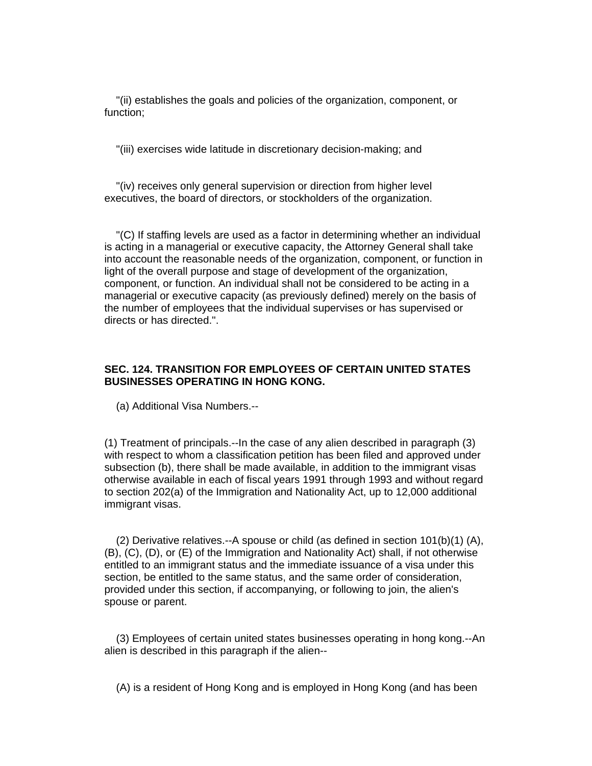"(ii) establishes the goals and policies of the organization, component, or function;

"(iii) exercises wide latitude in discretionary decision-making; and

"(iv) receives only general supervision or direction from higher level executives, the board of directors, or stockholders of the organization.

"(C) If staffing levels are used as a factor in determining whether an individual is acting in a managerial or executive capacity, the Attorney General shall take into account the reasonable needs of the organization, component, or function in light of the overall purpose and stage of development of the organization, component, or function. An individual shall not be considered to be acting in a managerial or executive capacity (as previously defined) merely on the basis of the number of employees that the individual supervises or has supervised or directs or has directed.".

**SEC. 124. TRANSITION FOR EMPLOYEES OF CERTAIN UNITED STATES BUSINESSES OPERATING IN HONG KONG.**

(a) Additional Visa Numbers.--

(1) Treatment of principals.--In the case of any alien described in paragraph (3) with respect to whom a classification petition has been filed and approved under subsection (b), there shall be made available, in addition to the immigrant visas otherwise available in each of fiscal years 1991 through 1993 and without regard to section 202(a) of the Immigration and Nationality Act, up to 12,000 additional immigrant visas.

(2) Derivative relatives.--A spouse or child (as defined in section 101(b)(1) (A), (B), (C), (D), or (E) of the Immigration and Nationality Act) shall, if not otherwise entitled to an immigrant status and the immediate issuance of a visa under this section, be entitled to the same status, and the same order of consideration, provided under this section, if accompanying, or following to join, the alien's spouse or parent.

(3) Employees of certain united states businesses operating in hong kong.--An alien is described in this paragraph if the alien--

(A) is a resident of Hong Kong and is employed in Hong Kong (and has been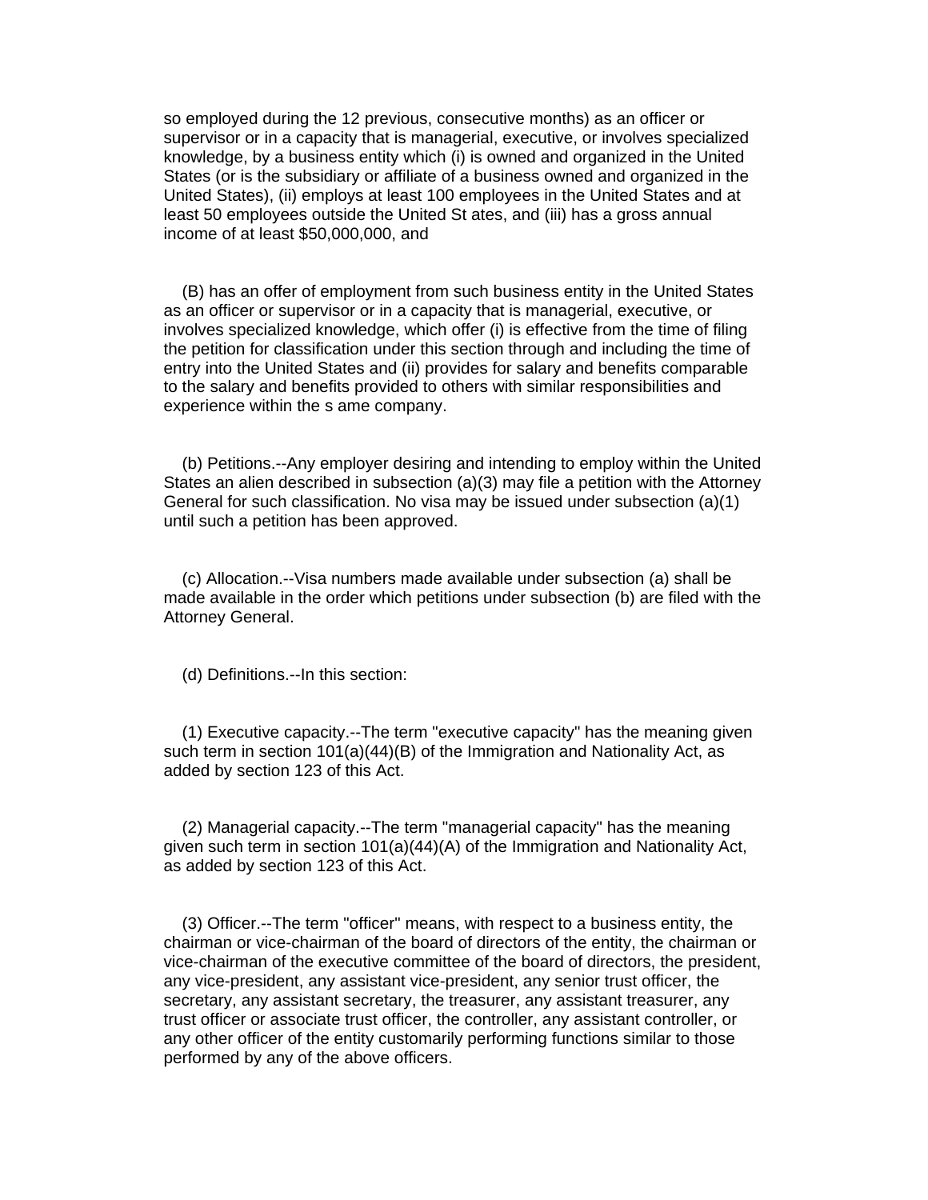so employed during the 12 previous, consecutive months) as an officer or supervisor or in a capacity that is managerial, executive, or involves specialized knowledge, by a business entity which (i) is owned and organized in the United States (or is the subsidiary or affiliate of a business owned and organized in the United States), (ii) employs at least 100 employees in the United States and at least 50 employees outside the United St ates, and (iii) has a gross annual income of at least $50,000,000, and

(B) has an offer of employment from such business entity in the United States as an officer or supervisor or in a capacity that is managerial, executive, or involves specialized knowledge, which offer (i) is effective from the time of filing the petition for classification under this section through and including the time of entry into the United States and (ii) provides for salary and benefits comparable to the salary and benefits provided to others with similar responsibilities and experience within the s ame company.

(b) Petitions.--Any employer desiring and intending to employ within the United States an alien described in subsection (a)(3) may file a petition with the Attorney General for such classification. No visa may be issued under subsection (a)(1) until such a petition has been approved.

(c) Allocation.--Visa numbers made available under subsection (a) shall be made available in the order which petitions under subsection (b) are filed with the Attorney General.

(d) Definitions.--In this section:

(1) Executive capacity.--The term "executive capacity" has the meaning given such term in section 101(a)(44)(B) of the Immigration and Nationality Act, as added by section 123 of this Act.

(2) Managerial capacity.--The term "managerial capacity" has the meaning given such term in section 101(a)(44)(A) of the Immigration and Nationality Act, as added by section 123 of this Act.

(3) Officer.--The term "officer" means, with respect to a business entity, the chairman or vice-chairman of the board of directors of the entity, the chairman or vice-chairman of the executive committee of the board of directors, the president, any vice-president, any assistant vice-president, any senior trust officer, the secretary, any assistant secretary, the treasurer, any assistant treasurer, any trust officer or associate trust officer, the controller, any assistant controller, or any other officer of the entity customarily performing functions similar to those performed by any of the above officers.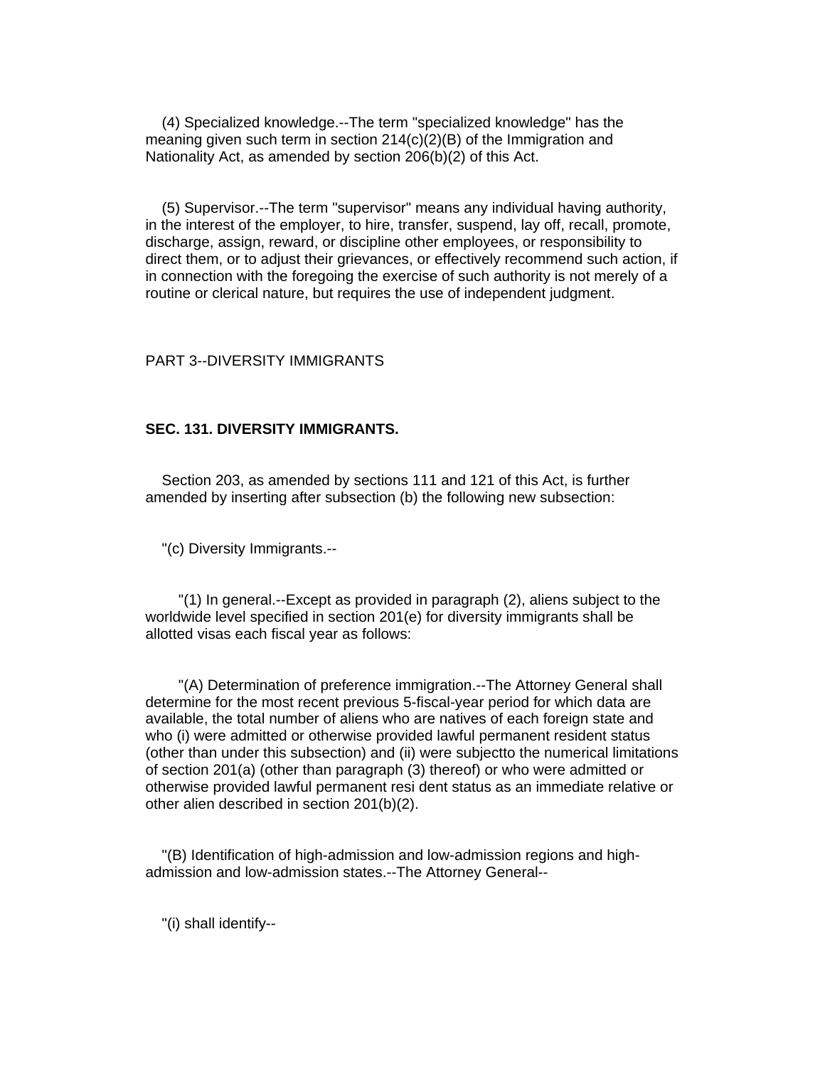(4) Specialized knowledge.--The term "specialized knowledge" has the meaning given such term in section 214(c)(2)(B) of the Immigration and Nationality Act, as amended by section 206(b)(2) of this Act.

(5) Supervisor.--The term "supervisor" means any individual having authority, in the interest of the employer, to hire, transfer, suspend, lay off, recall, promote, discharge, assign, reward, or discipline other employees, or responsibility to direct them, or to adjust their grievances, or effectively recommend such action, if in connection with the foregoing the exercise of such authority is not merely of a routine or clerical nature, but requires the use of independent judgment.

PART 3--DIVERSITY IMMIGRANTS

**SEC. 131. DIVERSITY IMMIGRANTS.**

Section 203, as amended by sections 111 and 121 of this Act, is further amended by inserting after subsection (b) the following new subsection:

"(c) Diversity Immigrants.--

"(1) In general.--Except as provided in paragraph (2), aliens subject to the worldwide level specified in section 201(e) for diversity immigrants shall be allotted visas each fiscal year as follows:

"(A) Determination of preference immigration.--The Attorney General shall determine for the most recent previous 5-fiscal-year period for which data are available, the total number of aliens who are natives of each foreign state and who (i) were admitted or otherwise provided lawful permanent resident status (other than under this subsection) and (ii) were subjectto the numerical limitations of section 201(a) (other than paragraph (3) thereof) or who were admitted or otherwise provided lawful permanent resi dent status as an immediate relative or other alien described in section 201(b)(2).

"(B) Identification of high-admission and low-admission regions and high-admission and low-admission states.--The Attorney General--

"(i) shall identify--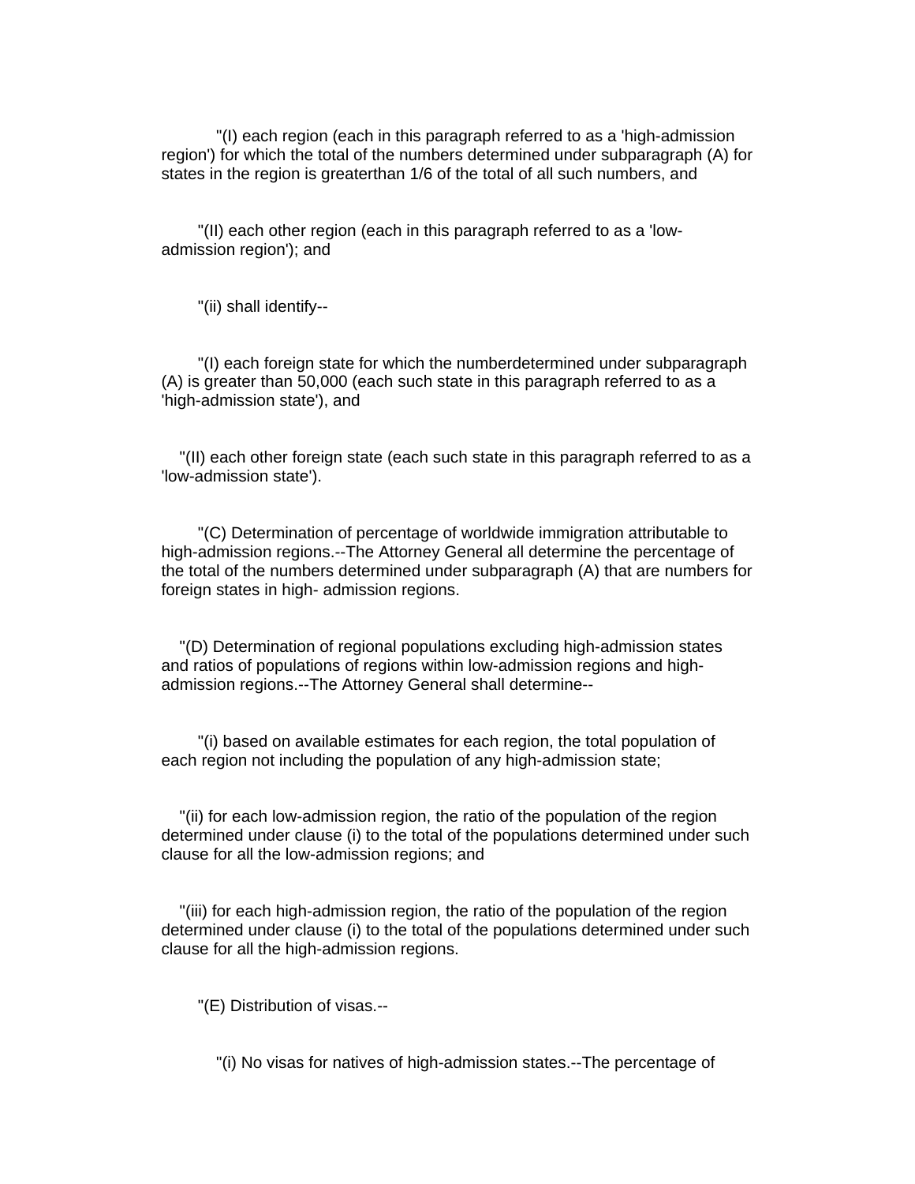"(I) each region (each in this paragraph referred to as a 'high-admission region') for which the total of the numbers determined under subparagraph (A) for states in the region is greaterthan 1/6 of the total of all such numbers, and

"(II) each other region (each in this paragraph referred to as a 'low-admission region'); and

"(ii) shall identify--

"(I) each foreign state for which the numberdetermined under subparagraph (A) is greater than 50,000 (each such state in this paragraph referred to as a 'high-admission state'), and

"(II) each other foreign state (each such state in this paragraph referred to as a 'low-admission state').

"(C) Determination of percentage of worldwide immigration attributable to high-admission regions.--The Attorney General all determine the percentage of the total of the numbers determined under subparagraph (A) that are numbers for foreign states in high- admission regions.

"(D) Determination of regional populations excluding high-admission states and ratios of populations of regions within low-admission regions and high-admission regions.--The Attorney General shall determine--

"(i) based on available estimates for each region, the total population of each region not including the population of any high-admission state;

"(ii) for each low-admission region, the ratio of the population of the region determined under clause (i) to the total of the populations determined under such clause for all the low-admission regions; and

"(iii) for each high-admission region, the ratio of the population of the region determined under clause (i) to the total of the populations determined under such clause for all the high-admission regions.

"(E) Distribution of visas.--

"(i) No visas for natives of high-admission states.--The percentage of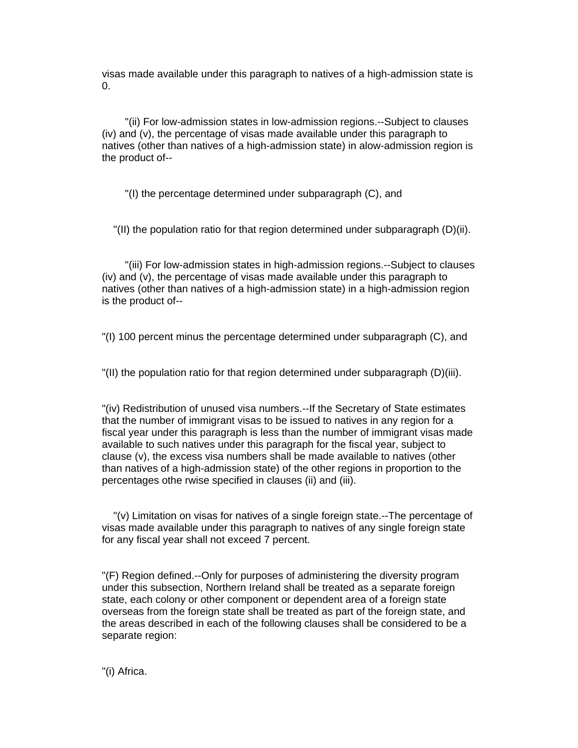visas made available under this paragraph to natives of a high-admission state is 0.

"(ii) For low-admission states in low-admission regions.--Subject to clauses (iv) and (v), the percentage of visas made available under this paragraph to natives (other than natives of a high-admission state) in alow-admission region is the product of--

"(I) the percentage determined under subparagraph (C), and

"(II) the population ratio for that region determined under subparagraph (D)(ii).

"(iii) For low-admission states in high-admission regions.--Subject to clauses (iv) and (v), the percentage of visas made available under this paragraph to natives (other than natives of a high-admission state) in a high-admission region is the product of--

"(I) 100 percent minus the percentage determined under subparagraph (C), and

"(II) the population ratio for that region determined under subparagraph (D)(iii).

"(iv) Redistribution of unused visa numbers.--If the Secretary of State estimates that the number of immigrant visas to be issued to natives in any region for a fiscal year under this paragraph is less than the number of immigrant visas made available to such natives under this paragraph for the fiscal year, subject to clause (v), the excess visa numbers shall be made available to natives (other than natives of a high-admission state) of the other regions in proportion to the percentages othe rwise specified in clauses (ii) and (iii).

"(v) Limitation on visas for natives of a single foreign state.--The percentage of visas made available under this paragraph to natives of any single foreign state for any fiscal year shall not exceed 7 percent.

"(F) Region defined.--Only for purposes of administering the diversity program under this subsection, Northern Ireland shall be treated as a separate foreign state, each colony or other component or dependent area of a foreign state overseas from the foreign state shall be treated as part of the foreign state, and the areas described in each of the following clauses shall be considered to be a separate region:

"(i) Africa.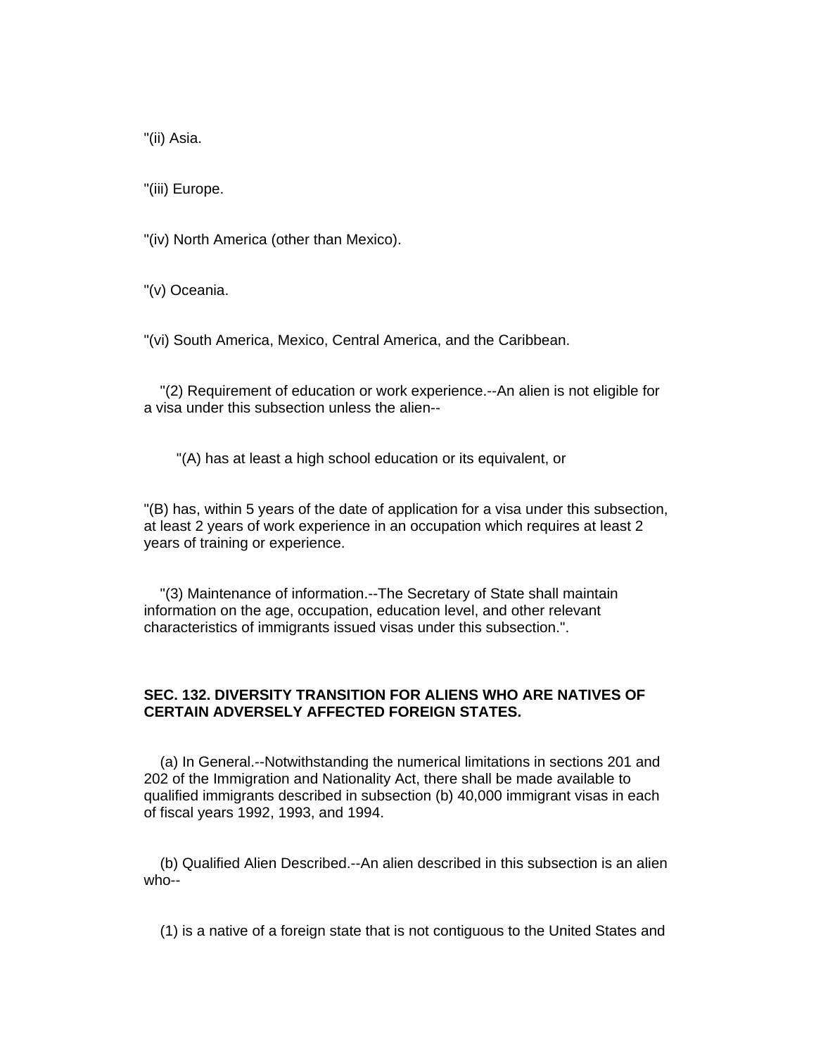"(ii) Asia.

"(iii) Europe.

"(iv) North America (other than Mexico).

"(v) Oceania.

"(vi) South America, Mexico, Central America, and the Caribbean.

"(2) Requirement of education or work experience.--An alien is not eligible for a visa under this subsection unless the alien--

"(A) has at least a high school education or its equivalent, or

"(B) has, within 5 years of the date of application for a visa under this subsection, at least 2 years of work experience in an occupation which requires at least 2 years of training or experience.

"(3) Maintenance of information.--The Secretary of State shall maintain information on the age, occupation, education level, and other relevant characteristics of immigrants issued visas under this subsection.".

**SEC. 132. DIVERSITY TRANSITION FOR ALIENS WHO ARE NATIVES OF CERTAIN ADVERSELY AFFECTED FOREIGN STATES.**

(a) In General.--Notwithstanding the numerical limitations in sections 201 and 202 of the Immigration and Nationality Act, there shall be made available to qualified immigrants described in subsection (b) 40,000 immigrant visas in each of fiscal years 1992, 1993, and 1994.

(b) Qualified Alien Described.--An alien described in this subsection is an alien who--

(1) is a native of a foreign state that is not contiguous to the United States and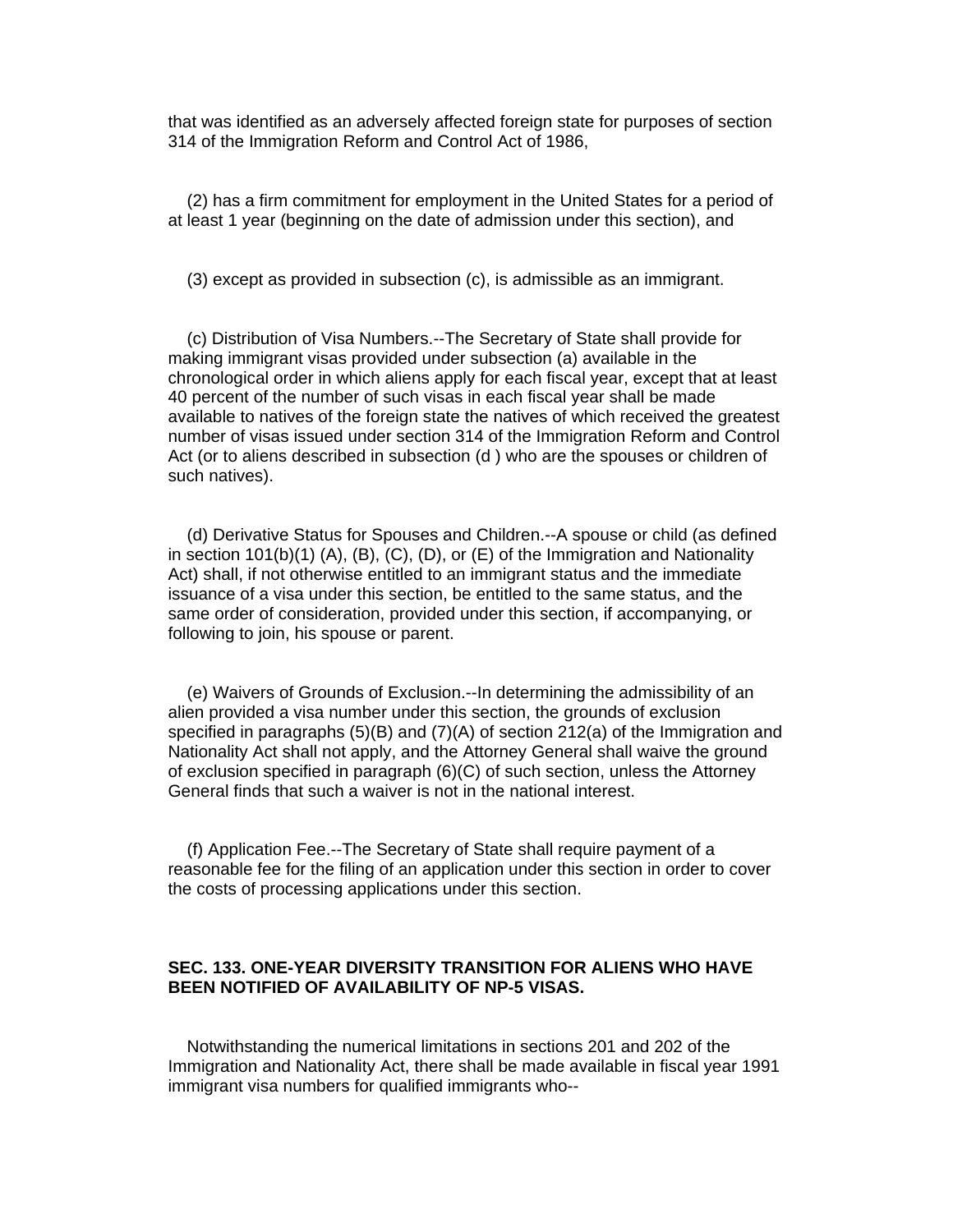that was identified as an adversely affected foreign state for purposes of section 314 of the Immigration Reform and Control Act of 1986,

(2) has a firm commitment for employment in the United States for a period of at least 1 year (beginning on the date of admission under this section), and

(3) except as provided in subsection (c), is admissible as an immigrant.

(c) Distribution of Visa Numbers.--The Secretary of State shall provide for making immigrant visas provided under subsection (a) available in the chronological order in which aliens apply for each fiscal year, except that at least 40 percent of the number of such visas in each fiscal year shall be made available to natives of the foreign state the natives of which received the greatest number of visas issued under section 314 of the Immigration Reform and Control Act (or to aliens described in subsection (d ) who are the spouses or children of such natives).

(d) Derivative Status for Spouses and Children.--A spouse or child (as defined in section 101(b)(1) (A), (B), (C), (D), or (E) of the Immigration and Nationality Act) shall, if not otherwise entitled to an immigrant status and the immediate issuance of a visa under this section, be entitled to the same status, and the same order of consideration, provided under this section, if accompanying, or following to join, his spouse or parent.

(e) Waivers of Grounds of Exclusion.--In determining the admissibility of an alien provided a visa number under this section, the grounds of exclusion specified in paragraphs (5)(B) and (7)(A) of section 212(a) of the Immigration and Nationality Act shall not apply, and the Attorney General shall waive the ground of exclusion specified in paragraph (6)(C) of such section, unless the Attorney General finds that such a waiver is not in the national interest.

(f) Application Fee.--The Secretary of State shall require payment of a reasonable fee for the filing of an application under this section in order to cover the costs of processing applications under this section.

**SEC. 133. ONE-YEAR DIVERSITY TRANSITION FOR ALIENS WHO HAVE BEEN NOTIFIED OF AVAILABILITY OF NP-5 VISAS.**

Notwithstanding the numerical limitations in sections 201 and 202 of the Immigration and Nationality Act, there shall be made available in fiscal year 1991 immigrant visa numbers for qualified immigrants who--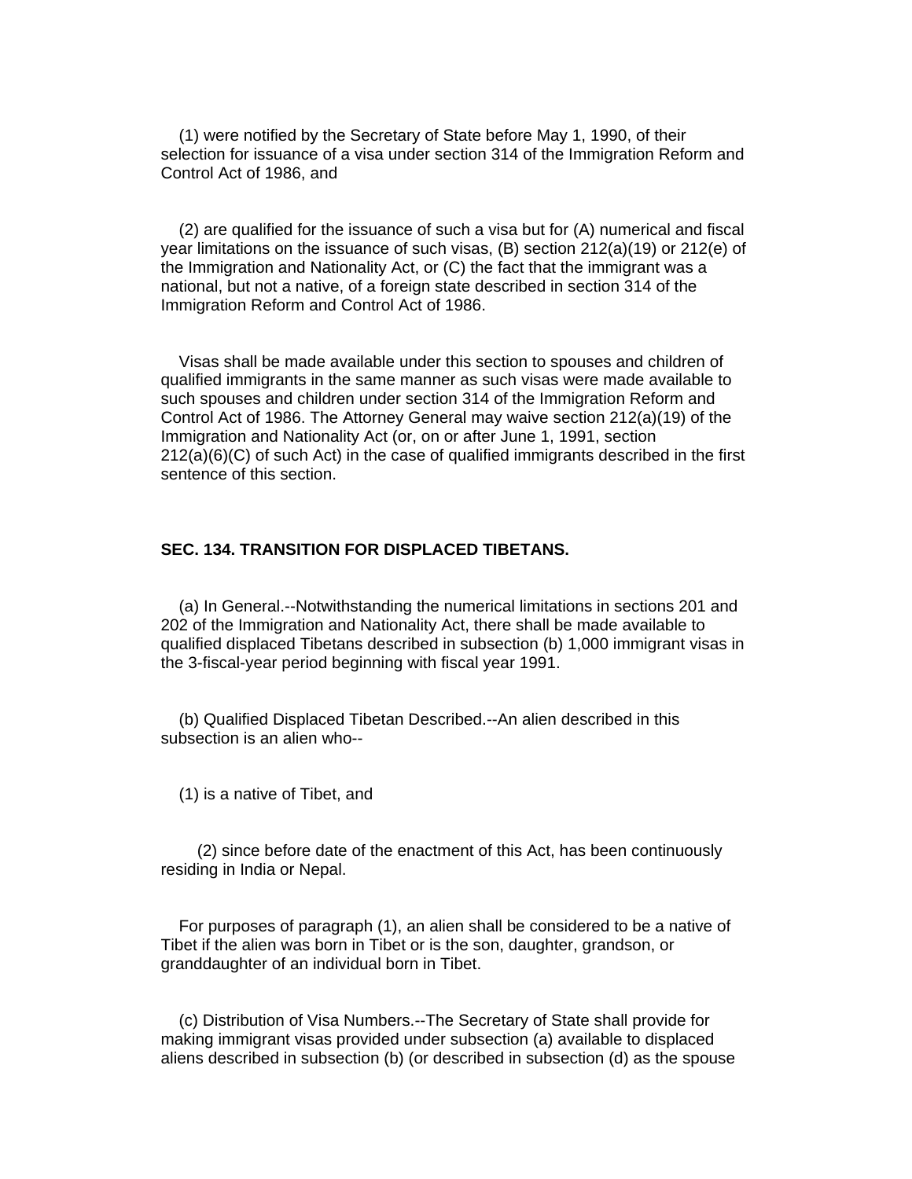(1) were notified by the Secretary of State before May 1, 1990, of their selection for issuance of a visa under section 314 of the Immigration Reform and Control Act of 1986, and

(2) are qualified for the issuance of such a visa but for (A) numerical and fiscal year limitations on the issuance of such visas, (B) section 212(a)(19) or 212(e) of the Immigration and Nationality Act, or (C) the fact that the immigrant was a national, but not a native, of a foreign state described in section 314 of the Immigration Reform and Control Act of 1986.

Visas shall be made available under this section to spouses and children of qualified immigrants in the same manner as such visas were made available to such spouses and children under section 314 of the Immigration Reform and Control Act of 1986. The Attorney General may waive section 212(a)(19) of the Immigration and Nationality Act (or, on or after June 1, 1991, section 212(a)(6)(C) of such Act) in the case of qualified immigrants described in the first sentence of this section.

**SEC. 134. TRANSITION FOR DISPLACED TIBETANS.**

(a) In General.--Notwithstanding the numerical limitations in sections 201 and 202 of the Immigration and Nationality Act, there shall be made available to qualified displaced Tibetans described in subsection (b) 1,000 immigrant visas in the 3-fiscal-year period beginning with fiscal year 1991.

(b) Qualified Displaced Tibetan Described.--An alien described in this subsection is an alien who--

(1) is a native of Tibet, and

(2) since before date of the enactment of this Act, has been continuously residing in India or Nepal.

For purposes of paragraph (1), an alien shall be considered to be a native of Tibet if the alien was born in Tibet or is the son, daughter, grandson, or granddaughter of an individual born in Tibet.

(c) Distribution of Visa Numbers.--The Secretary of State shall provide for making immigrant visas provided under subsection (a) available to displaced aliens described in subsection (b) (or described in subsection (d) as the spouse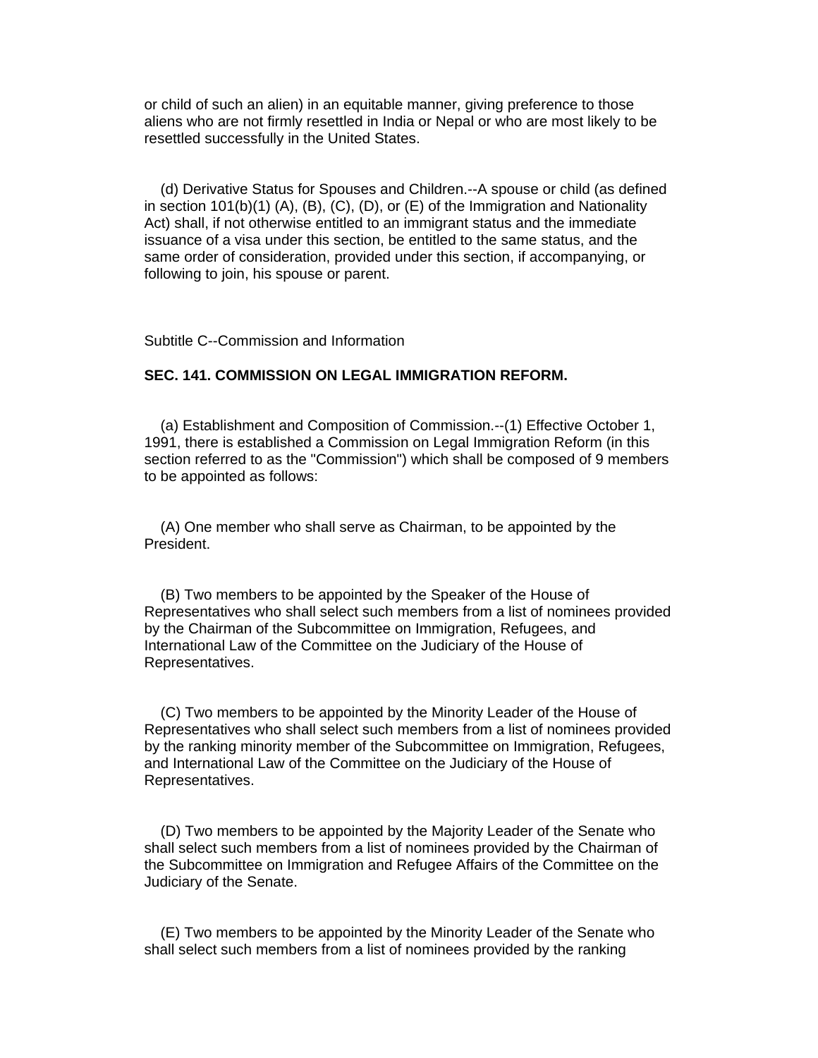or child of such an alien) in an equitable manner, giving preference to those aliens who are not firmly resettled in India or Nepal or who are most likely to be resettled successfully in the United States.

(d) Derivative Status for Spouses and Children.--A spouse or child (as defined in section 101(b)(1) (A), (B), (C), (D), or (E) of the Immigration and Nationality Act) shall, if not otherwise entitled to an immigrant status and the immediate issuance of a visa under this section, be entitled to the same status, and the same order of consideration, provided under this section, if accompanying, or following to join, his spouse or parent.

Subtitle C--Commission and Information

**SEC. 141. COMMISSION ON LEGAL IMMIGRATION REFORM.**

(a) Establishment and Composition of Commission.--(1) Effective October 1, 1991, there is established a Commission on Legal Immigration Reform (in this section referred to as the "Commission") which shall be composed of 9 members to be appointed as follows:

(A) One member who shall serve as Chairman, to be appointed by the President.

(B) Two members to be appointed by the Speaker of the House of Representatives who shall select such members from a list of nominees provided by the Chairman of the Subcommittee on Immigration, Refugees, and International Law of the Committee on the Judiciary of the House of Representatives.

(C) Two members to be appointed by the Minority Leader of the House of Representatives who shall select such members from a list of nominees provided by the ranking minority member of the Subcommittee on Immigration, Refugees, and International Law of the Committee on the Judiciary of the House of Representatives.

(D) Two members to be appointed by the Majority Leader of the Senate who shall select such members from a list of nominees provided by the Chairman of the Subcommittee on Immigration and Refugee Affairs of the Committee on the Judiciary of the Senate.

(E) Two members to be appointed by the Minority Leader of the Senate who shall select such members from a list of nominees provided by the ranking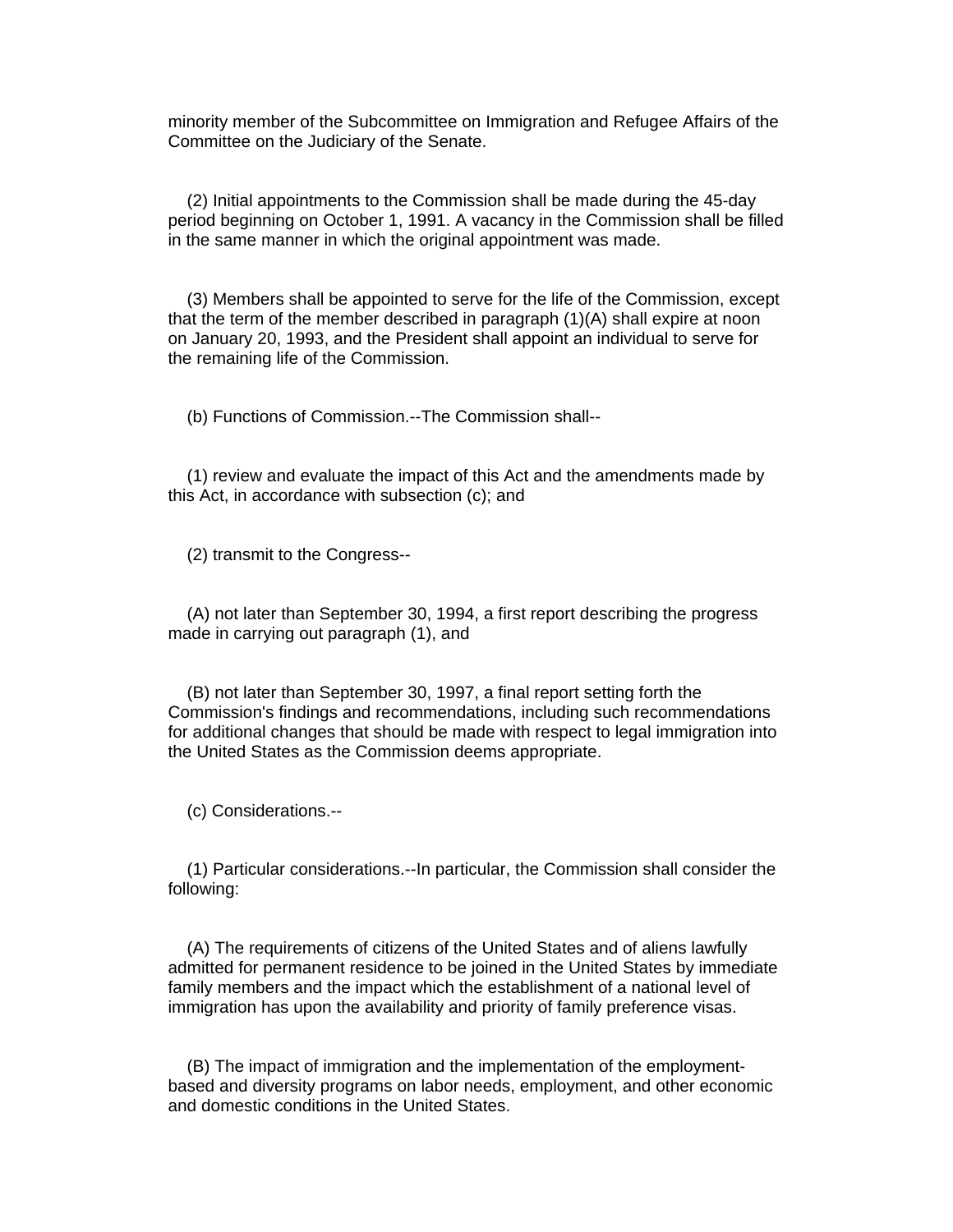minority member of the Subcommittee on Immigration and Refugee Affairs of the Committee on the Judiciary of the Senate.

(2) Initial appointments to the Commission shall be made during the 45-day period beginning on October 1, 1991. A vacancy in the Commission shall be filled in the same manner in which the original appointment was made.

(3) Members shall be appointed to serve for the life of the Commission, except that the term of the member described in paragraph (1)(A) shall expire at noon on January 20, 1993, and the President shall appoint an individual to serve for the remaining life of the Commission.

(b) Functions of Commission.--The Commission shall--

(1) review and evaluate the impact of this Act and the amendments made by this Act, in accordance with subsection (c); and

(2) transmit to the Congress--

(A) not later than September 30, 1994, a first report describing the progress made in carrying out paragraph (1), and

(B) not later than September 30, 1997, a final report setting forth the Commission's findings and recommendations, including such recommendations for additional changes that should be made with respect to legal immigration into the United States as the Commission deems appropriate.

(c) Considerations.--

(1) Particular considerations.--In particular, the Commission shall consider the following:

(A) The requirements of citizens of the United States and of aliens lawfully admitted for permanent residence to be joined in the United States by immediate family members and the impact which the establishment of a national level of immigration has upon the availability and priority of family preference visas.

(B) The impact of immigration and the implementation of the employment-based and diversity programs on labor needs, employment, and other economic and domestic conditions in the United States.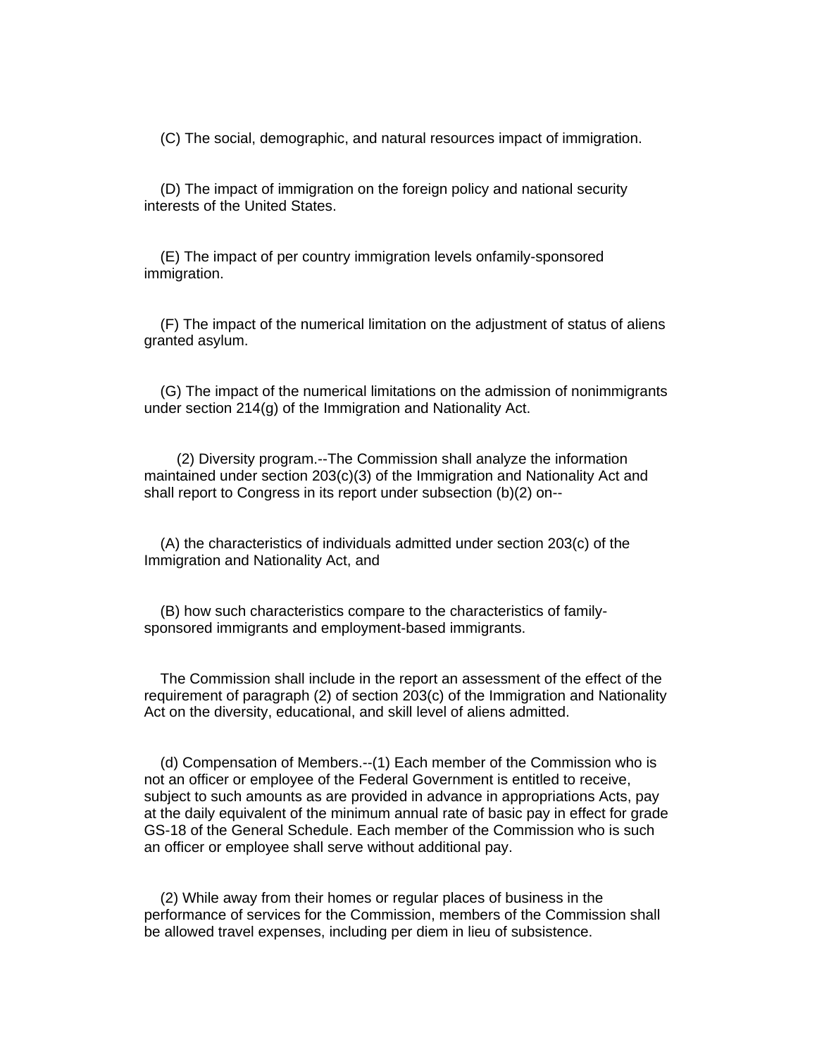(C) The social, demographic, and natural resources impact of immigration.

(D) The impact of immigration on the foreign policy and national security interests of the United States.

(E) The impact of per country immigration levels onfamily-sponsored immigration.

(F) The impact of the numerical limitation on the adjustment of status of aliens granted asylum.

(G) The impact of the numerical limitations on the admission of nonimmigrants under section 214(g) of the Immigration and Nationality Act.

(2) Diversity program.--The Commission shall analyze the information maintained under section 203(c)(3) of the Immigration and Nationality Act and shall report to Congress in its report under subsection (b)(2) on--

(A) the characteristics of individuals admitted under section 203(c) of the Immigration and Nationality Act, and

(B) how such characteristics compare to the characteristics of family-sponsored immigrants and employment-based immigrants.

The Commission shall include in the report an assessment of the effect of the requirement of paragraph (2) of section 203(c) of the Immigration and Nationality Act on the diversity, educational, and skill level of aliens admitted.

(d) Compensation of Members.--(1) Each member of the Commission who is not an officer or employee of the Federal Government is entitled to receive, subject to such amounts as are provided in advance in appropriations Acts, pay at the daily equivalent of the minimum annual rate of basic pay in effect for grade GS-18 of the General Schedule. Each member of the Commission who is such an officer or employee shall serve without additional pay.

(2) While away from their homes or regular places of business in the performance of services for the Commission, members of the Commission shall be allowed travel expenses, including per diem in lieu of subsistence.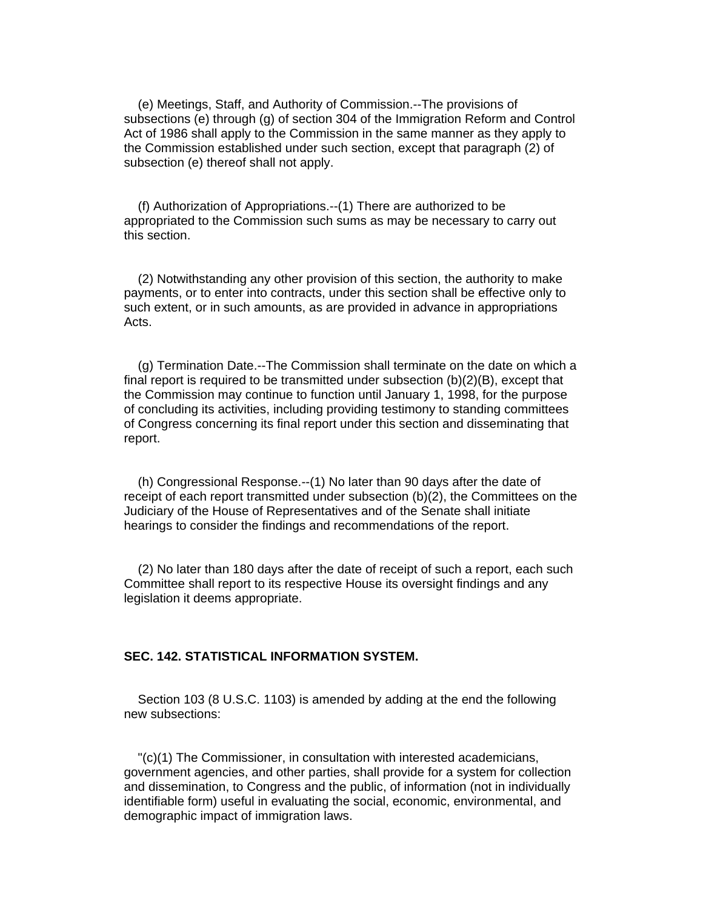(e) Meetings, Staff, and Authority of Commission.--The provisions of subsections (e) through (g) of section 304 of the Immigration Reform and Control Act of 1986 shall apply to the Commission in the same manner as they apply to the Commission established under such section, except that paragraph (2) of subsection (e) thereof shall not apply.

(f) Authorization of Appropriations.--(1) There are authorized to be appropriated to the Commission such sums as may be necessary to carry out this section.

(2) Notwithstanding any other provision of this section, the authority to make payments, or to enter into contracts, under this section shall be effective only to such extent, or in such amounts, as are provided in advance in appropriations Acts.

(g) Termination Date.--The Commission shall terminate on the date on which a final report is required to be transmitted under subsection (b)(2)(B), except that the Commission may continue to function until January 1, 1998, for the purpose of concluding its activities, including providing testimony to standing committees of Congress concerning its final report under this section and disseminating that report.

(h) Congressional Response.--(1) No later than 90 days after the date of receipt of each report transmitted under subsection (b)(2), the Committees on the Judiciary of the House of Representatives and of the Senate shall initiate hearings to consider the findings and recommendations of the report.

(2) No later than 180 days after the date of receipt of such a report, each such Committee shall report to its respective House its oversight findings and any legislation it deems appropriate.

**SEC. 142. STATISTICAL INFORMATION SYSTEM.**

Section 103 (8 U.S.C. 1103) is amended by adding at the end the following new subsections:

"(c)(1) The Commissioner, in consultation with interested academicians, government agencies, and other parties, shall provide for a system for collection and dissemination, to Congress and the public, of information (not in individually identifiable form) useful in evaluating the social, economic, environmental, and demographic impact of immigration laws.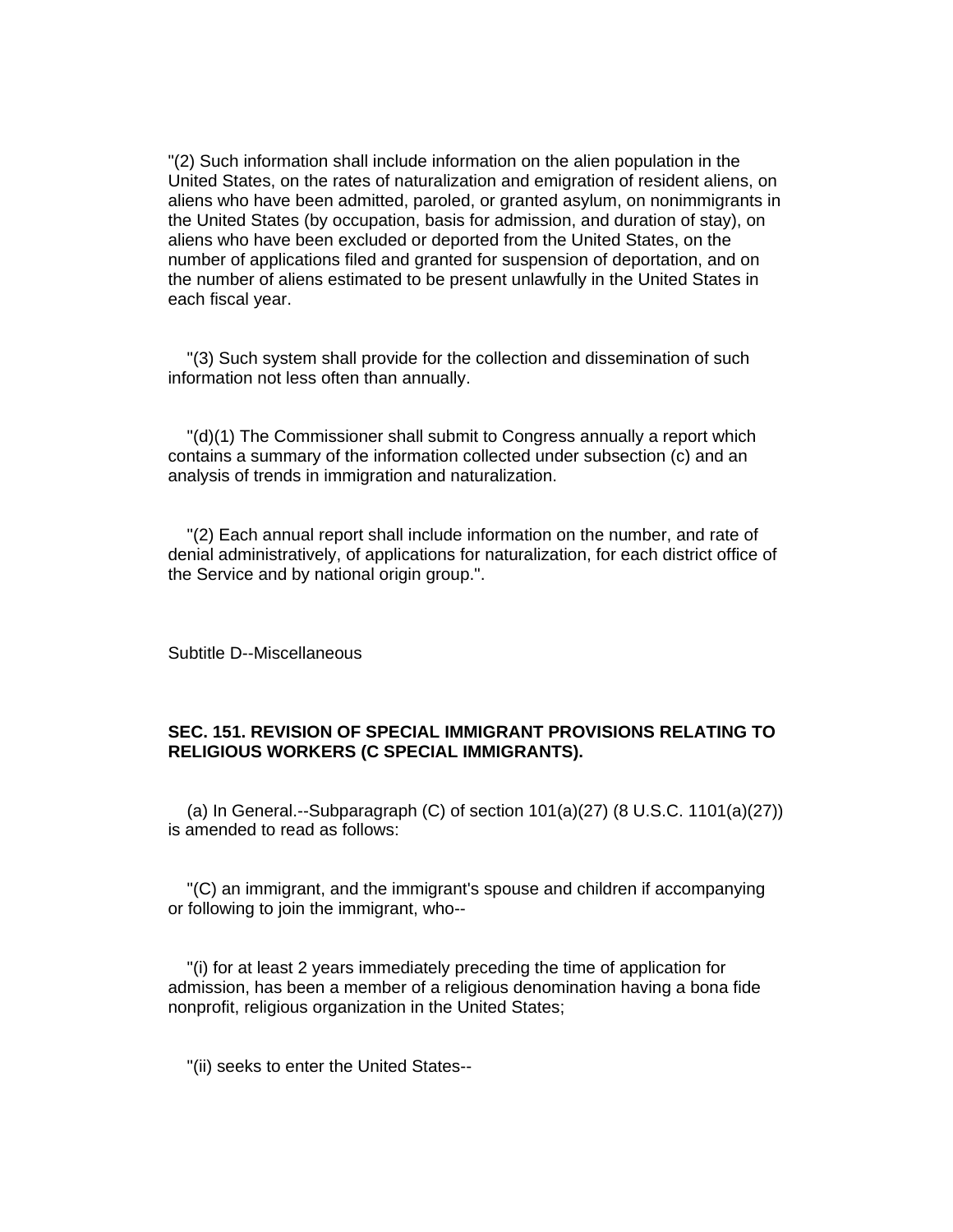"(2) Such information shall include information on the alien population in the United States, on the rates of naturalization and emigration of resident aliens, on aliens who have been admitted, paroled, or granted asylum, on nonimmigrants in the United States (by occupation, basis for admission, and duration of stay), on aliens who have been excluded or deported from the United States, on the number of applications filed and granted for suspension of deportation, and on the number of aliens estimated to be present unlawfully in the United States in each fiscal year.

"(3) Such system shall provide for the collection and dissemination of such information not less often than annually.

"(d)(1) The Commissioner shall submit to Congress annually a report which contains a summary of the information collected under subsection (c) and an analysis of trends in immigration and naturalization.

"(2) Each annual report shall include information on the number, and rate of denial administratively, of applications for naturalization, for each district office of the Service and by national origin group.".

Subtitle D--Miscellaneous

**SEC. 151. REVISION OF SPECIAL IMMIGRANT PROVISIONS RELATING TO RELIGIOUS WORKERS (C SPECIAL IMMIGRANTS).**

(a) In General.--Subparagraph (C) of section 101(a)(27) (8 U.S.C. 1101(a)(27)) is amended to read as follows:

"(C) an immigrant, and the immigrant's spouse and children if accompanying or following to join the immigrant, who--

"(i) for at least 2 years immediately preceding the time of application for admission, has been a member of a religious denomination having a bona fide nonprofit, religious organization in the United States;

"(ii) seeks to enter the United States--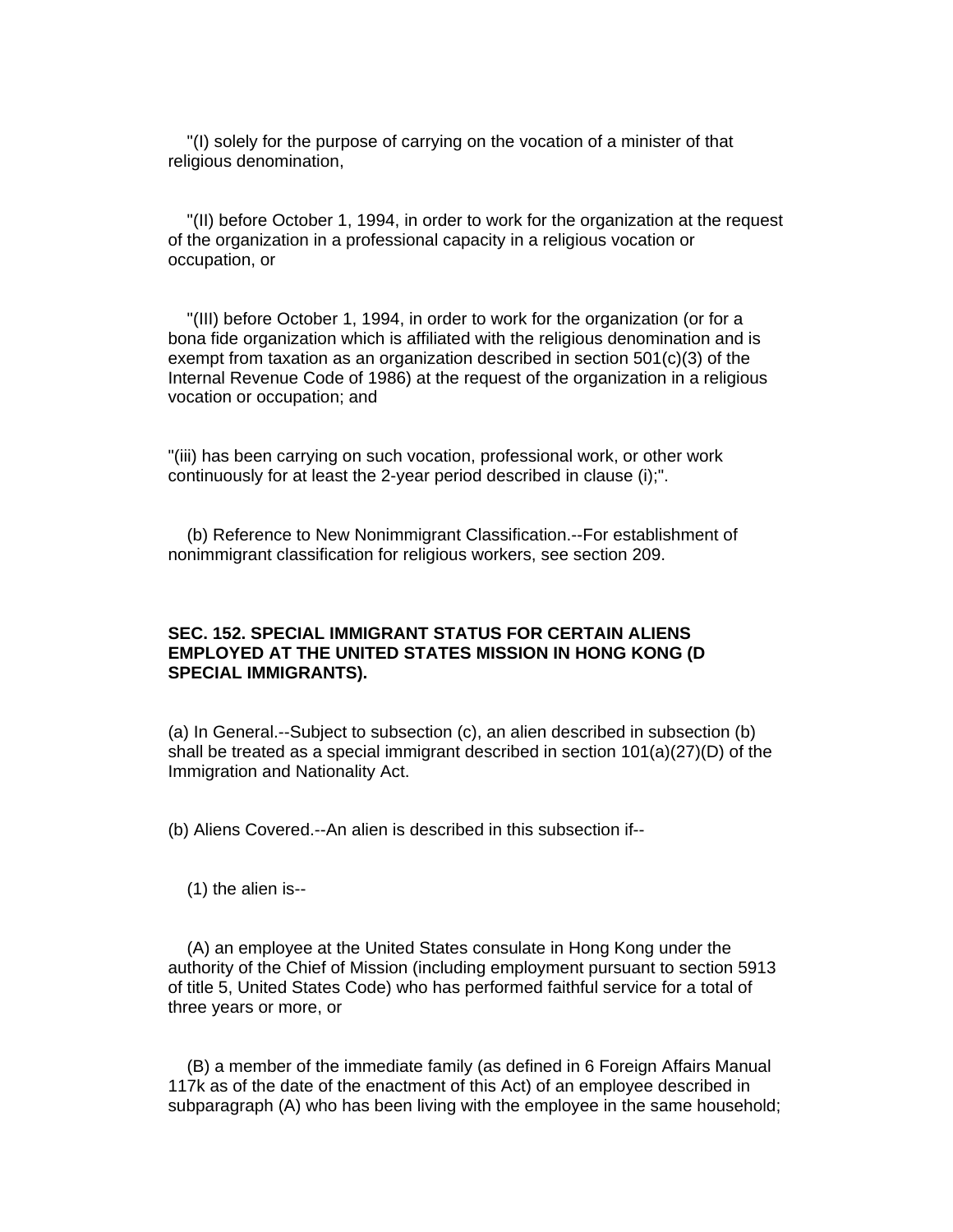"(I) solely for the purpose of carrying on the vocation of a minister of that religious denomination,

"(II) before October 1, 1994, in order to work for the organization at the request of the organization in a professional capacity in a religious vocation or occupation, or

"(III) before October 1, 1994, in order to work for the organization (or for a bona fide organization which is affiliated with the religious denomination and is exempt from taxation as an organization described in section 501(c)(3) of the Internal Revenue Code of 1986) at the request of the organization in a religious vocation or occupation; and

"(iii) has been carrying on such vocation, professional work, or other work continuously for at least the 2-year period described in clause (i);".

(b) Reference to New Nonimmigrant Classification.--For establishment of nonimmigrant classification for religious workers, see section 209.

**SEC. 152. SPECIAL IMMIGRANT STATUS FOR CERTAIN ALIENS EMPLOYED AT THE UNITED STATES MISSION IN HONG KONG (D SPECIAL IMMIGRANTS).**

(a) In General.--Subject to subsection (c), an alien described in subsection (b) shall be treated as a special immigrant described in section 101(a)(27)(D) of the Immigration and Nationality Act.

(b) Aliens Covered.--An alien is described in this subsection if--

(1) the alien is--

(A) an employee at the United States consulate in Hong Kong under the authority of the Chief of Mission (including employment pursuant to section 5913 of title 5, United States Code) who has performed faithful service for a total of three years or more, or

(B) a member of the immediate family (as defined in 6 Foreign Affairs Manual 117k as of the date of the enactment of this Act) of an employee described in subparagraph (A) who has been living with the employee in the same household;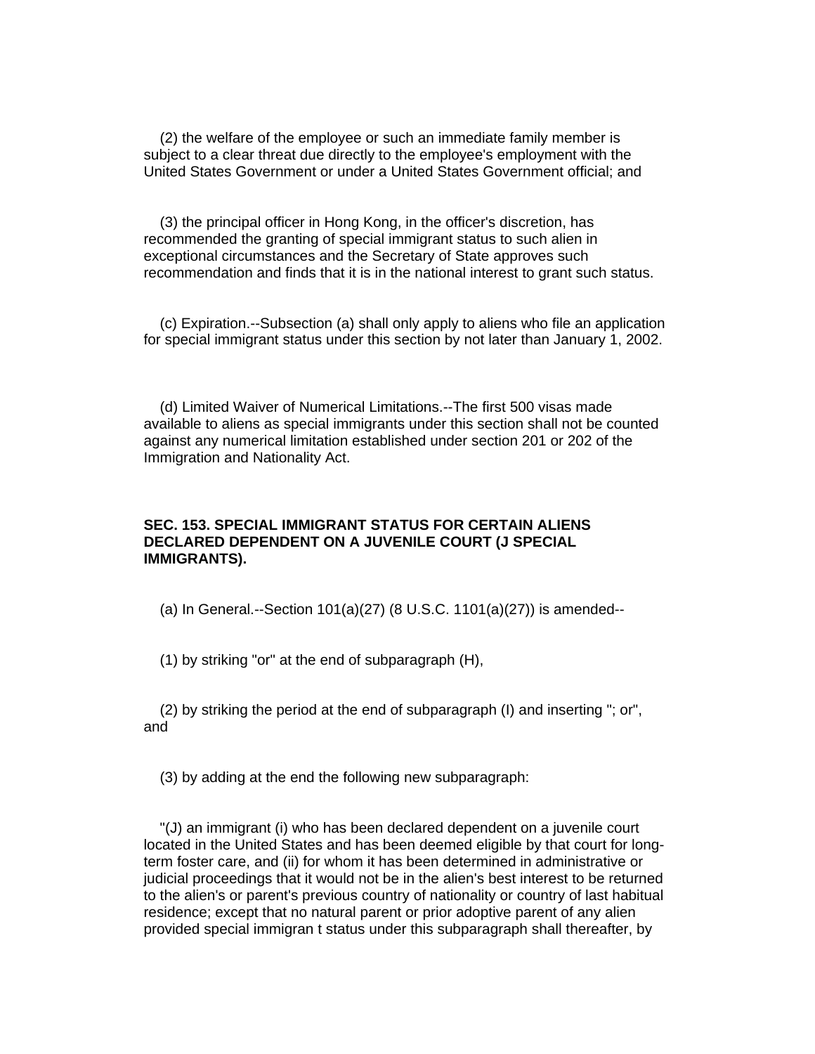(2) the welfare of the employee or such an immediate family member is subject to a clear threat due directly to the employee's employment with the United States Government or under a United States Government official; and

(3) the principal officer in Hong Kong, in the officer's discretion, has recommended the granting of special immigrant status to such alien in exceptional circumstances and the Secretary of State approves such recommendation and finds that it is in the national interest to grant such status.

(c) Expiration.--Subsection (a) shall only apply to aliens who file an application for special immigrant status under this section by not later than January 1, 2002.

(d) Limited Waiver of Numerical Limitations.--The first 500 visas made available to aliens as special immigrants under this section shall not be counted against any numerical limitation established under section 201 or 202 of the Immigration and Nationality Act.

**SEC. 153. SPECIAL IMMIGRANT STATUS FOR CERTAIN ALIENS DECLARED DEPENDENT ON A JUVENILE COURT (J SPECIAL IMMIGRANTS).**

(a) In General.--Section 101(a)(27) (8 U.S.C. 1101(a)(27)) is amended--

(1) by striking "or" at the end of subparagraph (H),

(2) by striking the period at the end of subparagraph (I) and inserting "; or", and

(3) by adding at the end the following new subparagraph:

"(J) an immigrant (i) who has been declared dependent on a juvenile court located in the United States and has been deemed eligible by that court for long-term foster care, and (ii) for whom it has been determined in administrative or judicial proceedings that it would not be in the alien's best interest to be returned to the alien's or parent's previous country of nationality or country of last habitual residence; except that no natural parent or prior adoptive parent of any alien provided special immigran t status under this subparagraph shall thereafter, by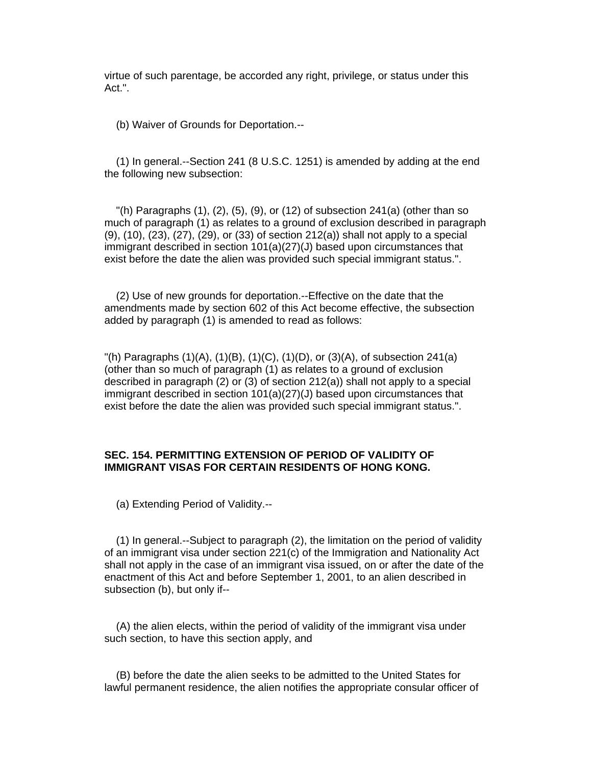virtue of such parentage, be accorded any right, privilege, or status under this Act.".

(b) Waiver of Grounds for Deportation.--

(1) In general.--Section 241 (8 U.S.C. 1251) is amended by adding at the end the following new subsection:

"(h) Paragraphs (1), (2), (5), (9), or (12) of subsection 241(a) (other than so much of paragraph (1) as relates to a ground of exclusion described in paragraph (9), (10), (23), (27), (29), or (33) of section 212(a)) shall not apply to a special immigrant described in section 101(a)(27)(J) based upon circumstances that exist before the date the alien was provided such special immigrant status.".

(2) Use of new grounds for deportation.--Effective on the date that the amendments made by section 602 of this Act become effective, the subsection added by paragraph (1) is amended to read as follows:

"(h) Paragraphs (1)(A), (1)(B), (1)(C), (1)(D), or (3)(A), of subsection 241(a) (other than so much of paragraph (1) as relates to a ground of exclusion described in paragraph (2) or (3) of section 212(a)) shall not apply to a special immigrant described in section 101(a)(27)(J) based upon circumstances that exist before the date the alien was provided such special immigrant status.".

**SEC. 154. PERMITTING EXTENSION OF PERIOD OF VALIDITY OF IMMIGRANT VISAS FOR CERTAIN RESIDENTS OF HONG KONG.**

(a) Extending Period of Validity.--

(1) In general.--Subject to paragraph (2), the limitation on the period of validity of an immigrant visa under section 221(c) of the Immigration and Nationality Act shall not apply in the case of an immigrant visa issued, on or after the date of the enactment of this Act and before September 1, 2001, to an alien described in subsection (b), but only if--

(A) the alien elects, within the period of validity of the immigrant visa under such section, to have this section apply, and

(B) before the date the alien seeks to be admitted to the United States for lawful permanent residence, the alien notifies the appropriate consular officer of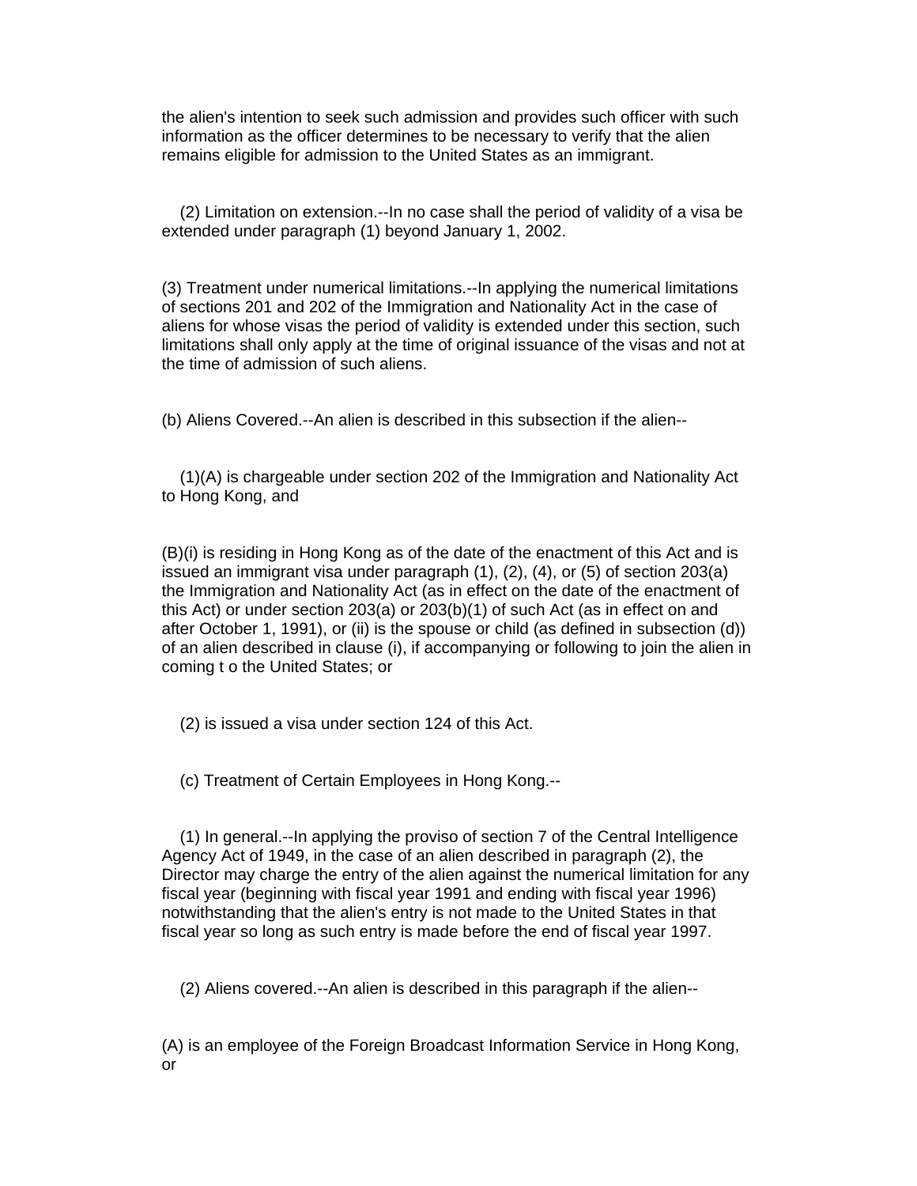the alien's intention to seek such admission and provides such officer with such information as the officer determines to be necessary to verify that the alien remains eligible for admission to the United States as an immigrant.

(2) Limitation on extension.--In no case shall the period of validity of a visa be extended under paragraph (1) beyond January 1, 2002.

(3) Treatment under numerical limitations.--In applying the numerical limitations of sections 201 and 202 of the Immigration and Nationality Act in the case of aliens for whose visas the period of validity is extended under this section, such limitations shall only apply at the time of original issuance of the visas and not at the time of admission of such aliens.

(b) Aliens Covered.--An alien is described in this subsection if the alien--

(1)(A) is chargeable under section 202 of the Immigration and Nationality Act to Hong Kong, and

(B)(i) is residing in Hong Kong as of the date of the enactment of this Act and is issued an immigrant visa under paragraph (1), (2), (4), or (5) of section 203(a) the Immigration and Nationality Act (as in effect on the date of the enactment of this Act) or under section 203(a) or 203(b)(1) of such Act (as in effect on and after October 1, 1991), or (ii) is the spouse or child (as defined in subsection (d)) of an alien described in clause (i), if accompanying or following to join the alien in coming t o the United States; or

(2) is issued a visa under section 124 of this Act.

(c) Treatment of Certain Employees in Hong Kong.--

(1) In general.--In applying the proviso of section 7 of the Central Intelligence Agency Act of 1949, in the case of an alien described in paragraph (2), the Director may charge the entry of the alien against the numerical limitation for any fiscal year (beginning with fiscal year 1991 and ending with fiscal year 1996) notwithstanding that the alien's entry is not made to the United States in that fiscal year so long as such entry is made before the end of fiscal year 1997.

(2) Aliens covered.--An alien is described in this paragraph if the alien--

(A) is an employee of the Foreign Broadcast Information Service in Hong Kong, or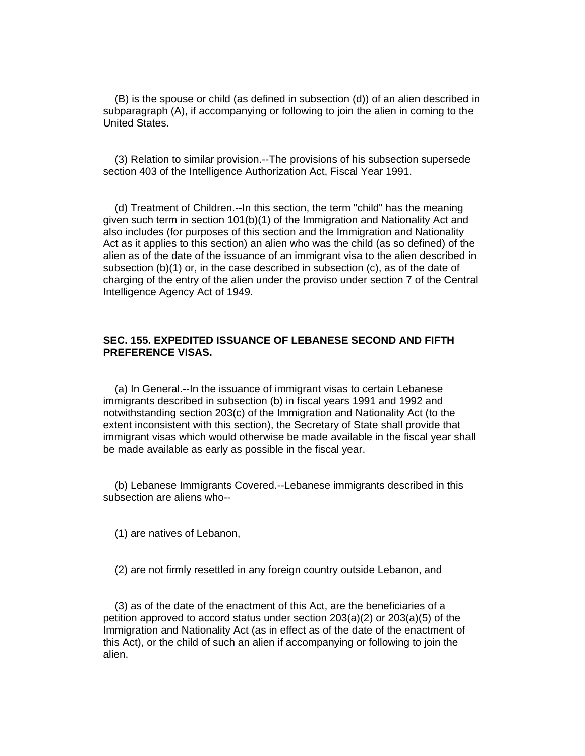(B) is the spouse or child (as defined in subsection (d)) of an alien described in subparagraph (A), if accompanying or following to join the alien in coming to the United States.

(3) Relation to similar provision.--The provisions of his subsection supersede section 403 of the Intelligence Authorization Act, Fiscal Year 1991.

(d) Treatment of Children.--In this section, the term "child" has the meaning given such term in section 101(b)(1) of the Immigration and Nationality Act and also includes (for purposes of this section and the Immigration and Nationality Act as it applies to this section) an alien who was the child (as so defined) of the alien as of the date of the issuance of an immigrant visa to the alien described in subsection (b)(1) or, in the case described in subsection (c), as of the date of charging of the entry of the alien under the proviso under section 7 of the Central Intelligence Agency Act of 1949.

**SEC. 155. EXPEDITED ISSUANCE OF LEBANESE SECOND AND FIFTH PREFERENCE VISAS.**

(a) In General.--In the issuance of immigrant visas to certain Lebanese immigrants described in subsection (b) in fiscal years 1991 and 1992 and notwithstanding section 203(c) of the Immigration and Nationality Act (to the extent inconsistent with this section), the Secretary of State shall provide that immigrant visas which would otherwise be made available in the fiscal year shall be made available as early as possible in the fiscal year.

(b) Lebanese Immigrants Covered.--Lebanese immigrants described in this subsection are aliens who--

(1) are natives of Lebanon,

(2) are not firmly resettled in any foreign country outside Lebanon, and

(3) as of the date of the enactment of this Act, are the beneficiaries of a petition approved to accord status under section 203(a)(2) or 203(a)(5) of the Immigration and Nationality Act (as in effect as of the date of the enactment of this Act), or the child of such an alien if accompanying or following to join the alien.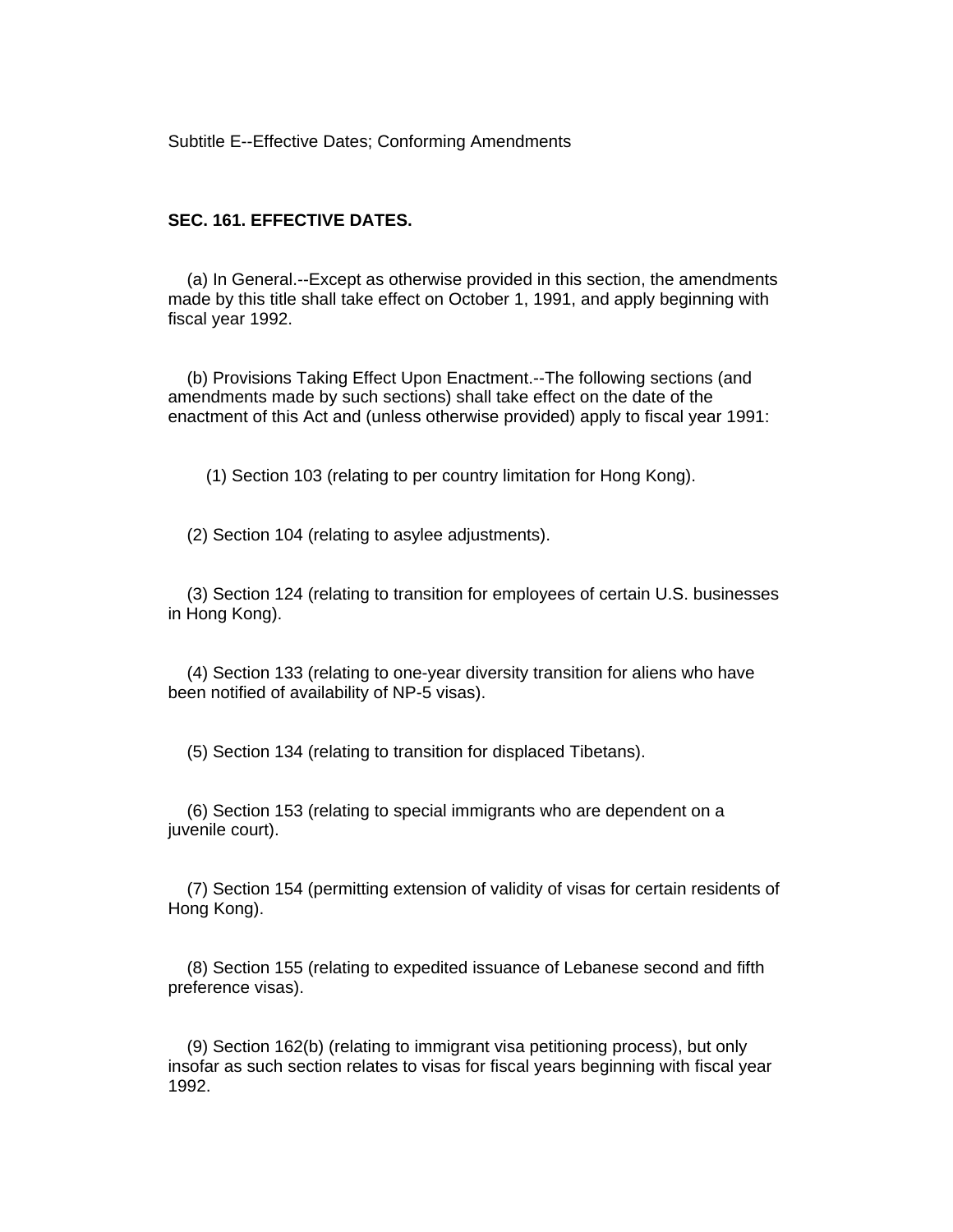Subtitle E--Effective Dates; Conforming Amendments

**SEC. 161. EFFECTIVE DATES.**

(a) In General.--Except as otherwise provided in this section, the amendments made by this title shall take effect on October 1, 1991, and apply beginning with fiscal year 1992.

(b) Provisions Taking Effect Upon Enactment.--The following sections (and amendments made by such sections) shall take effect on the date of the enactment of this Act and (unless otherwise provided) apply to fiscal year 1991:

(1) Section 103 (relating to per country limitation for Hong Kong).

(2) Section 104 (relating to asylee adjustments).

(3) Section 124 (relating to transition for employees of certain U.S. businesses in Hong Kong).

(4) Section 133 (relating to one-year diversity transition for aliens who have been notified of availability of NP-5 visas).

(5) Section 134 (relating to transition for displaced Tibetans).

(6) Section 153 (relating to special immigrants who are dependent on a juvenile court).

(7) Section 154 (permitting extension of validity of visas for certain residents of Hong Kong).

(8) Section 155 (relating to expedited issuance of Lebanese second and fifth preference visas).

(9) Section 162(b) (relating to immigrant visa petitioning process), but only insofar as such section relates to visas for fiscal years beginning with fiscal year 1992.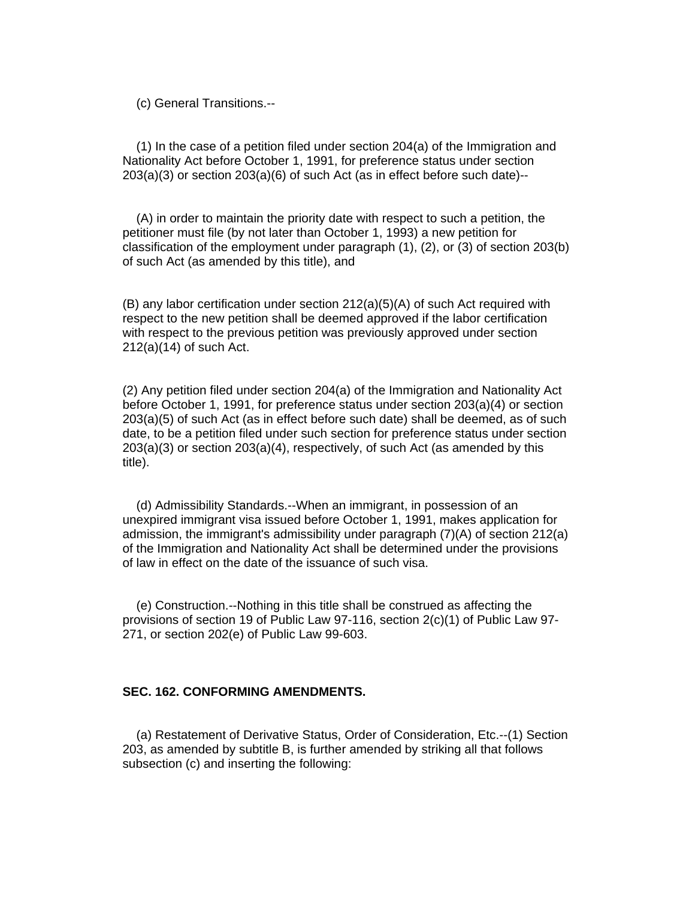(c) General Transitions.--

(1) In the case of a petition filed under section 204(a) of the Immigration and Nationality Act before October 1, 1991, for preference status under section 203(a)(3) or section 203(a)(6) of such Act (as in effect before such date)--

(A) in order to maintain the priority date with respect to such a petition, the petitioner must file (by not later than October 1, 1993) a new petition for classification of the employment under paragraph (1), (2), or (3) of section 203(b) of such Act (as amended by this title), and

(B) any labor certification under section 212(a)(5)(A) of such Act required with respect to the new petition shall be deemed approved if the labor certification with respect to the previous petition was previously approved under section 212(a)(14) of such Act.

(2) Any petition filed under section 204(a) of the Immigration and Nationality Act before October 1, 1991, for preference status under section 203(a)(4) or section 203(a)(5) of such Act (as in effect before such date) shall be deemed, as of such date, to be a petition filed under such section for preference status under section 203(a)(3) or section 203(a)(4), respectively, of such Act (as amended by this title).

(d) Admissibility Standards.--When an immigrant, in possession of an unexpired immigrant visa issued before October 1, 1991, makes application for admission, the immigrant's admissibility under paragraph (7)(A) of section 212(a) of the Immigration and Nationality Act shall be determined under the provisions of law in effect on the date of the issuance of such visa.

(e) Construction.--Nothing in this title shall be construed as affecting the provisions of section 19 of Public Law 97-116, section 2(c)(1) of Public Law 97-271, or section 202(e) of Public Law 99-603.

**SEC. 162. CONFORMING AMENDMENTS.**

(a) Restatement of Derivative Status, Order of Consideration, Etc.--(1) Section 203, as amended by subtitle B, is further amended by striking all that follows subsection (c) and inserting the following: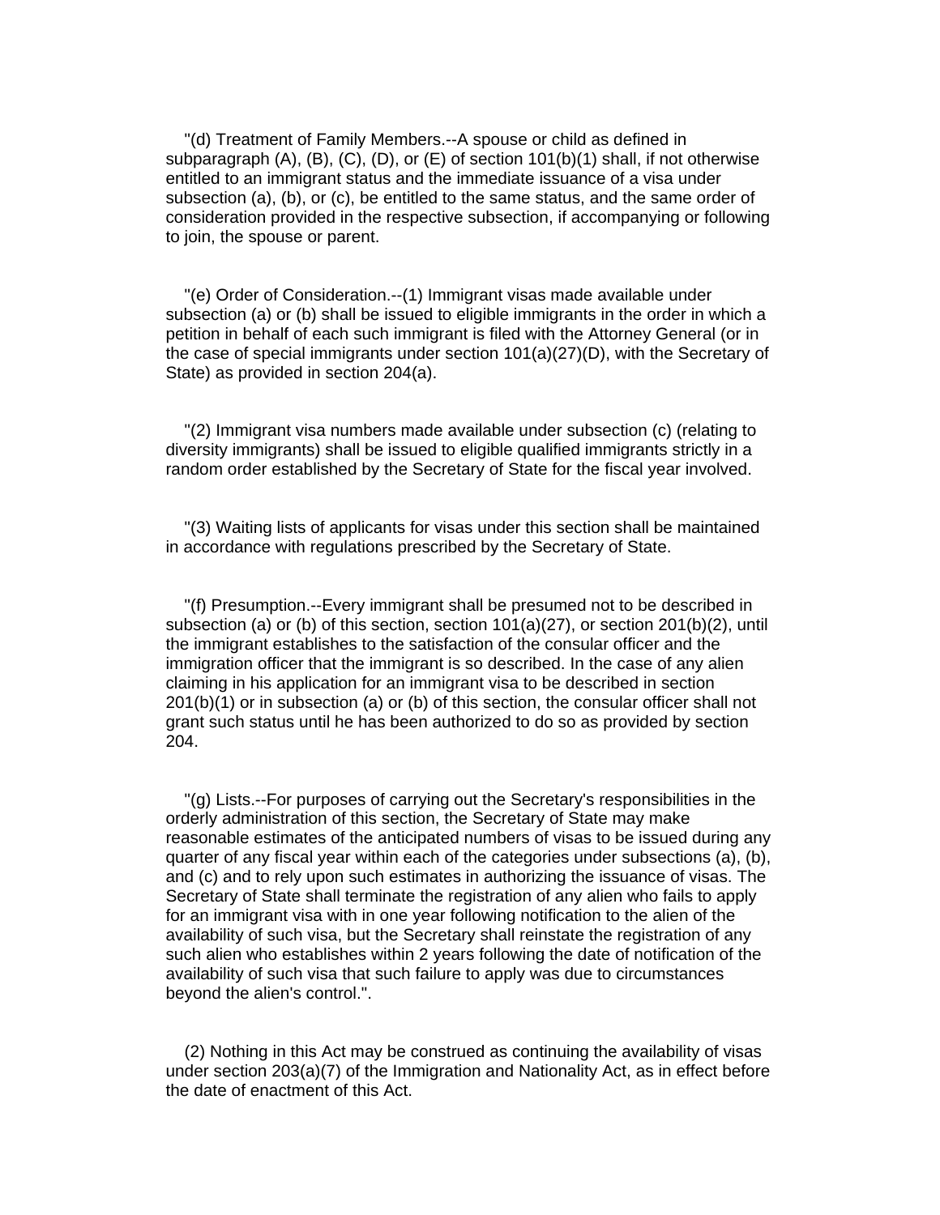"(d) Treatment of Family Members.--A spouse or child as defined in subparagraph (A), (B), (C), (D), or (E) of section 101(b)(1) shall, if not otherwise entitled to an immigrant status and the immediate issuance of a visa under subsection (a), (b), or (c), be entitled to the same status, and the same order of consideration provided in the respective subsection, if accompanying or following to join, the spouse or parent.

"(e) Order of Consideration.--(1) Immigrant visas made available under subsection (a) or (b) shall be issued to eligible immigrants in the order in which a petition in behalf of each such immigrant is filed with the Attorney General (or in the case of special immigrants under section 101(a)(27)(D), with the Secretary of State) as provided in section 204(a).

"(2) Immigrant visa numbers made available under subsection (c) (relating to diversity immigrants) shall be issued to eligible qualified immigrants strictly in a random order established by the Secretary of State for the fiscal year involved.

"(3) Waiting lists of applicants for visas under this section shall be maintained in accordance with regulations prescribed by the Secretary of State.

"(f) Presumption.--Every immigrant shall be presumed not to be described in subsection (a) or (b) of this section, section 101(a)(27), or section 201(b)(2), until the immigrant establishes to the satisfaction of the consular officer and the immigration officer that the immigrant is so described. In the case of any alien claiming in his application for an immigrant visa to be described in section 201(b)(1) or in subsection (a) or (b) of this section, the consular officer shall not grant such status until he has been authorized to do so as provided by section 204.

"(g) Lists.--For purposes of carrying out the Secretary's responsibilities in the orderly administration of this section, the Secretary of State may make reasonable estimates of the anticipated numbers of visas to be issued during any quarter of any fiscal year within each of the categories under subsections (a), (b), and (c) and to rely upon such estimates in authorizing the issuance of visas. The Secretary of State shall terminate the registration of any alien who fails to apply for an immigrant visa with in one year following notification to the alien of the availability of such visa, but the Secretary shall reinstate the registration of any such alien who establishes within 2 years following the date of notification of the availability of such visa that such failure to apply was due to circumstances beyond the alien's control.".

(2) Nothing in this Act may be construed as continuing the availability of visas under section 203(a)(7) of the Immigration and Nationality Act, as in effect before the date of enactment of this Act.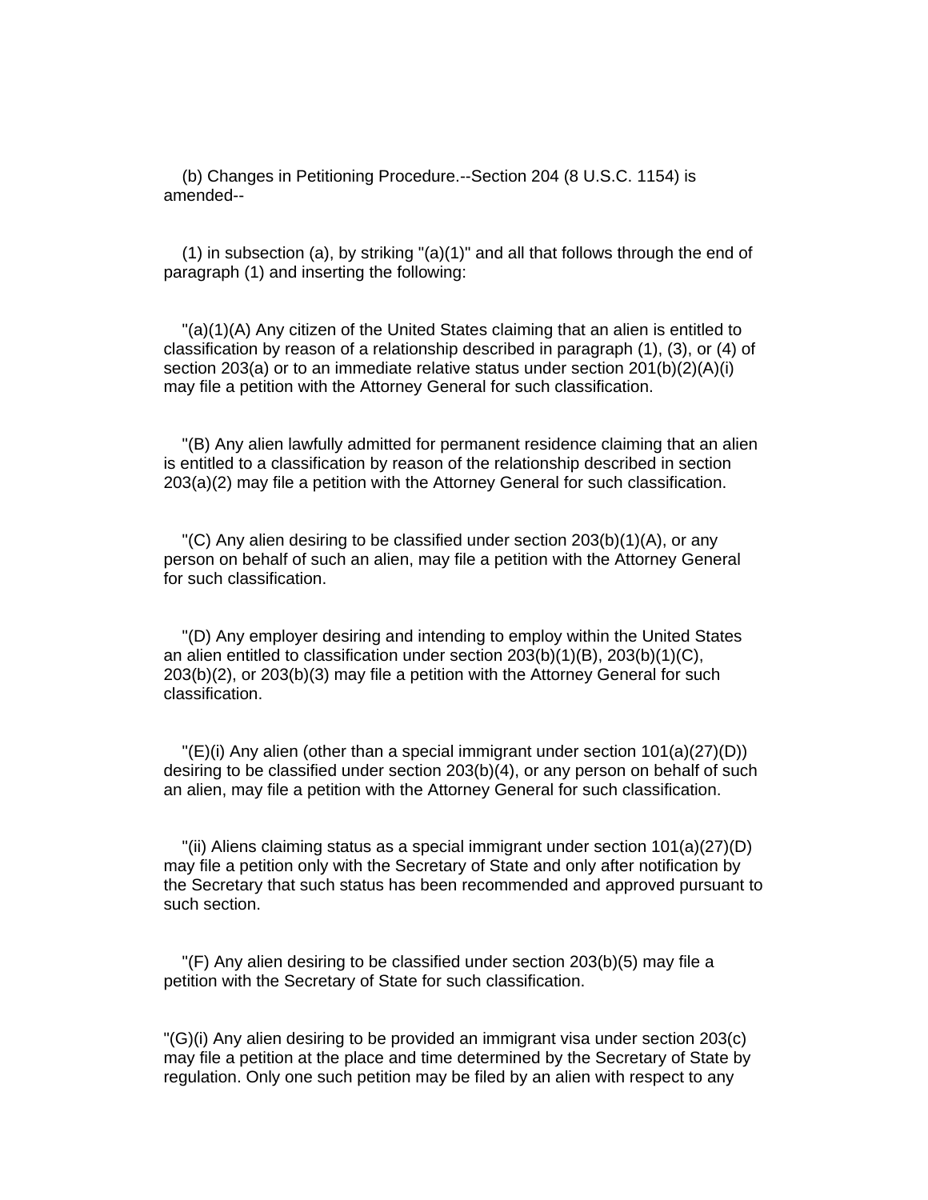(b) Changes in Petitioning Procedure.--Section 204 (8 U.S.C. 1154) is amended--

(1) in subsection (a), by striking "(a)(1)" and all that follows through the end of paragraph (1) and inserting the following:

"(a)(1)(A) Any citizen of the United States claiming that an alien is entitled to classification by reason of a relationship described in paragraph (1), (3), or (4) of section 203(a) or to an immediate relative status under section 201(b)(2)(A)(i) may file a petition with the Attorney General for such classification.

"(B) Any alien lawfully admitted for permanent residence claiming that an alien is entitled to a classification by reason of the relationship described in section 203(a)(2) may file a petition with the Attorney General for such classification.

"(C) Any alien desiring to be classified under section 203(b)(1)(A), or any person on behalf of such an alien, may file a petition with the Attorney General for such classification.

"(D) Any employer desiring and intending to employ within the United States an alien entitled to classification under section 203(b)(1)(B), 203(b)(1)(C), 203(b)(2), or 203(b)(3) may file a petition with the Attorney General for such classification.

"(E)(i) Any alien (other than a special immigrant under section 101(a)(27)(D)) desiring to be classified under section 203(b)(4), or any person on behalf of such an alien, may file a petition with the Attorney General for such classification.

"(ii) Aliens claiming status as a special immigrant under section 101(a)(27)(D) may file a petition only with the Secretary of State and only after notification by the Secretary that such status has been recommended and approved pursuant to such section.

"(F) Any alien desiring to be classified under section 203(b)(5) may file a petition with the Secretary of State for such classification.

"(G)(i) Any alien desiring to be provided an immigrant visa under section 203(c) may file a petition at the place and time determined by the Secretary of State by regulation. Only one such petition may be filed by an alien with respect to any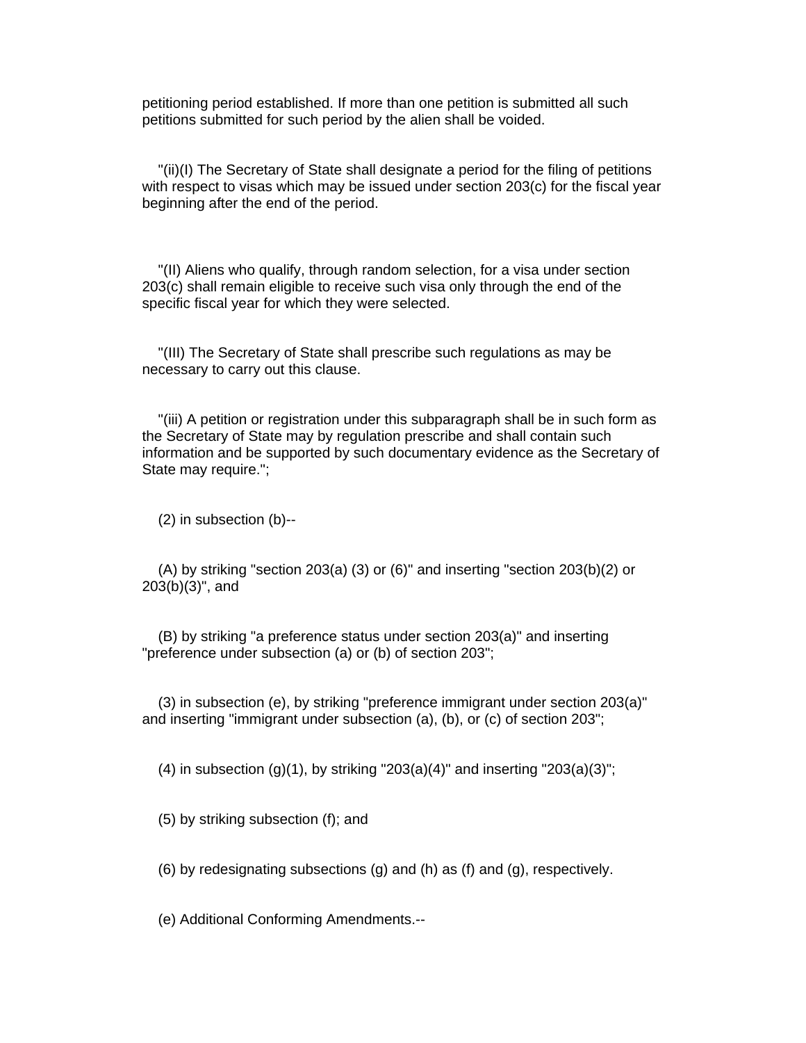petitioning period established. If more than one petition is submitted all such petitions submitted for such period by the alien shall be voided.

"(ii)(I) The Secretary of State shall designate a period for the filing of petitions with respect to visas which may be issued under section 203(c) for the fiscal year beginning after the end of the period.

"(II) Aliens who qualify, through random selection, for a visa under section 203(c) shall remain eligible to receive such visa only through the end of the specific fiscal year for which they were selected.

"(III) The Secretary of State shall prescribe such regulations as may be necessary to carry out this clause.

"(iii) A petition or registration under this subparagraph shall be in such form as the Secretary of State may by regulation prescribe and shall contain such information and be supported by such documentary evidence as the Secretary of State may require.";

(2) in subsection (b)--

(A) by striking "section 203(a) (3) or (6)" and inserting "section 203(b)(2) or 203(b)(3)", and

(B) by striking "a preference status under section 203(a)" and inserting "preference under subsection (a) or (b) of section 203";

(3) in subsection (e), by striking "preference immigrant under section 203(a)" and inserting "immigrant under subsection (a), (b), or (c) of section 203";

(4) in subsection (g)(1), by striking "203(a)(4)" and inserting "203(a)(3)";

(5) by striking subsection (f); and

(6) by redesignating subsections (g) and (h) as (f) and (g), respectively.

(e) Additional Conforming Amendments.--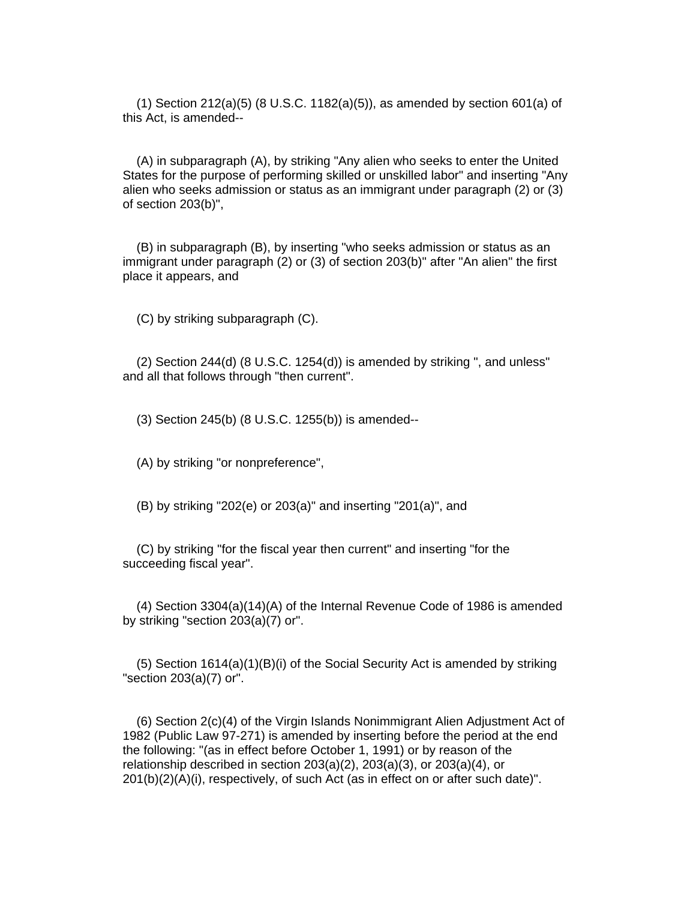(1) Section 212(a)(5) (8 U.S.C. 1182(a)(5)), as amended by section 601(a) of this Act, is amended--

(A) in subparagraph (A), by striking "Any alien who seeks to enter the United States for the purpose of performing skilled or unskilled labor" and inserting "Any alien who seeks admission or status as an immigrant under paragraph (2) or (3) of section 203(b)",

(B) in subparagraph (B), by inserting "who seeks admission or status as an immigrant under paragraph (2) or (3) of section 203(b)" after "An alien" the first place it appears, and

(C) by striking subparagraph (C).

(2) Section 244(d) (8 U.S.C. 1254(d)) is amended by striking ", and unless" and all that follows through "then current".

(3) Section 245(b) (8 U.S.C. 1255(b)) is amended--

(A) by striking "or nonpreference",

(B) by striking "202(e) or 203(a)" and inserting "201(a)", and

(C) by striking "for the fiscal year then current" and inserting "for the succeeding fiscal year".

(4) Section 3304(a)(14)(A) of the Internal Revenue Code of 1986 is amended by striking "section 203(a)(7) or".

(5) Section 1614(a)(1)(B)(i) of the Social Security Act is amended by striking "section 203(a)(7) or".

(6) Section 2(c)(4) of the Virgin Islands Nonimmigrant Alien Adjustment Act of 1982 (Public Law 97-271) is amended by inserting before the period at the end the following: "(as in effect before October 1, 1991) or by reason of the relationship described in section 203(a)(2), 203(a)(3), or 203(a)(4), or 201(b)(2)(A)(i), respectively, of such Act (as in effect on or after such date)".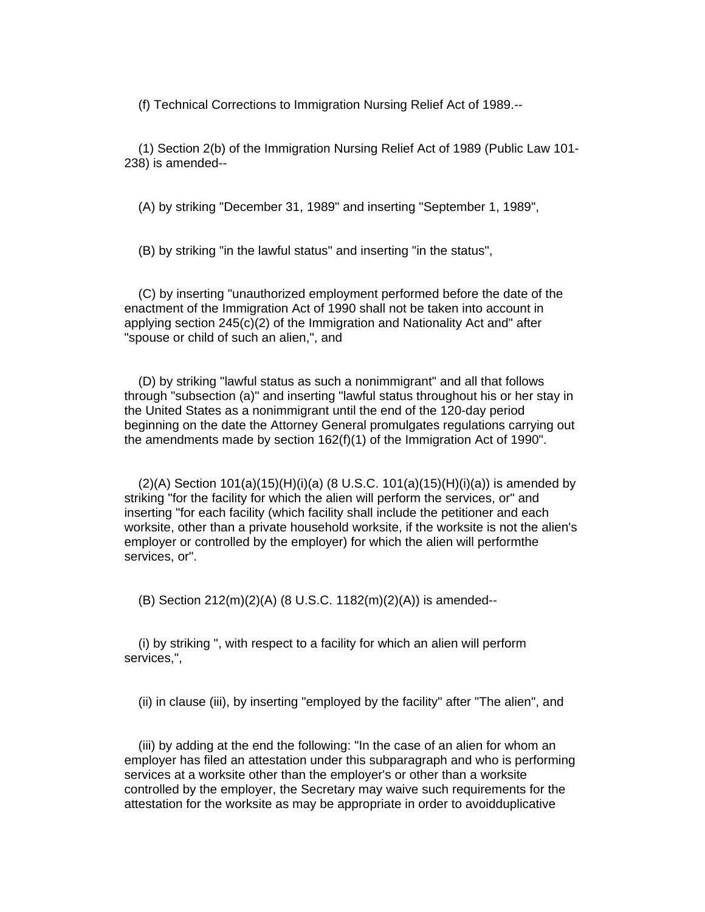(f) Technical Corrections to Immigration Nursing Relief Act of 1989.--

(1) Section 2(b) of the Immigration Nursing Relief Act of 1989 (Public Law 101-238) is amended--

(A) by striking "December 31, 1989" and inserting "September 1, 1989",

(B) by striking "in the lawful status" and inserting "in the status",

(C) by inserting "unauthorized employment performed before the date of the enactment of the Immigration Act of 1990 shall not be taken into account in applying section 245(c)(2) of the Immigration and Nationality Act and" after "spouse or child of such an alien,", and

(D) by striking "lawful status as such a nonimmigrant" and all that follows through "subsection (a)" and inserting "lawful status throughout his or her stay in the United States as a nonimmigrant until the end of the 120-day period beginning on the date the Attorney General promulgates regulations carrying out the amendments made by section 162(f)(1) of the Immigration Act of 1990".

(2)(A) Section 101(a)(15)(H)(i)(a) (8 U.S.C. 101(a)(15)(H)(i)(a)) is amended by striking "for the facility for which the alien will perform the services, or" and inserting "for each facility (which facility shall include the petitioner and each worksite, other than a private household worksite, if the worksite is not the alien's employer or controlled by the employer) for which the alien will performthe services, or".

(B) Section 212(m)(2)(A) (8 U.S.C. 1182(m)(2)(A)) is amended--

(i) by striking ", with respect to a facility for which an alien will perform services,",

(ii) in clause (iii), by inserting "employed by the facility" after "The alien", and

(iii) by adding at the end the following: "In the case of an alien for whom an employer has filed an attestation under this subparagraph and who is performing services at a worksite other than the employer's or other than a worksite controlled by the employer, the Secretary may waive such requirements for the attestation for the worksite as may be appropriate in order to avoidduplicative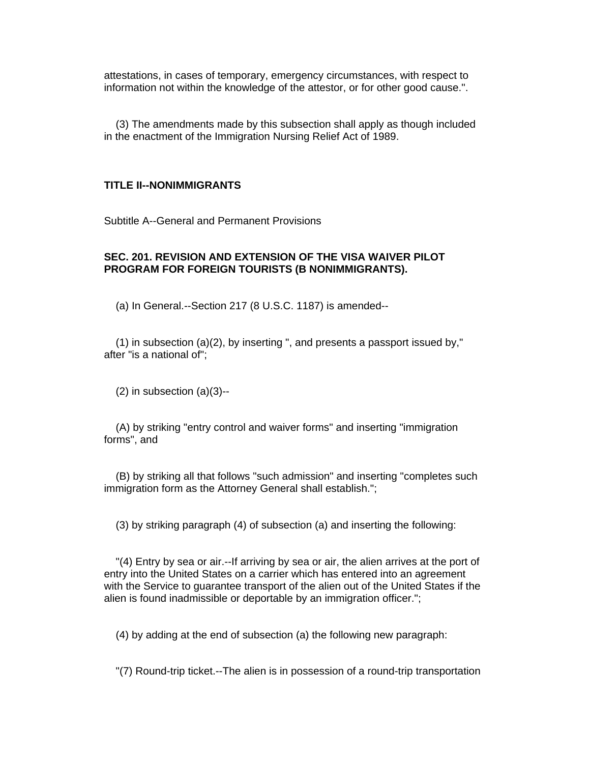attestations, in cases of temporary, emergency circumstances, with respect to information not within the knowledge of the attestor, or for other good cause.".

(3) The amendments made by this subsection shall apply as though included in the enactment of the Immigration Nursing Relief Act of 1989.

## TITLE II--NONIMMIGRANTS

Subtitle A--General and Permanent Provisions

### SEC. 201. REVISION AND EXTENSION OF THE VISA WAIVER PILOT PROGRAM FOR FOREIGN TOURISTS (B NONIMMIGRANTS).

(a) In General.--Section 217 (8 U.S.C. 1187) is amended--

(1) in subsection (a)(2), by inserting ", and presents a passport issued by," after "is a national of";

(2) in subsection (a)(3)--

(A) by striking "entry control and waiver forms" and inserting "immigration forms", and

(B) by striking all that follows "such admission" and inserting "completes such immigration form as the Attorney General shall establish.";

(3) by striking paragraph (4) of subsection (a) and inserting the following:

"(4) Entry by sea or air.--If arriving by sea or air, the alien arrives at the port of entry into the United States on a carrier which has entered into an agreement with the Service to guarantee transport of the alien out of the United States if the alien is found inadmissible or deportable by an immigration officer.";

(4) by adding at the end of subsection (a) the following new paragraph:

"(7) Round-trip ticket.--The alien is in possession of a round-trip transportation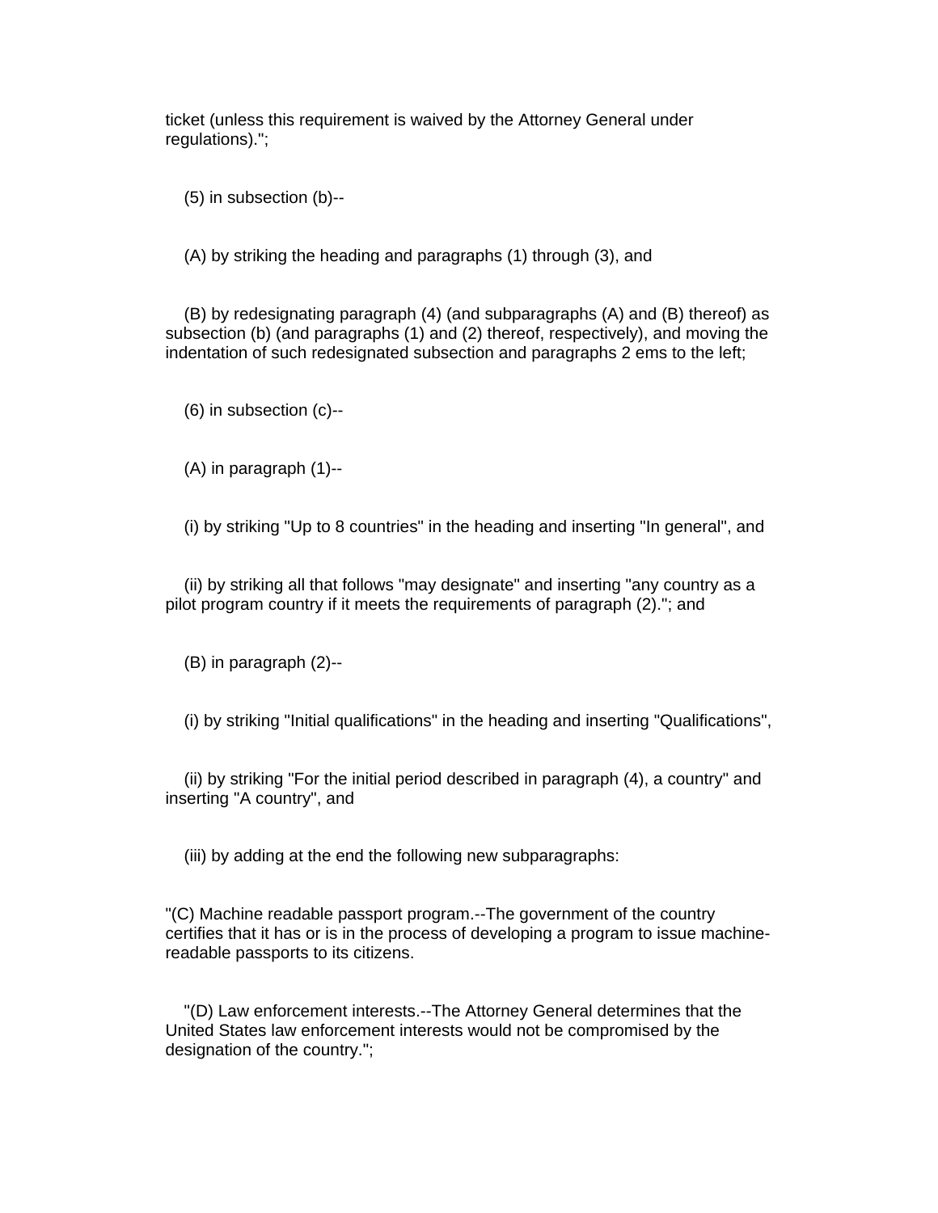ticket (unless this requirement is waived by the Attorney General under regulations).";

(5) in subsection (b)--

(A) by striking the heading and paragraphs (1) through (3), and

(B) by redesignating paragraph (4) (and subparagraphs (A) and (B) thereof) as subsection (b) (and paragraphs (1) and (2) thereof, respectively), and moving the indentation of such redesignated subsection and paragraphs 2 ems to the left;

(6) in subsection (c)--

(A) in paragraph (1)--

(i) by striking "Up to 8 countries" in the heading and inserting "In general", and

(ii) by striking all that follows "may designate" and inserting "any country as a pilot program country if it meets the requirements of paragraph (2)."; and

(B) in paragraph (2)--

(i) by striking "Initial qualifications" in the heading and inserting "Qualifications",

(ii) by striking "For the initial period described in paragraph (4), a country" and inserting "A country", and

(iii) by adding at the end the following new subparagraphs:

"(C) Machine readable passport program.--The government of the country certifies that it has or is in the process of developing a program to issue machine-readable passports to its citizens.

"(D) Law enforcement interests.--The Attorney General determines that the United States law enforcement interests would not be compromised by the designation of the country.";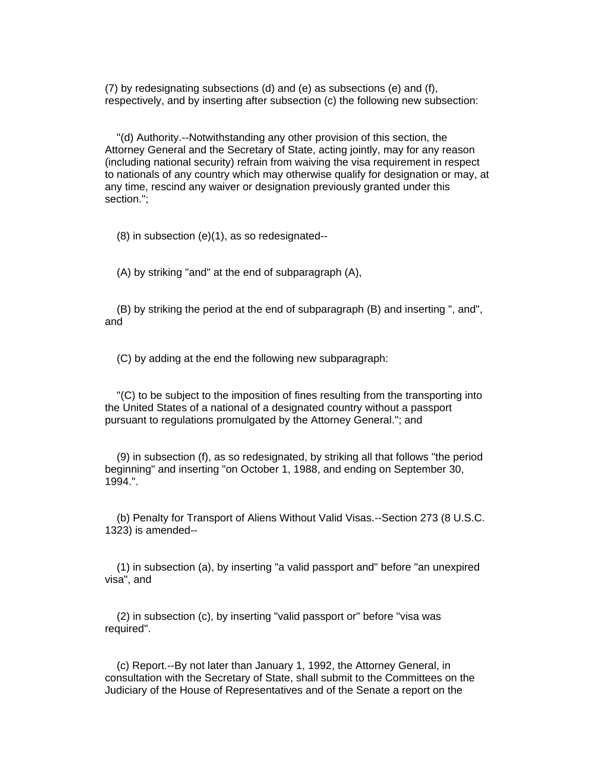(7) by redesignating subsections (d) and (e) as subsections (e) and (f), respectively, and by inserting after subsection (c) the following new subsection:

"(d) Authority.--Notwithstanding any other provision of this section, the Attorney General and the Secretary of State, acting jointly, may for any reason (including national security) refrain from waiving the visa requirement in respect to nationals of any country which may otherwise qualify for designation or may, at any time, rescind any waiver or designation previously granted under this section.";

(8) in subsection (e)(1), as so redesignated--

(A) by striking "and" at the end of subparagraph (A),

(B) by striking the period at the end of subparagraph (B) and inserting ", and", and

(C) by adding at the end the following new subparagraph:

"(C) to be subject to the imposition of fines resulting from the transporting into the United States of a national of a designated country without a passport pursuant to regulations promulgated by the Attorney General."; and

(9) in subsection (f), as so redesignated, by striking all that follows "the period beginning" and inserting "on October 1, 1988, and ending on September 30, 1994.".

(b) Penalty for Transport of Aliens Without Valid Visas.--Section 273 (8 U.S.C. 1323) is amended--

(1) in subsection (a), by inserting "a valid passport and" before "an unexpired visa", and

(2) in subsection (c), by inserting "valid passport or" before "visa was required".

(c) Report.--By not later than January 1, 1992, the Attorney General, in consultation with the Secretary of State, shall submit to the Committees on the Judiciary of the House of Representatives and of the Senate a report on the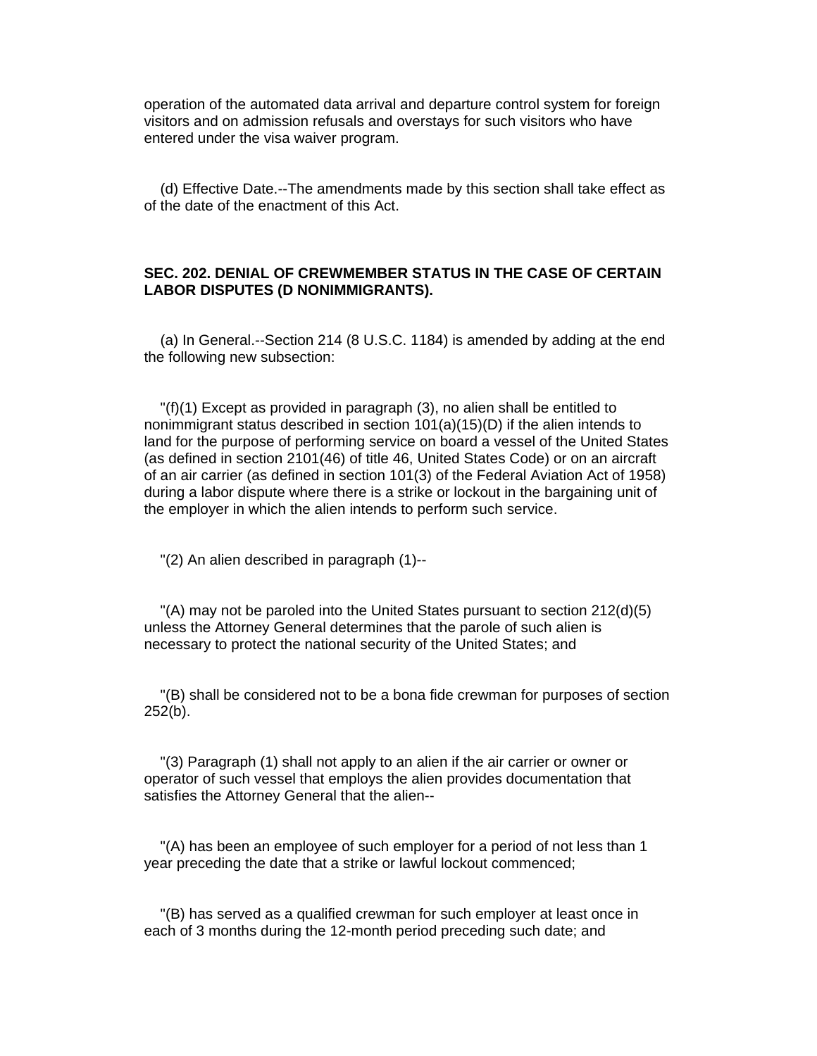operation of the automated data arrival and departure control system for foreign visitors and on admission refusals and overstays for such visitors who have entered under the visa waiver program.

(d) Effective Date.--The amendments made by this section shall take effect as of the date of the enactment of this Act.

**SEC. 202. DENIAL OF CREWMEMBER STATUS IN THE CASE OF CERTAIN LABOR DISPUTES (D NONIMMIGRANTS).**

(a) In General.--Section 214 (8 U.S.C. 1184) is amended by adding at the end the following new subsection:

"(f)(1) Except as provided in paragraph (3), no alien shall be entitled to nonimmigrant status described in section 101(a)(15)(D) if the alien intends to land for the purpose of performing service on board a vessel of the United States (as defined in section 2101(46) of title 46, United States Code) or on an aircraft of an air carrier (as defined in section 101(3) of the Federal Aviation Act of 1958) during a labor dispute where there is a strike or lockout in the bargaining unit of the employer in which the alien intends to perform such service.

"(2) An alien described in paragraph (1)--

"(A) may not be paroled into the United States pursuant to section 212(d)(5) unless the Attorney General determines that the parole of such alien is necessary to protect the national security of the United States; and

"(B) shall be considered not to be a bona fide crewman for purposes of section 252(b).

"(3) Paragraph (1) shall not apply to an alien if the air carrier or owner or operator of such vessel that employs the alien provides documentation that satisfies the Attorney General that the alien--

"(A) has been an employee of such employer for a period of not less than 1 year preceding the date that a strike or lawful lockout commenced;

"(B) has served as a qualified crewman for such employer at least once in each of 3 months during the 12-month period preceding such date; and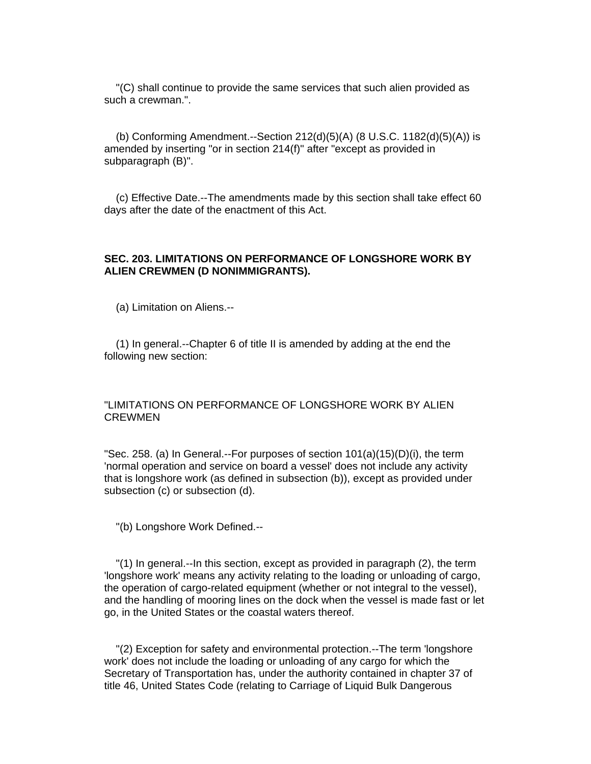"(C) shall continue to provide the same services that such alien provided as such a crewman.".

(b) Conforming Amendment.--Section 212(d)(5)(A) (8 U.S.C. 1182(d)(5)(A)) is amended by inserting "or in section 214(f)" after "except as provided in subparagraph (B)".

(c) Effective Date.--The amendments made by this section shall take effect 60 days after the date of the enactment of this Act.

**SEC. 203. LIMITATIONS ON PERFORMANCE OF LONGSHORE WORK BY ALIEN CREWMEN (D NONIMMIGRANTS).**

(a) Limitation on Aliens.--

(1) In general.--Chapter 6 of title II is amended by adding at the end the following new section:

"LIMITATIONS ON PERFORMANCE OF LONGSHORE WORK BY ALIEN CREWMEN

"Sec. 258. (a) In General.--For purposes of section 101(a)(15)(D)(i), the term 'normal operation and service on board a vessel' does not include any activity that is longshore work (as defined in subsection (b)), except as provided under subsection (c) or subsection (d).

"(b) Longshore Work Defined.--

"(1) In general.--In this section, except as provided in paragraph (2), the term 'longshore work' means any activity relating to the loading or unloading of cargo, the operation of cargo-related equipment (whether or not integral to the vessel), and the handling of mooring lines on the dock when the vessel is made fast or let go, in the United States or the coastal waters thereof.

"(2) Exception for safety and environmental protection.--The term 'longshore work' does not include the loading or unloading of any cargo for which the Secretary of Transportation has, under the authority contained in chapter 37 of title 46, United States Code (relating to Carriage of Liquid Bulk Dangerous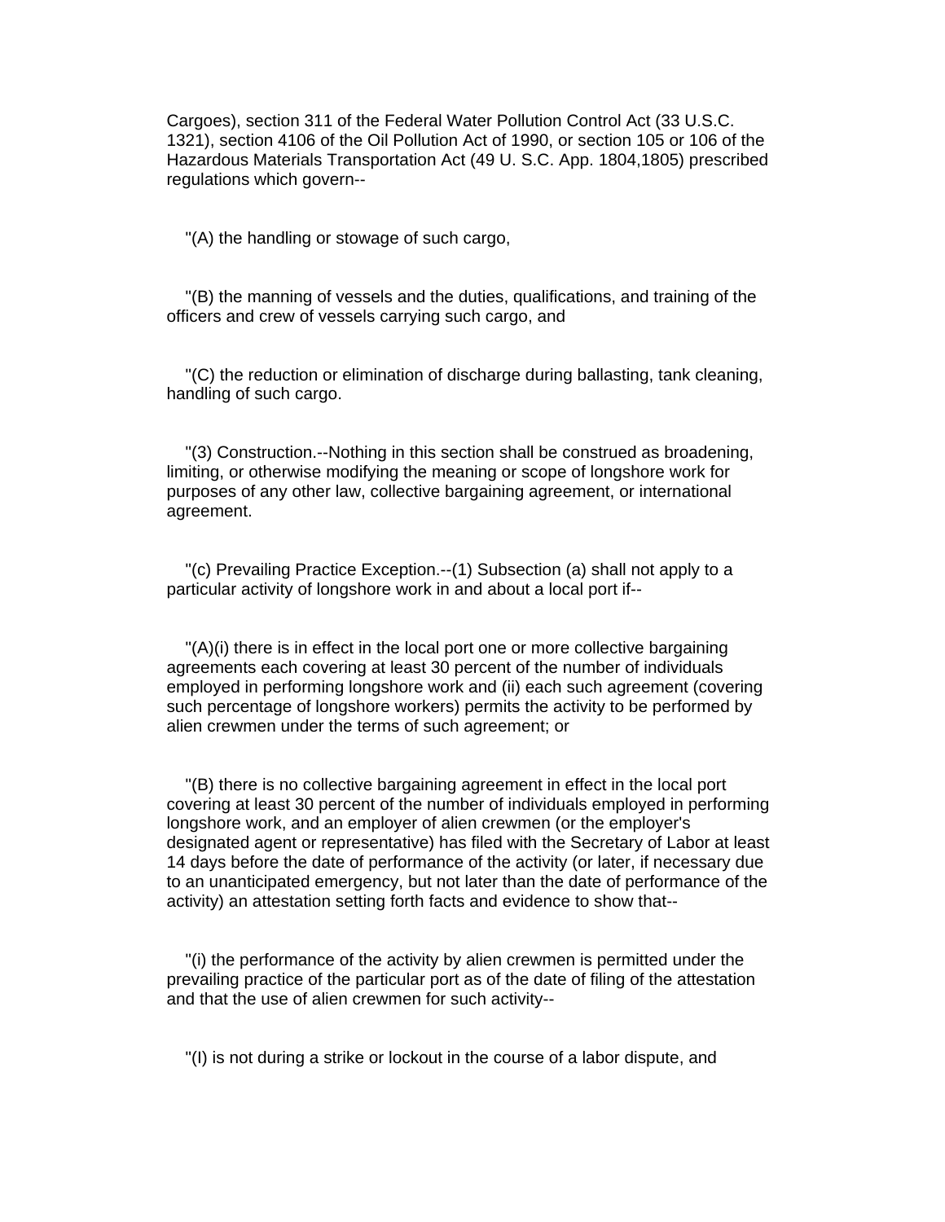Cargoes), section 311 of the Federal Water Pollution Control Act (33 U.S.C. 1321), section 4106 of the Oil Pollution Act of 1990, or section 105 or 106 of the Hazardous Materials Transportation Act (49 U. S.C. App. 1804,1805) prescribed regulations which govern--

"(A) the handling or stowage of such cargo,

"(B) the manning of vessels and the duties, qualifications, and training of the officers and crew of vessels carrying such cargo, and

"(C) the reduction or elimination of discharge during ballasting, tank cleaning, handling of such cargo.

"(3) Construction.--Nothing in this section shall be construed as broadening, limiting, or otherwise modifying the meaning or scope of longshore work for purposes of any other law, collective bargaining agreement, or international agreement.

"(c) Prevailing Practice Exception.--(1) Subsection (a) shall not apply to a particular activity of longshore work in and about a local port if--

"(A)(i) there is in effect in the local port one or more collective bargaining agreements each covering at least 30 percent of the number of individuals employed in performing longshore work and (ii) each such agreement (covering such percentage of longshore workers) permits the activity to be performed by alien crewmen under the terms of such agreement; or

"(B) there is no collective bargaining agreement in effect in the local port covering at least 30 percent of the number of individuals employed in performing longshore work, and an employer of alien crewmen (or the employer's designated agent or representative) has filed with the Secretary of Labor at least 14 days before the date of performance of the activity (or later, if necessary due to an unanticipated emergency, but not later than the date of performance of the activity) an attestation setting forth facts and evidence to show that--

"(i) the performance of the activity by alien crewmen is permitted under the prevailing practice of the particular port as of the date of filing of the attestation and that the use of alien crewmen for such activity--

"(I) is not during a strike or lockout in the course of a labor dispute, and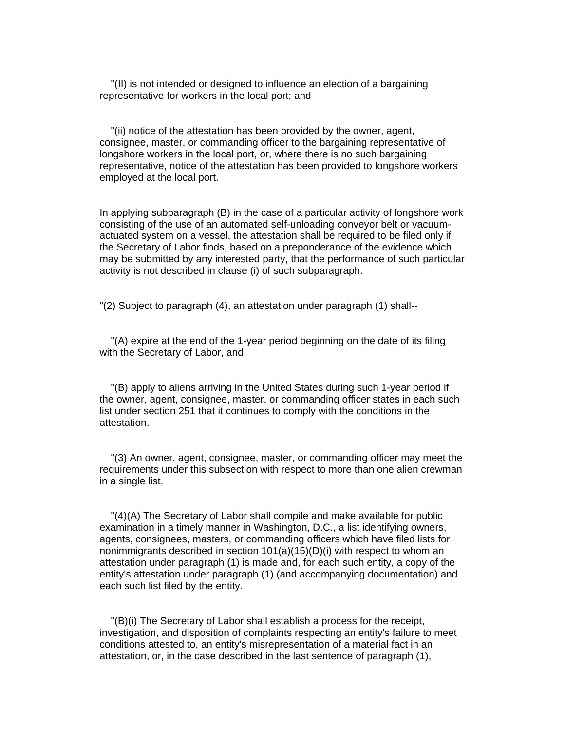"(II) is not intended or designed to influence an election of a bargaining representative for workers in the local port; and

"(ii) notice of the attestation has been provided by the owner, agent, consignee, master, or commanding officer to the bargaining representative of longshore workers in the local port, or, where there is no such bargaining representative, notice of the attestation has been provided to longshore workers employed at the local port.

In applying subparagraph (B) in the case of a particular activity of longshore work consisting of the use of an automated self-unloading conveyor belt or vacuum-actuated system on a vessel, the attestation shall be required to be filed only if the Secretary of Labor finds, based on a preponderance of the evidence which may be submitted by any interested party, that the performance of such particular activity is not described in clause (i) of such subparagraph.

"(2) Subject to paragraph (4), an attestation under paragraph (1) shall--

"(A) expire at the end of the 1-year period beginning on the date of its filing with the Secretary of Labor, and

"(B) apply to aliens arriving in the United States during such 1-year period if the owner, agent, consignee, master, or commanding officer states in each such list under section 251 that it continues to comply with the conditions in the attestation.

"(3) An owner, agent, consignee, master, or commanding officer may meet the requirements under this subsection with respect to more than one alien crewman in a single list.

"(4)(A) The Secretary of Labor shall compile and make available for public examination in a timely manner in Washington, D.C., a list identifying owners, agents, consignees, masters, or commanding officers which have filed lists for nonimmigrants described in section 101(a)(15)(D)(i) with respect to whom an attestation under paragraph (1) is made and, for each such entity, a copy of the entity's attestation under paragraph (1) (and accompanying documentation) and each such list filed by the entity.

"(B)(i) The Secretary of Labor shall establish a process for the receipt, investigation, and disposition of complaints respecting an entity's failure to meet conditions attested to, an entity's misrepresentation of a material fact in an attestation, or, in the case described in the last sentence of paragraph (1),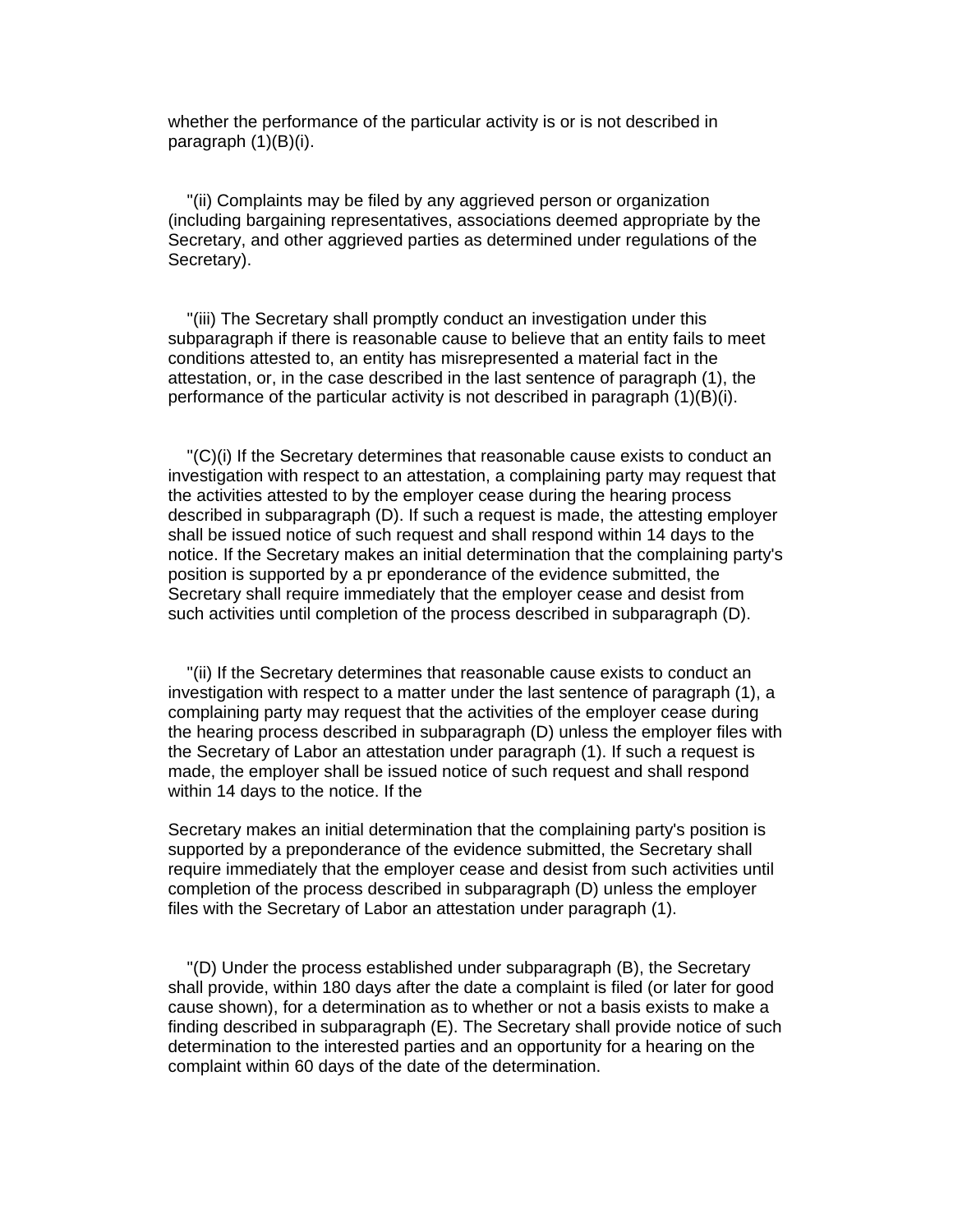whether the performance of the particular activity is or is not described in paragraph (1)(B)(i).

"(ii) Complaints may be filed by any aggrieved person or organization (including bargaining representatives, associations deemed appropriate by the Secretary, and other aggrieved parties as determined under regulations of the Secretary).

"(iii) The Secretary shall promptly conduct an investigation under this subparagraph if there is reasonable cause to believe that an entity fails to meet conditions attested to, an entity has misrepresented a material fact in the attestation, or, in the case described in the last sentence of paragraph (1), the performance of the particular activity is not described in paragraph (1)(B)(i).

"(C)(i) If the Secretary determines that reasonable cause exists to conduct an investigation with respect to an attestation, a complaining party may request that the activities attested to by the employer cease during the hearing process described in subparagraph (D). If such a request is made, the attesting employer shall be issued notice of such request and shall respond within 14 days to the notice. If the Secretary makes an initial determination that the complaining party's position is supported by a pr eponderance of the evidence submitted, the Secretary shall require immediately that the employer cease and desist from such activities until completion of the process described in subparagraph (D).

"(ii) If the Secretary determines that reasonable cause exists to conduct an investigation with respect to a matter under the last sentence of paragraph (1), a complaining party may request that the activities of the employer cease during the hearing process described in subparagraph (D) unless the employer files with the Secretary of Labor an attestation under paragraph (1). If such a request is made, the employer shall be issued notice of such request and shall respond within 14 days to the notice. If the Secretary makes an initial determination that the complaining party's position is supported by a preponderance of the evidence submitted, the Secretary shall require immediately that the employer cease and desist from such activities until completion of the process described in subparagraph (D) unless the employer files with the Secretary of Labor an attestation under paragraph (1).

"(D) Under the process established under subparagraph (B), the Secretary shall provide, within 180 days after the date a complaint is filed (or later for good cause shown), for a determination as to whether or not a basis exists to make a finding described in subparagraph (E). The Secretary shall provide notice of such determination to the interested parties and an opportunity for a hearing on the complaint within 60 days of the date of the determination.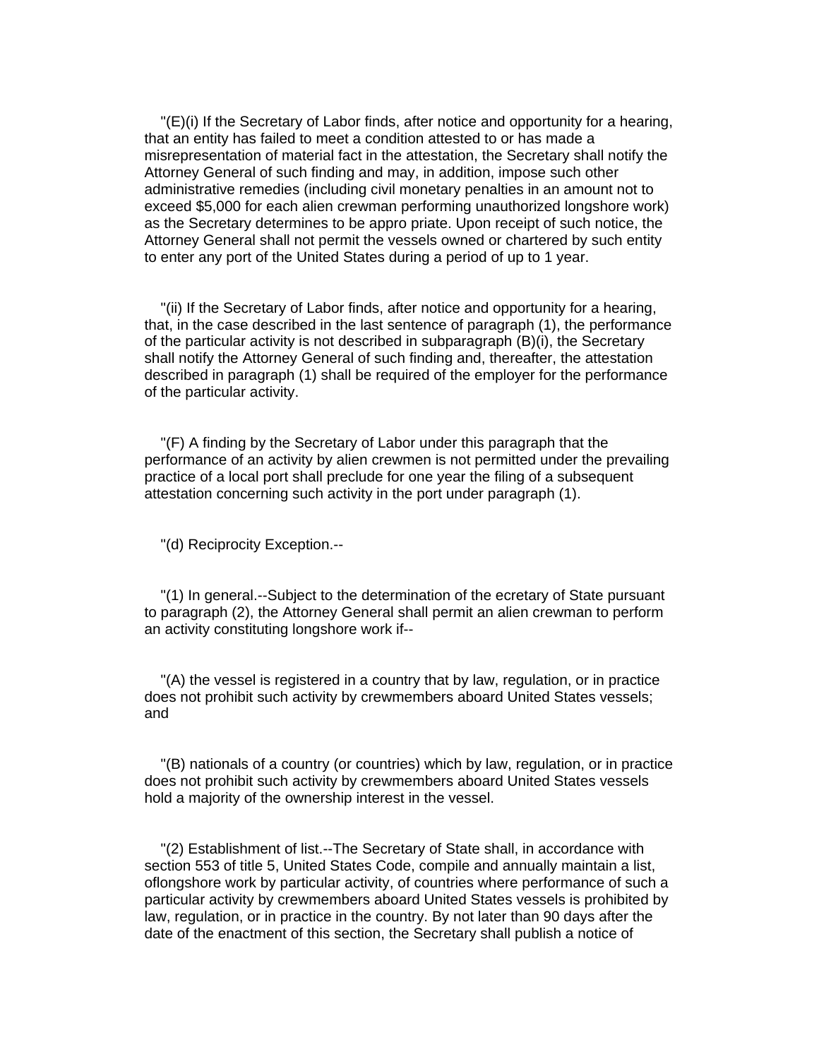"(E)(i) If the Secretary of Labor finds, after notice and opportunity for a hearing, that an entity has failed to meet a condition attested to or has made a misrepresentation of material fact in the attestation, the Secretary shall notify the Attorney General of such finding and may, in addition, impose such other administrative remedies (including civil monetary penalties in an amount not to exceed $5,000 for each alien crewman performing unauthorized longshore work) as the Secretary determines to be appro priate. Upon receipt of such notice, the Attorney General shall not permit the vessels owned or chartered by such entity to enter any port of the United States during a period of up to 1 year.

"(ii) If the Secretary of Labor finds, after notice and opportunity for a hearing, that, in the case described in the last sentence of paragraph (1), the performance of the particular activity is not described in subparagraph (B)(i), the Secretary shall notify the Attorney General of such finding and, thereafter, the attestation described in paragraph (1) shall be required of the employer for the performance of the particular activity.

"(F) A finding by the Secretary of Labor under this paragraph that the performance of an activity by alien crewmen is not permitted under the prevailing practice of a local port shall preclude for one year the filing of a subsequent attestation concerning such activity in the port under paragraph (1).

"(d) Reciprocity Exception.--

"(1) In general.--Subject to the determination of the ecretary of State pursuant to paragraph (2), the Attorney General shall permit an alien crewman to perform an activity constituting longshore work if--

"(A) the vessel is registered in a country that by law, regulation, or in practice does not prohibit such activity by crewmembers aboard United States vessels; and

"(B) nationals of a country (or countries) which by law, regulation, or in practice does not prohibit such activity by crewmembers aboard United States vessels hold a majority of the ownership interest in the vessel.

"(2) Establishment of list.--The Secretary of State shall, in accordance with section 553 of title 5, United States Code, compile and annually maintain a list, oflongshore work by particular activity, of countries where performance of such a particular activity by crewmembers aboard United States vessels is prohibited by law, regulation, or in practice in the country. By not later than 90 days after the date of the enactment of this section, the Secretary shall publish a notice of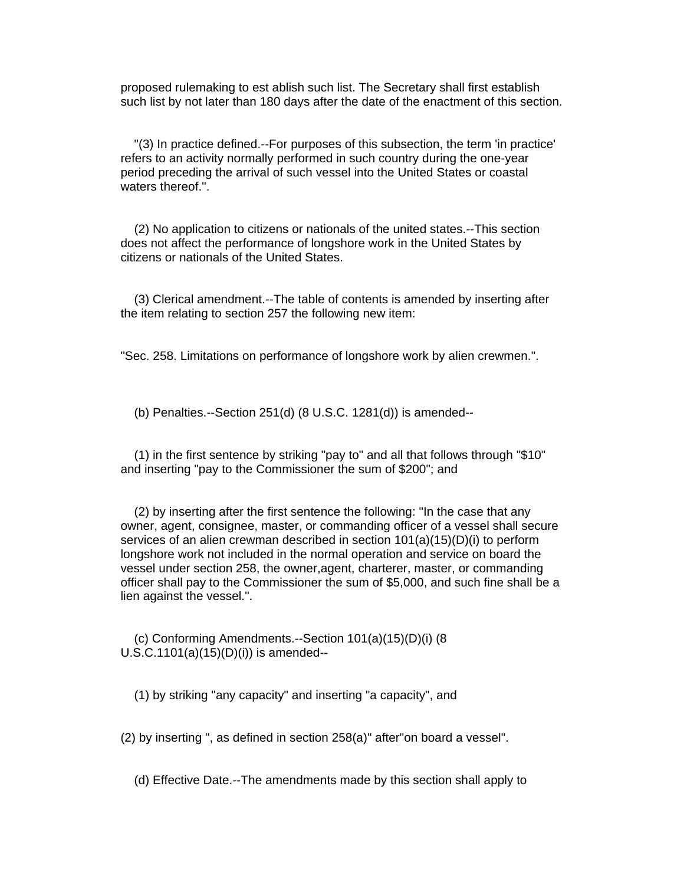proposed rulemaking to est ablish such list. The Secretary shall first establish such list by not later than 180 days after the date of the enactment of this section.

"(3) In practice defined.--For purposes of this subsection, the term 'in practice' refers to an activity normally performed in such country during the one-year period preceding the arrival of such vessel into the United States or coastal waters thereof.".

(2) No application to citizens or nationals of the united states.--This section does not affect the performance of longshore work in the United States by citizens or nationals of the United States.

(3) Clerical amendment.--The table of contents is amended by inserting after the item relating to section 257 the following new item:

"Sec. 258. Limitations on performance of longshore work by alien crewmen.".

(b) Penalties.--Section 251(d) (8 U.S.C. 1281(d)) is amended--

(1) in the first sentence by striking "pay to" and all that follows through "$10" and inserting "pay to the Commissioner the sum of $200"; and

(2) by inserting after the first sentence the following: "In the case that any owner, agent, consignee, master, or commanding officer of a vessel shall secure services of an alien crewman described in section 101(a)(15)(D)(i) to perform longshore work not included in the normal operation and service on board the vessel under section 258, the owner,agent, charterer, master, or commanding officer shall pay to the Commissioner the sum of $5,000, and such fine shall be a lien against the vessel.".

(c) Conforming Amendments.--Section 101(a)(15)(D)(i) (8 U.S.C.1101(a)(15)(D)(i)) is amended--

(1) by striking "any capacity" and inserting "a capacity", and

(2) by inserting ", as defined in section 258(a)" after"on board a vessel".

(d) Effective Date.--The amendments made by this section shall apply to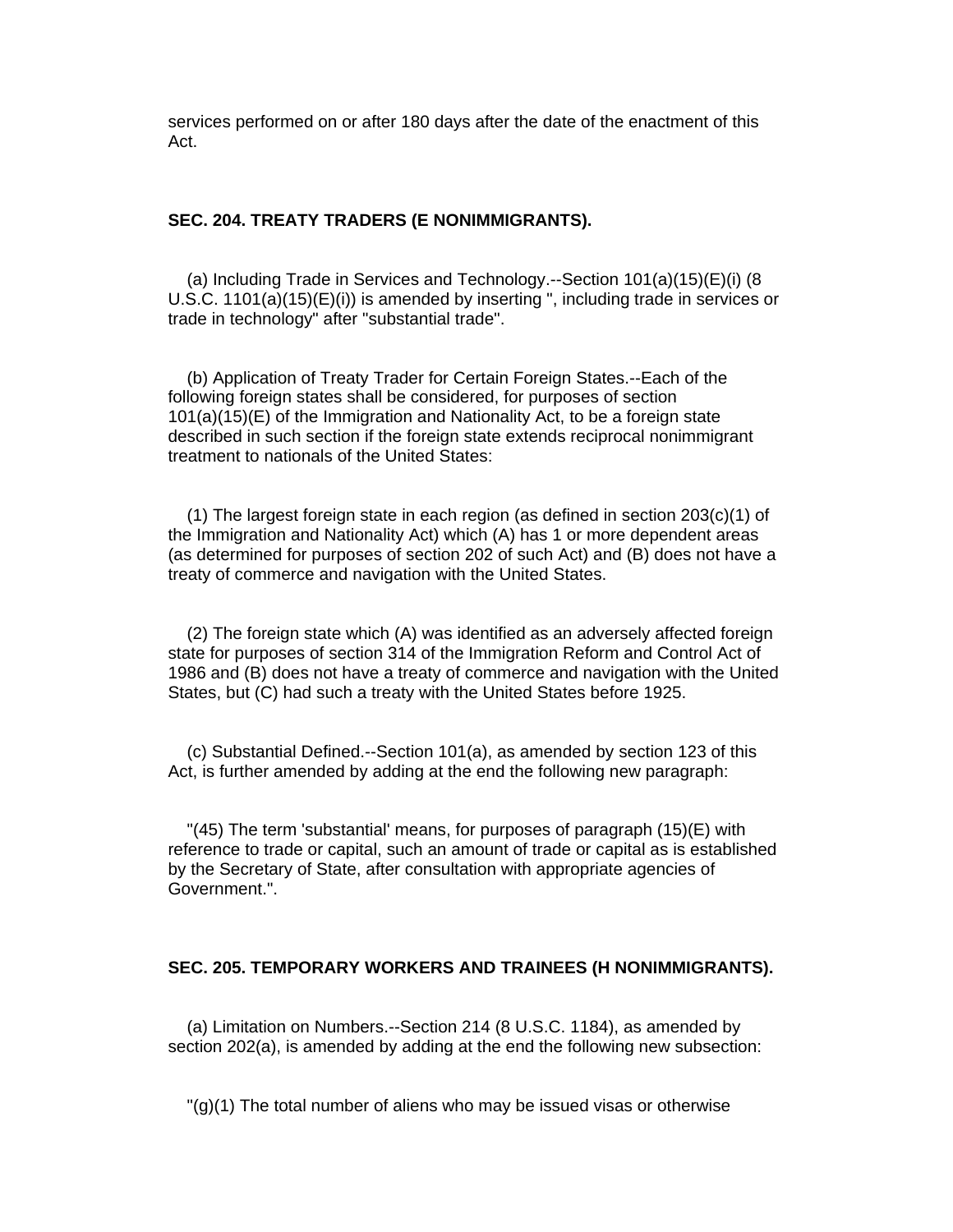services performed on or after 180 days after the date of the enactment of this Act.

**SEC. 204. TREATY TRADERS (E NONIMMIGRANTS).**

(a) Including Trade in Services and Technology.--Section 101(a)(15)(E)(i) (8 U.S.C. 1101(a)(15)(E)(i)) is amended by inserting ", including trade in services or trade in technology" after "substantial trade".

(b) Application of Treaty Trader for Certain Foreign States.--Each of the following foreign states shall be considered, for purposes of section 101(a)(15)(E) of the Immigration and Nationality Act, to be a foreign state described in such section if the foreign state extends reciprocal nonimmigrant treatment to nationals of the United States:

(1) The largest foreign state in each region (as defined in section 203(c)(1) of the Immigration and Nationality Act) which (A) has 1 or more dependent areas (as determined for purposes of section 202 of such Act) and (B) does not have a treaty of commerce and navigation with the United States.

(2) The foreign state which (A) was identified as an adversely affected foreign state for purposes of section 314 of the Immigration Reform and Control Act of 1986 and (B) does not have a treaty of commerce and navigation with the United States, but (C) had such a treaty with the United States before 1925.

(c) Substantial Defined.--Section 101(a), as amended by section 123 of this Act, is further amended by adding at the end the following new paragraph:

"(45) The term 'substantial' means, for purposes of paragraph (15)(E) with reference to trade or capital, such an amount of trade or capital as is established by the Secretary of State, after consultation with appropriate agencies of Government.".

**SEC. 205. TEMPORARY WORKERS AND TRAINEES (H NONIMMIGRANTS).**

(a) Limitation on Numbers.--Section 214 (8 U.S.C. 1184), as amended by section 202(a), is amended by adding at the end the following new subsection:

"(g)(1) The total number of aliens who may be issued visas or otherwise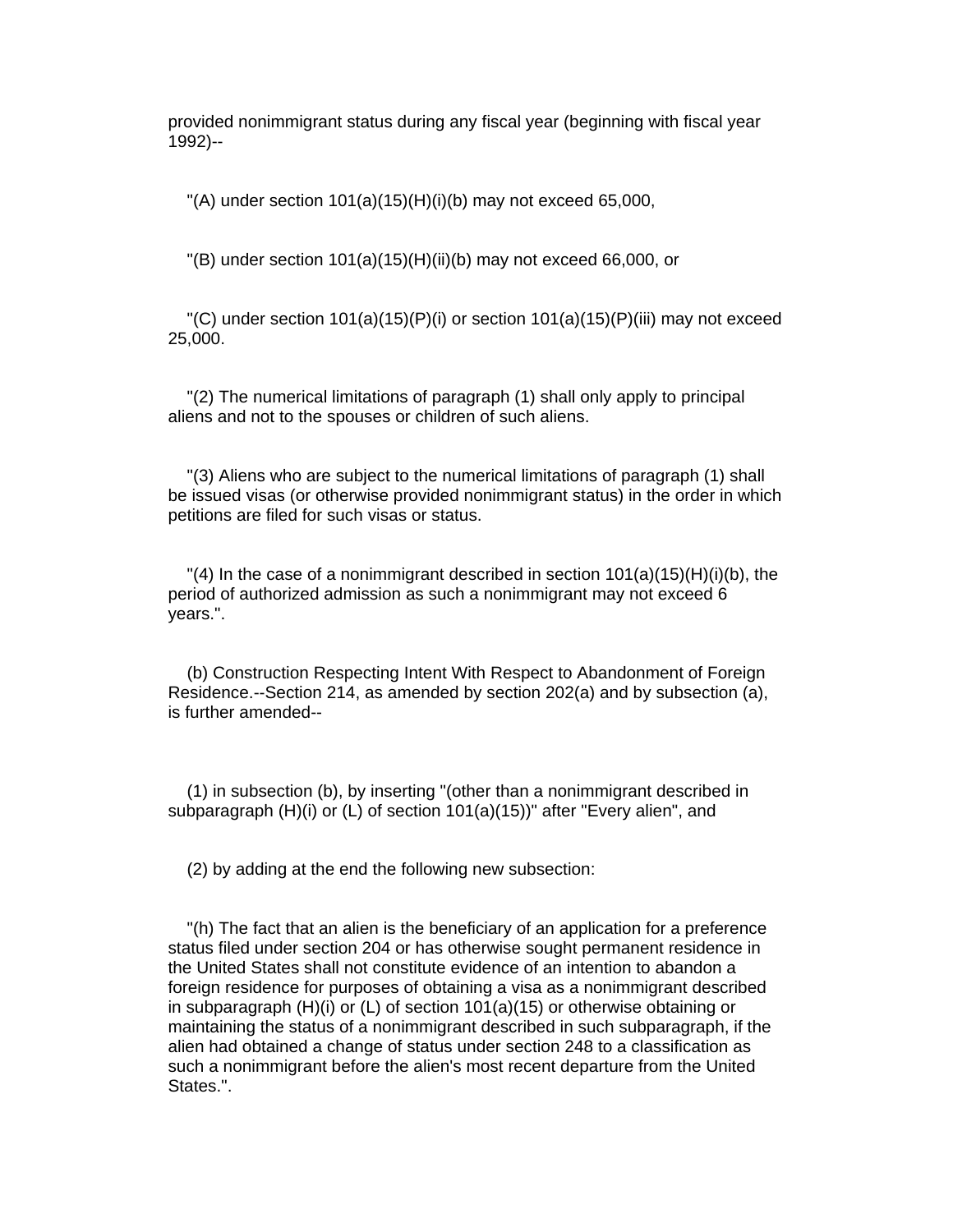provided nonimmigrant status during any fiscal year (beginning with fiscal year 1992)--

"(A) under section 101(a)(15)(H)(i)(b) may not exceed 65,000,

"(B) under section 101(a)(15)(H)(ii)(b) may not exceed 66,000, or

"(C) under section 101(a)(15)(P)(i) or section 101(a)(15)(P)(iii) may not exceed 25,000.

"(2) The numerical limitations of paragraph (1) shall only apply to principal aliens and not to the spouses or children of such aliens.

"(3) Aliens who are subject to the numerical limitations of paragraph (1) shall be issued visas (or otherwise provided nonimmigrant status) in the order in which petitions are filed for such visas or status.

"(4) In the case of a nonimmigrant described in section 101(a)(15)(H)(i)(b), the period of authorized admission as such a nonimmigrant may not exceed 6 years.".

(b) Construction Respecting Intent With Respect to Abandonment of Foreign Residence.--Section 214, as amended by section 202(a) and by subsection (a), is further amended--

(1) in subsection (b), by inserting "(other than a nonimmigrant described in subparagraph (H)(i) or (L) of section 101(a)(15))" after "Every alien", and

(2) by adding at the end the following new subsection:

"(h) The fact that an alien is the beneficiary of an application for a preference status filed under section 204 or has otherwise sought permanent residence in the United States shall not constitute evidence of an intention to abandon a foreign residence for purposes of obtaining a visa as a nonimmigrant described in subparagraph (H)(i) or (L) of section 101(a)(15) or otherwise obtaining or maintaining the status of a nonimmigrant described in such subparagraph, if the alien had obtained a change of status under section 248 to a classification as such a nonimmigrant before the alien's most recent departure from the United States.".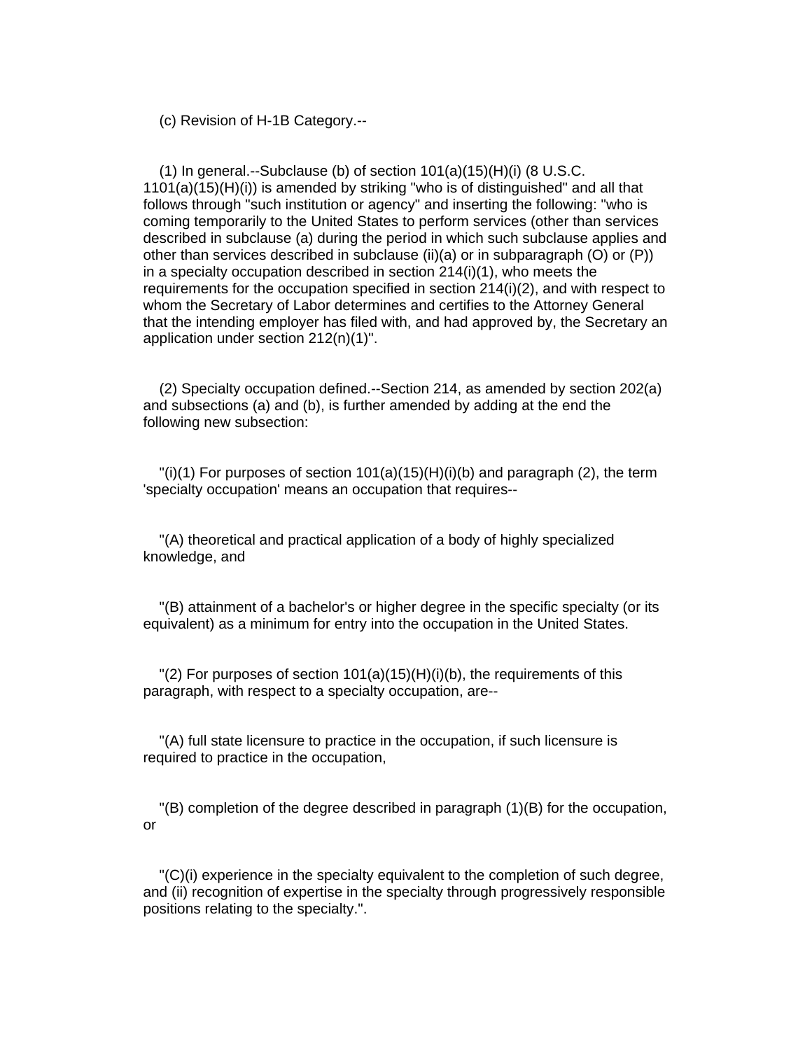(c) Revision of H-1B Category.--

(1) In general.--Subclause (b) of section 101(a)(15)(H)(i) (8 U.S.C. 1101(a)(15)(H)(i)) is amended by striking "who is of distinguished" and all that follows through "such institution or agency" and inserting the following: "who is coming temporarily to the United States to perform services (other than services described in subclause (a) during the period in which such subclause applies and other than services described in subclause (ii)(a) or in subparagraph (O) or (P)) in a specialty occupation described in section 214(i)(1), who meets the requirements for the occupation specified in section 214(i)(2), and with respect to whom the Secretary of Labor determines and certifies to the Attorney General that the intending employer has filed with, and had approved by, the Secretary an application under section 212(n)(1)".

(2) Specialty occupation defined.--Section 214, as amended by section 202(a) and subsections (a) and (b), is further amended by adding at the end the following new subsection:

"(i)(1) For purposes of section 101(a)(15)(H)(i)(b) and paragraph (2), the term 'specialty occupation' means an occupation that requires--

"(A) theoretical and practical application of a body of highly specialized knowledge, and

"(B) attainment of a bachelor's or higher degree in the specific specialty (or its equivalent) as a minimum for entry into the occupation in the United States.

"(2) For purposes of section 101(a)(15)(H)(i)(b), the requirements of this paragraph, with respect to a specialty occupation, are--

"(A) full state licensure to practice in the occupation, if such licensure is required to practice in the occupation,

"(B) completion of the degree described in paragraph (1)(B) for the occupation, or

"(C)(i) experience in the specialty equivalent to the completion of such degree, and (ii) recognition of expertise in the specialty through progressively responsible positions relating to the specialty.".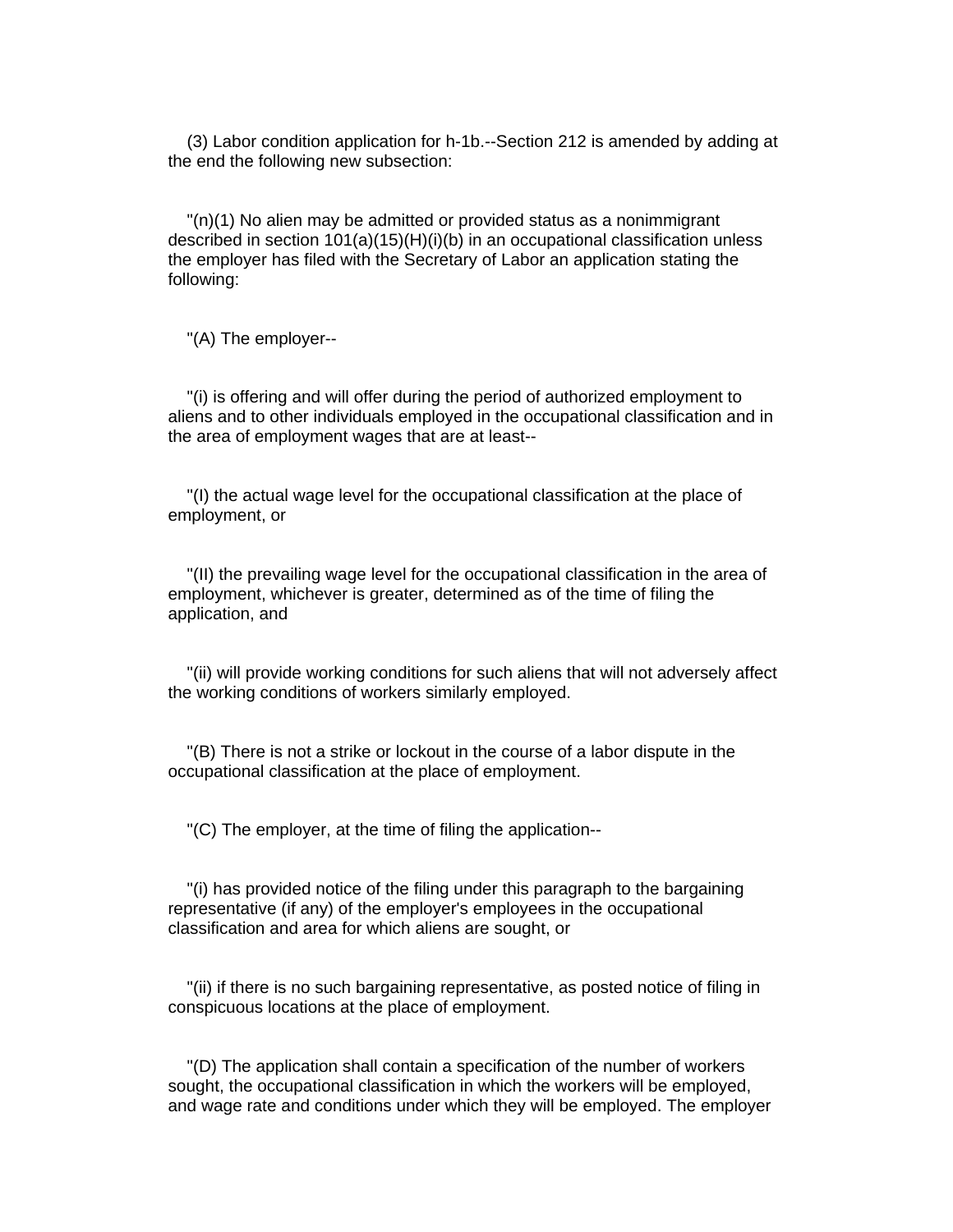(3) Labor condition application for h-1b.--Section 212 is amended by adding at the end the following new subsection:

"(n)(1) No alien may be admitted or provided status as a nonimmigrant described in section 101(a)(15)(H)(i)(b) in an occupational classification unless the employer has filed with the Secretary of Labor an application stating the following:

"(A) The employer--

"(i) is offering and will offer during the period of authorized employment to aliens and to other individuals employed in the occupational classification and in the area of employment wages that are at least--

"(I) the actual wage level for the occupational classification at the place of employment, or

"(II) the prevailing wage level for the occupational classification in the area of employment, whichever is greater, determined as of the time of filing the application, and

"(ii) will provide working conditions for such aliens that will not adversely affect the working conditions of workers similarly employed.

"(B) There is not a strike or lockout in the course of a labor dispute in the occupational classification at the place of employment.

"(C) The employer, at the time of filing the application--

"(i) has provided notice of the filing under this paragraph to the bargaining representative (if any) of the employer's employees in the occupational classification and area for which aliens are sought, or

"(ii) if there is no such bargaining representative, as posted notice of filing in conspicuous locations at the place of employment.

"(D) The application shall contain a specification of the number of workers sought, the occupational classification in which the workers will be employed, and wage rate and conditions under which they will be employed. The employer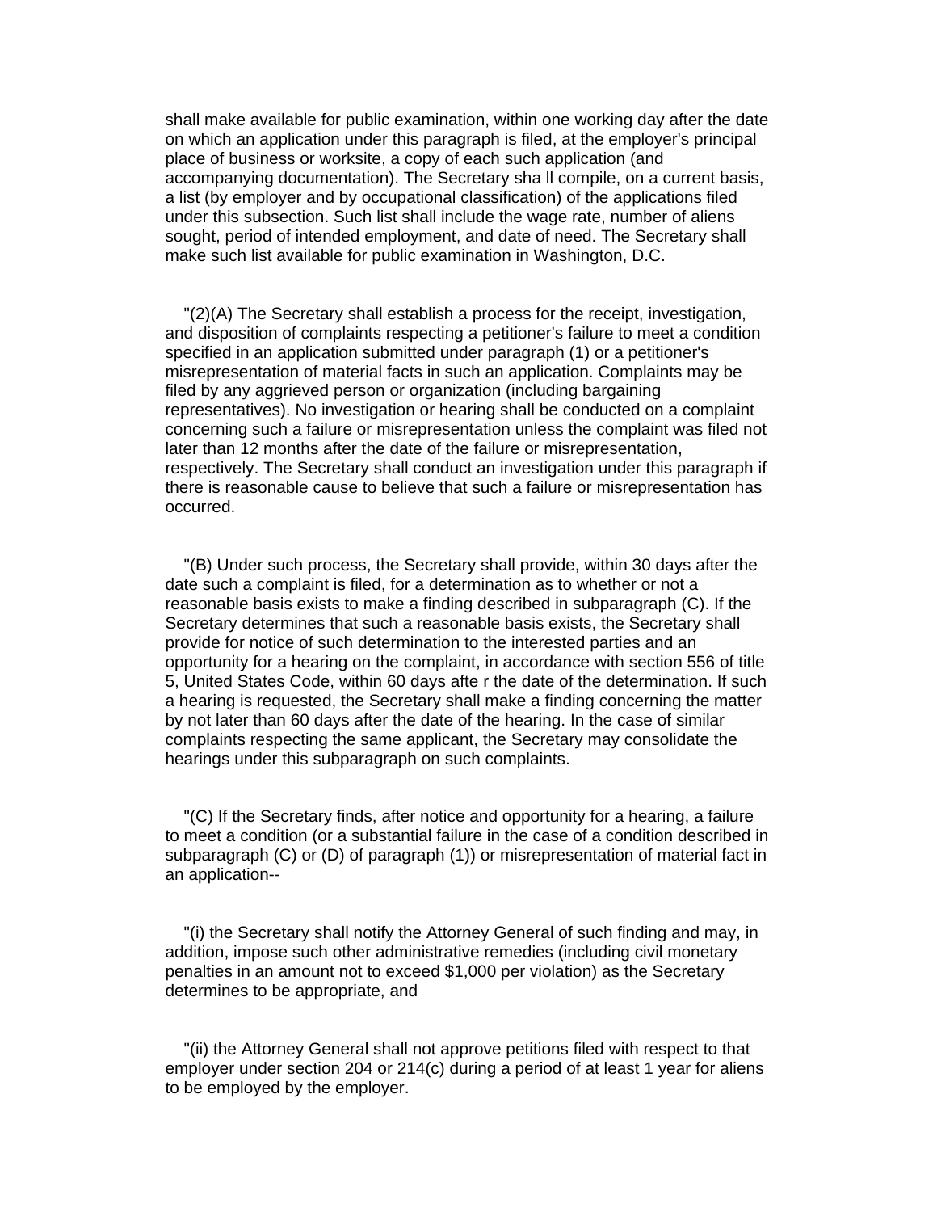shall make available for public examination, within one working day after the date on which an application under this paragraph is filed, at the employer's principal place of business or worksite, a copy of each such application (and accompanying documentation). The Secretary sha ll compile, on a current basis, a list (by employer and by occupational classification) of the applications filed under this subsection. Such list shall include the wage rate, number of aliens sought, period of intended employment, and date of need. The Secretary shall make such list available for public examination in Washington, D.C.

"(2)(A) The Secretary shall establish a process for the receipt, investigation, and disposition of complaints respecting a petitioner's failure to meet a condition specified in an application submitted under paragraph (1) or a petitioner's misrepresentation of material facts in such an application. Complaints may be filed by any aggrieved person or organization (including bargaining representatives). No investigation or hearing shall be conducted on a complaint concerning such a failure or misrepresentation unless the complaint was filed not later than 12 months after the date of the failure or misrepresentation, respectively. The Secretary shall conduct an investigation under this paragraph if there is reasonable cause to believe that such a failure or misrepresentation has occurred.

"(B) Under such process, the Secretary shall provide, within 30 days after the date such a complaint is filed, for a determination as to whether or not a reasonable basis exists to make a finding described in subparagraph (C). If the Secretary determines that such a reasonable basis exists, the Secretary shall provide for notice of such determination to the interested parties and an opportunity for a hearing on the complaint, in accordance with section 556 of title 5, United States Code, within 60 days afte r the date of the determination. If such a hearing is requested, the Secretary shall make a finding concerning the matter by not later than 60 days after the date of the hearing. In the case of similar complaints respecting the same applicant, the Secretary may consolidate the hearings under this subparagraph on such complaints.

"(C) If the Secretary finds, after notice and opportunity for a hearing, a failure to meet a condition (or a substantial failure in the case of a condition described in subparagraph (C) or (D) of paragraph (1)) or misrepresentation of material fact in an application--

"(i) the Secretary shall notify the Attorney General of such finding and may, in addition, impose such other administrative remedies (including civil monetary penalties in an amount not to exceed $1,000 per violation) as the Secretary determines to be appropriate, and

"(ii) the Attorney General shall not approve petitions filed with respect to that employer under section 204 or 214(c) during a period of at least 1 year for aliens to be employed by the employer.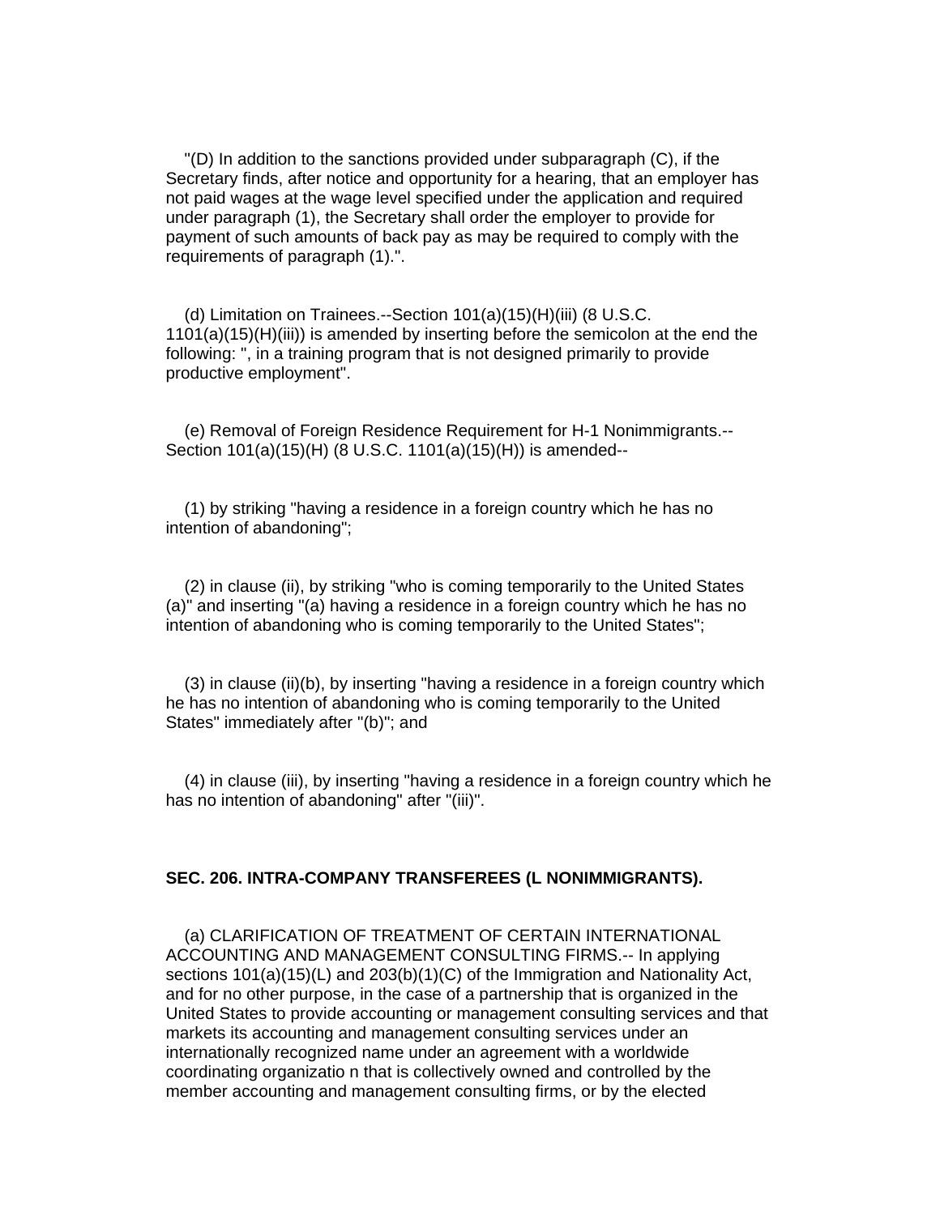"(D) In addition to the sanctions provided under subparagraph (C), if the Secretary finds, after notice and opportunity for a hearing, that an employer has not paid wages at the wage level specified under the application and required under paragraph (1), the Secretary shall order the employer to provide for payment of such amounts of back pay as may be required to comply with the requirements of paragraph (1).".

(d) Limitation on Trainees.--Section 101(a)(15)(H)(iii) (8 U.S.C. 1101(a)(15)(H)(iii)) is amended by inserting before the semicolon at the end the following: ", in a training program that is not designed primarily to provide productive employment".

(e) Removal of Foreign Residence Requirement for H-1 Nonimmigrants.--Section 101(a)(15)(H) (8 U.S.C. 1101(a)(15)(H)) is amended--

(1) by striking "having a residence in a foreign country which he has no intention of abandoning";

(2) in clause (ii), by striking "who is coming temporarily to the United States (a)" and inserting "(a) having a residence in a foreign country which he has no intention of abandoning who is coming temporarily to the United States";

(3) in clause (ii)(b), by inserting "having a residence in a foreign country which he has no intention of abandoning who is coming temporarily to the United States" immediately after "(b)"; and

(4) in clause (iii), by inserting "having a residence in a foreign country which he has no intention of abandoning" after "(iii)".

**SEC. 206. INTRA-COMPANY TRANSFEREES (L NONIMMIGRANTS).**

(a) CLARIFICATION OF TREATMENT OF CERTAIN INTERNATIONAL ACCOUNTING AND MANAGEMENT CONSULTING FIRMS.-- In applying sections 101(a)(15)(L) and 203(b)(1)(C) of the Immigration and Nationality Act, and for no other purpose, in the case of a partnership that is organized in the United States to provide accounting or management consulting services and that markets its accounting and management consulting services under an internationally recognized name under an agreement with a worldwide coordinating organizatio n that is collectively owned and controlled by the member accounting and management consulting firms, or by the elected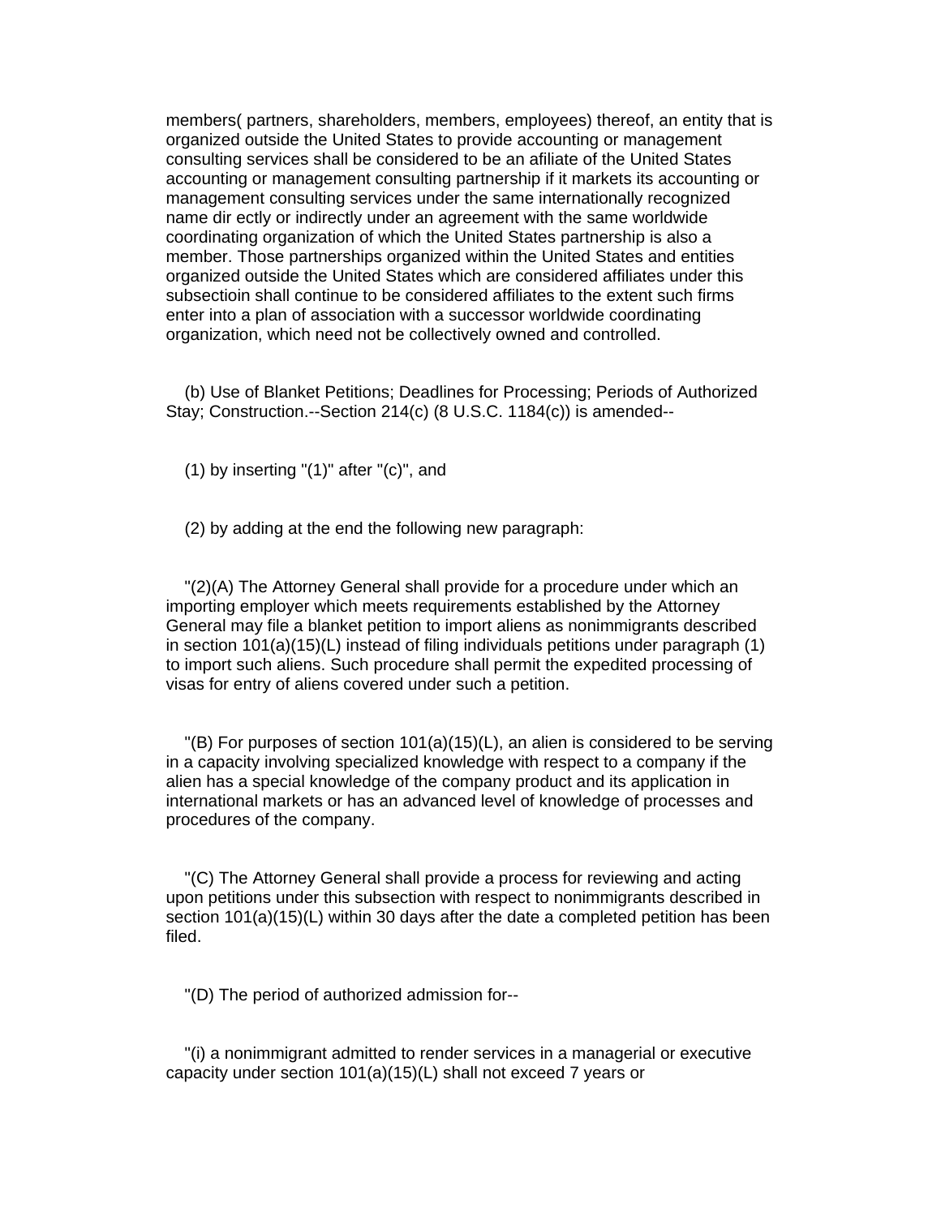members( partners, shareholders, members, employees) thereof, an entity that is organized outside the United States to provide accounting or management consulting services shall be considered to be an afiliate of the United States accounting or management consulting partnership if it markets its accounting or management consulting services under the same internationally recognized name dir ectly or indirectly under an agreement with the same worldwide coordinating organization of which the United States partnership is also a member. Those partnerships organized within the United States and entities organized outside the United States which are considered affiliates under this subsectioin shall continue to be considered affiliates to the extent such firms enter into a plan of association with a successor worldwide coordinating organization, which need not be collectively owned and controlled.

(b) Use of Blanket Petitions; Deadlines for Processing; Periods of Authorized Stay; Construction.--Section 214(c) (8 U.S.C. 1184(c)) is amended--

(1) by inserting "(1)" after "(c)", and

(2) by adding at the end the following new paragraph:

"(2)(A) The Attorney General shall provide for a procedure under which an importing employer which meets requirements established by the Attorney General may file a blanket petition to import aliens as nonimmigrants described in section 101(a)(15)(L) instead of filing individuals petitions under paragraph (1) to import such aliens. Such procedure shall permit the expedited processing of visas for entry of aliens covered under such a petition.

"(B) For purposes of section 101(a)(15)(L), an alien is considered to be serving in a capacity involving specialized knowledge with respect to a company if the alien has a special knowledge of the company product and its application in international markets or has an advanced level of knowledge of processes and procedures of the company.

"(C) The Attorney General shall provide a process for reviewing and acting upon petitions under this subsection with respect to nonimmigrants described in section 101(a)(15)(L) within 30 days after the date a completed petition has been filed.

"(D) The period of authorized admission for--

"(i) a nonimmigrant admitted to render services in a managerial or executive capacity under section 101(a)(15)(L) shall not exceed 7 years or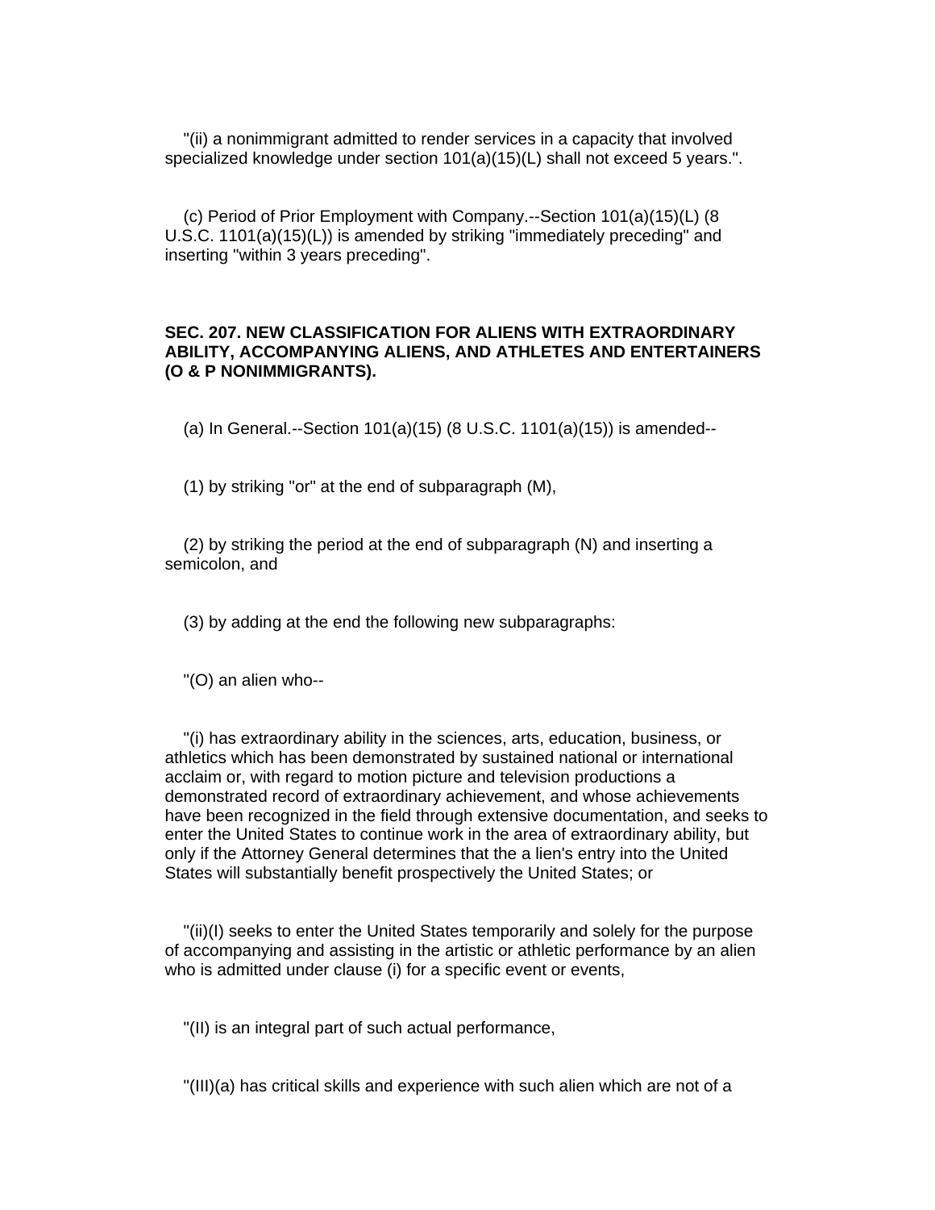"(ii) a nonimmigrant admitted to render services in a capacity that involved specialized knowledge under section 101(a)(15)(L) shall not exceed 5 years.".

(c) Period of Prior Employment with Company.--Section 101(a)(15)(L) (8 U.S.C. 1101(a)(15)(L)) is amended by striking "immediately preceding" and inserting "within 3 years preceding".

**SEC. 207. NEW CLASSIFICATION FOR ALIENS WITH EXTRAORDINARY ABILITY, ACCOMPANYING ALIENS, AND ATHLETES AND ENTERTAINERS (O & P NONIMMIGRANTS).**

(a) In General.--Section 101(a)(15) (8 U.S.C. 1101(a)(15)) is amended--

(1) by striking "or" at the end of subparagraph (M),

(2) by striking the period at the end of subparagraph (N) and inserting a semicolon, and

(3) by adding at the end the following new subparagraphs:

"(O) an alien who--

"(i) has extraordinary ability in the sciences, arts, education, business, or athletics which has been demonstrated by sustained national or international acclaim or, with regard to motion picture and television productions a demonstrated record of extraordinary achievement, and whose achievements have been recognized in the field through extensive documentation, and seeks to enter the United States to continue work in the area of extraordinary ability, but only if the Attorney General determines that the a lien's entry into the United States will substantially benefit prospectively the United States; or

"(ii)(I) seeks to enter the United States temporarily and solely for the purpose of accompanying and assisting in the artistic or athletic performance by an alien who is admitted under clause (i) for a specific event or events,

"(II) is an integral part of such actual performance,

"(III)(a) has critical skills and experience with such alien which are not of a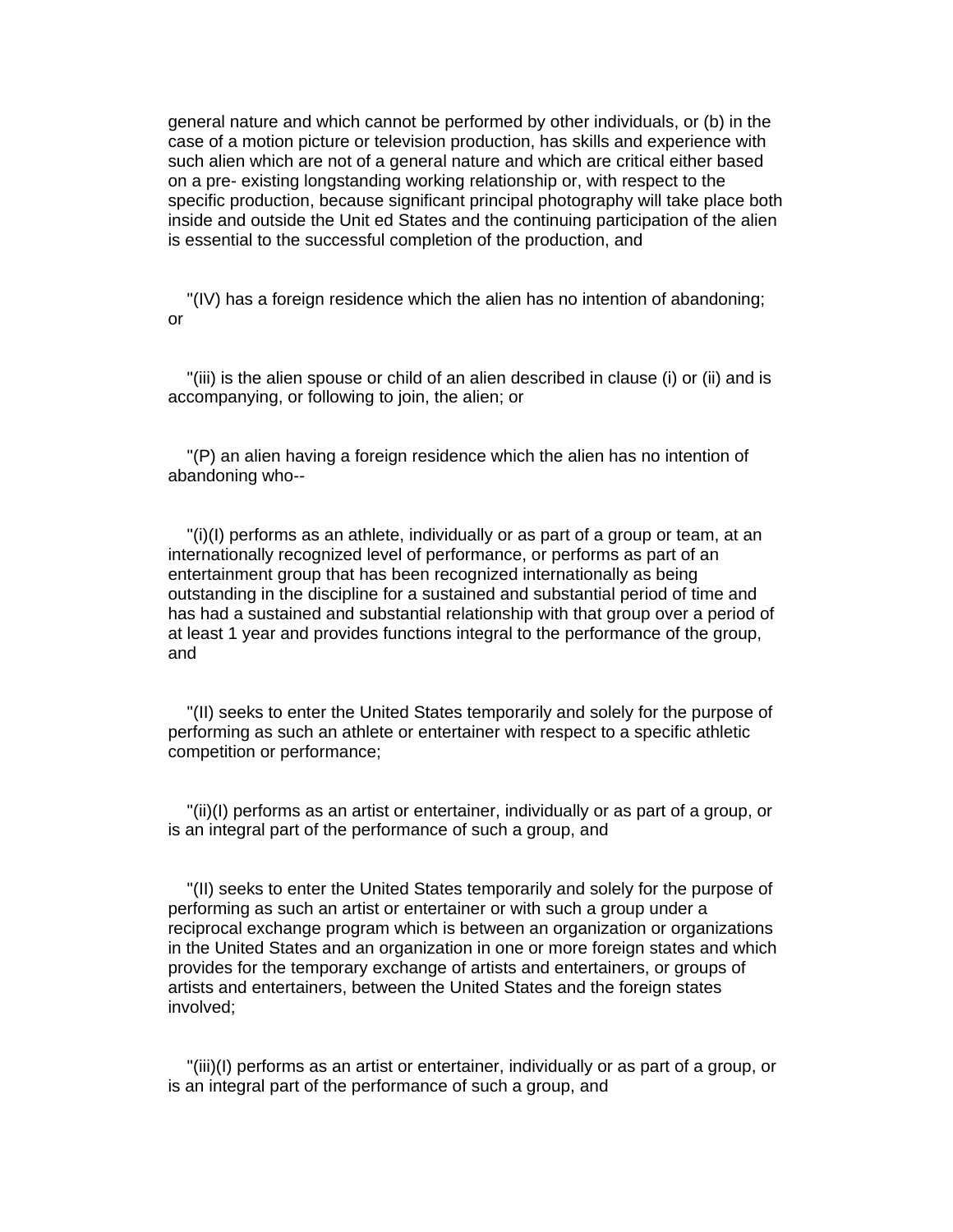general nature and which cannot be performed by other individuals, or (b) in the case of a motion picture or television production, has skills and experience with such alien which are not of a general nature and which are critical either based on a pre- existing longstanding working relationship or, with respect to the specific production, because significant principal photography will take place both inside and outside the Unit ed States and the continuing participation of the alien is essential to the successful completion of the production, and

"(IV) has a foreign residence which the alien has no intention of abandoning; or

"(iii) is the alien spouse or child of an alien described in clause (i) or (ii) and is accompanying, or following to join, the alien; or

"(P) an alien having a foreign residence which the alien has no intention of abandoning who--

"(i)(I) performs as an athlete, individually or as part of a group or team, at an internationally recognized level of performance, or performs as part of an entertainment group that has been recognized internationally as being outstanding in the discipline for a sustained and substantial period of time and has had a sustained and substantial relationship with that group over a period of at least 1 year and provides functions integral to the performance of the group, and

"(II) seeks to enter the United States temporarily and solely for the purpose of performing as such an athlete or entertainer with respect to a specific athletic competition or performance;

"(ii)(I) performs as an artist or entertainer, individually or as part of a group, or is an integral part of the performance of such a group, and

"(II) seeks to enter the United States temporarily and solely for the purpose of performing as such an artist or entertainer or with such a group under a reciprocal exchange program which is between an organization or organizations in the United States and an organization in one or more foreign states and which provides for the temporary exchange of artists and entertainers, or groups of artists and entertainers, between the United States and the foreign states involved;

"(iii)(I) performs as an artist or entertainer, individually or as part of a group, or is an integral part of the performance of such a group, and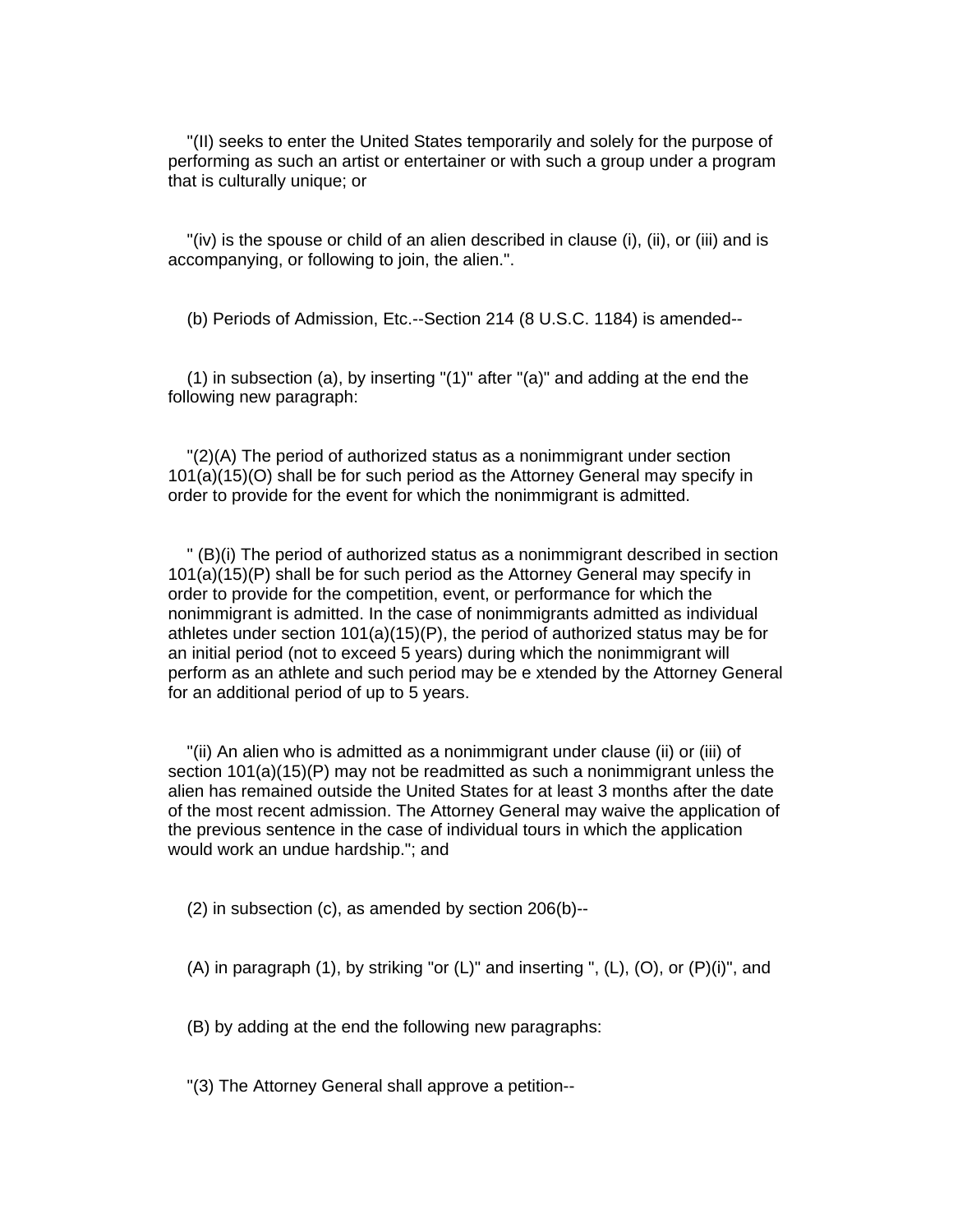"(II) seeks to enter the United States temporarily and solely for the purpose of performing as such an artist or entertainer or with such a group under a program that is culturally unique; or

"(iv) is the spouse or child of an alien described in clause (i), (ii), or (iii) and is accompanying, or following to join, the alien.".

(b) Periods of Admission, Etc.--Section 214 (8 U.S.C. 1184) is amended--

(1) in subsection (a), by inserting "(1)" after "(a)" and adding at the end the following new paragraph:

"(2)(A) The period of authorized status as a nonimmigrant under section 101(a)(15)(O) shall be for such period as the Attorney General may specify in order to provide for the event for which the nonimmigrant is admitted.

" (B)(i) The period of authorized status as a nonimmigrant described in section 101(a)(15)(P) shall be for such period as the Attorney General may specify in order to provide for the competition, event, or performance for which the nonimmigrant is admitted. In the case of nonimmigrants admitted as individual athletes under section 101(a)(15)(P), the period of authorized status may be for an initial period (not to exceed 5 years) during which the nonimmigrant will perform as an athlete and such period may be e xtended by the Attorney General for an additional period of up to 5 years.

"(ii) An alien who is admitted as a nonimmigrant under clause (ii) or (iii) of section 101(a)(15)(P) may not be readmitted as such a nonimmigrant unless the alien has remained outside the United States for at least 3 months after the date of the most recent admission. The Attorney General may waive the application of the previous sentence in the case of individual tours in which the application would work an undue hardship."; and

(2) in subsection (c), as amended by section 206(b)--

(A) in paragraph (1), by striking "or (L)" and inserting ", (L), (O), or (P)(i)", and

(B) by adding at the end the following new paragraphs:

"(3) The Attorney General shall approve a petition--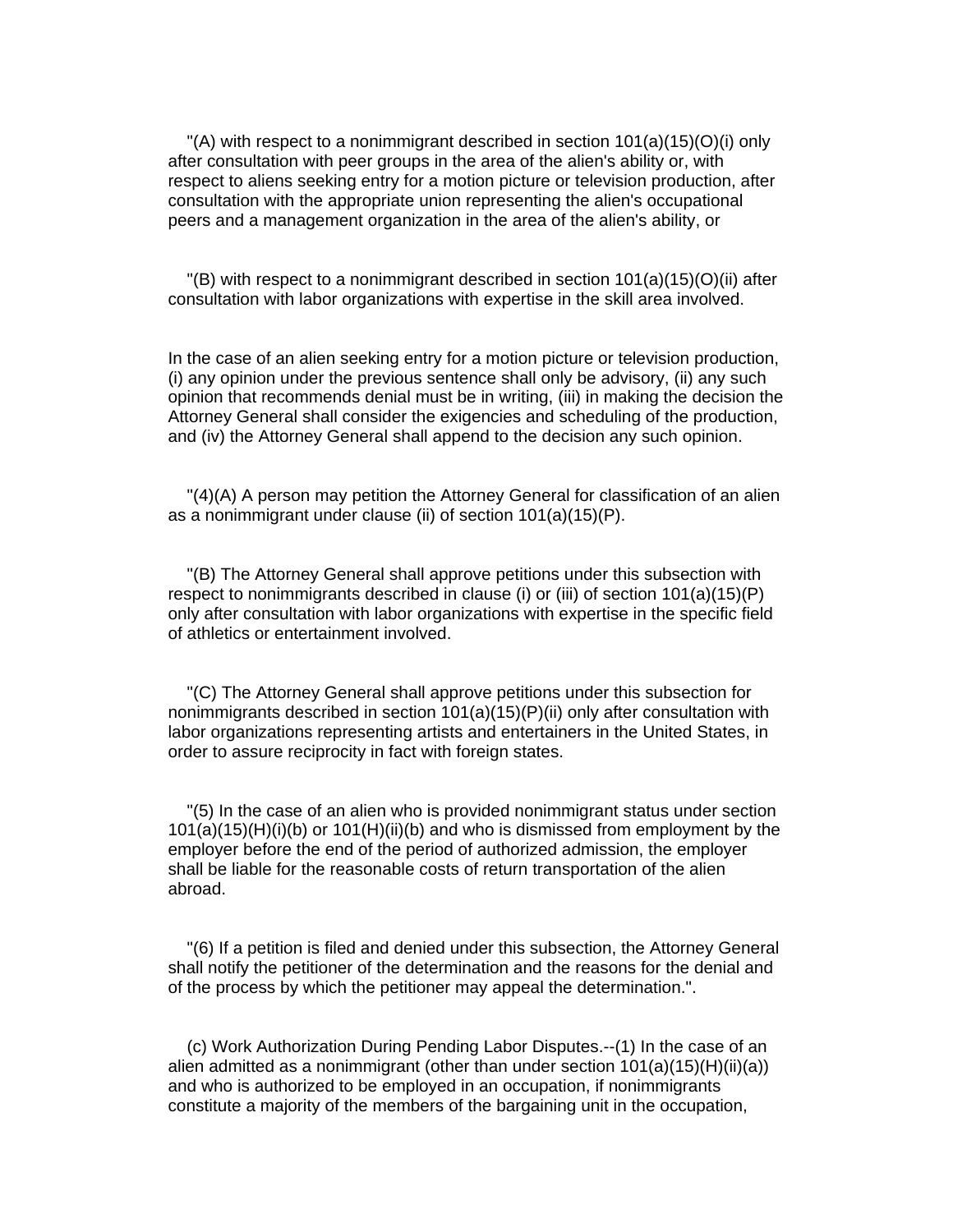"(A) with respect to a nonimmigrant described in section 101(a)(15)(O)(i) only after consultation with peer groups in the area of the alien's ability or, with respect to aliens seeking entry for a motion picture or television production, after consultation with the appropriate union representing the alien's occupational peers and a management organization in the area of the alien's ability, or

"(B) with respect to a nonimmigrant described in section 101(a)(15)(O)(ii) after consultation with labor organizations with expertise in the skill area involved.

In the case of an alien seeking entry for a motion picture or television production, (i) any opinion under the previous sentence shall only be advisory, (ii) any such opinion that recommends denial must be in writing, (iii) in making the decision the Attorney General shall consider the exigencies and scheduling of the production, and (iv) the Attorney General shall append to the decision any such opinion.

"(4)(A) A person may petition the Attorney General for classification of an alien as a nonimmigrant under clause (ii) of section 101(a)(15)(P).

"(B) The Attorney General shall approve petitions under this subsection with respect to nonimmigrants described in clause (i) or (iii) of section 101(a)(15)(P) only after consultation with labor organizations with expertise in the specific field of athletics or entertainment involved.

"(C) The Attorney General shall approve petitions under this subsection for nonimmigrants described in section 101(a)(15)(P)(ii) only after consultation with labor organizations representing artists and entertainers in the United States, in order to assure reciprocity in fact with foreign states.

"(5) In the case of an alien who is provided nonimmigrant status under section 101(a)(15)(H)(i)(b) or 101(H)(ii)(b) and who is dismissed from employment by the employer before the end of the period of authorized admission, the employer shall be liable for the reasonable costs of return transportation of the alien abroad.

"(6) If a petition is filed and denied under this subsection, the Attorney General shall notify the petitioner of the determination and the reasons for the denial and of the process by which the petitioner may appeal the determination.".

(c) Work Authorization During Pending Labor Disputes.--(1) In the case of an alien admitted as a nonimmigrant (other than under section 101(a)(15)(H)(ii)(a)) and who is authorized to be employed in an occupation, if nonimmigrants constitute a majority of the members of the bargaining unit in the occupation,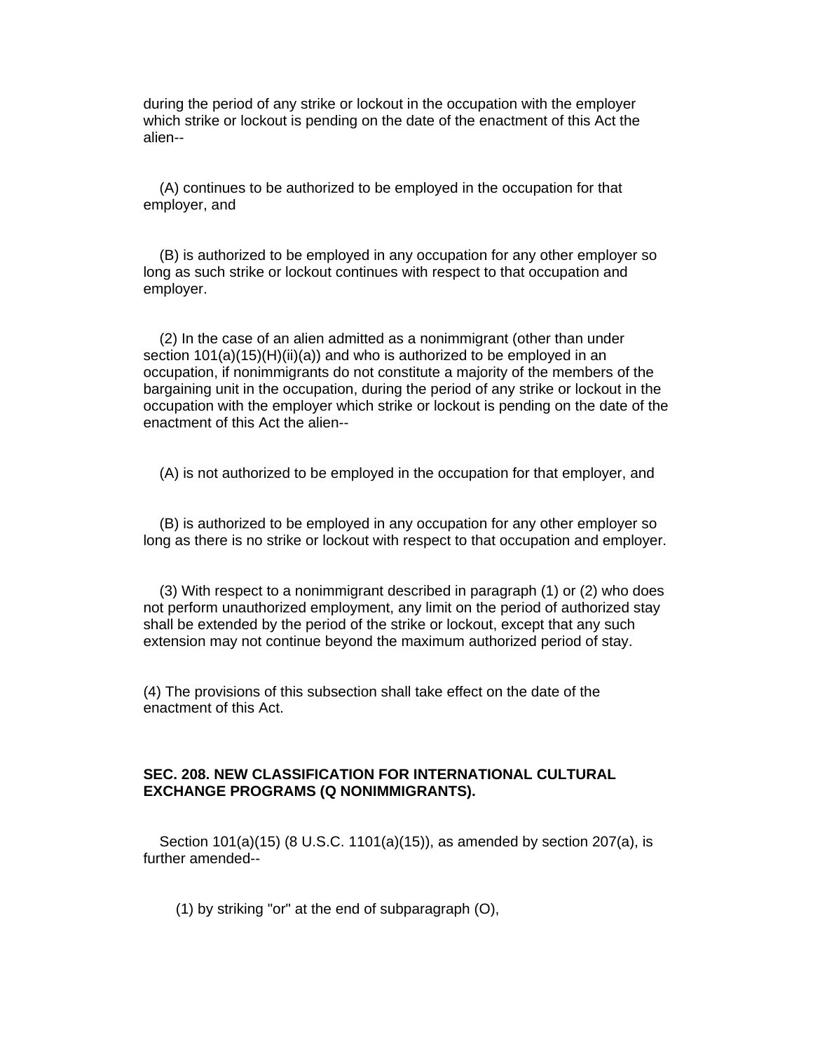during the period of any strike or lockout in the occupation with the employer which strike or lockout is pending on the date of the enactment of this Act the alien--

(A) continues to be authorized to be employed in the occupation for that employer, and

(B) is authorized to be employed in any occupation for any other employer so long as such strike or lockout continues with respect to that occupation and employer.

(2) In the case of an alien admitted as a nonimmigrant (other than under section 101(a)(15)(H)(ii)(a)) and who is authorized to be employed in an occupation, if nonimmigrants do not constitute a majority of the members of the bargaining unit in the occupation, during the period of any strike or lockout in the occupation with the employer which strike or lockout is pending on the date of the enactment of this Act the alien--

(A) is not authorized to be employed in the occupation for that employer, and

(B) is authorized to be employed in any occupation for any other employer so long as there is no strike or lockout with respect to that occupation and employer.

(3) With respect to a nonimmigrant described in paragraph (1) or (2) who does not perform unauthorized employment, any limit on the period of authorized stay shall be extended by the period of the strike or lockout, except that any such extension may not continue beyond the maximum authorized period of stay.

(4) The provisions of this subsection shall take effect on the date of the enactment of this Act.

**SEC. 208. NEW CLASSIFICATION FOR INTERNATIONAL CULTURAL EXCHANGE PROGRAMS (Q NONIMMIGRANTS).**

Section 101(a)(15) (8 U.S.C. 1101(a)(15)), as amended by section 207(a), is further amended--

(1) by striking "or" at the end of subparagraph (O),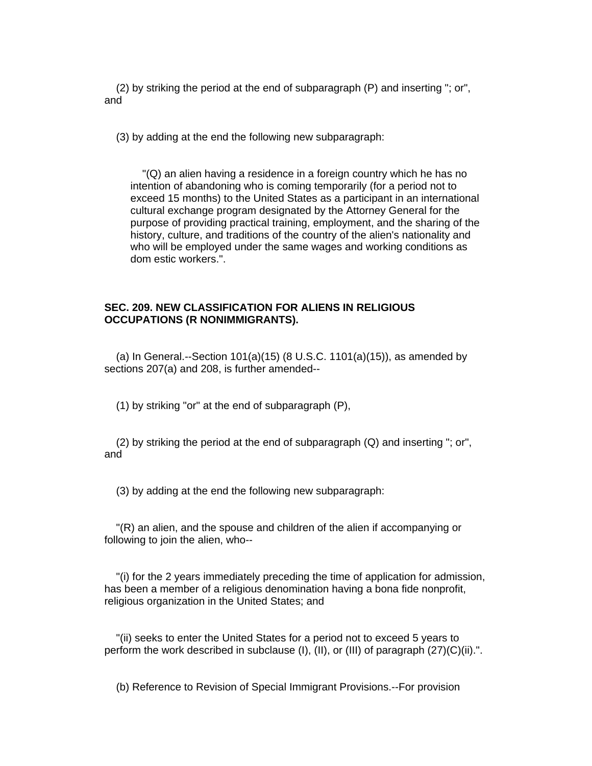(2) by striking the period at the end of subparagraph (P) and inserting "; or", and

(3) by adding at the end the following new subparagraph:

> "(Q) an alien having a residence in a foreign country which he has no intention of abandoning who is coming temporarily (for a period not to exceed 15 months) to the United States as a participant in an international cultural exchange program designated by the Attorney General for the purpose of providing practical training, employment, and the sharing of the history, culture, and traditions of the country of the alien's nationality and who will be employed under the same wages and working conditions as dom estic workers.".

**SEC. 209. NEW CLASSIFICATION FOR ALIENS IN RELIGIOUS OCCUPATIONS (R NONIMMIGRANTS).**

(a) In General.--Section 101(a)(15) (8 U.S.C. 1101(a)(15)), as amended by sections 207(a) and 208, is further amended--

(1) by striking "or" at the end of subparagraph (P),

(2) by striking the period at the end of subparagraph (Q) and inserting "; or", and

(3) by adding at the end the following new subparagraph:

"(R) an alien, and the spouse and children of the alien if accompanying or following to join the alien, who--

"(i) for the 2 years immediately preceding the time of application for admission, has been a member of a religious denomination having a bona fide nonprofit, religious organization in the United States; and

"(ii) seeks to enter the United States for a period not to exceed 5 years to perform the work described in subclause (I), (II), or (III) of paragraph (27)(C)(ii).".

(b) Reference to Revision of Special Immigrant Provisions.--For provision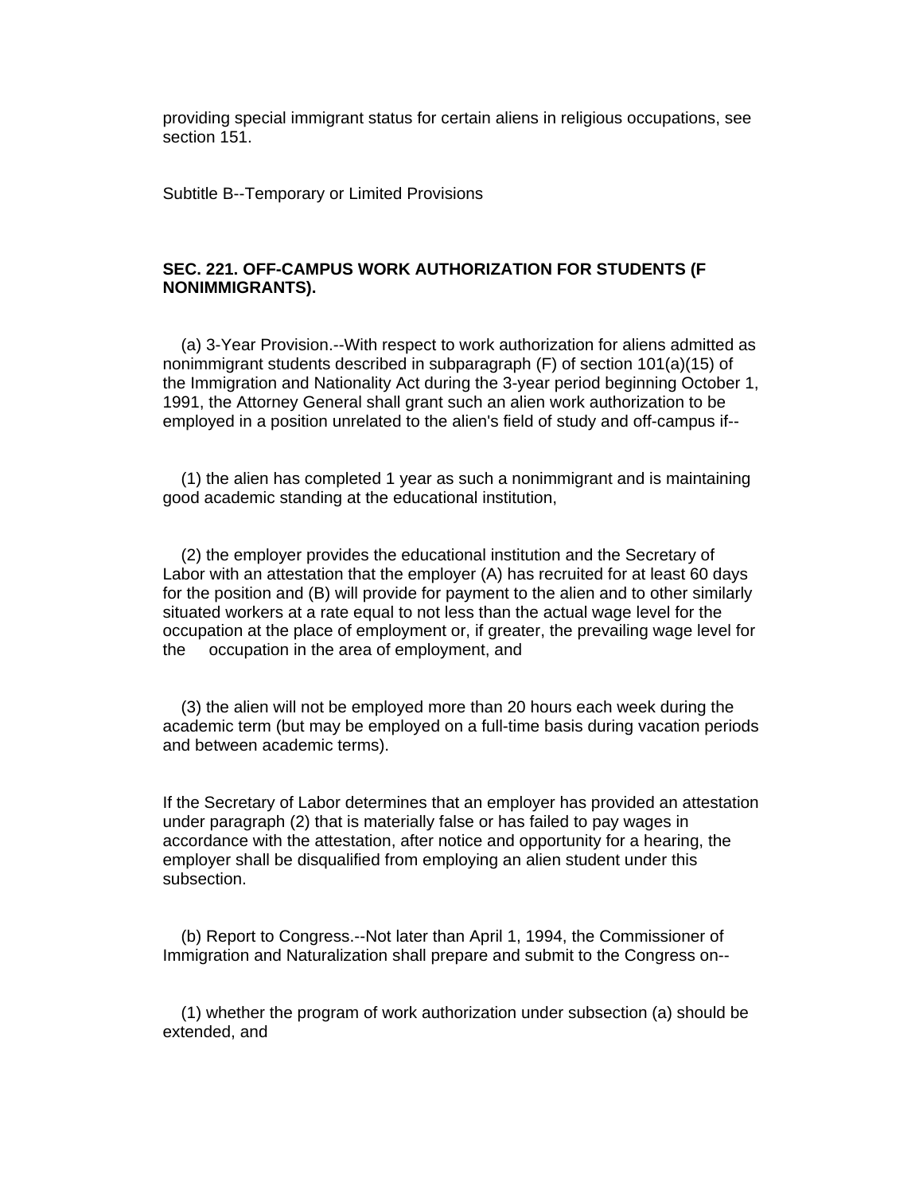providing special immigrant status for certain aliens in religious occupations, see section 151.

Subtitle B--Temporary or Limited Provisions

### SEC. 221. OFF-CAMPUS WORK AUTHORIZATION FOR STUDENTS (F NONIMMIGRANTS).

(a) 3-Year Provision.--With respect to work authorization for aliens admitted as nonimmigrant students described in subparagraph (F) of section 101(a)(15) of the Immigration and Nationality Act during the 3-year period beginning October 1, 1991, the Attorney General shall grant such an alien work authorization to be employed in a position unrelated to the alien's field of study and off-campus if--

(1) the alien has completed 1 year as such a nonimmigrant and is maintaining good academic standing at the educational institution,

(2) the employer provides the educational institution and the Secretary of Labor with an attestation that the employer (A) has recruited for at least 60 days for the position and (B) will provide for payment to the alien and to other similarly situated workers at a rate equal to not less than the actual wage level for the occupation at the place of employment or, if greater, the prevailing wage level for the occupation in the area of employment, and

(3) the alien will not be employed more than 20 hours each week during the academic term (but may be employed on a full-time basis during vacation periods and between academic terms).

If the Secretary of Labor determines that an employer has provided an attestation under paragraph (2) that is materially false or has failed to pay wages in accordance with the attestation, after notice and opportunity for a hearing, the employer shall be disqualified from employing an alien student under this subsection.

(b) Report to Congress.--Not later than April 1, 1994, the Commissioner of Immigration and Naturalization shall prepare and submit to the Congress on--

(1) whether the program of work authorization under subsection (a) should be extended, and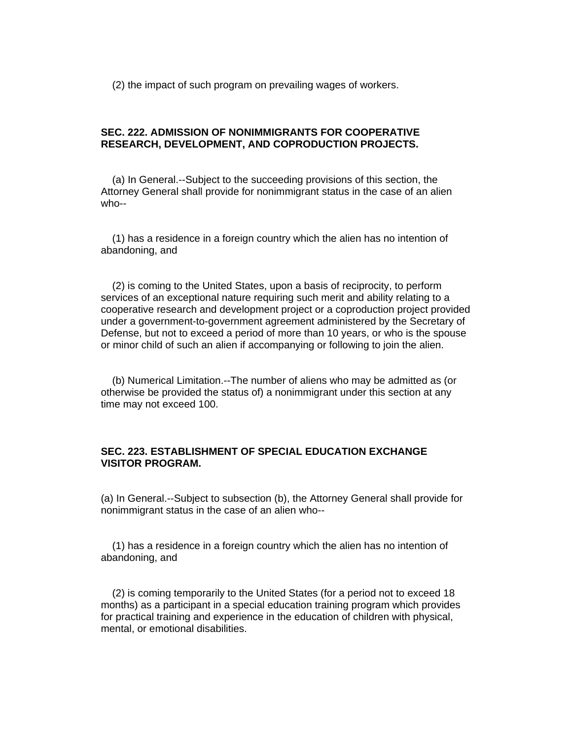(2) the impact of such program on prevailing wages of workers.

**SEC. 222. ADMISSION OF NONIMMIGRANTS FOR COOPERATIVE RESEARCH, DEVELOPMENT, AND COPRODUCTION PROJECTS.**

(a) In General.--Subject to the succeeding provisions of this section, the Attorney General shall provide for nonimmigrant status in the case of an alien who--

(1) has a residence in a foreign country which the alien has no intention of abandoning, and

(2) is coming to the United States, upon a basis of reciprocity, to perform services of an exceptional nature requiring such merit and ability relating to a cooperative research and development project or a coproduction project provided under a government-to-government agreement administered by the Secretary of Defense, but not to exceed a period of more than 10 years, or who is the spouse or minor child of such an alien if accompanying or following to join the alien.

(b) Numerical Limitation.--The number of aliens who may be admitted as (or otherwise be provided the status of) a nonimmigrant under this section at any time may not exceed 100.

**SEC. 223. ESTABLISHMENT OF SPECIAL EDUCATION EXCHANGE VISITOR PROGRAM.**

(a) In General.--Subject to subsection (b), the Attorney General shall provide for nonimmigrant status in the case of an alien who--

(1) has a residence in a foreign country which the alien has no intention of abandoning, and

(2) is coming temporarily to the United States (for a period not to exceed 18 months) as a participant in a special education training program which provides for practical training and experience in the education of children with physical, mental, or emotional disabilities.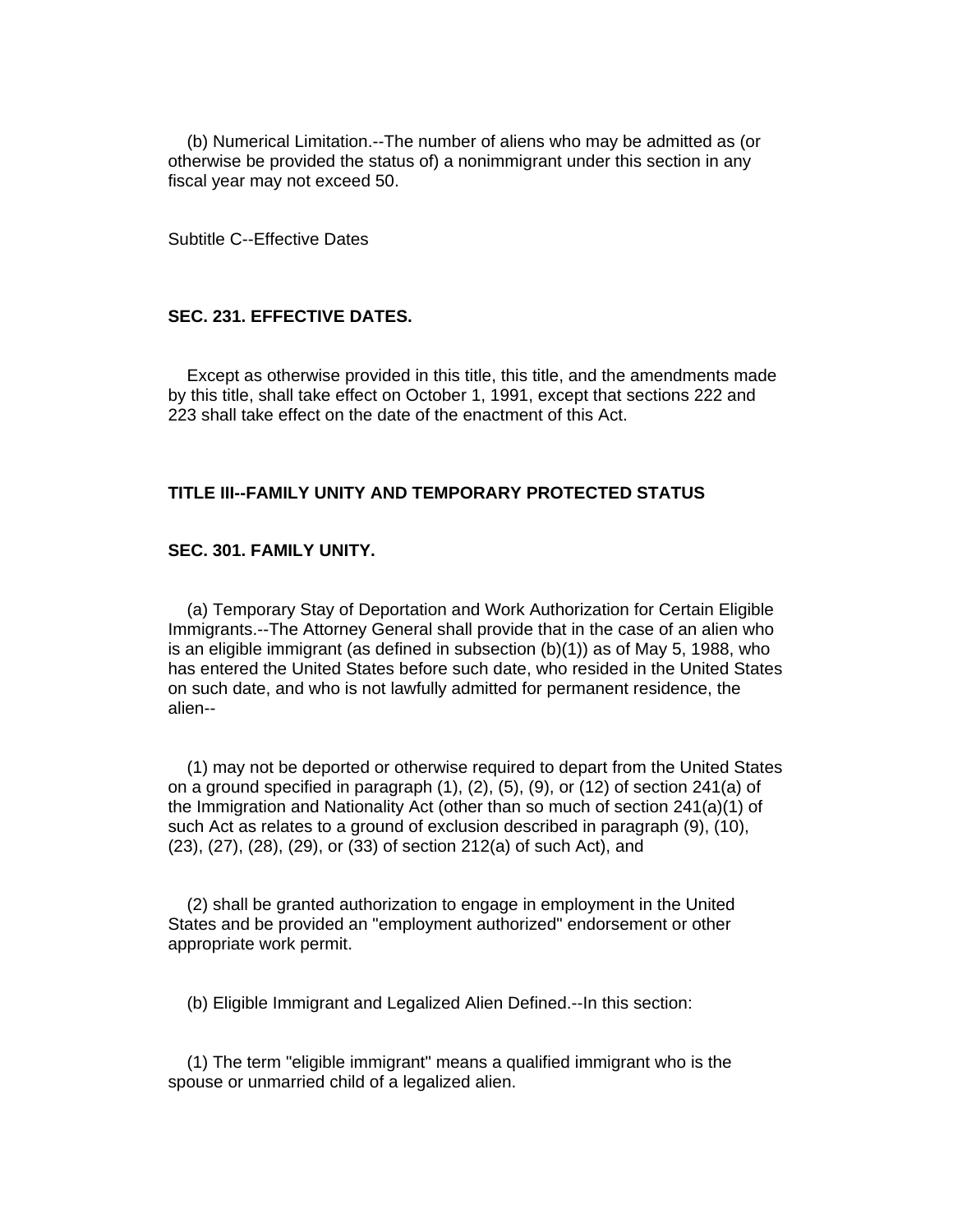(b) Numerical Limitation.--The number of aliens who may be admitted as (or otherwise be provided the status of) a nonimmigrant under this section in any fiscal year may not exceed 50.

Subtitle C--Effective Dates

**SEC. 231. EFFECTIVE DATES.**

Except as otherwise provided in this title, this title, and the amendments made by this title, shall take effect on October 1, 1991, except that sections 222 and 223 shall take effect on the date of the enactment of this Act.

**TITLE III--FAMILY UNITY AND TEMPORARY PROTECTED STATUS**

**SEC. 301. FAMILY UNITY.**

(a) Temporary Stay of Deportation and Work Authorization for Certain Eligible Immigrants.--The Attorney General shall provide that in the case of an alien who is an eligible immigrant (as defined in subsection (b)(1)) as of May 5, 1988, who has entered the United States before such date, who resided in the United States on such date, and who is not lawfully admitted for permanent residence, the alien--

(1) may not be deported or otherwise required to depart from the United States on a ground specified in paragraph (1), (2), (5), (9), or (12) of section 241(a) of the Immigration and Nationality Act (other than so much of section 241(a)(1) of such Act as relates to a ground of exclusion described in paragraph (9), (10), (23), (27), (28), (29), or (33) of section 212(a) of such Act), and

(2) shall be granted authorization to engage in employment in the United States and be provided an "employment authorized" endorsement or other appropriate work permit.

(b) Eligible Immigrant and Legalized Alien Defined.--In this section:

(1) The term "eligible immigrant" means a qualified immigrant who is the spouse or unmarried child of a legalized alien.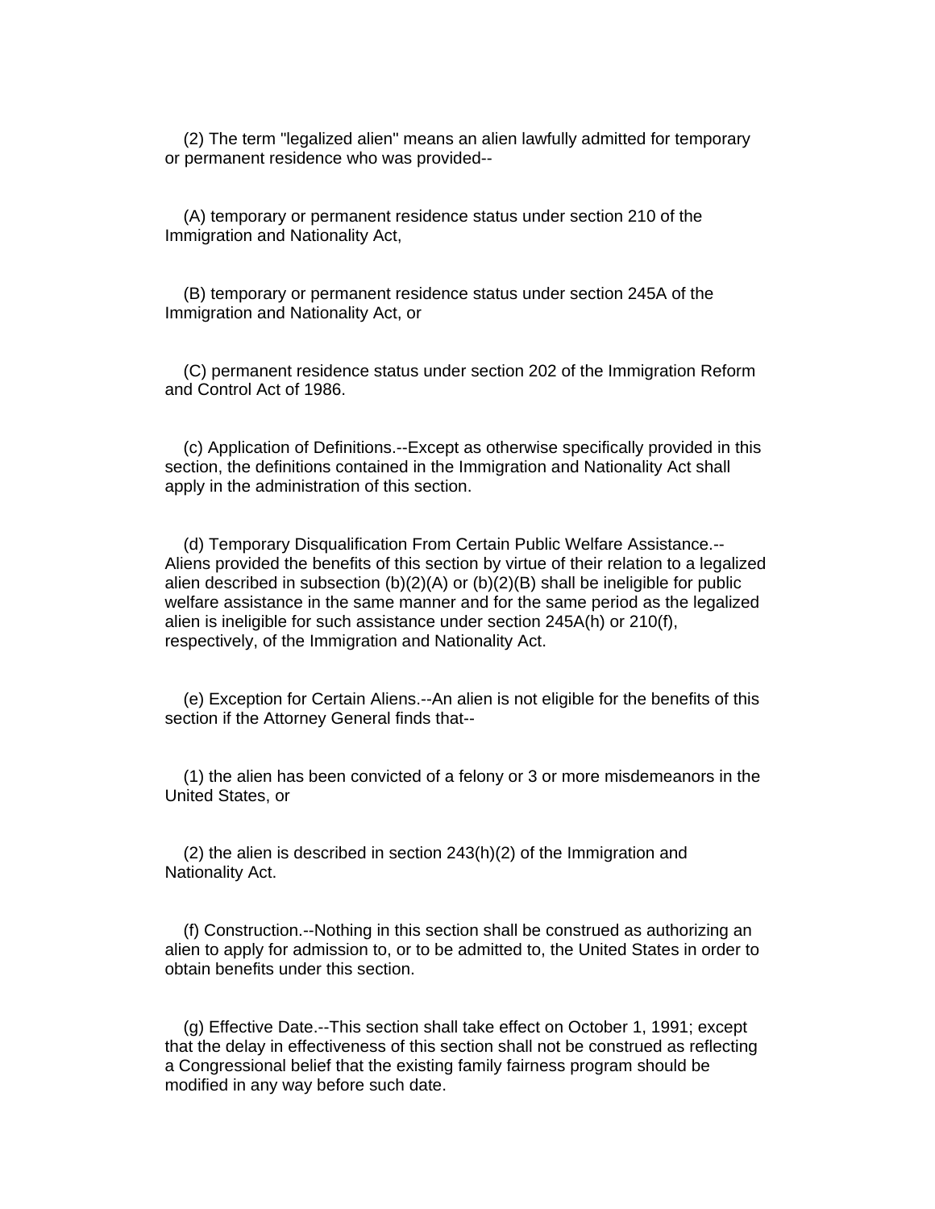(2) The term "legalized alien" means an alien lawfully admitted for temporary or permanent residence who was provided--

(A) temporary or permanent residence status under section 210 of the Immigration and Nationality Act,

(B) temporary or permanent residence status under section 245A of the Immigration and Nationality Act, or

(C) permanent residence status under section 202 of the Immigration Reform and Control Act of 1986.

(c) Application of Definitions.--Except as otherwise specifically provided in this section, the definitions contained in the Immigration and Nationality Act shall apply in the administration of this section.

(d) Temporary Disqualification From Certain Public Welfare Assistance.--Aliens provided the benefits of this section by virtue of their relation to a legalized alien described in subsection (b)(2)(A) or (b)(2)(B) shall be ineligible for public welfare assistance in the same manner and for the same period as the legalized alien is ineligible for such assistance under section 245A(h) or 210(f), respectively, of the Immigration and Nationality Act.

(e) Exception for Certain Aliens.--An alien is not eligible for the benefits of this section if the Attorney General finds that--

(1) the alien has been convicted of a felony or 3 or more misdemeanors in the United States, or

(2) the alien is described in section 243(h)(2) of the Immigration and Nationality Act.

(f) Construction.--Nothing in this section shall be construed as authorizing an alien to apply for admission to, or to be admitted to, the United States in order to obtain benefits under this section.

(g) Effective Date.--This section shall take effect on October 1, 1991; except that the delay in effectiveness of this section shall not be construed as reflecting a Congressional belief that the existing family fairness program should be modified in any way before such date.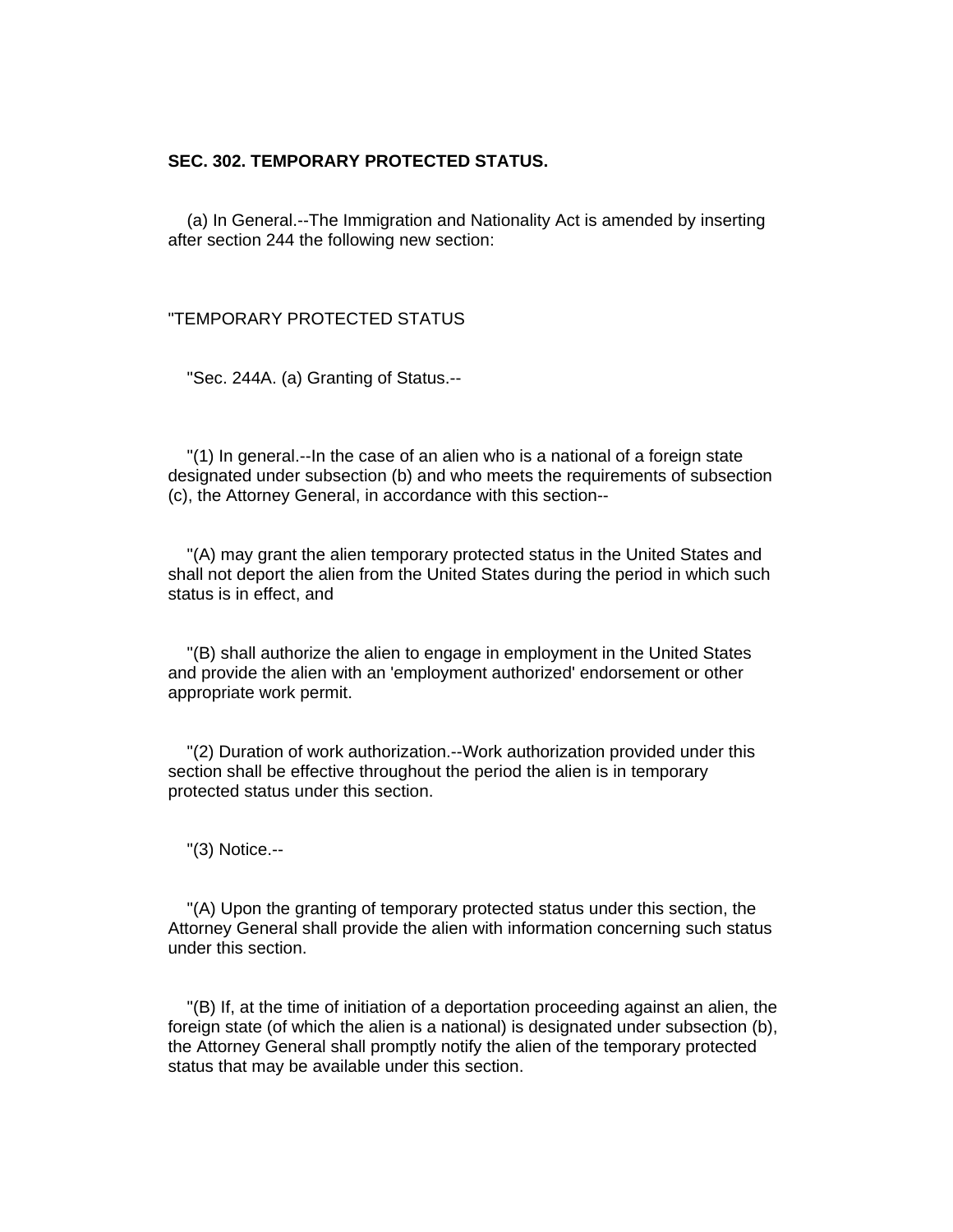**SEC. 302. TEMPORARY PROTECTED STATUS.**

(a) In General.--The Immigration and Nationality Act is amended by inserting after section 244 the following new section:

"TEMPORARY PROTECTED STATUS

"Sec. 244A. (a) Granting of Status.--

"(1) In general.--In the case of an alien who is a national of a foreign state designated under subsection (b) and who meets the requirements of subsection (c), the Attorney General, in accordance with this section--

"(A) may grant the alien temporary protected status in the United States and shall not deport the alien from the United States during the period in which such status is in effect, and

"(B) shall authorize the alien to engage in employment in the United States and provide the alien with an 'employment authorized' endorsement or other appropriate work permit.

"(2) Duration of work authorization.--Work authorization provided under this section shall be effective throughout the period the alien is in temporary protected status under this section.

"(3) Notice.--

"(A) Upon the granting of temporary protected status under this section, the Attorney General shall provide the alien with information concerning such status under this section.

"(B) If, at the time of initiation of a deportation proceeding against an alien, the foreign state (of which the alien is a national) is designated under subsection (b), the Attorney General shall promptly notify the alien of the temporary protected status that may be available under this section.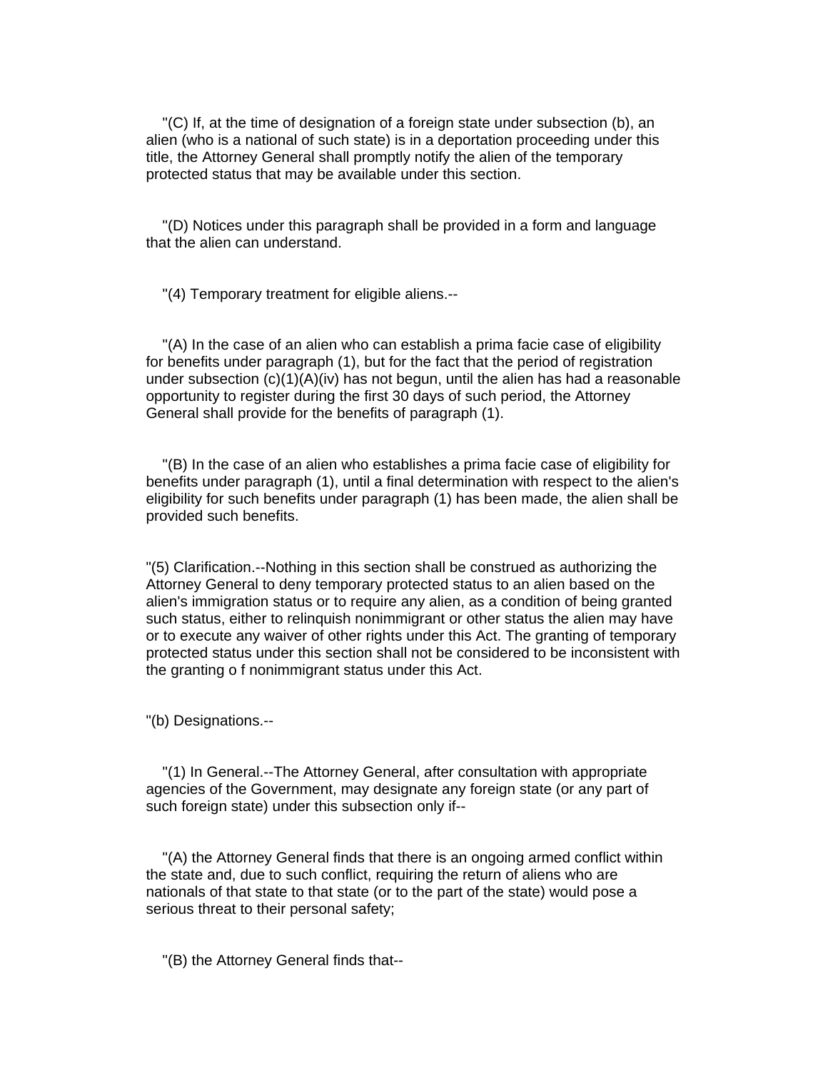"(C) If, at the time of designation of a foreign state under subsection (b), an alien (who is a national of such state) is in a deportation proceeding under this title, the Attorney General shall promptly notify the alien of the temporary protected status that may be available under this section.

"(D) Notices under this paragraph shall be provided in a form and language that the alien can understand.

"(4) Temporary treatment for eligible aliens.--

"(A) In the case of an alien who can establish a prima facie case of eligibility for benefits under paragraph (1), but for the fact that the period of registration under subsection (c)(1)(A)(iv) has not begun, until the alien has had a reasonable opportunity to register during the first 30 days of such period, the Attorney General shall provide for the benefits of paragraph (1).

"(B) In the case of an alien who establishes a prima facie case of eligibility for benefits under paragraph (1), until a final determination with respect to the alien's eligibility for such benefits under paragraph (1) has been made, the alien shall be provided such benefits.

"(5) Clarification.--Nothing in this section shall be construed as authorizing the Attorney General to deny temporary protected status to an alien based on the alien's immigration status or to require any alien, as a condition of being granted such status, either to relinquish nonimmigrant or other status the alien may have or to execute any waiver of other rights under this Act. The granting of temporary protected status under this section shall not be considered to be inconsistent with the granting o f nonimmigrant status under this Act.

"(b) Designations.--

"(1) In General.--The Attorney General, after consultation with appropriate agencies of the Government, may designate any foreign state (or any part of such foreign state) under this subsection only if--

"(A) the Attorney General finds that there is an ongoing armed conflict within the state and, due to such conflict, requiring the return of aliens who are nationals of that state to that state (or to the part of the state) would pose a serious threat to their personal safety;

"(B) the Attorney General finds that--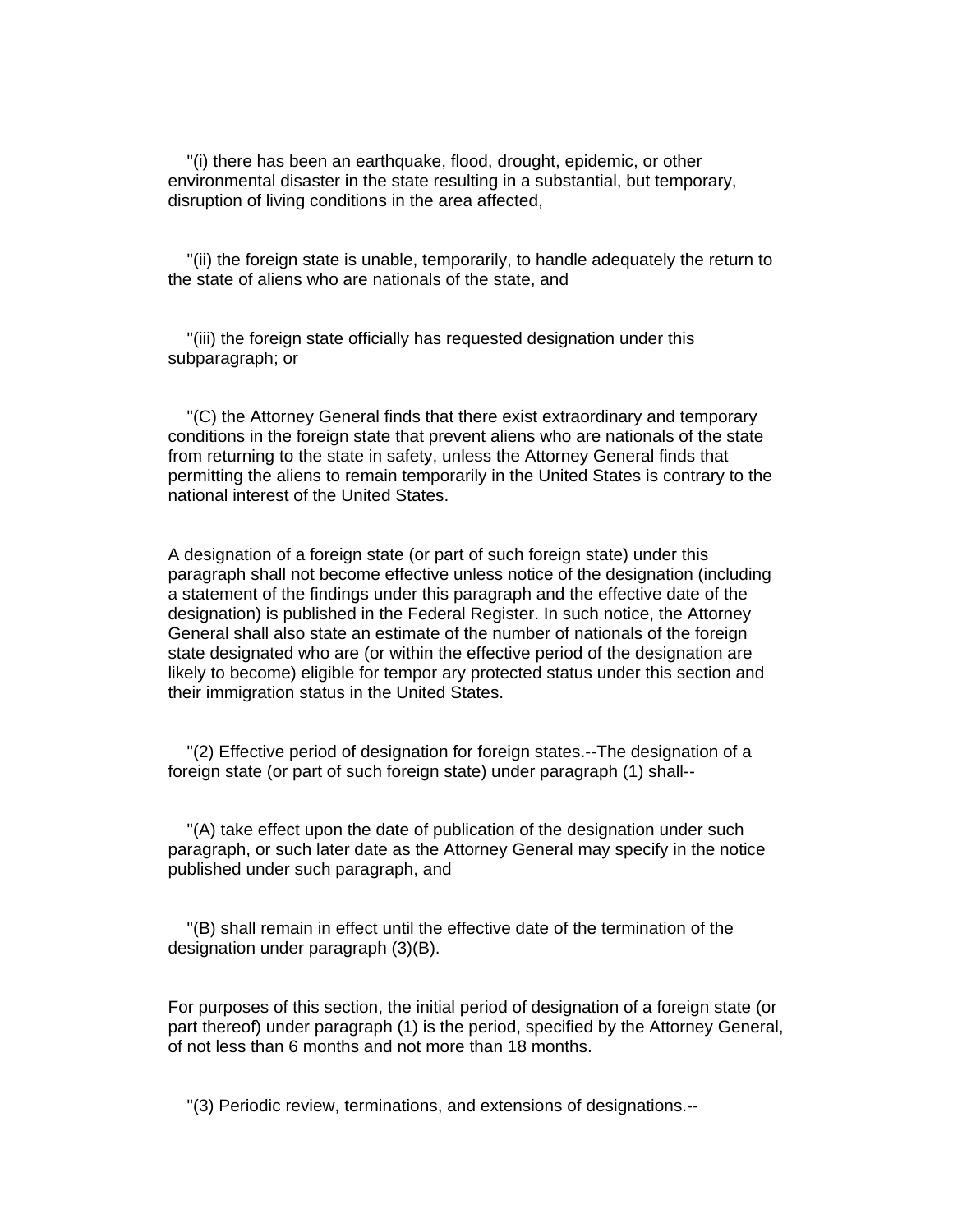"(i) there has been an earthquake, flood, drought, epidemic, or other environmental disaster in the state resulting in a substantial, but temporary, disruption of living conditions in the area affected,

"(ii) the foreign state is unable, temporarily, to handle adequately the return to the state of aliens who are nationals of the state, and

"(iii) the foreign state officially has requested designation under this subparagraph; or

"(C) the Attorney General finds that there exist extraordinary and temporary conditions in the foreign state that prevent aliens who are nationals of the state from returning to the state in safety, unless the Attorney General finds that permitting the aliens to remain temporarily in the United States is contrary to the national interest of the United States.

A designation of a foreign state (or part of such foreign state) under this paragraph shall not become effective unless notice of the designation (including a statement of the findings under this paragraph and the effective date of the designation) is published in the Federal Register. In such notice, the Attorney General shall also state an estimate of the number of nationals of the foreign state designated who are (or within the effective period of the designation are likely to become) eligible for tempor ary protected status under this section and their immigration status in the United States.

"(2) Effective period of designation for foreign states.--The designation of a foreign state (or part of such foreign state) under paragraph (1) shall--

"(A) take effect upon the date of publication of the designation under such paragraph, or such later date as the Attorney General may specify in the notice published under such paragraph, and

"(B) shall remain in effect until the effective date of the termination of the designation under paragraph (3)(B).

For purposes of this section, the initial period of designation of a foreign state (or part thereof) under paragraph (1) is the period, specified by the Attorney General, of not less than 6 months and not more than 18 months.

"(3) Periodic review, terminations, and extensions of designations.--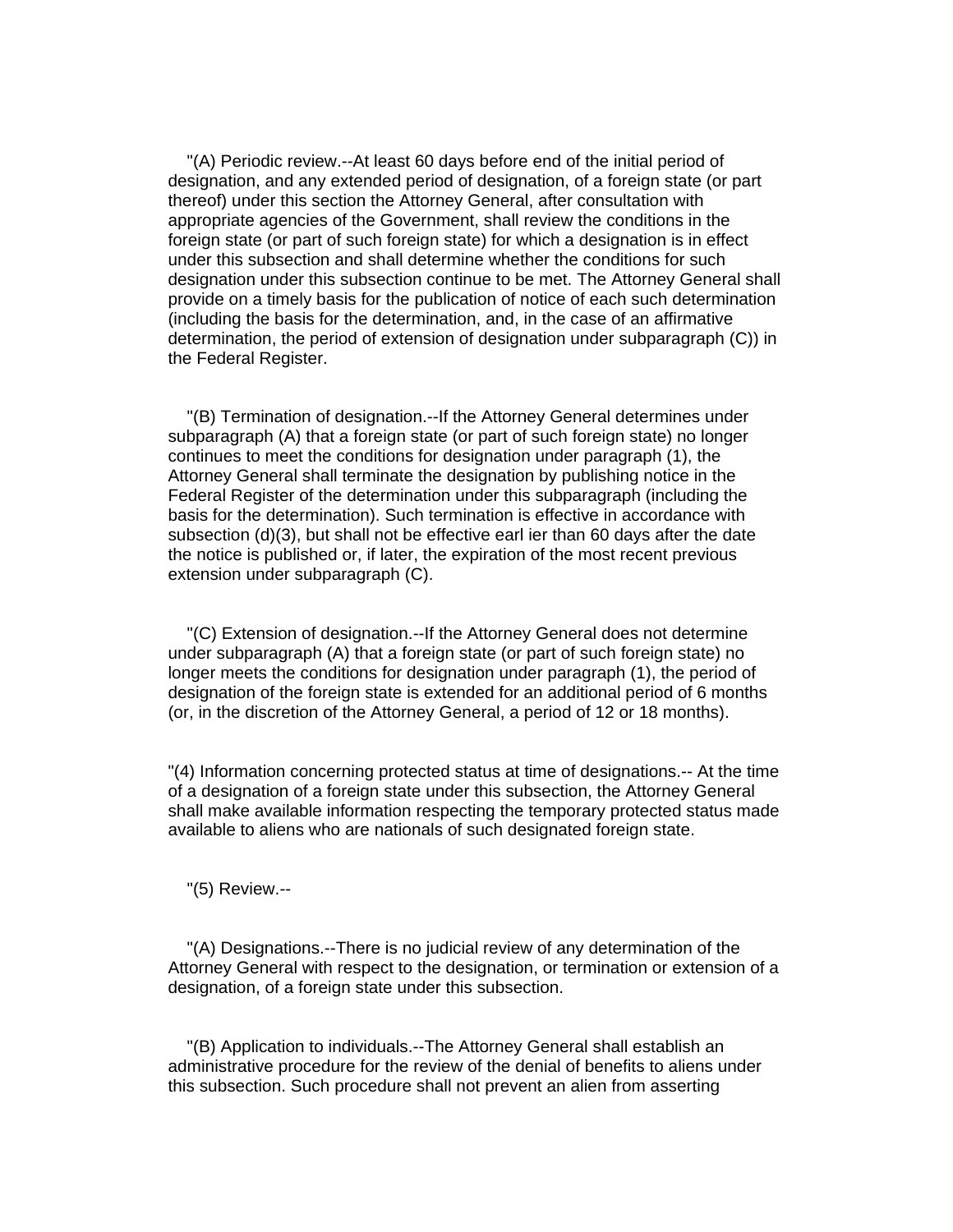"(A) Periodic review.--At least 60 days before end of the initial period of designation, and any extended period of designation, of a foreign state (or part thereof) under this section the Attorney General, after consultation with appropriate agencies of the Government, shall review the conditions in the foreign state (or part of such foreign state) for which a designation is in effect under this subsection and shall determine whether the conditions for such designation under this subsection continue to be met. The Attorney General shall provide on a timely basis for the publication of notice of each such determination (including the basis for the determination, and, in the case of an affirmative determination, the period of extension of designation under subparagraph (C)) in the Federal Register.

"(B) Termination of designation.--If the Attorney General determines under subparagraph (A) that a foreign state (or part of such foreign state) no longer continues to meet the conditions for designation under paragraph (1), the Attorney General shall terminate the designation by publishing notice in the Federal Register of the determination under this subparagraph (including the basis for the determination). Such termination is effective in accordance with subsection (d)(3), but shall not be effective earl ier than 60 days after the date the notice is published or, if later, the expiration of the most recent previous extension under subparagraph (C).

"(C) Extension of designation.--If the Attorney General does not determine under subparagraph (A) that a foreign state (or part of such foreign state) no longer meets the conditions for designation under paragraph (1), the period of designation of the foreign state is extended for an additional period of 6 months (or, in the discretion of the Attorney General, a period of 12 or 18 months).

"(4) Information concerning protected status at time of designations.-- At the time of a designation of a foreign state under this subsection, the Attorney General shall make available information respecting the temporary protected status made available to aliens who are nationals of such designated foreign state.

"(5) Review.--

"(A) Designations.--There is no judicial review of any determination of the Attorney General with respect to the designation, or termination or extension of a designation, of a foreign state under this subsection.

"(B) Application to individuals.--The Attorney General shall establish an administrative procedure for the review of the denial of benefits to aliens under this subsection. Such procedure shall not prevent an alien from asserting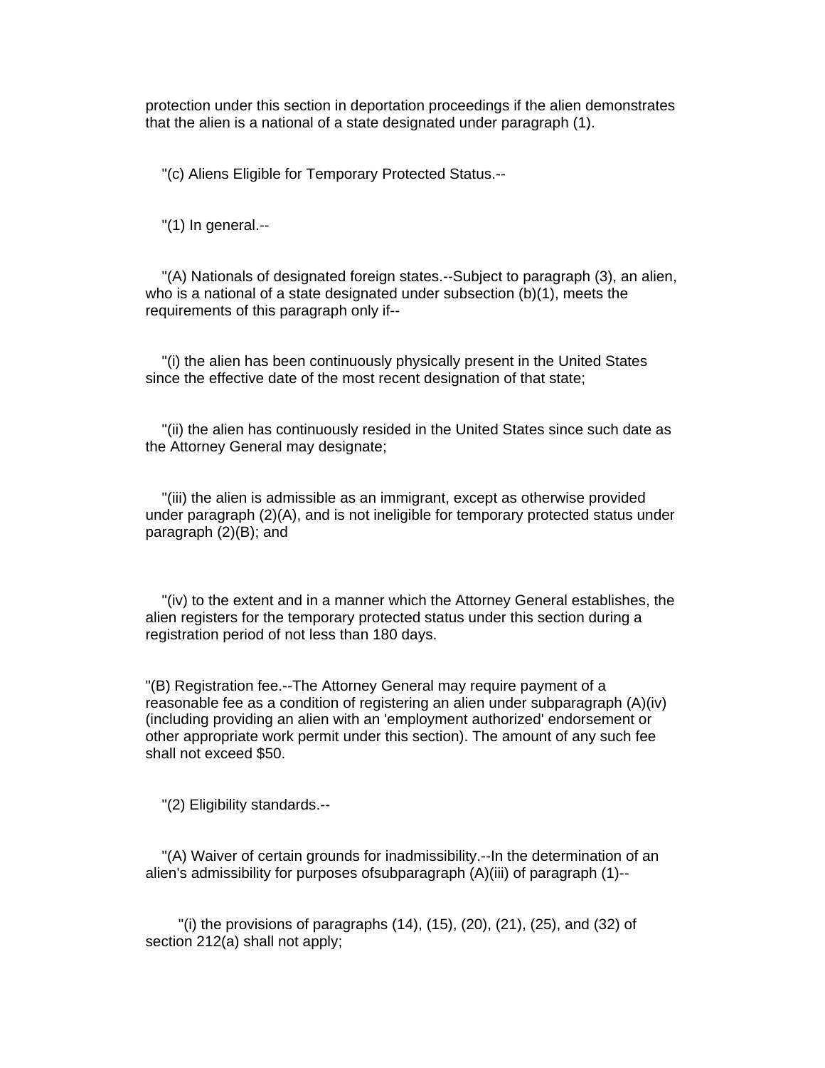protection under this section in deportation proceedings if the alien demonstrates that the alien is a national of a state designated under paragraph (1).

"(c) Aliens Eligible for Temporary Protected Status.--

"(1) In general.--

"(A) Nationals of designated foreign states.--Subject to paragraph (3), an alien, who is a national of a state designated under subsection (b)(1), meets the requirements of this paragraph only if--

"(i) the alien has been continuously physically present in the United States since the effective date of the most recent designation of that state;

"(ii) the alien has continuously resided in the United States since such date as the Attorney General may designate;

"(iii) the alien is admissible as an immigrant, except as otherwise provided under paragraph (2)(A), and is not ineligible for temporary protected status under paragraph (2)(B); and

"(iv) to the extent and in a manner which the Attorney General establishes, the alien registers for the temporary protected status under this section during a registration period of not less than 180 days.

"(B) Registration fee.--The Attorney General may require payment of a reasonable fee as a condition of registering an alien under subparagraph (A)(iv) (including providing an alien with an 'employment authorized' endorsement or other appropriate work permit under this section). The amount of any such fee shall not exceed $50.

"(2) Eligibility standards.--

"(A) Waiver of certain grounds for inadmissibility.--In the determination of an alien's admissibility for purposes ofsubparagraph (A)(iii) of paragraph (1)--

"(i) the provisions of paragraphs (14), (15), (20), (21), (25), and (32) of section 212(a) shall not apply;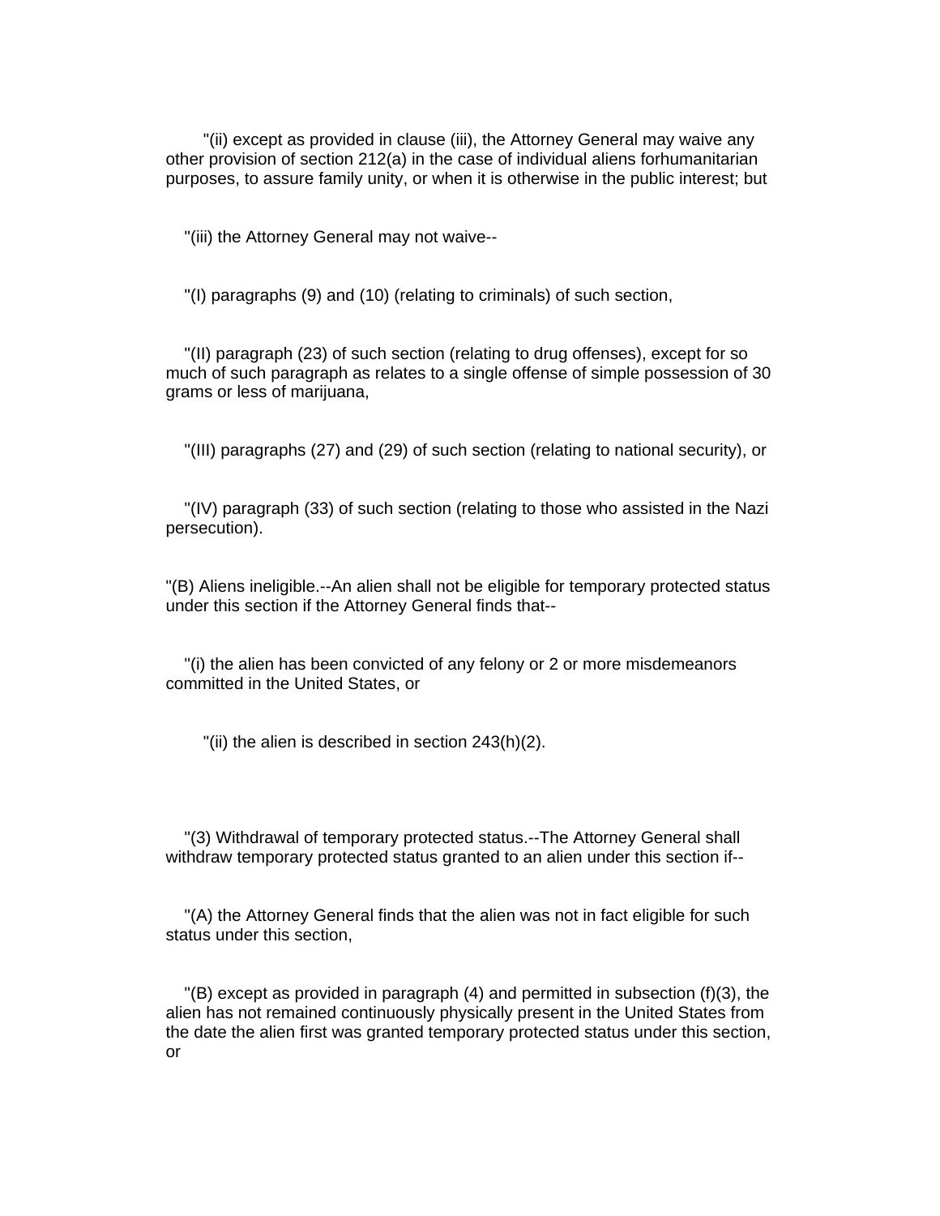"(ii) except as provided in clause (iii), the Attorney General may waive any other provision of section 212(a) in the case of individual aliens forhumanitarian purposes, to assure family unity, or when it is otherwise in the public interest; but

"(iii) the Attorney General may not waive--

"(I) paragraphs (9) and (10) (relating to criminals) of such section,

"(II) paragraph (23) of such section (relating to drug offenses), except for so much of such paragraph as relates to a single offense of simple possession of 30 grams or less of marijuana,

"(III) paragraphs (27) and (29) of such section (relating to national security), or

"(IV) paragraph (33) of such section (relating to those who assisted in the Nazi persecution).

"(B) Aliens ineligible.--An alien shall not be eligible for temporary protected status under this section if the Attorney General finds that--

"(i) the alien has been convicted of any felony or 2 or more misdemeanors committed in the United States, or

"(ii) the alien is described in section 243(h)(2).

"(3) Withdrawal of temporary protected status.--The Attorney General shall withdraw temporary protected status granted to an alien under this section if--

"(A) the Attorney General finds that the alien was not in fact eligible for such status under this section,

"(B) except as provided in paragraph (4) and permitted in subsection (f)(3), the alien has not remained continuously physically present in the United States from the date the alien first was granted temporary protected status under this section, or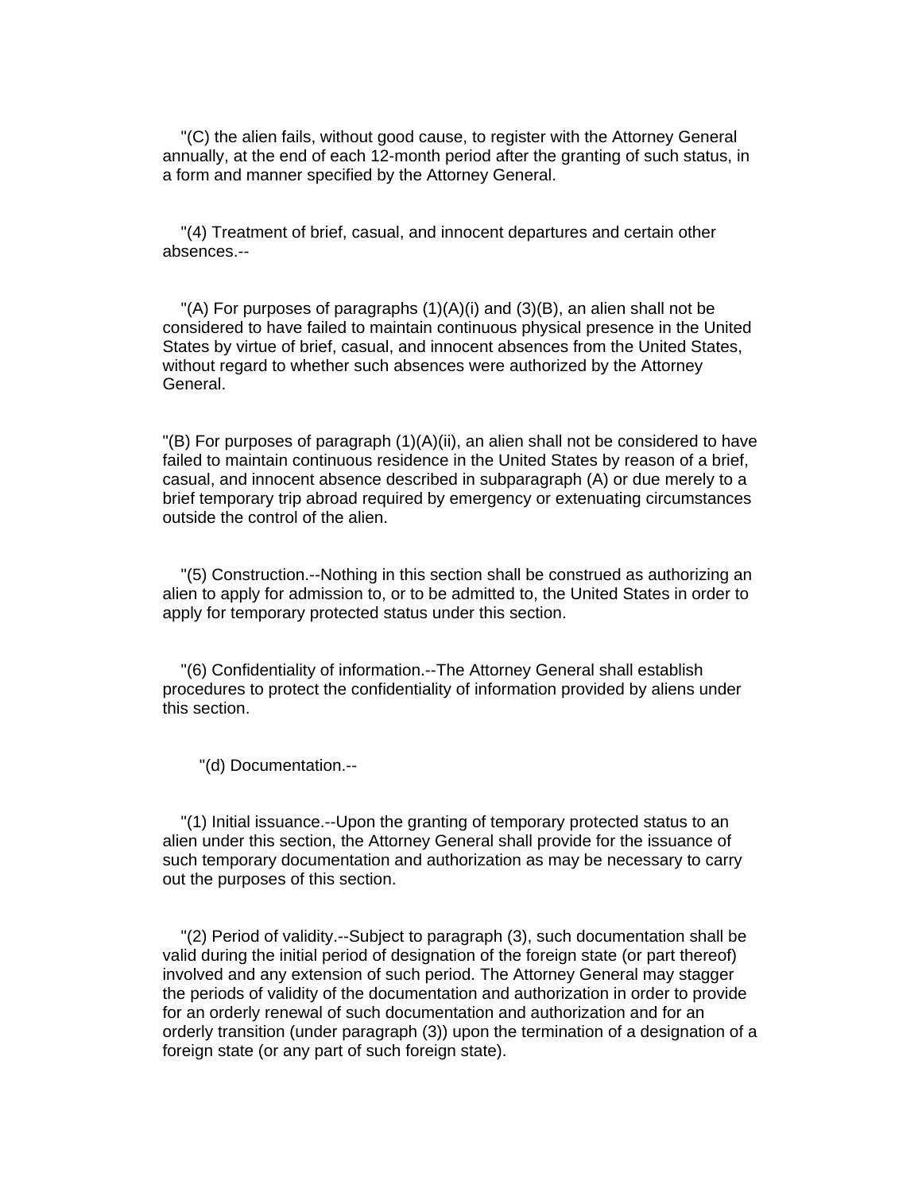"(C) the alien fails, without good cause, to register with the Attorney General annually, at the end of each 12-month period after the granting of such status, in a form and manner specified by the Attorney General.

"(4) Treatment of brief, casual, and innocent departures and certain other absences.--

"(A) For purposes of paragraphs (1)(A)(i) and (3)(B), an alien shall not be considered to have failed to maintain continuous physical presence in the United States by virtue of brief, casual, and innocent absences from the United States, without regard to whether such absences were authorized by the Attorney General.

"(B) For purposes of paragraph (1)(A)(ii), an alien shall not be considered to have failed to maintain continuous residence in the United States by reason of a brief, casual, and innocent absence described in subparagraph (A) or due merely to a brief temporary trip abroad required by emergency or extenuating circumstances outside the control of the alien.

"(5) Construction.--Nothing in this section shall be construed as authorizing an alien to apply for admission to, or to be admitted to, the United States in order to apply for temporary protected status under this section.

"(6) Confidentiality of information.--The Attorney General shall establish procedures to protect the confidentiality of information provided by aliens under this section.

"(d) Documentation.--

"(1) Initial issuance.--Upon the granting of temporary protected status to an alien under this section, the Attorney General shall provide for the issuance of such temporary documentation and authorization as may be necessary to carry out the purposes of this section.

"(2) Period of validity.--Subject to paragraph (3), such documentation shall be valid during the initial period of designation of the foreign state (or part thereof) involved and any extension of such period. The Attorney General may stagger the periods of validity of the documentation and authorization in order to provide for an orderly renewal of such documentation and authorization and for an orderly transition (under paragraph (3)) upon the termination of a designation of a foreign state (or any part of such foreign state).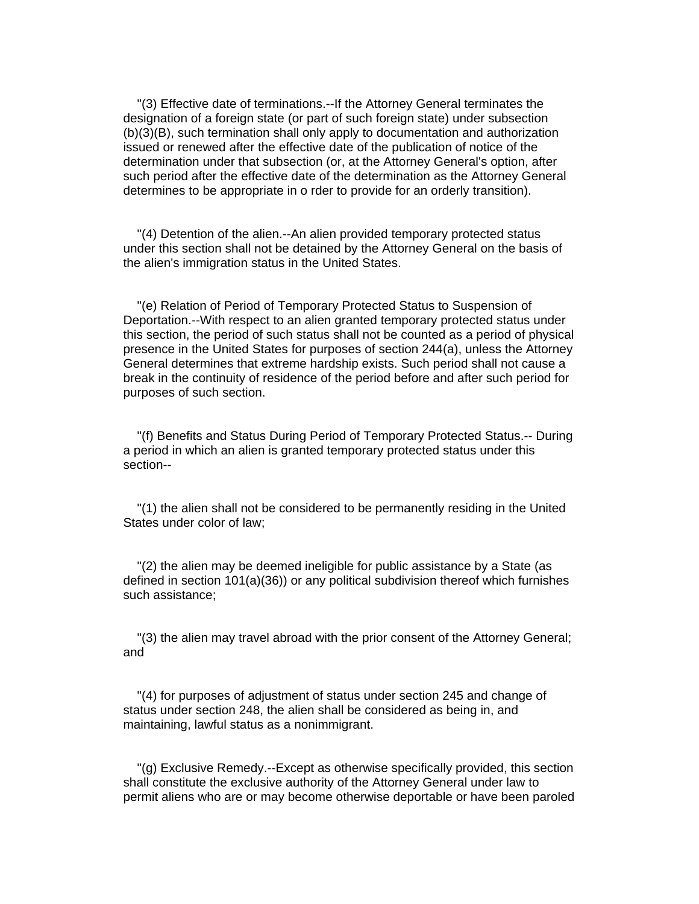"(3) Effective date of terminations.--If the Attorney General terminates the designation of a foreign state (or part of such foreign state) under subsection (b)(3)(B), such termination shall only apply to documentation and authorization issued or renewed after the effective date of the publication of notice of the determination under that subsection (or, at the Attorney General's option, after such period after the effective date of the determination as the Attorney General determines to be appropriate in o rder to provide for an orderly transition).

"(4) Detention of the alien.--An alien provided temporary protected status under this section shall not be detained by the Attorney General on the basis of the alien's immigration status in the United States.

"(e) Relation of Period of Temporary Protected Status to Suspension of Deportation.--With respect to an alien granted temporary protected status under this section, the period of such status shall not be counted as a period of physical presence in the United States for purposes of section 244(a), unless the Attorney General determines that extreme hardship exists. Such period shall not cause a break in the continuity of residence of the period before and after such period for purposes of such section.

"(f) Benefits and Status During Period of Temporary Protected Status.-- During a period in which an alien is granted temporary protected status under this section--

"(1) the alien shall not be considered to be permanently residing in the United States under color of law;

"(2) the alien may be deemed ineligible for public assistance by a State (as defined in section 101(a)(36)) or any political subdivision thereof which furnishes such assistance;

"(3) the alien may travel abroad with the prior consent of the Attorney General; and

"(4) for purposes of adjustment of status under section 245 and change of status under section 248, the alien shall be considered as being in, and maintaining, lawful status as a nonimmigrant.

"(g) Exclusive Remedy.--Except as otherwise specifically provided, this section shall constitute the exclusive authority of the Attorney General under law to permit aliens who are or may become otherwise deportable or have been paroled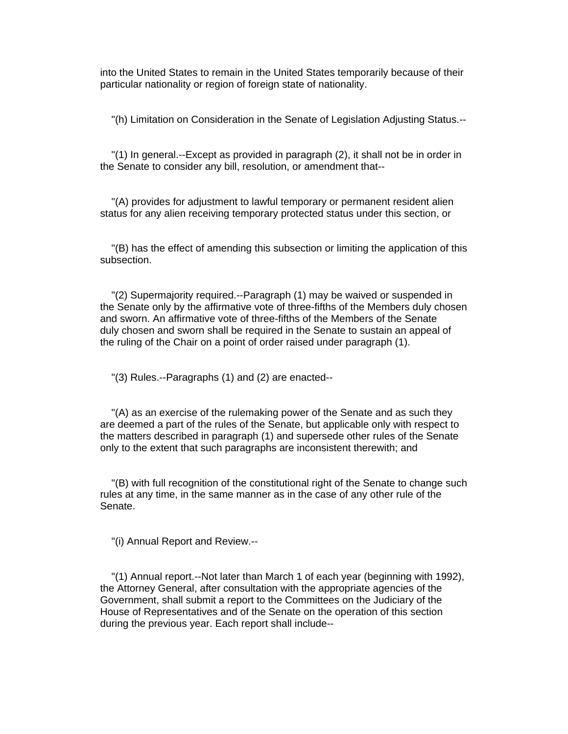into the United States to remain in the United States temporarily because of their particular nationality or region of foreign state of nationality.

"(h) Limitation on Consideration in the Senate of Legislation Adjusting Status.--

"(1) In general.--Except as provided in paragraph (2), it shall not be in order in the Senate to consider any bill, resolution, or amendment that--

"(A) provides for adjustment to lawful temporary or permanent resident alien status for any alien receiving temporary protected status under this section, or

"(B) has the effect of amending this subsection or limiting the application of this subsection.

"(2) Supermajority required.--Paragraph (1) may be waived or suspended in the Senate only by the affirmative vote of three-fifths of the Members duly chosen and sworn. An affirmative vote of three-fifths of the Members of the Senate duly chosen and sworn shall be required in the Senate to sustain an appeal of the ruling of the Chair on a point of order raised under paragraph (1).

"(3) Rules.--Paragraphs (1) and (2) are enacted--

"(A) as an exercise of the rulemaking power of the Senate and as such they are deemed a part of the rules of the Senate, but applicable only with respect to the matters described in paragraph (1) and supersede other rules of the Senate only to the extent that such paragraphs are inconsistent therewith; and

"(B) with full recognition of the constitutional right of the Senate to change such rules at any time, in the same manner as in the case of any other rule of the Senate.

"(i) Annual Report and Review.--

"(1) Annual report.--Not later than March 1 of each year (beginning with 1992), the Attorney General, after consultation with the appropriate agencies of the Government, shall submit a report to the Committees on the Judiciary of the House of Representatives and of the Senate on the operation of this section during the previous year. Each report shall include--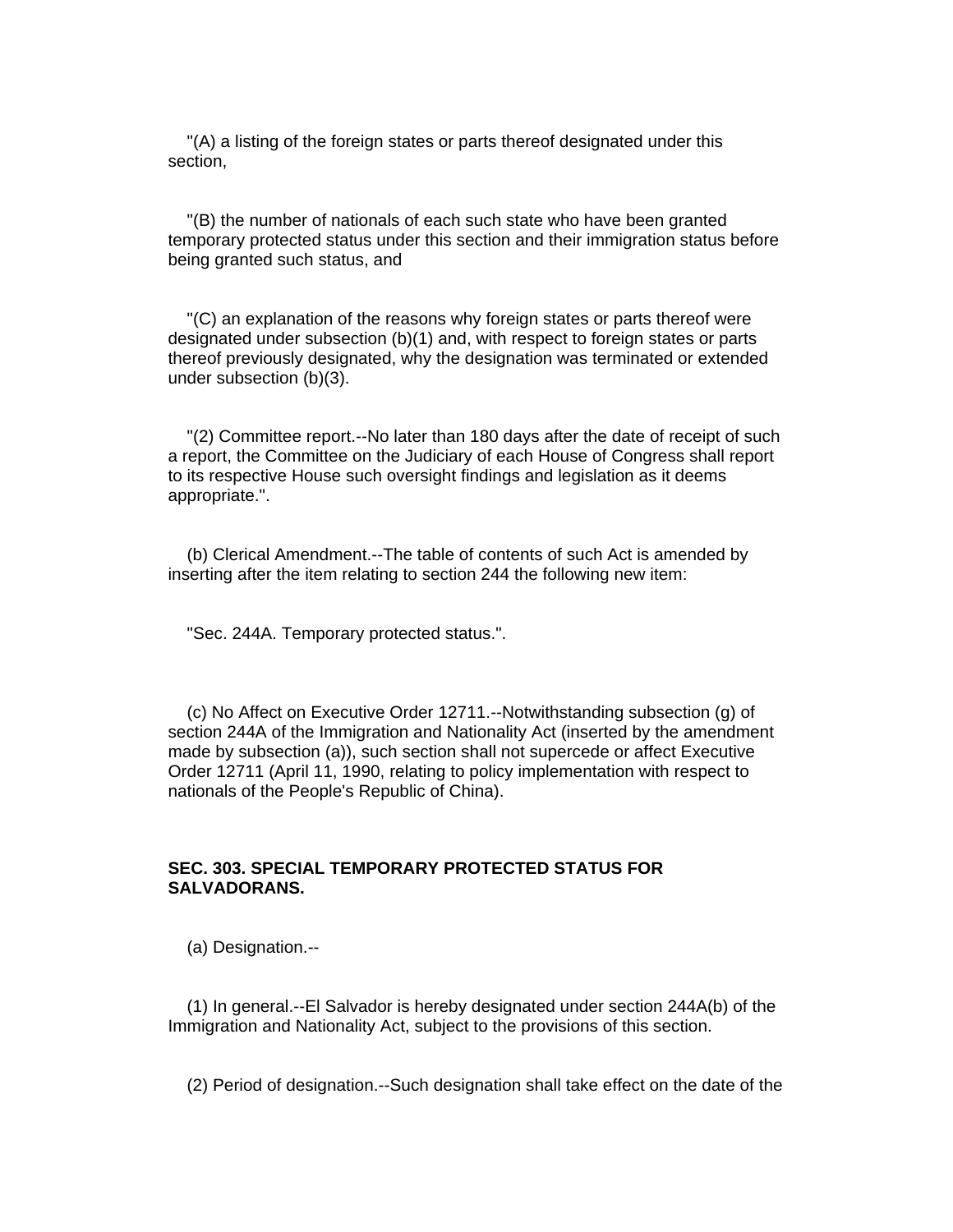"(A) a listing of the foreign states or parts thereof designated under this section,

"(B) the number of nationals of each such state who have been granted temporary protected status under this section and their immigration status before being granted such status, and

"(C) an explanation of the reasons why foreign states or parts thereof were designated under subsection (b)(1) and, with respect to foreign states or parts thereof previously designated, why the designation was terminated or extended under subsection (b)(3).

"(2) Committee report.--No later than 180 days after the date of receipt of such a report, the Committee on the Judiciary of each House of Congress shall report to its respective House such oversight findings and legislation as it deems appropriate.".

(b) Clerical Amendment.--The table of contents of such Act is amended by inserting after the item relating to section 244 the following new item:

"Sec. 244A. Temporary protected status.".

(c) No Affect on Executive Order 12711.--Notwithstanding subsection (g) of section 244A of the Immigration and Nationality Act (inserted by the amendment made by subsection (a)), such section shall not supercede or affect Executive Order 12711 (April 11, 1990, relating to policy implementation with respect to nationals of the People's Republic of China).

**SEC. 303. SPECIAL TEMPORARY PROTECTED STATUS FOR SALVADORANS.**

(a) Designation.--

(1) In general.--El Salvador is hereby designated under section 244A(b) of the Immigration and Nationality Act, subject to the provisions of this section.

(2) Period of designation.--Such designation shall take effect on the date of the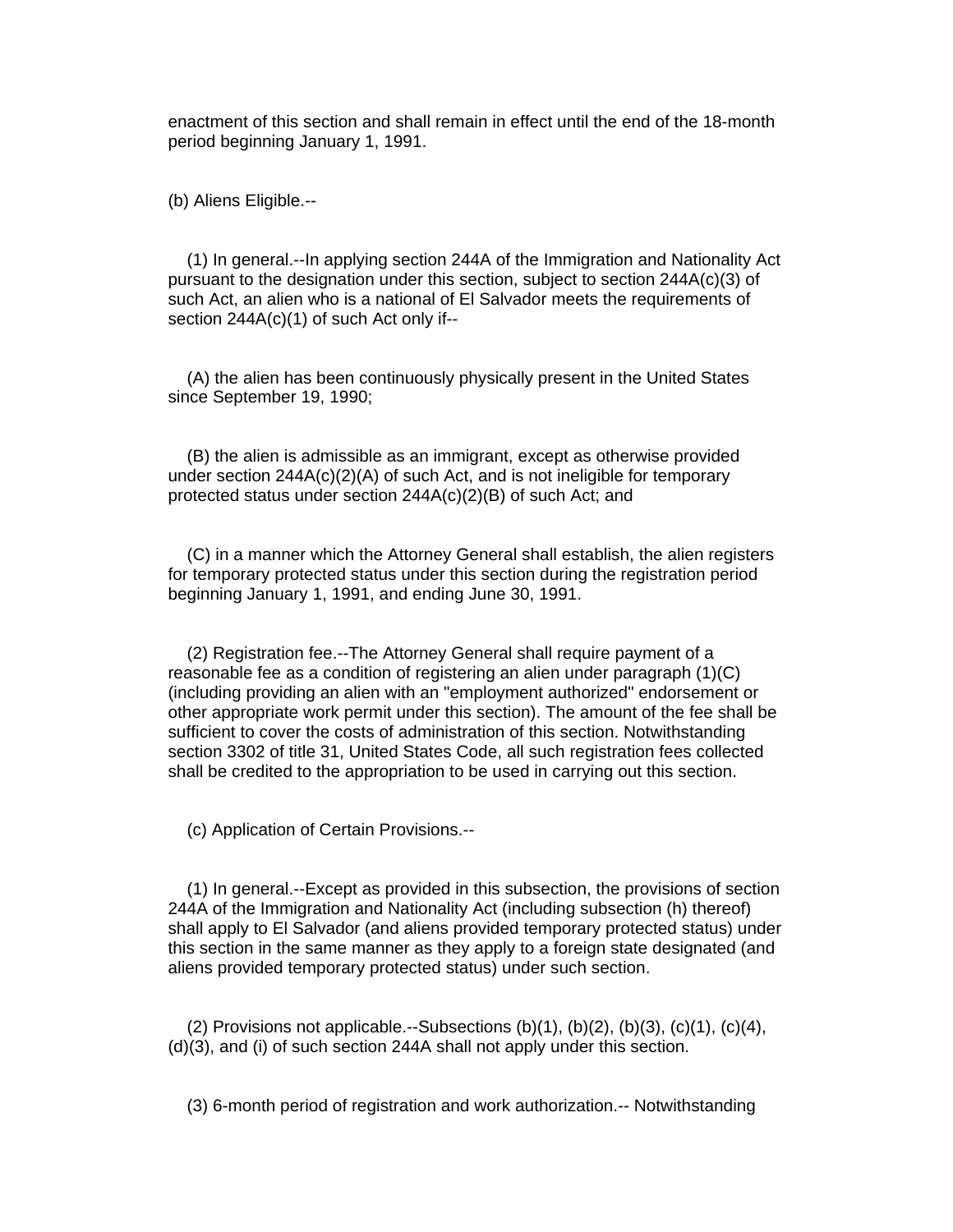enactment of this section and shall remain in effect until the end of the 18-month period beginning January 1, 1991.

(b) Aliens Eligible.--

(1) In general.--In applying section 244A of the Immigration and Nationality Act pursuant to the designation under this section, subject to section 244A(c)(3) of such Act, an alien who is a national of El Salvador meets the requirements of section 244A(c)(1) of such Act only if--

(A) the alien has been continuously physically present in the United States since September 19, 1990;

(B) the alien is admissible as an immigrant, except as otherwise provided under section 244A(c)(2)(A) of such Act, and is not ineligible for temporary protected status under section 244A(c)(2)(B) of such Act; and

(C) in a manner which the Attorney General shall establish, the alien registers for temporary protected status under this section during the registration period beginning January 1, 1991, and ending June 30, 1991.

(2) Registration fee.--The Attorney General shall require payment of a reasonable fee as a condition of registering an alien under paragraph (1)(C) (including providing an alien with an "employment authorized" endorsement or other appropriate work permit under this section). The amount of the fee shall be sufficient to cover the costs of administration of this section. Notwithstanding section 3302 of title 31, United States Code, all such registration fees collected shall be credited to the appropriation to be used in carrying out this section.

(c) Application of Certain Provisions.--

(1) In general.--Except as provided in this subsection, the provisions of section 244A of the Immigration and Nationality Act (including subsection (h) thereof) shall apply to El Salvador (and aliens provided temporary protected status) under this section in the same manner as they apply to a foreign state designated (and aliens provided temporary protected status) under such section.

(2) Provisions not applicable.--Subsections (b)(1), (b)(2), (b)(3), (c)(1), (c)(4), (d)(3), and (i) of such section 244A shall not apply under this section.

(3) 6-month period of registration and work authorization.-- Notwithstanding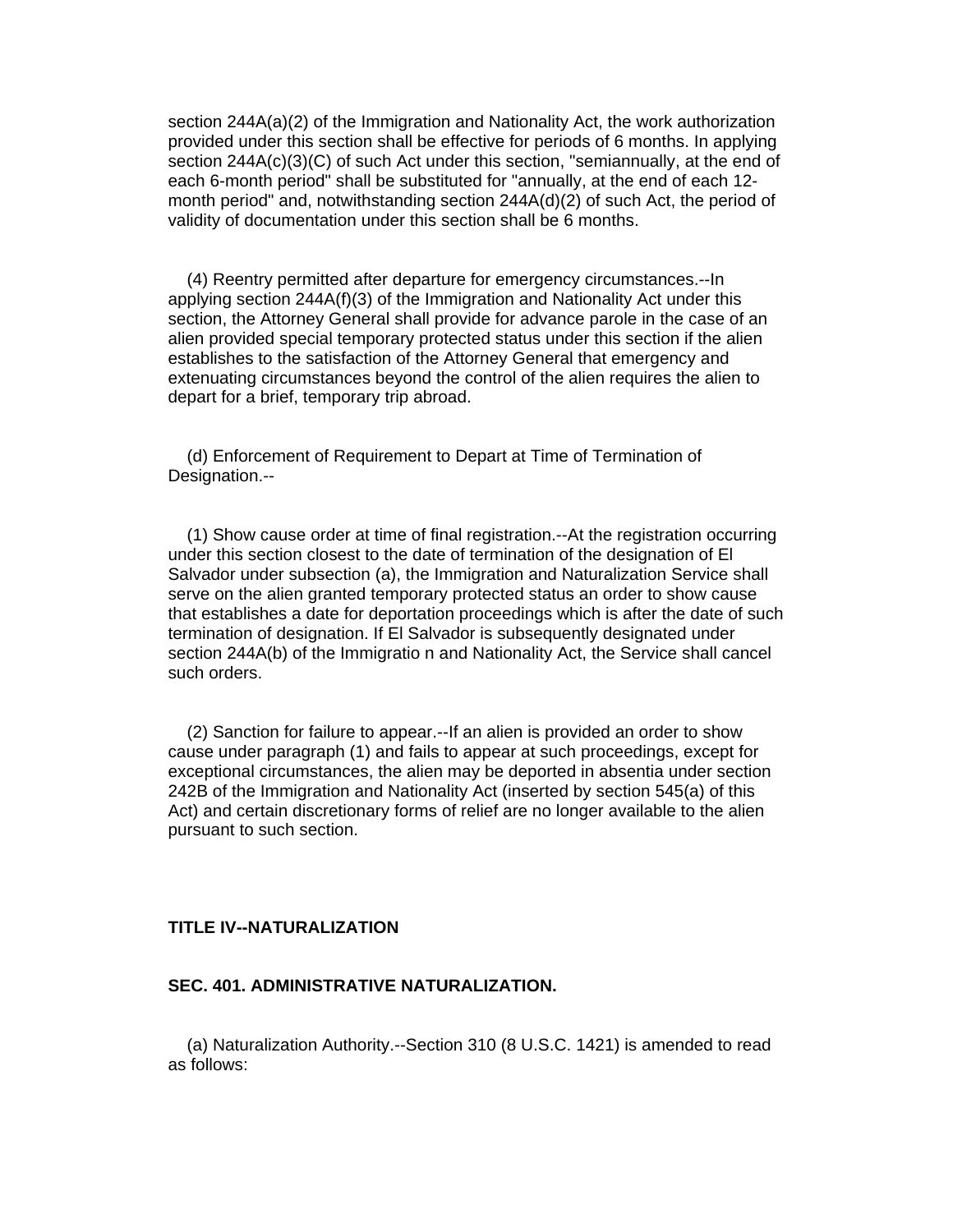section 244A(a)(2) of the Immigration and Nationality Act, the work authorization provided under this section shall be effective for periods of 6 months. In applying section 244A(c)(3)(C) of such Act under this section, "semiannually, at the end of each 6-month period" shall be substituted for "annually, at the end of each 12-month period" and, notwithstanding section 244A(d)(2) of such Act, the period of validity of documentation under this section shall be 6 months.

(4) Reentry permitted after departure for emergency circumstances.--In applying section 244A(f)(3) of the Immigration and Nationality Act under this section, the Attorney General shall provide for advance parole in the case of an alien provided special temporary protected status under this section if the alien establishes to the satisfaction of the Attorney General that emergency and extenuating circumstances beyond the control of the alien requires the alien to depart for a brief, temporary trip abroad.

(d) Enforcement of Requirement to Depart at Time of Termination of Designation.--

(1) Show cause order at time of final registration.--At the registration occurring under this section closest to the date of termination of the designation of El Salvador under subsection (a), the Immigration and Naturalization Service shall serve on the alien granted temporary protected status an order to show cause that establishes a date for deportation proceedings which is after the date of such termination of designation. If El Salvador is subsequently designated under section 244A(b) of the Immigratio n and Nationality Act, the Service shall cancel such orders.

(2) Sanction for failure to appear.--If an alien is provided an order to show cause under paragraph (1) and fails to appear at such proceedings, except for exceptional circumstances, the alien may be deported in absentia under section 242B of the Immigration and Nationality Act (inserted by section 545(a) of this Act) and certain discretionary forms of relief are no longer available to the alien pursuant to such section.

## TITLE IV--NATURALIZATION

### SEC. 401. ADMINISTRATIVE NATURALIZATION.

(a) Naturalization Authority.--Section 310 (8 U.S.C. 1421) is amended to read as follows: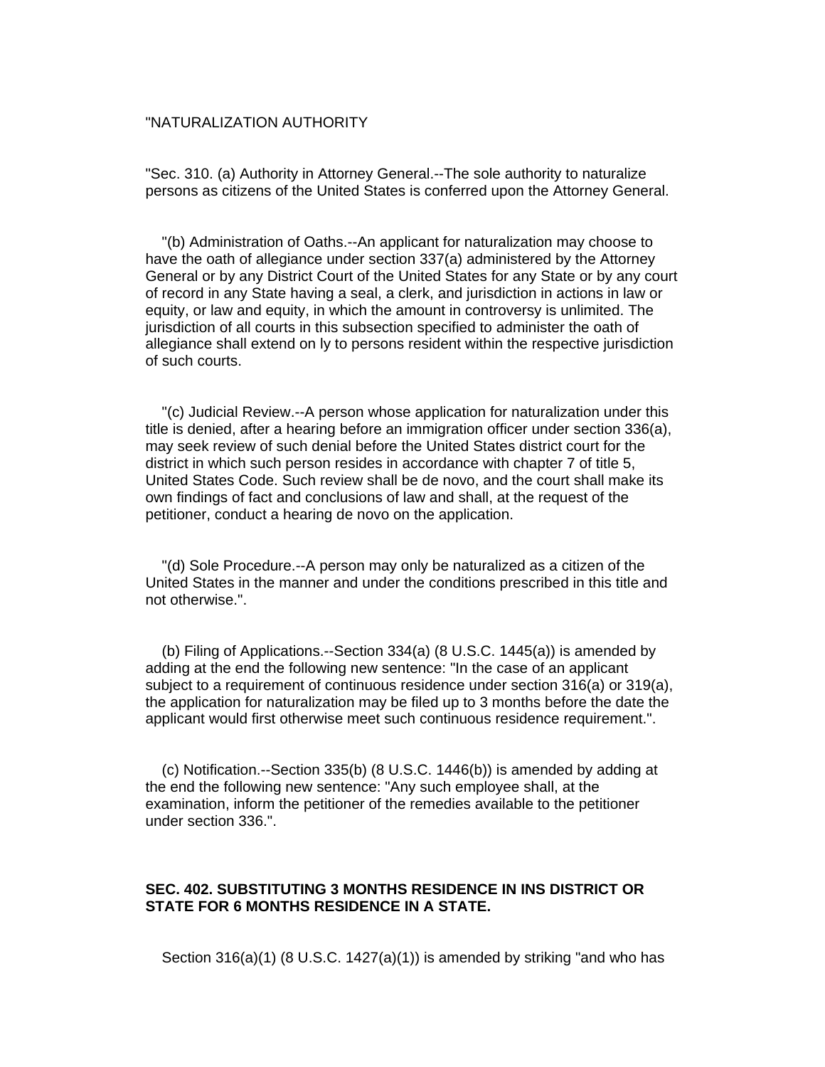"NATURALIZATION AUTHORITY

"Sec. 310. (a) Authority in Attorney General.--The sole authority to naturalize persons as citizens of the United States is conferred upon the Attorney General.

"(b) Administration of Oaths.--An applicant for naturalization may choose to have the oath of allegiance under section 337(a) administered by the Attorney General or by any District Court of the United States for any State or by any court of record in any State having a seal, a clerk, and jurisdiction in actions in law or equity, or law and equity, in which the amount in controversy is unlimited. The jurisdiction of all courts in this subsection specified to administer the oath of allegiance shall extend on ly to persons resident within the respective jurisdiction of such courts.

"(c) Judicial Review.--A person whose application for naturalization under this title is denied, after a hearing before an immigration officer under section 336(a), may seek review of such denial before the United States district court for the district in which such person resides in accordance with chapter 7 of title 5, United States Code. Such review shall be de novo, and the court shall make its own findings of fact and conclusions of law and shall, at the request of the petitioner, conduct a hearing de novo on the application.

"(d) Sole Procedure.--A person may only be naturalized as a citizen of the United States in the manner and under the conditions prescribed in this title and not otherwise.".

(b) Filing of Applications.--Section 334(a) (8 U.S.C. 1445(a)) is amended by adding at the end the following new sentence: "In the case of an applicant subject to a requirement of continuous residence under section 316(a) or 319(a), the application for naturalization may be filed up to 3 months before the date the applicant would first otherwise meet such continuous residence requirement.".

(c) Notification.--Section 335(b) (8 U.S.C. 1446(b)) is amended by adding at the end the following new sentence: "Any such employee shall, at the examination, inform the petitioner of the remedies available to the petitioner under section 336.".

**SEC. 402. SUBSTITUTING 3 MONTHS RESIDENCE IN INS DISTRICT OR STATE FOR 6 MONTHS RESIDENCE IN A STATE.**

Section 316(a)(1) (8 U.S.C. 1427(a)(1)) is amended by striking "and who has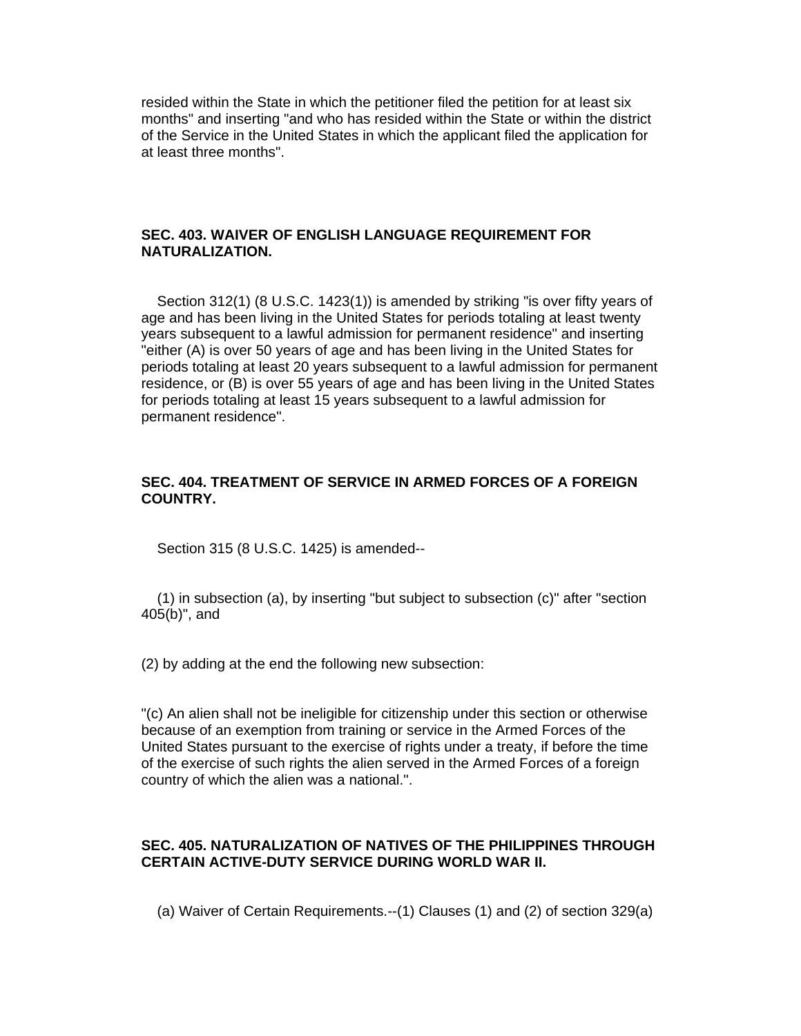resided within the State in which the petitioner filed the petition for at least six months" and inserting "and who has resided within the State or within the district of the Service in the United States in which the applicant filed the application for at least three months".

### SEC. 403. WAIVER OF ENGLISH LANGUAGE REQUIREMENT FOR NATURALIZATION.

Section 312(1) (8 U.S.C. 1423(1)) is amended by striking "is over fifty years of age and has been living in the United States for periods totaling at least twenty years subsequent to a lawful admission for permanent residence" and inserting "either (A) is over 50 years of age and has been living in the United States for periods totaling at least 20 years subsequent to a lawful admission for permanent residence, or (B) is over 55 years of age and has been living in the United States for periods totaling at least 15 years subsequent to a lawful admission for permanent residence".

### SEC. 404. TREATMENT OF SERVICE IN ARMED FORCES OF A FOREIGN COUNTRY.

Section 315 (8 U.S.C. 1425) is amended--

(1) in subsection (a), by inserting "but subject to subsection (c)" after "section 405(b)", and

(2) by adding at the end the following new subsection:

"(c) An alien shall not be ineligible for citizenship under this section or otherwise because of an exemption from training or service in the Armed Forces of the United States pursuant to the exercise of rights under a treaty, if before the time of the exercise of such rights the alien served in the Armed Forces of a foreign country of which the alien was a national.".

### SEC. 405. NATURALIZATION OF NATIVES OF THE PHILIPPINES THROUGH CERTAIN ACTIVE-DUTY SERVICE DURING WORLD WAR II.

(a) Waiver of Certain Requirements.--(1) Clauses (1) and (2) of section 329(a)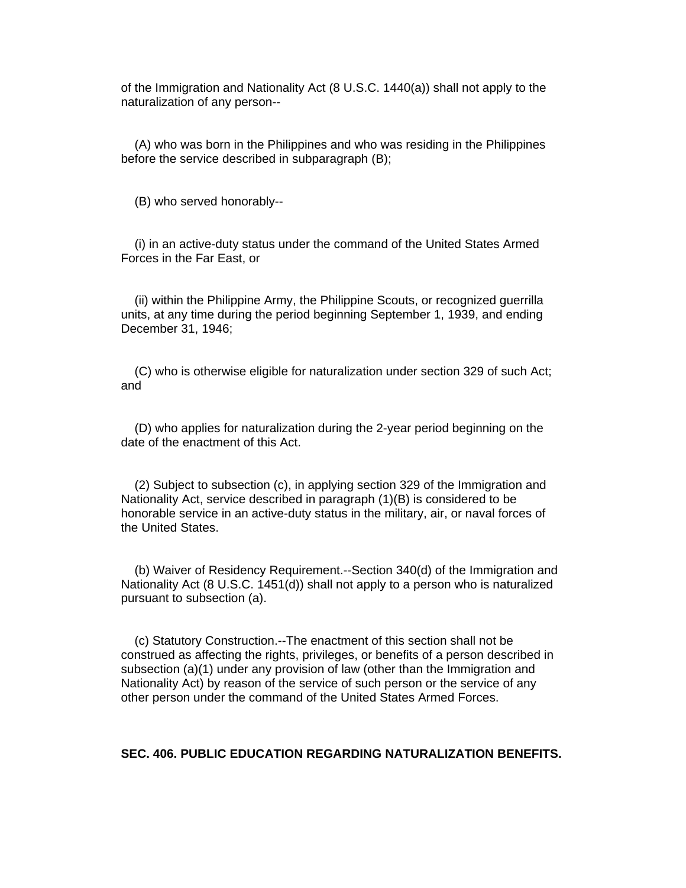of the Immigration and Nationality Act (8 U.S.C. 1440(a)) shall not apply to the naturalization of any person--

(A) who was born in the Philippines and who was residing in the Philippines before the service described in subparagraph (B);

(B) who served honorably--

(i) in an active-duty status under the command of the United States Armed Forces in the Far East, or

(ii) within the Philippine Army, the Philippine Scouts, or recognized guerrilla units, at any time during the period beginning September 1, 1939, and ending December 31, 1946;

(C) who is otherwise eligible for naturalization under section 329 of such Act; and

(D) who applies for naturalization during the 2-year period beginning on the date of the enactment of this Act.

(2) Subject to subsection (c), in applying section 329 of the Immigration and Nationality Act, service described in paragraph (1)(B) is considered to be honorable service in an active-duty status in the military, air, or naval forces of the United States.

(b) Waiver of Residency Requirement.--Section 340(d) of the Immigration and Nationality Act (8 U.S.C. 1451(d)) shall not apply to a person who is naturalized pursuant to subsection (a).

(c) Statutory Construction.--The enactment of this section shall not be construed as affecting the rights, privileges, or benefits of a person described in subsection (a)(1) under any provision of law (other than the Immigration and Nationality Act) by reason of the service of such person or the service of any other person under the command of the United States Armed Forces.

**SEC. 406. PUBLIC EDUCATION REGARDING NATURALIZATION BENEFITS.**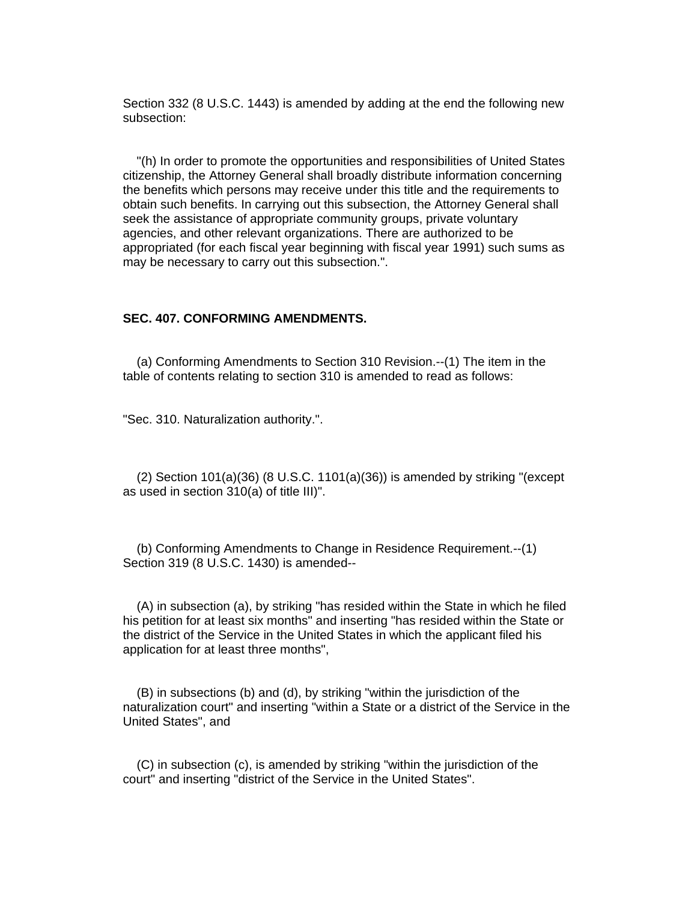Section 332 (8 U.S.C. 1443) is amended by adding at the end the following new subsection:

"(h) In order to promote the opportunities and responsibilities of United States citizenship, the Attorney General shall broadly distribute information concerning the benefits which persons may receive under this title and the requirements to obtain such benefits. In carrying out this subsection, the Attorney General shall seek the assistance of appropriate community groups, private voluntary agencies, and other relevant organizations. There are authorized to be appropriated (for each fiscal year beginning with fiscal year 1991) such sums as may be necessary to carry out this subsection.".

**SEC. 407. CONFORMING AMENDMENTS.**

(a) Conforming Amendments to Section 310 Revision.--(1) The item in the table of contents relating to section 310 is amended to read as follows:

"Sec. 310. Naturalization authority.".

(2) Section 101(a)(36) (8 U.S.C. 1101(a)(36)) is amended by striking "(except as used in section 310(a) of title III)".

(b) Conforming Amendments to Change in Residence Requirement.--(1) Section 319 (8 U.S.C. 1430) is amended--

(A) in subsection (a), by striking "has resided within the State in which he filed his petition for at least six months" and inserting "has resided within the State or the district of the Service in the United States in which the applicant filed his application for at least three months",

(B) in subsections (b) and (d), by striking "within the jurisdiction of the naturalization court" and inserting "within a State or a district of the Service in the United States", and

(C) in subsection (c), is amended by striking "within the jurisdiction of the court" and inserting "district of the Service in the United States".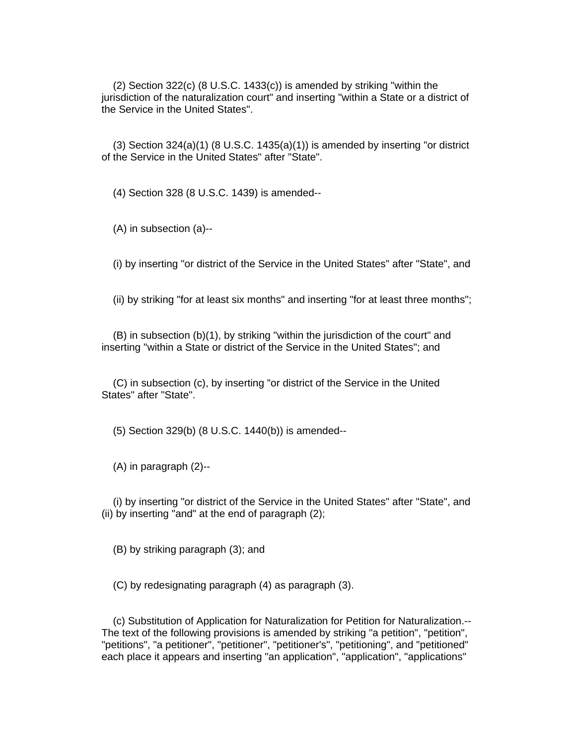(2) Section 322(c) (8 U.S.C. 1433(c)) is amended by striking "within the jurisdiction of the naturalization court" and inserting "within a State or a district of the Service in the United States".

(3) Section 324(a)(1) (8 U.S.C. 1435(a)(1)) is amended by inserting "or district of the Service in the United States" after "State".

(4) Section 328 (8 U.S.C. 1439) is amended--

(A) in subsection (a)--

(i) by inserting "or district of the Service in the United States" after "State", and

(ii) by striking "for at least six months" and inserting "for at least three months";

(B) in subsection (b)(1), by striking "within the jurisdiction of the court" and inserting "within a State or district of the Service in the United States"; and

(C) in subsection (c), by inserting "or district of the Service in the United States" after "State".

(5) Section 329(b) (8 U.S.C. 1440(b)) is amended--

(A) in paragraph (2)--

(i) by inserting "or district of the Service in the United States" after "State", and (ii) by inserting "and" at the end of paragraph (2);

(B) by striking paragraph (3); and

(C) by redesignating paragraph (4) as paragraph (3).

(c) Substitution of Application for Naturalization for Petition for Naturalization.-- The text of the following provisions is amended by striking "a petition", "petition", "petitions", "a petitioner", "petitioner", "petitioner's", "petitioning", and "petitioned" each place it appears and inserting "an application", "application", "applications"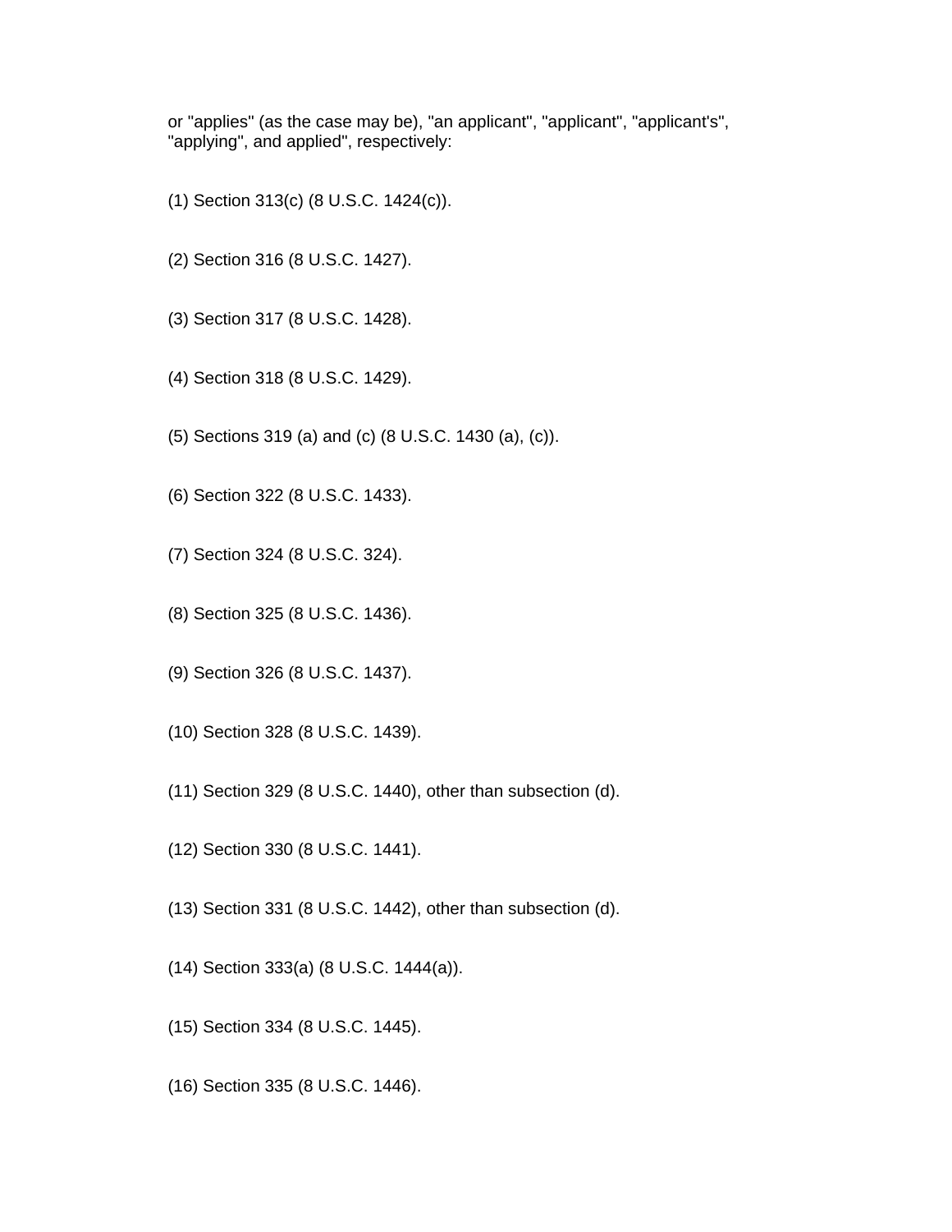or "applies" (as the case may be), "an applicant", "applicant", "applicant's", "applying", and applied", respectively:

(1) Section 313(c) (8 U.S.C. 1424(c)).

(2) Section 316 (8 U.S.C. 1427).

(3) Section 317 (8 U.S.C. 1428).

(4) Section 318 (8 U.S.C. 1429).

(5) Sections 319 (a) and (c) (8 U.S.C. 1430 (a), (c)).

(6) Section 322 (8 U.S.C. 1433).

(7) Section 324 (8 U.S.C. 324).

(8) Section 325 (8 U.S.C. 1436).

(9) Section 326 (8 U.S.C. 1437).

(10) Section 328 (8 U.S.C. 1439).

(11) Section 329 (8 U.S.C. 1440), other than subsection (d).

(12) Section 330 (8 U.S.C. 1441).

(13) Section 331 (8 U.S.C. 1442), other than subsection (d).

(14) Section 333(a) (8 U.S.C. 1444(a)).

(15) Section 334 (8 U.S.C. 1445).

(16) Section 335 (8 U.S.C. 1446).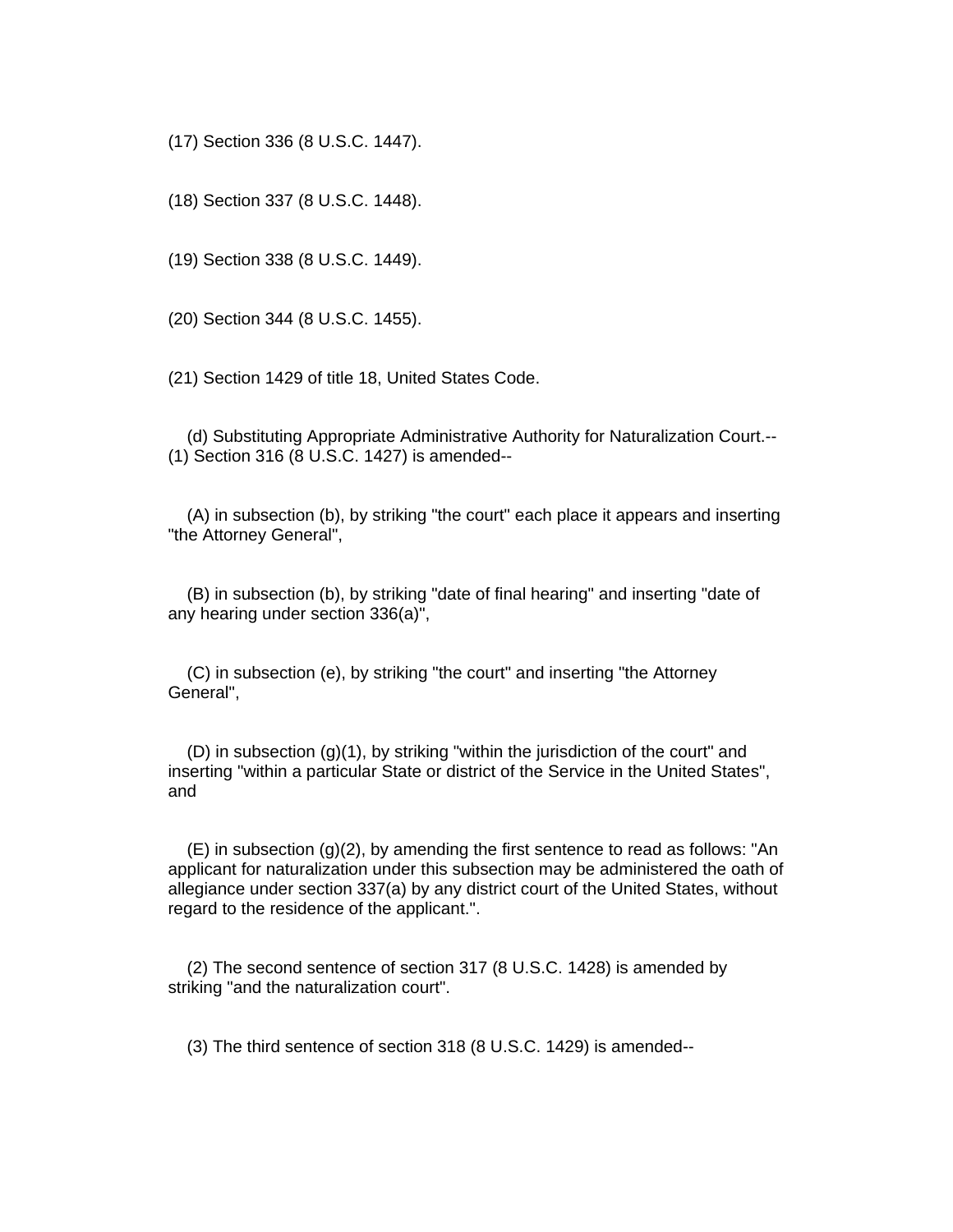(17) Section 336 (8 U.S.C. 1447).

(18) Section 337 (8 U.S.C. 1448).

(19) Section 338 (8 U.S.C. 1449).

(20) Section 344 (8 U.S.C. 1455).

(21) Section 1429 of title 18, United States Code.

(d) Substituting Appropriate Administrative Authority for Naturalization Court.--(1) Section 316 (8 U.S.C. 1427) is amended--

(A) in subsection (b), by striking "the court" each place it appears and inserting "the Attorney General",

(B) in subsection (b), by striking "date of final hearing" and inserting "date of any hearing under section 336(a)",

(C) in subsection (e), by striking "the court" and inserting "the Attorney General",

(D) in subsection (g)(1), by striking "within the jurisdiction of the court" and inserting "within a particular State or district of the Service in the United States", and

(E) in subsection (g)(2), by amending the first sentence to read as follows: "An applicant for naturalization under this subsection may be administered the oath of allegiance under section 337(a) by any district court of the United States, without regard to the residence of the applicant.".

(2) The second sentence of section 317 (8 U.S.C. 1428) is amended by striking "and the naturalization court".

(3) The third sentence of section 318 (8 U.S.C. 1429) is amended--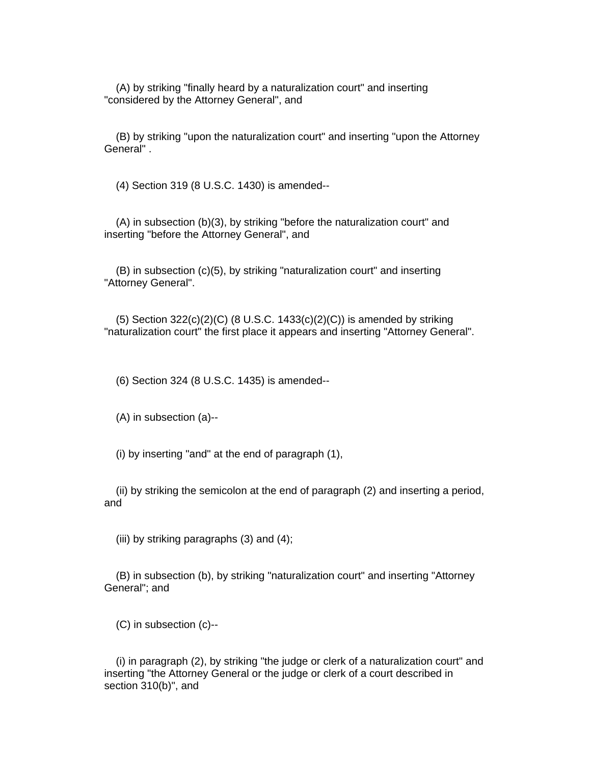(A) by striking "finally heard by a naturalization court" and inserting "considered by the Attorney General", and

(B) by striking "upon the naturalization court" and inserting "upon the Attorney General" .

(4) Section 319 (8 U.S.C. 1430) is amended--

(A) in subsection (b)(3), by striking "before the naturalization court" and inserting "before the Attorney General", and

(B) in subsection (c)(5), by striking "naturalization court" and inserting "Attorney General".

(5) Section 322(c)(2)(C) (8 U.S.C. 1433(c)(2)(C)) is amended by striking "naturalization court" the first place it appears and inserting "Attorney General".

(6) Section 324 (8 U.S.C. 1435) is amended--

(A) in subsection (a)--

(i) by inserting "and" at the end of paragraph (1),

(ii) by striking the semicolon at the end of paragraph (2) and inserting a period, and

(iii) by striking paragraphs (3) and (4);

(B) in subsection (b), by striking "naturalization court" and inserting "Attorney General"; and

(C) in subsection (c)--

(i) in paragraph (2), by striking "the judge or clerk of a naturalization court" and inserting "the Attorney General or the judge or clerk of a court described in section 310(b)", and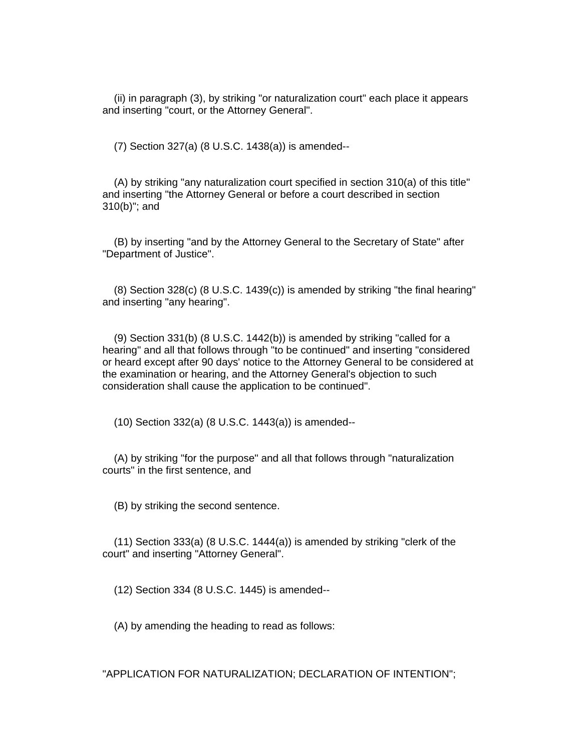(ii) in paragraph (3), by striking "or naturalization court" each place it appears and inserting "court, or the Attorney General".

(7) Section 327(a) (8 U.S.C. 1438(a)) is amended--

(A) by striking "any naturalization court specified in section 310(a) of this title" and inserting "the Attorney General or before a court described in section 310(b)"; and

(B) by inserting "and by the Attorney General to the Secretary of State" after "Department of Justice".

(8) Section 328(c) (8 U.S.C. 1439(c)) is amended by striking "the final hearing" and inserting "any hearing".

(9) Section 331(b) (8 U.S.C. 1442(b)) is amended by striking "called for a hearing" and all that follows through "to be continued" and inserting "considered or heard except after 90 days' notice to the Attorney General to be considered at the examination or hearing, and the Attorney General's objection to such consideration shall cause the application to be continued".

(10) Section 332(a) (8 U.S.C. 1443(a)) is amended--

(A) by striking "for the purpose" and all that follows through "naturalization courts" in the first sentence, and

(B) by striking the second sentence.

(11) Section 333(a) (8 U.S.C. 1444(a)) is amended by striking "clerk of the court" and inserting "Attorney General".

(12) Section 334 (8 U.S.C. 1445) is amended--

(A) by amending the heading to read as follows:

"APPLICATION FOR NATURALIZATION; DECLARATION OF INTENTION";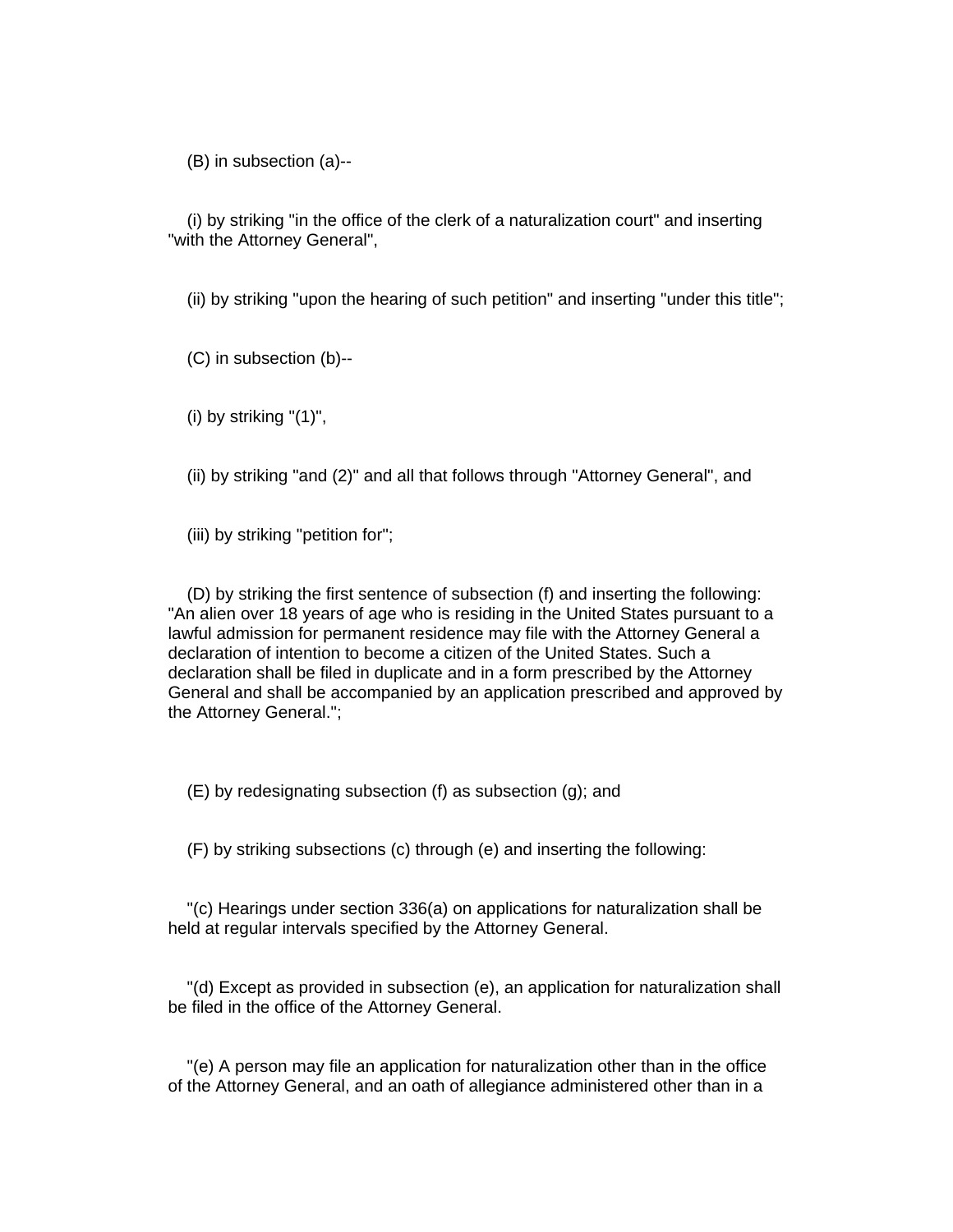(B) in subsection (a)--

(i) by striking "in the office of the clerk of a naturalization court" and inserting "with the Attorney General",

(ii) by striking "upon the hearing of such petition" and inserting "under this title";

(C) in subsection (b)--

(i) by striking "(1)",

(ii) by striking "and (2)" and all that follows through "Attorney General", and

(iii) by striking "petition for";

(D) by striking the first sentence of subsection (f) and inserting the following: "An alien over 18 years of age who is residing in the United States pursuant to a lawful admission for permanent residence may file with the Attorney General a declaration of intention to become a citizen of the United States. Such a declaration shall be filed in duplicate and in a form prescribed by the Attorney General and shall be accompanied by an application prescribed and approved by the Attorney General.";

(E) by redesignating subsection (f) as subsection (g); and

(F) by striking subsections (c) through (e) and inserting the following:

"(c) Hearings under section 336(a) on applications for naturalization shall be held at regular intervals specified by the Attorney General.

"(d) Except as provided in subsection (e), an application for naturalization shall be filed in the office of the Attorney General.

"(e) A person may file an application for naturalization other than in the office of the Attorney General, and an oath of allegiance administered other than in a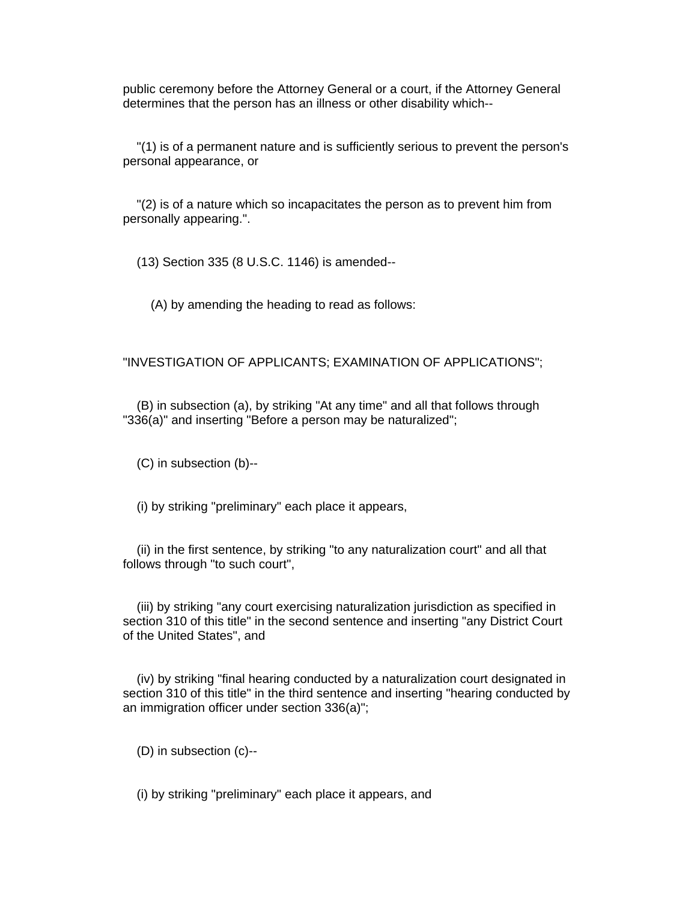public ceremony before the Attorney General or a court, if the Attorney General determines that the person has an illness or other disability which--

"(1) is of a permanent nature and is sufficiently serious to prevent the person's personal appearance, or

"(2) is of a nature which so incapacitates the person as to prevent him from personally appearing.".

(13) Section 335 (8 U.S.C. 1146) is amended--

(A) by amending the heading to read as follows:

"INVESTIGATION OF APPLICANTS; EXAMINATION OF APPLICATIONS";

(B) in subsection (a), by striking "At any time" and all that follows through "336(a)" and inserting "Before a person may be naturalized";

(C) in subsection (b)--

(i) by striking "preliminary" each place it appears,

(ii) in the first sentence, by striking "to any naturalization court" and all that follows through "to such court",

(iii) by striking "any court exercising naturalization jurisdiction as specified in section 310 of this title" in the second sentence and inserting "any District Court of the United States", and

(iv) by striking "final hearing conducted by a naturalization court designated in section 310 of this title" in the third sentence and inserting "hearing conducted by an immigration officer under section 336(a)";

(D) in subsection (c)--

(i) by striking "preliminary" each place it appears, and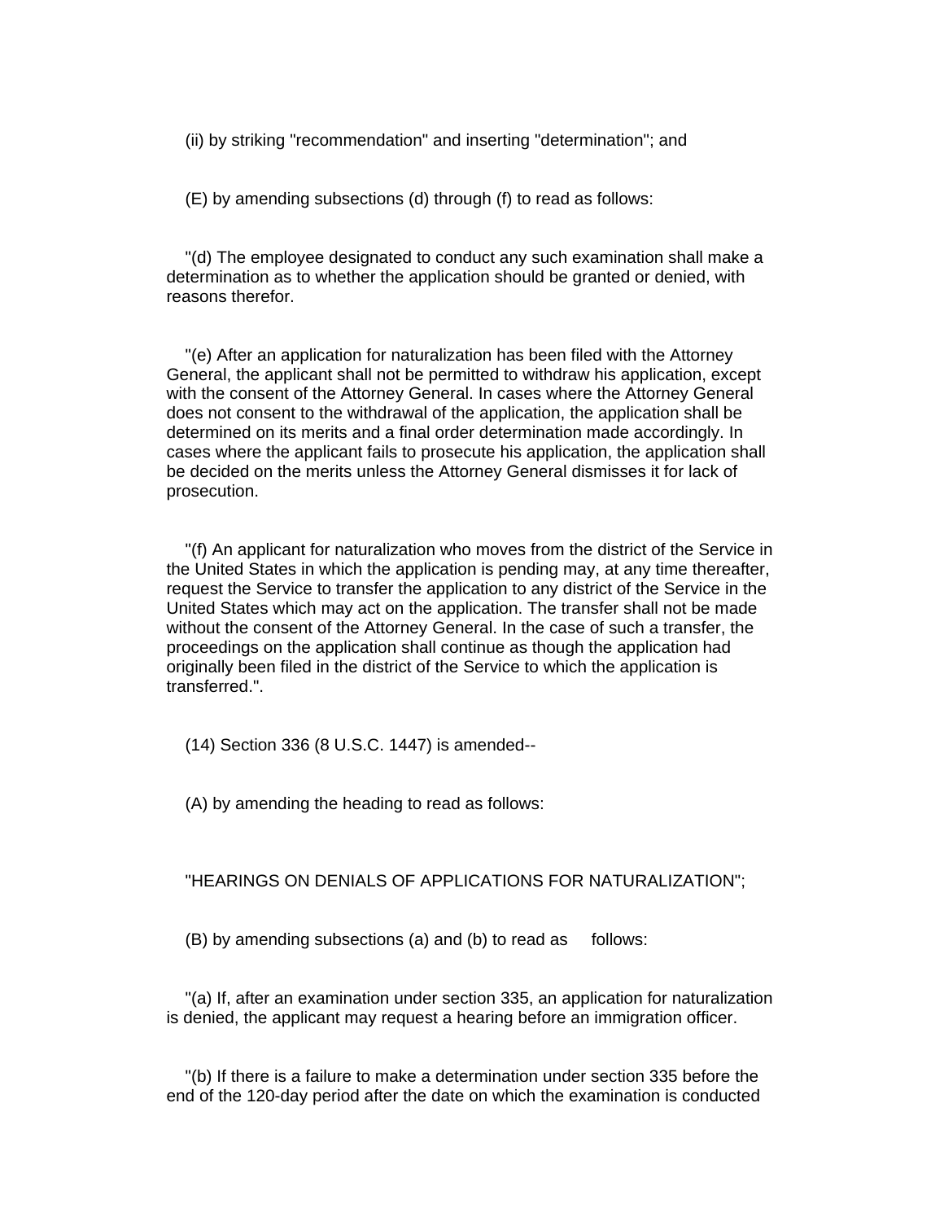(ii) by striking "recommendation" and inserting "determination"; and

(E) by amending subsections (d) through (f) to read as follows:

"(d) The employee designated to conduct any such examination shall make a determination as to whether the application should be granted or denied, with reasons therefor.

"(e) After an application for naturalization has been filed with the Attorney General, the applicant shall not be permitted to withdraw his application, except with the consent of the Attorney General. In cases where the Attorney General does not consent to the withdrawal of the application, the application shall be determined on its merits and a final order determination made accordingly. In cases where the applicant fails to prosecute his application, the application shall be decided on the merits unless the Attorney General dismisses it for lack of prosecution.

"(f) An applicant for naturalization who moves from the district of the Service in the United States in which the application is pending may, at any time thereafter, request the Service to transfer the application to any district of the Service in the United States which may act on the application. The transfer shall not be made without the consent of the Attorney General. In the case of such a transfer, the proceedings on the application shall continue as though the application had originally been filed in the district of the Service to which the application is transferred.".

(14) Section 336 (8 U.S.C. 1447) is amended--

(A) by amending the heading to read as follows:

"HEARINGS ON DENIALS OF APPLICATIONS FOR NATURALIZATION";

(B) by amending subsections (a) and (b) to read as follows:

"(a) If, after an examination under section 335, an application for naturalization is denied, the applicant may request a hearing before an immigration officer.

"(b) If there is a failure to make a determination under section 335 before the end of the 120-day period after the date on which the examination is conducted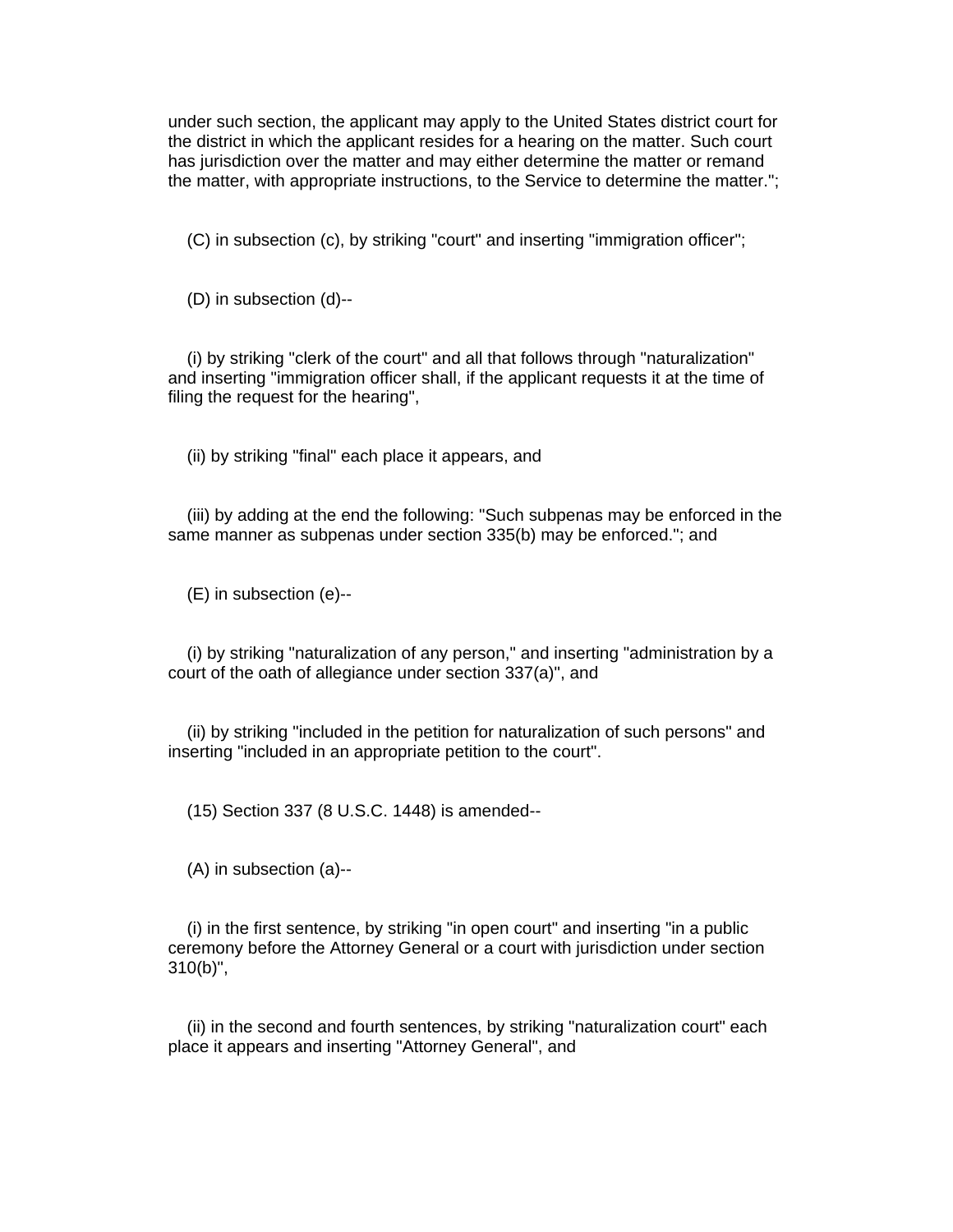under such section, the applicant may apply to the United States district court for the district in which the applicant resides for a hearing on the matter. Such court has jurisdiction over the matter and may either determine the matter or remand the matter, with appropriate instructions, to the Service to determine the matter.";

(C) in subsection (c), by striking "court" and inserting "immigration officer";

(D) in subsection (d)--

(i) by striking "clerk of the court" and all that follows through "naturalization" and inserting "immigration officer shall, if the applicant requests it at the time of filing the request for the hearing",

(ii) by striking "final" each place it appears, and

(iii) by adding at the end the following: "Such subpenas may be enforced in the same manner as subpenas under section 335(b) may be enforced."; and

(E) in subsection (e)--

(i) by striking "naturalization of any person," and inserting "administration by a court of the oath of allegiance under section 337(a)", and

(ii) by striking "included in the petition for naturalization of such persons" and inserting "included in an appropriate petition to the court".

(15) Section 337 (8 U.S.C. 1448) is amended--

(A) in subsection (a)--

(i) in the first sentence, by striking "in open court" and inserting "in a public ceremony before the Attorney General or a court with jurisdiction under section 310(b)",

(ii) in the second and fourth sentences, by striking "naturalization court" each place it appears and inserting "Attorney General", and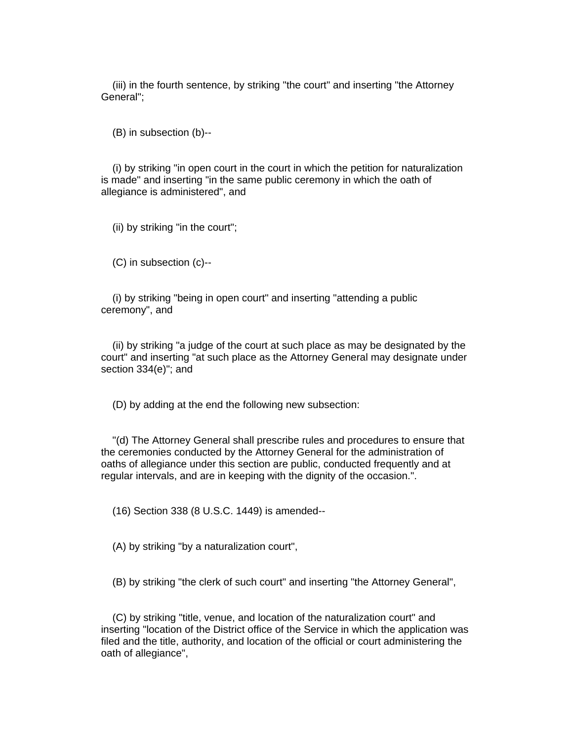(iii) in the fourth sentence, by striking "the court" and inserting "the Attorney General";

(B) in subsection (b)--

(i) by striking "in open court in the court in which the petition for naturalization is made" and inserting "in the same public ceremony in which the oath of allegiance is administered", and

(ii) by striking "in the court";

(C) in subsection (c)--

(i) by striking "being in open court" and inserting "attending a public ceremony", and

(ii) by striking "a judge of the court at such place as may be designated by the court" and inserting "at such place as the Attorney General may designate under section 334(e)"; and

(D) by adding at the end the following new subsection:

"(d) The Attorney General shall prescribe rules and procedures to ensure that the ceremonies conducted by the Attorney General for the administration of oaths of allegiance under this section are public, conducted frequently and at regular intervals, and are in keeping with the dignity of the occasion.".

(16) Section 338 (8 U.S.C. 1449) is amended--

(A) by striking "by a naturalization court",

(B) by striking "the clerk of such court" and inserting "the Attorney General",

(C) by striking "title, venue, and location of the naturalization court" and inserting "location of the District office of the Service in which the application was filed and the title, authority, and location of the official or court administering the oath of allegiance",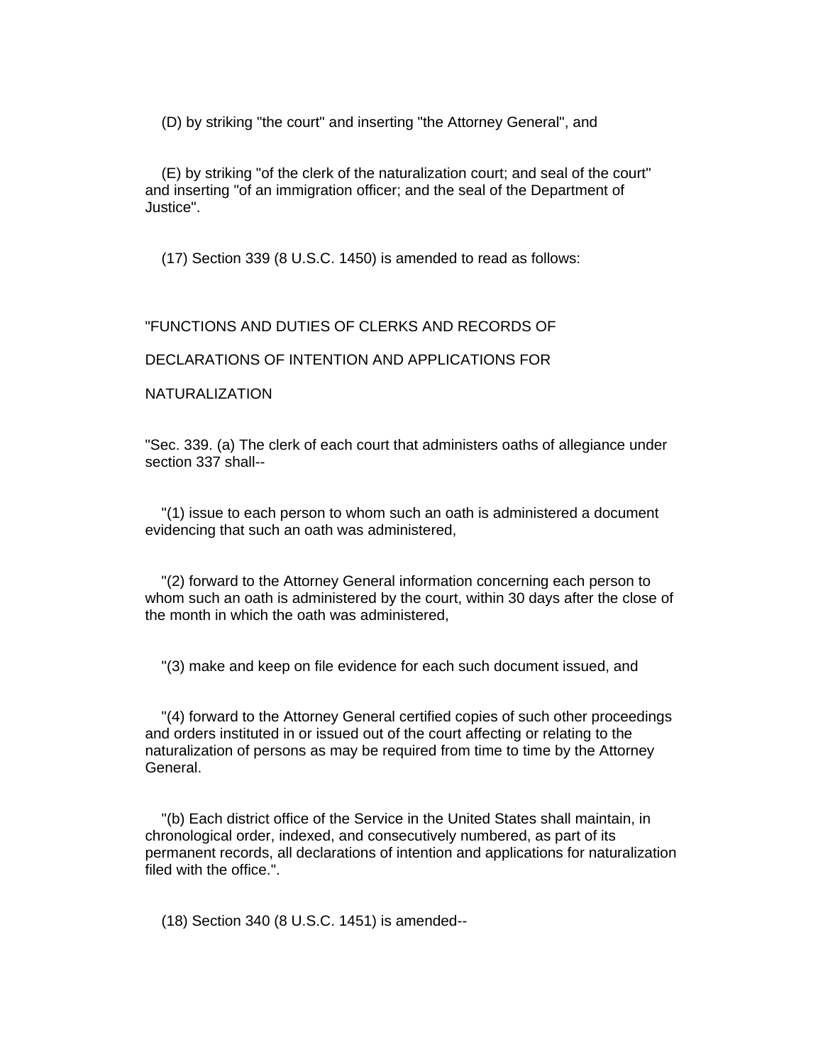(D) by striking "the court" and inserting "the Attorney General", and

(E) by striking "of the clerk of the naturalization court; and seal of the court" and inserting "of an immigration officer; and the seal of the Department of Justice".

(17) Section 339 (8 U.S.C. 1450) is amended to read as follows:

"FUNCTIONS AND DUTIES OF CLERKS AND RECORDS OF

DECLARATIONS OF INTENTION AND APPLICATIONS FOR

NATURALIZATION

"Sec. 339. (a) The clerk of each court that administers oaths of allegiance under section 337 shall--

"(1) issue to each person to whom such an oath is administered a document evidencing that such an oath was administered,

"(2) forward to the Attorney General information concerning each person to whom such an oath is administered by the court, within 30 days after the close of the month in which the oath was administered,

"(3) make and keep on file evidence for each such document issued, and

"(4) forward to the Attorney General certified copies of such other proceedings and orders instituted in or issued out of the court affecting or relating to the naturalization of persons as may be required from time to time by the Attorney General.

"(b) Each district office of the Service in the United States shall maintain, in chronological order, indexed, and consecutively numbered, as part of its permanent records, all declarations of intention and applications for naturalization filed with the office.".

(18) Section 340 (8 U.S.C. 1451) is amended--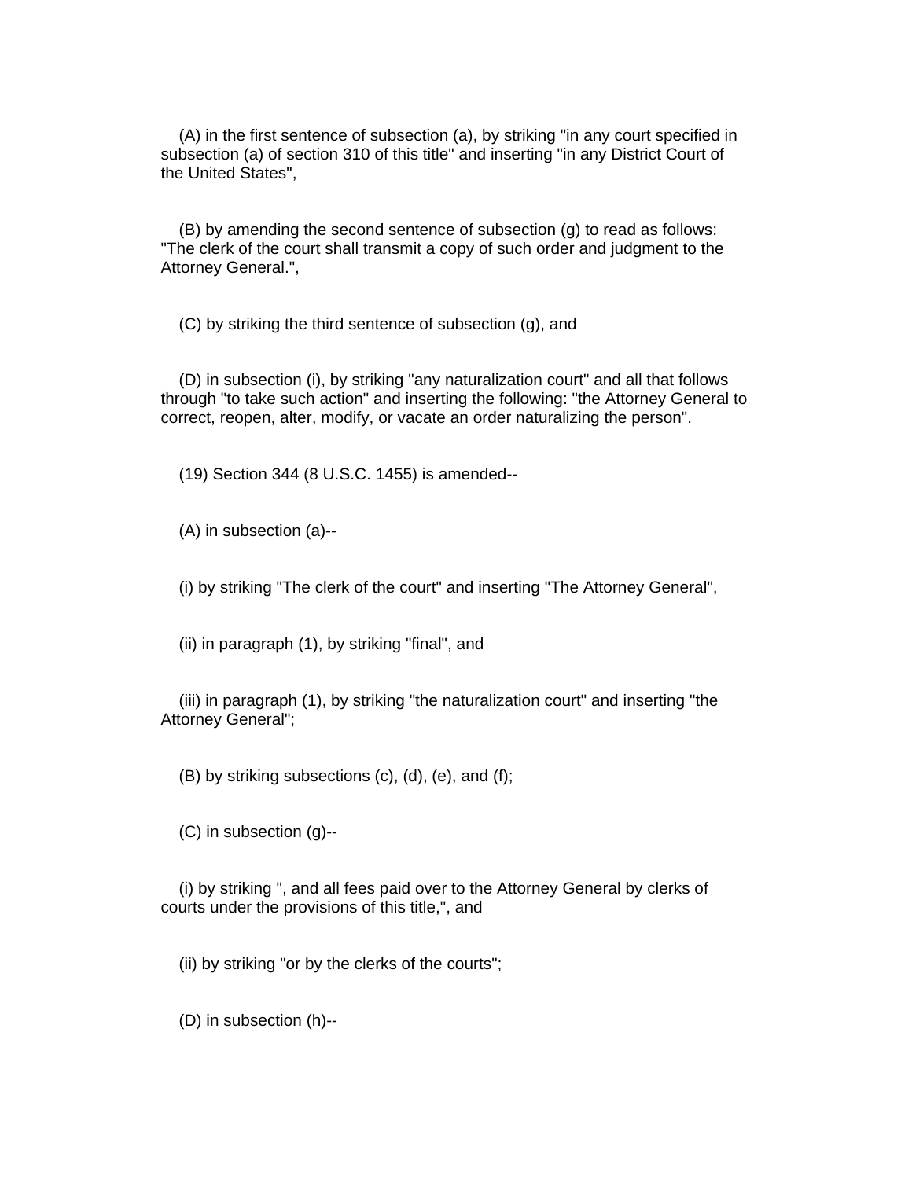(A) in the first sentence of subsection (a), by striking "in any court specified in subsection (a) of section 310 of this title" and inserting "in any District Court of the United States",

(B) by amending the second sentence of subsection (g) to read as follows: "The clerk of the court shall transmit a copy of such order and judgment to the Attorney General.",

(C) by striking the third sentence of subsection (g), and

(D) in subsection (i), by striking "any naturalization court" and all that follows through "to take such action" and inserting the following: "the Attorney General to correct, reopen, alter, modify, or vacate an order naturalizing the person".

(19) Section 344 (8 U.S.C. 1455) is amended--

(A) in subsection (a)--

(i) by striking "The clerk of the court" and inserting "The Attorney General",

(ii) in paragraph (1), by striking "final", and

(iii) in paragraph (1), by striking "the naturalization court" and inserting "the Attorney General";

(B) by striking subsections (c), (d), (e), and (f);

(C) in subsection (g)--

(i) by striking ", and all fees paid over to the Attorney General by clerks of courts under the provisions of this title,", and

(ii) by striking "or by the clerks of the courts";

(D) in subsection (h)--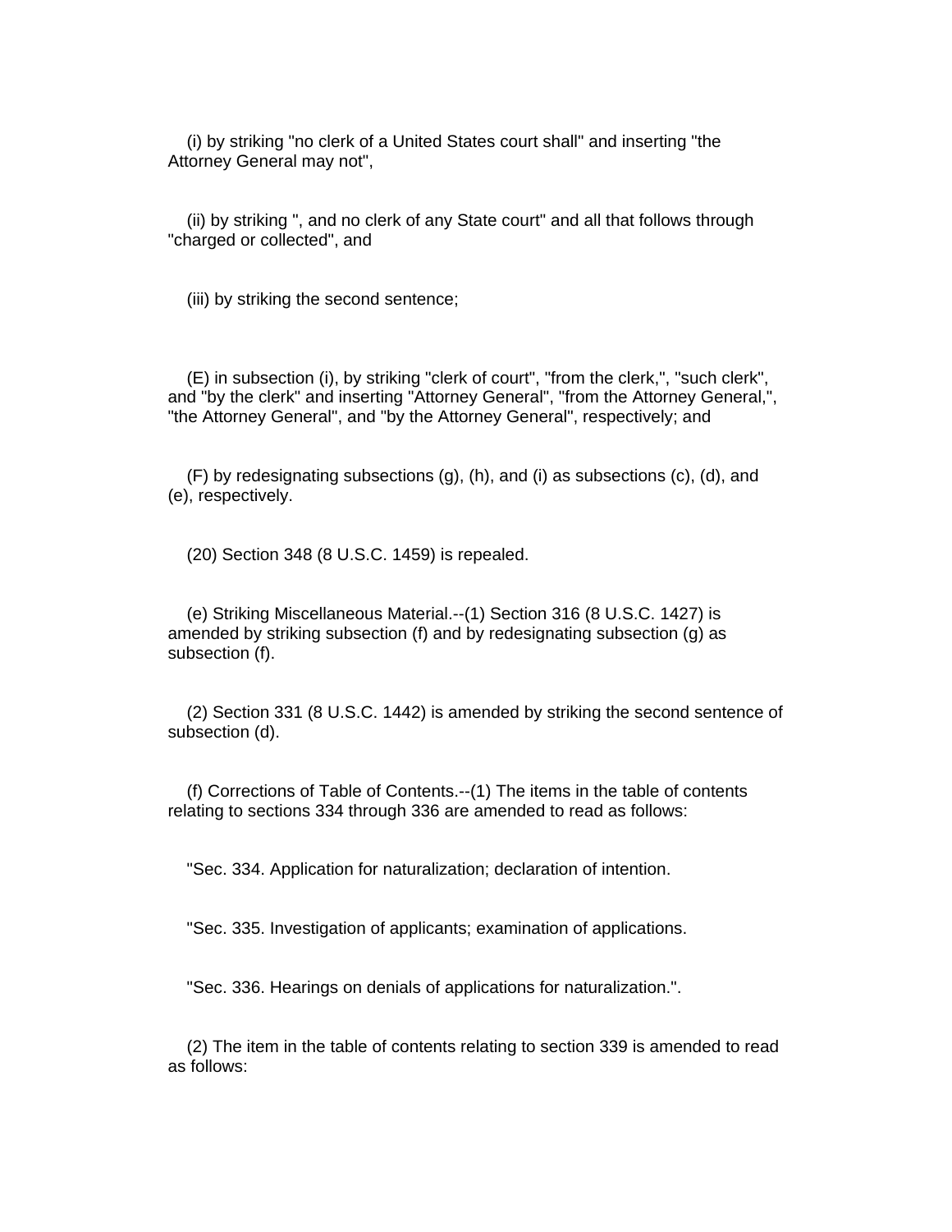(i) by striking "no clerk of a United States court shall" and inserting "the Attorney General may not",

(ii) by striking ", and no clerk of any State court" and all that follows through "charged or collected", and

(iii) by striking the second sentence;

(E) in subsection (i), by striking "clerk of court", "from the clerk,", "such clerk", and "by the clerk" and inserting "Attorney General", "from the Attorney General,", "the Attorney General", and "by the Attorney General", respectively; and

(F) by redesignating subsections (g), (h), and (i) as subsections (c), (d), and (e), respectively.

(20) Section 348 (8 U.S.C. 1459) is repealed.

(e) Striking Miscellaneous Material.--(1) Section 316 (8 U.S.C. 1427) is amended by striking subsection (f) and by redesignating subsection (g) as subsection (f).

(2) Section 331 (8 U.S.C. 1442) is amended by striking the second sentence of subsection (d).

(f) Corrections of Table of Contents.--(1) The items in the table of contents relating to sections 334 through 336 are amended to read as follows:

"Sec. 334. Application for naturalization; declaration of intention.

"Sec. 335. Investigation of applicants; examination of applications.

"Sec. 336. Hearings on denials of applications for naturalization.".

(2) The item in the table of contents relating to section 339 is amended to read as follows: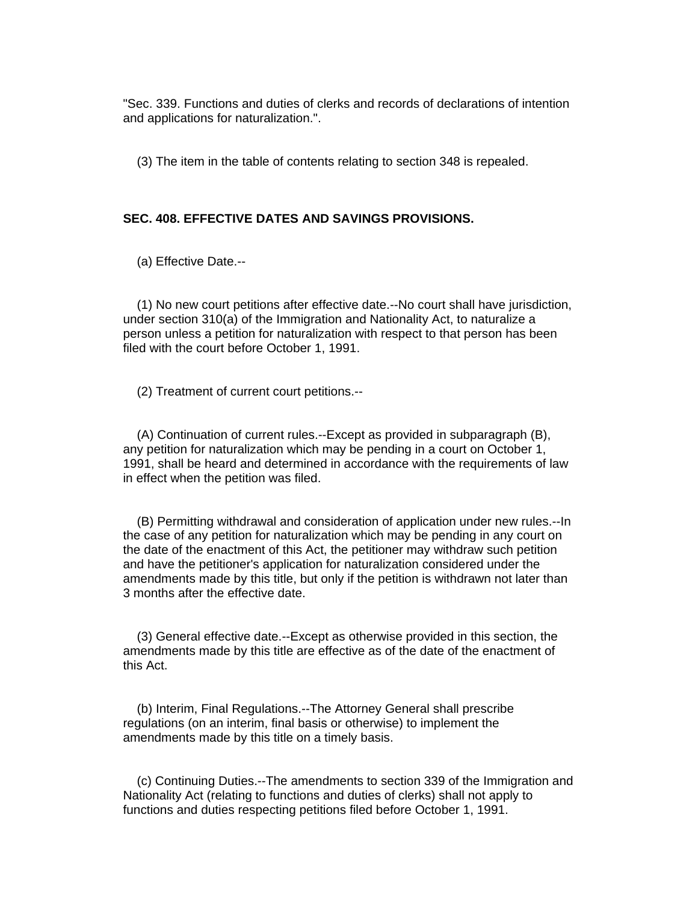"Sec. 339. Functions and duties of clerks and records of declarations of intention and applications for naturalization.".

(3) The item in the table of contents relating to section 348 is repealed.

**SEC. 408. EFFECTIVE DATES AND SAVINGS PROVISIONS.**

(a) Effective Date.--

(1) No new court petitions after effective date.--No court shall have jurisdiction, under section 310(a) of the Immigration and Nationality Act, to naturalize a person unless a petition for naturalization with respect to that person has been filed with the court before October 1, 1991.

(2) Treatment of current court petitions.--

(A) Continuation of current rules.--Except as provided in subparagraph (B), any petition for naturalization which may be pending in a court on October 1, 1991, shall be heard and determined in accordance with the requirements of law in effect when the petition was filed.

(B) Permitting withdrawal and consideration of application under new rules.--In the case of any petition for naturalization which may be pending in any court on the date of the enactment of this Act, the petitioner may withdraw such petition and have the petitioner's application for naturalization considered under the amendments made by this title, but only if the petition is withdrawn not later than 3 months after the effective date.

(3) General effective date.--Except as otherwise provided in this section, the amendments made by this title are effective as of the date of the enactment of this Act.

(b) Interim, Final Regulations.--The Attorney General shall prescribe regulations (on an interim, final basis or otherwise) to implement the amendments made by this title on a timely basis.

(c) Continuing Duties.--The amendments to section 339 of the Immigration and Nationality Act (relating to functions and duties of clerks) shall not apply to functions and duties respecting petitions filed before October 1, 1991.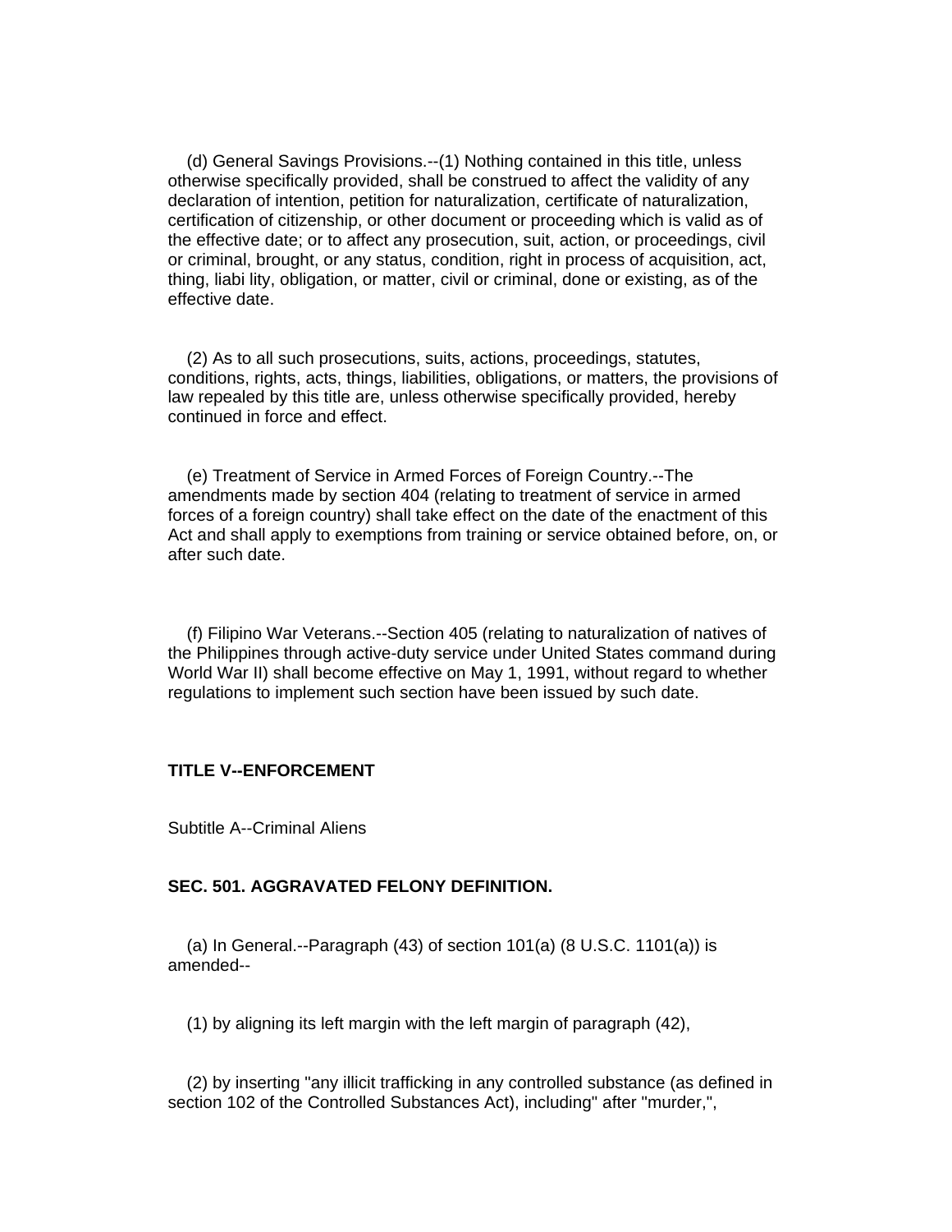(d) General Savings Provisions.--(1) Nothing contained in this title, unless otherwise specifically provided, shall be construed to affect the validity of any declaration of intention, petition for naturalization, certificate of naturalization, certification of citizenship, or other document or proceeding which is valid as of the effective date; or to affect any prosecution, suit, action, or proceedings, civil or criminal, brought, or any status, condition, right in process of acquisition, act, thing, liabi lity, obligation, or matter, civil or criminal, done or existing, as of the effective date.

(2) As to all such prosecutions, suits, actions, proceedings, statutes, conditions, rights, acts, things, liabilities, obligations, or matters, the provisions of law repealed by this title are, unless otherwise specifically provided, hereby continued in force and effect.

(e) Treatment of Service in Armed Forces of Foreign Country.--The amendments made by section 404 (relating to treatment of service in armed forces of a foreign country) shall take effect on the date of the enactment of this Act and shall apply to exemptions from training or service obtained before, on, or after such date.

(f) Filipino War Veterans.--Section 405 (relating to naturalization of natives of the Philippines through active-duty service under United States command during World War II) shall become effective on May 1, 1991, without regard to whether regulations to implement such section have been issued by such date.

## TITLE V--ENFORCEMENT

Subtitle A--Criminal Aliens

### SEC. 501. AGGRAVATED FELONY DEFINITION.

(a) In General.--Paragraph (43) of section 101(a) (8 U.S.C. 1101(a)) is amended--

(1) by aligning its left margin with the left margin of paragraph (42),

(2) by inserting "any illicit trafficking in any controlled substance (as defined in section 102 of the Controlled Substances Act), including" after "murder,",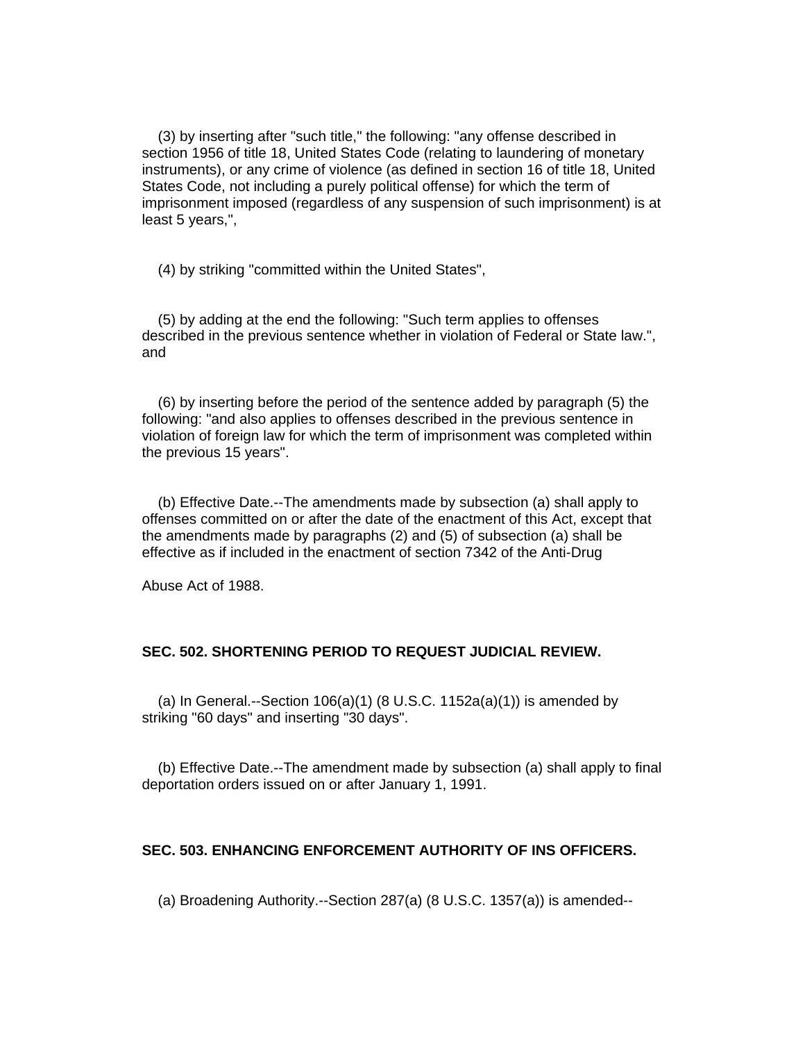(3) by inserting after "such title," the following: "any offense described in section 1956 of title 18, United States Code (relating to laundering of monetary instruments), or any crime of violence (as defined in section 16 of title 18, United States Code, not including a purely political offense) for which the term of imprisonment imposed (regardless of any suspension of such imprisonment) is at least 5 years,",

(4) by striking "committed within the United States",

(5) by adding at the end the following: "Such term applies to offenses described in the previous sentence whether in violation of Federal or State law.", and

(6) by inserting before the period of the sentence added by paragraph (5) the following: "and also applies to offenses described in the previous sentence in violation of foreign law for which the term of imprisonment was completed within the previous 15 years".

(b) Effective Date.--The amendments made by subsection (a) shall apply to offenses committed on or after the date of the enactment of this Act, except that the amendments made by paragraphs (2) and (5) of subsection (a) shall be effective as if included in the enactment of section 7342 of the Anti-Drug Abuse Act of 1988.

**SEC. 502. SHORTENING PERIOD TO REQUEST JUDICIAL REVIEW.**

(a) In General.--Section 106(a)(1) (8 U.S.C. 1152a(a)(1)) is amended by striking "60 days" and inserting "30 days".

(b) Effective Date.--The amendment made by subsection (a) shall apply to final deportation orders issued on or after January 1, 1991.

**SEC. 503. ENHANCING ENFORCEMENT AUTHORITY OF INS OFFICERS.**

(a) Broadening Authority.--Section 287(a) (8 U.S.C. 1357(a)) is amended--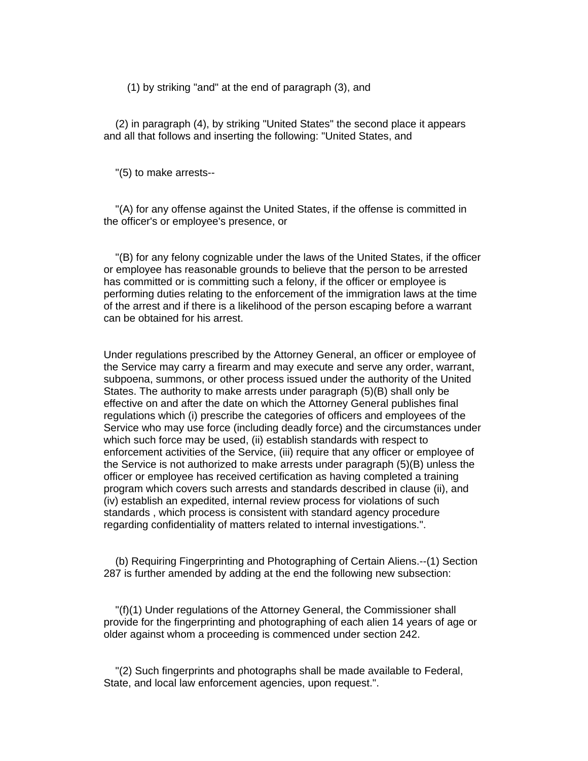(1) by striking "and" at the end of paragraph (3), and

(2) in paragraph (4), by striking "United States" the second place it appears and all that follows and inserting the following: "United States, and

"(5) to make arrests--

"(A) for any offense against the United States, if the offense is committed in the officer's or employee's presence, or

"(B) for any felony cognizable under the laws of the United States, if the officer or employee has reasonable grounds to believe that the person to be arrested has committed or is committing such a felony, if the officer or employee is performing duties relating to the enforcement of the immigration laws at the time of the arrest and if there is a likelihood of the person escaping before a warrant can be obtained for his arrest.

Under regulations prescribed by the Attorney General, an officer or employee of the Service may carry a firearm and may execute and serve any order, warrant, subpoena, summons, or other process issued under the authority of the United States. The authority to make arrests under paragraph (5)(B) shall only be effective on and after the date on which the Attorney General publishes final regulations which (i) prescribe the categories of officers and employees of the Service who may use force (including deadly force) and the circumstances under which such force may be used, (ii) establish standards with respect to enforcement activities of the Service, (iii) require that any officer or employee of the Service is not authorized to make arrests under paragraph (5)(B) unless the officer or employee has received certification as having completed a training program which covers such arrests and standards described in clause (ii), and (iv) establish an expedited, internal review process for violations of such standards , which process is consistent with standard agency procedure regarding confidentiality of matters related to internal investigations.".

(b) Requiring Fingerprinting and Photographing of Certain Aliens.--(1) Section 287 is further amended by adding at the end the following new subsection:

"(f)(1) Under regulations of the Attorney General, the Commissioner shall provide for the fingerprinting and photographing of each alien 14 years of age or older against whom a proceeding is commenced under section 242.

"(2) Such fingerprints and photographs shall be made available to Federal, State, and local law enforcement agencies, upon request.".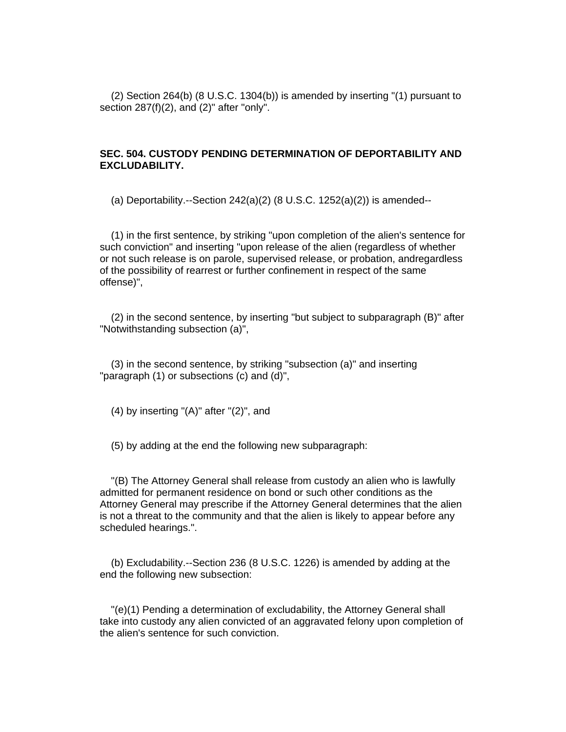(2) Section 264(b) (8 U.S.C. 1304(b)) is amended by inserting "(1) pursuant to section 287(f)(2), and (2)" after "only".

**SEC. 504. CUSTODY PENDING DETERMINATION OF DEPORTABILITY AND EXCLUDABILITY.**

(a) Deportability.--Section 242(a)(2) (8 U.S.C. 1252(a)(2)) is amended--

(1) in the first sentence, by striking "upon completion of the alien's sentence for such conviction" and inserting "upon release of the alien (regardless of whether or not such release is on parole, supervised release, or probation, andregardless of the possibility of rearrest or further confinement in respect of the same offense)",

(2) in the second sentence, by inserting "but subject to subparagraph (B)" after "Notwithstanding subsection (a)",

(3) in the second sentence, by striking "subsection (a)" and inserting "paragraph (1) or subsections (c) and (d)",

(4) by inserting "(A)" after "(2)", and

(5) by adding at the end the following new subparagraph:

"(B) The Attorney General shall release from custody an alien who is lawfully admitted for permanent residence on bond or such other conditions as the Attorney General may prescribe if the Attorney General determines that the alien is not a threat to the community and that the alien is likely to appear before any scheduled hearings.".

(b) Excludability.--Section 236 (8 U.S.C. 1226) is amended by adding at the end the following new subsection:

"(e)(1) Pending a determination of excludability, the Attorney General shall take into custody any alien convicted of an aggravated felony upon completion of the alien's sentence for such conviction.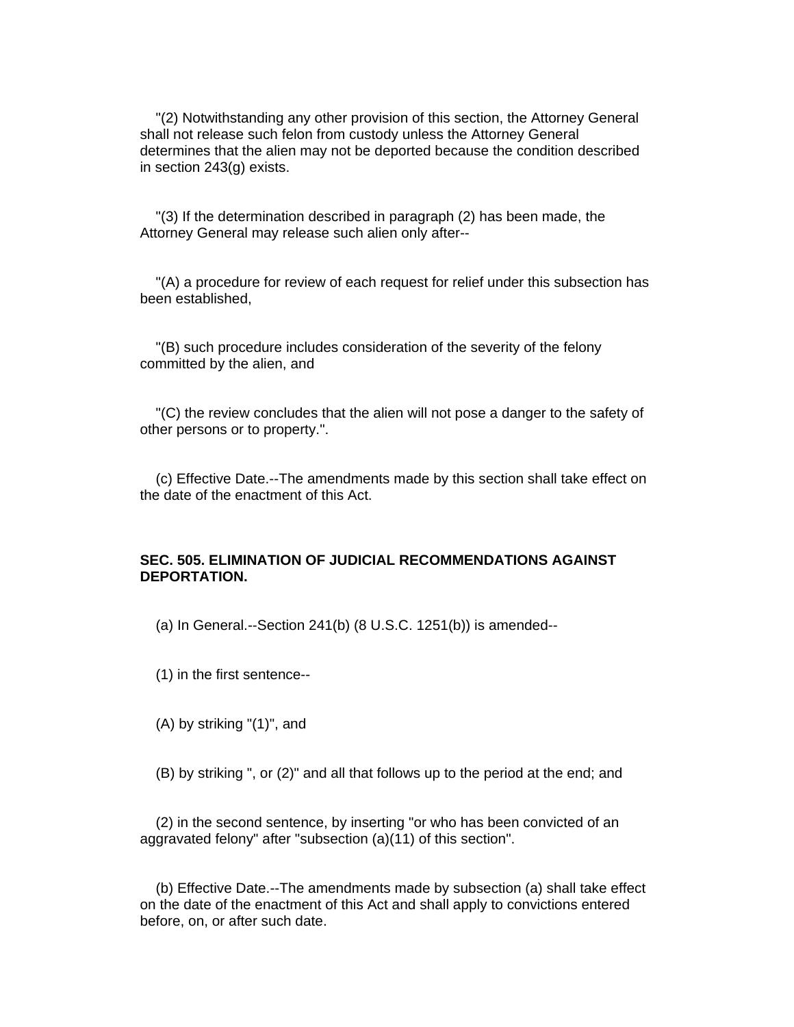"(2) Notwithstanding any other provision of this section, the Attorney General shall not release such felon from custody unless the Attorney General determines that the alien may not be deported because the condition described in section 243(g) exists.

"(3) If the determination described in paragraph (2) has been made, the Attorney General may release such alien only after--

"(A) a procedure for review of each request for relief under this subsection has been established,

"(B) such procedure includes consideration of the severity of the felony committed by the alien, and

"(C) the review concludes that the alien will not pose a danger to the safety of other persons or to property.".

(c) Effective Date.--The amendments made by this section shall take effect on the date of the enactment of this Act.

**SEC. 505. ELIMINATION OF JUDICIAL RECOMMENDATIONS AGAINST DEPORTATION.**

(a) In General.--Section 241(b) (8 U.S.C. 1251(b)) is amended--

(1) in the first sentence--

(A) by striking "(1)", and

(B) by striking ", or (2)" and all that follows up to the period at the end; and

(2) in the second sentence, by inserting "or who has been convicted of an aggravated felony" after "subsection (a)(11) of this section".

(b) Effective Date.--The amendments made by subsection (a) shall take effect on the date of the enactment of this Act and shall apply to convictions entered before, on, or after such date.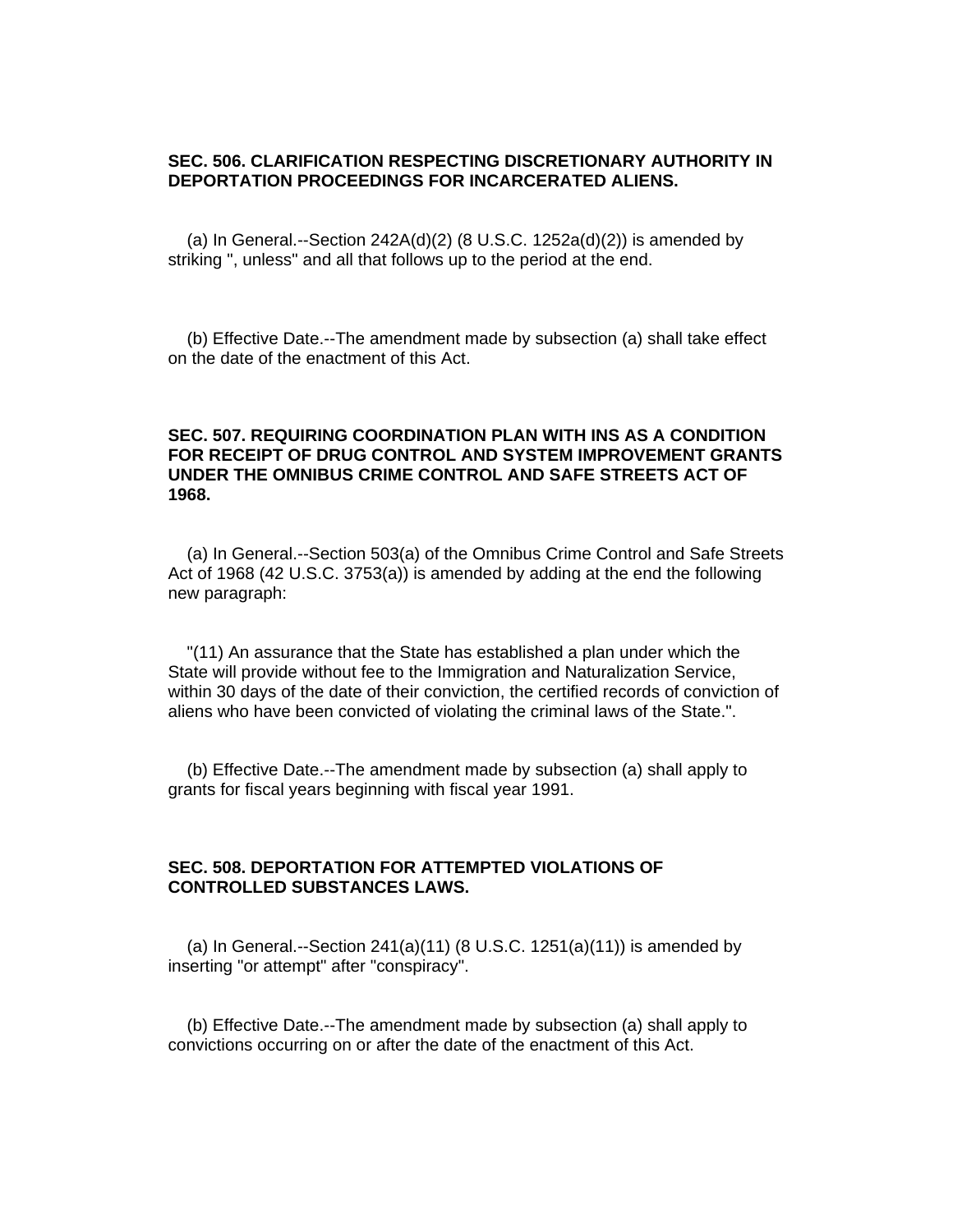**SEC. 506. CLARIFICATION RESPECTING DISCRETIONARY AUTHORITY IN DEPORTATION PROCEEDINGS FOR INCARCERATED ALIENS.**

(a) In General.--Section 242A(d)(2) (8 U.S.C. 1252a(d)(2)) is amended by striking ", unless" and all that follows up to the period at the end.

(b) Effective Date.--The amendment made by subsection (a) shall take effect on the date of the enactment of this Act.

**SEC. 507. REQUIRING COORDINATION PLAN WITH INS AS A CONDITION FOR RECEIPT OF DRUG CONTROL AND SYSTEM IMPROVEMENT GRANTS UNDER THE OMNIBUS CRIME CONTROL AND SAFE STREETS ACT OF 1968.**

(a) In General.--Section 503(a) of the Omnibus Crime Control and Safe Streets Act of 1968 (42 U.S.C. 3753(a)) is amended by adding at the end the following new paragraph:

"(11) An assurance that the State has established a plan under which the State will provide without fee to the Immigration and Naturalization Service, within 30 days of the date of their conviction, the certified records of conviction of aliens who have been convicted of violating the criminal laws of the State.".

(b) Effective Date.--The amendment made by subsection (a) shall apply to grants for fiscal years beginning with fiscal year 1991.

**SEC. 508. DEPORTATION FOR ATTEMPTED VIOLATIONS OF CONTROLLED SUBSTANCES LAWS.**

(a) In General.--Section 241(a)(11) (8 U.S.C. 1251(a)(11)) is amended by inserting "or attempt" after "conspiracy".

(b) Effective Date.--The amendment made by subsection (a) shall apply to convictions occurring on or after the date of the enactment of this Act.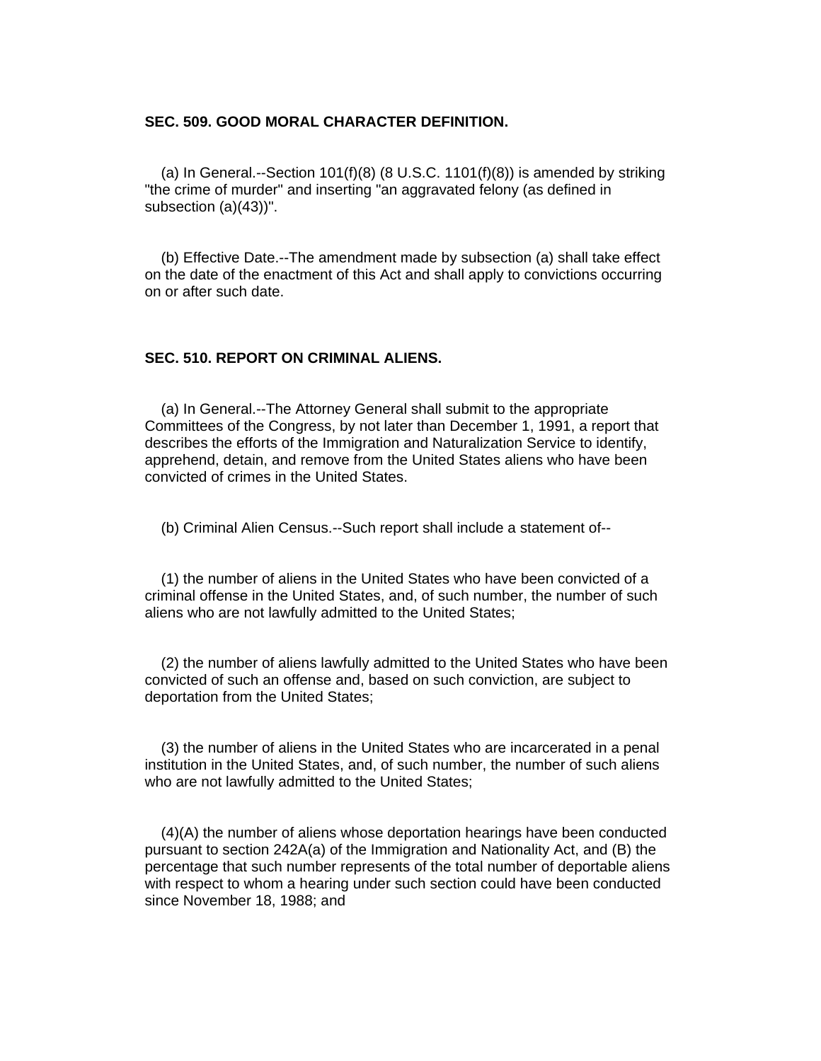**SEC. 509. GOOD MORAL CHARACTER DEFINITION.**

(a) In General.--Section 101(f)(8) (8 U.S.C. 1101(f)(8)) is amended by striking "the crime of murder" and inserting "an aggravated felony (as defined in subsection (a)(43))".

(b) Effective Date.--The amendment made by subsection (a) shall take effect on the date of the enactment of this Act and shall apply to convictions occurring on or after such date.

**SEC. 510. REPORT ON CRIMINAL ALIENS.**

(a) In General.--The Attorney General shall submit to the appropriate Committees of the Congress, by not later than December 1, 1991, a report that describes the efforts of the Immigration and Naturalization Service to identify, apprehend, detain, and remove from the United States aliens who have been convicted of crimes in the United States.

(b) Criminal Alien Census.--Such report shall include a statement of--

(1) the number of aliens in the United States who have been convicted of a criminal offense in the United States, and, of such number, the number of such aliens who are not lawfully admitted to the United States;

(2) the number of aliens lawfully admitted to the United States who have been convicted of such an offense and, based on such conviction, are subject to deportation from the United States;

(3) the number of aliens in the United States who are incarcerated in a penal institution in the United States, and, of such number, the number of such aliens who are not lawfully admitted to the United States;

(4)(A) the number of aliens whose deportation hearings have been conducted pursuant to section 242A(a) of the Immigration and Nationality Act, and (B) the percentage that such number represents of the total number of deportable aliens with respect to whom a hearing under such section could have been conducted since November 18, 1988; and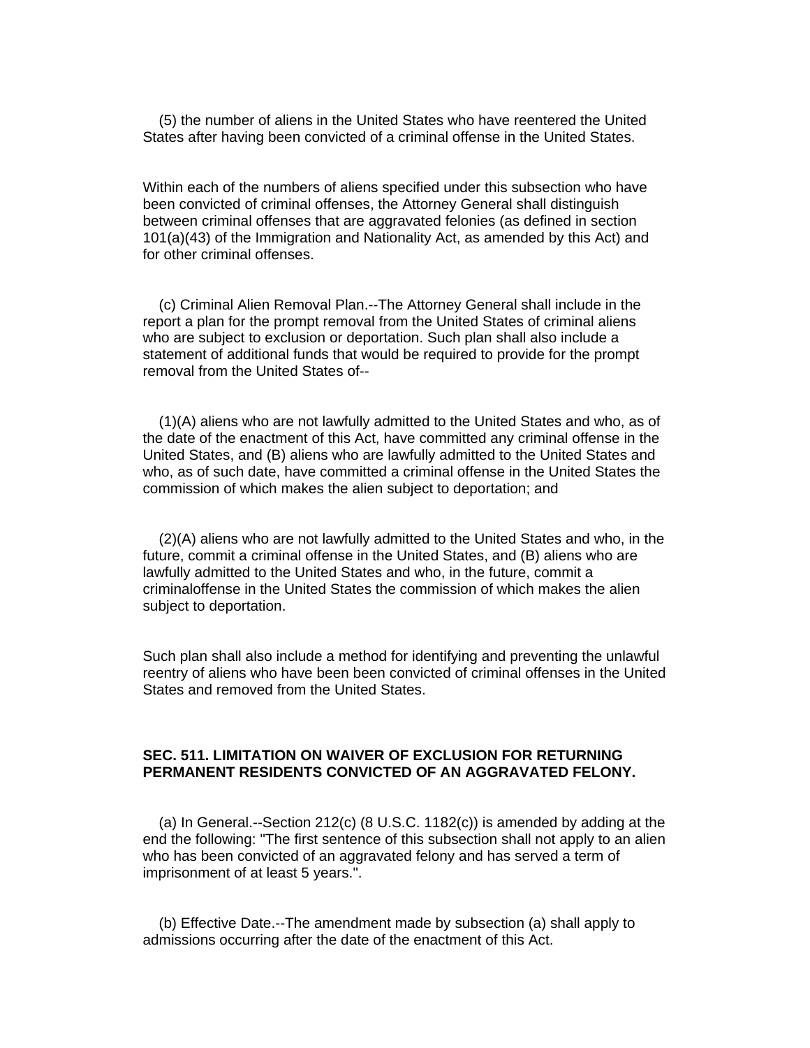(5) the number of aliens in the United States who have reentered the United States after having been convicted of a criminal offense in the United States.

Within each of the numbers of aliens specified under this subsection who have been convicted of criminal offenses, the Attorney General shall distinguish between criminal offenses that are aggravated felonies (as defined in section 101(a)(43) of the Immigration and Nationality Act, as amended by this Act) and for other criminal offenses.

(c) Criminal Alien Removal Plan.--The Attorney General shall include in the report a plan for the prompt removal from the United States of criminal aliens who are subject to exclusion or deportation. Such plan shall also include a statement of additional funds that would be required to provide for the prompt removal from the United States of--

(1)(A) aliens who are not lawfully admitted to the United States and who, as of the date of the enactment of this Act, have committed any criminal offense in the United States, and (B) aliens who are lawfully admitted to the United States and who, as of such date, have committed a criminal offense in the United States the commission of which makes the alien subject to deportation; and

(2)(A) aliens who are not lawfully admitted to the United States and who, in the future, commit a criminal offense in the United States, and (B) aliens who are lawfully admitted to the United States and who, in the future, commit a criminaloffense in the United States the commission of which makes the alien subject to deportation.

Such plan shall also include a method for identifying and preventing the unlawful reentry of aliens who have been been convicted of criminal offenses in the United States and removed from the United States.

**SEC. 511. LIMITATION ON WAIVER OF EXCLUSION FOR RETURNING PERMANENT RESIDENTS CONVICTED OF AN AGGRAVATED FELONY.**

(a) In General.--Section 212(c) (8 U.S.C. 1182(c)) is amended by adding at the end the following: "The first sentence of this subsection shall not apply to an alien who has been convicted of an aggravated felony and has served a term of imprisonment of at least 5 years.".

(b) Effective Date.--The amendment made by subsection (a) shall apply to admissions occurring after the date of the enactment of this Act.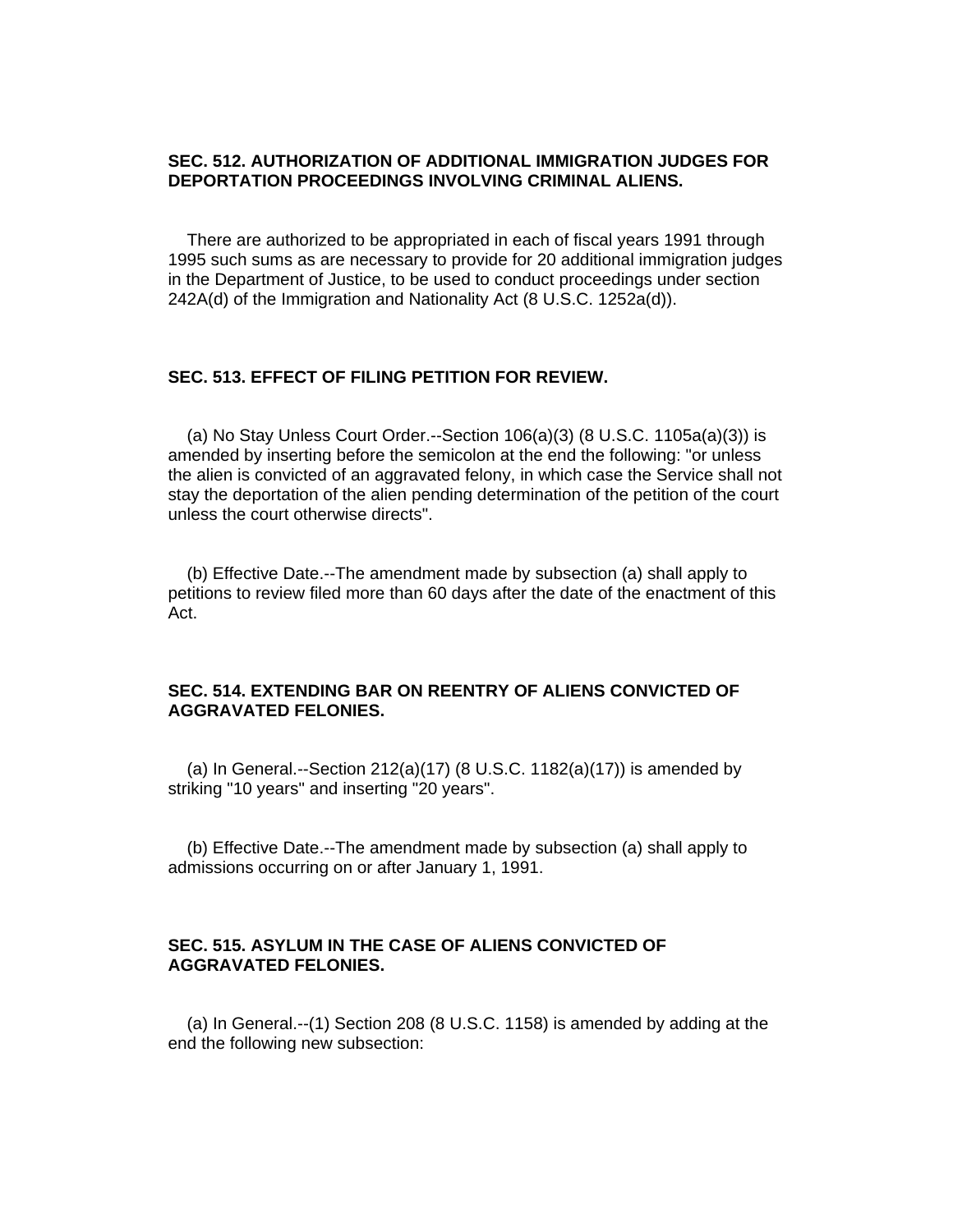**SEC. 512. AUTHORIZATION OF ADDITIONAL IMMIGRATION JUDGES FOR DEPORTATION PROCEEDINGS INVOLVING CRIMINAL ALIENS.**

There are authorized to be appropriated in each of fiscal years 1991 through 1995 such sums as are necessary to provide for 20 additional immigration judges in the Department of Justice, to be used to conduct proceedings under section 242A(d) of the Immigration and Nationality Act (8 U.S.C. 1252a(d)).

**SEC. 513. EFFECT OF FILING PETITION FOR REVIEW.**

(a) No Stay Unless Court Order.--Section 106(a)(3) (8 U.S.C. 1105a(a)(3)) is amended by inserting before the semicolon at the end the following: "or unless the alien is convicted of an aggravated felony, in which case the Service shall not stay the deportation of the alien pending determination of the petition of the court unless the court otherwise directs".

(b) Effective Date.--The amendment made by subsection (a) shall apply to petitions to review filed more than 60 days after the date of the enactment of this Act.

**SEC. 514. EXTENDING BAR ON REENTRY OF ALIENS CONVICTED OF AGGRAVATED FELONIES.**

(a) In General.--Section 212(a)(17) (8 U.S.C. 1182(a)(17)) is amended by striking "10 years" and inserting "20 years".

(b) Effective Date.--The amendment made by subsection (a) shall apply to admissions occurring on or after January 1, 1991.

**SEC. 515. ASYLUM IN THE CASE OF ALIENS CONVICTED OF AGGRAVATED FELONIES.**

(a) In General.--(1) Section 208 (8 U.S.C. 1158) is amended by adding at the end the following new subsection: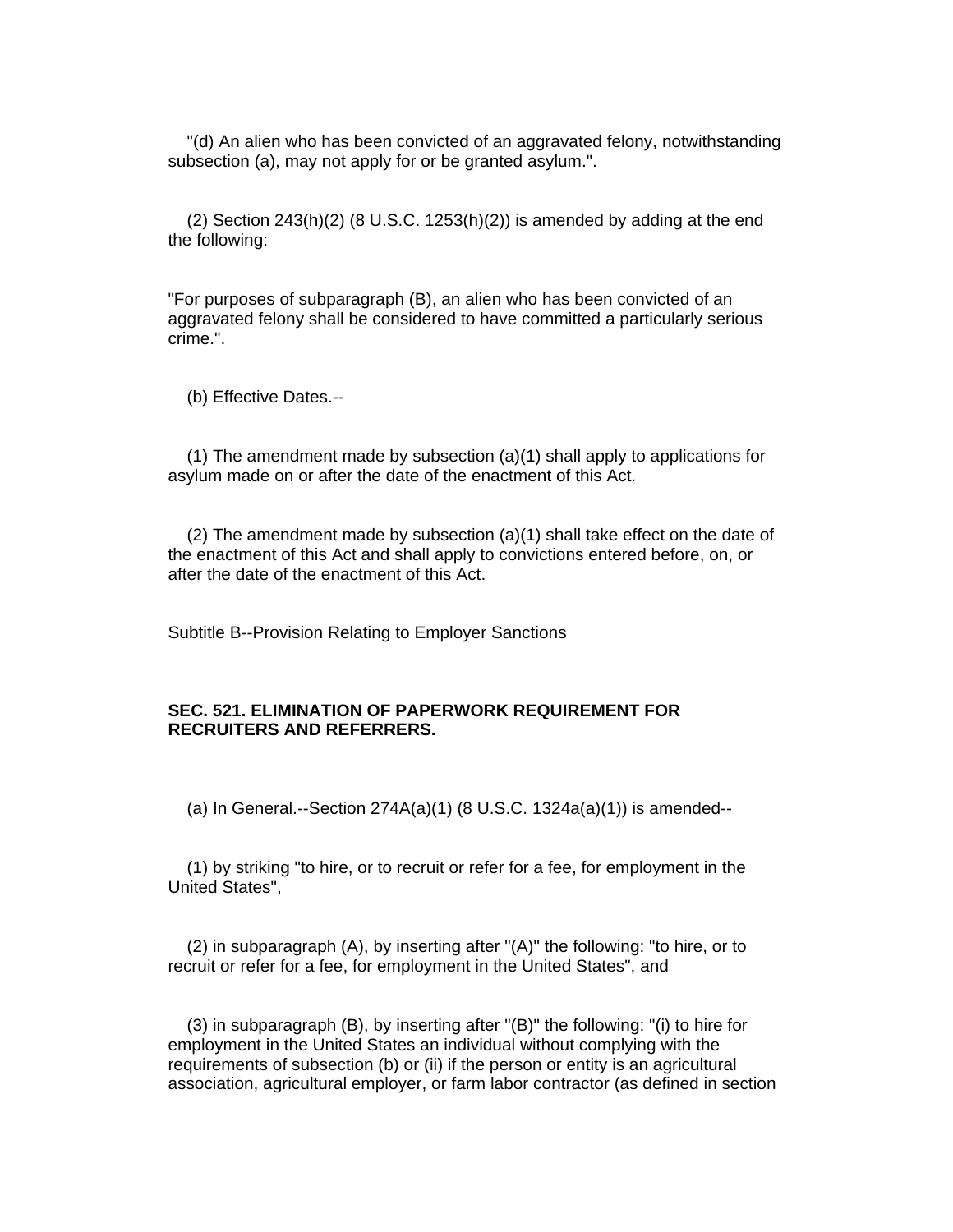"(d) An alien who has been convicted of an aggravated felony, notwithstanding subsection (a), may not apply for or be granted asylum.".

(2) Section 243(h)(2) (8 U.S.C. 1253(h)(2)) is amended by adding at the end the following:

"For purposes of subparagraph (B), an alien who has been convicted of an aggravated felony shall be considered to have committed a particularly serious crime.".

(b) Effective Dates.--

(1) The amendment made by subsection (a)(1) shall apply to applications for asylum made on or after the date of the enactment of this Act.

(2) The amendment made by subsection (a)(1) shall take effect on the date of the enactment of this Act and shall apply to convictions entered before, on, or after the date of the enactment of this Act.

Subtitle B--Provision Relating to Employer Sanctions

**SEC. 521. ELIMINATION OF PAPERWORK REQUIREMENT FOR RECRUITERS AND REFERRERS.**

(a) In General.--Section 274A(a)(1) (8 U.S.C. 1324a(a)(1)) is amended--

(1) by striking "to hire, or to recruit or refer for a fee, for employment in the United States",

(2) in subparagraph (A), by inserting after "(A)" the following: "to hire, or to recruit or refer for a fee, for employment in the United States", and

(3) in subparagraph (B), by inserting after "(B)" the following: "(i) to hire for employment in the United States an individual without complying with the requirements of subsection (b) or (ii) if the person or entity is an agricultural association, agricultural employer, or farm labor contractor (as defined in section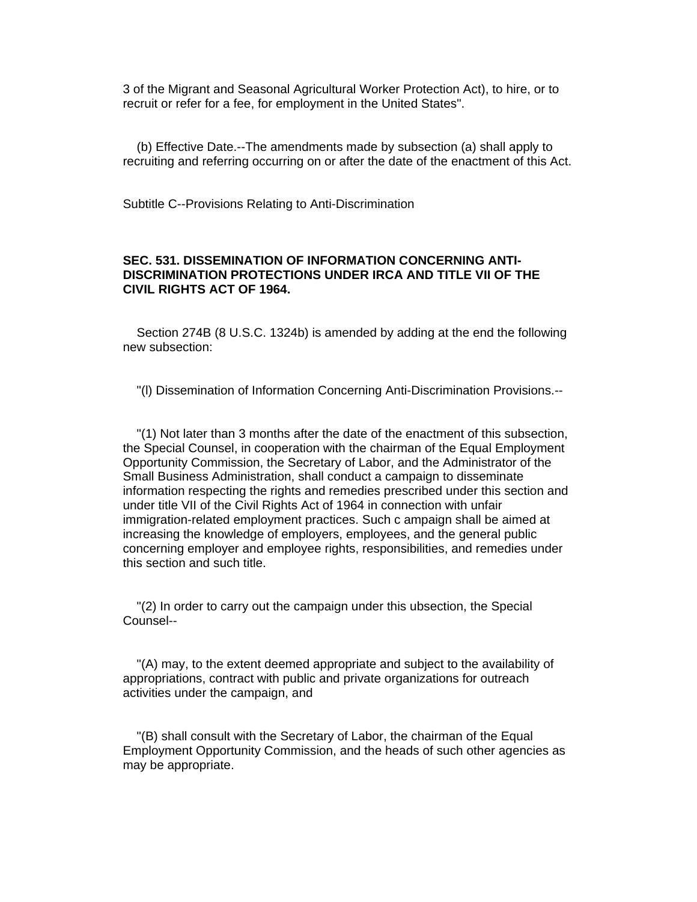3 of the Migrant and Seasonal Agricultural Worker Protection Act), to hire, or to recruit or refer for a fee, for employment in the United States".

(b) Effective Date.--The amendments made by subsection (a) shall apply to recruiting and referring occurring on or after the date of the enactment of this Act.

Subtitle C--Provisions Relating to Anti-Discrimination

**SEC. 531. DISSEMINATION OF INFORMATION CONCERNING ANTI-DISCRIMINATION PROTECTIONS UNDER IRCA AND TITLE VII OF THE CIVIL RIGHTS ACT OF 1964.**

Section 274B (8 U.S.C. 1324b) is amended by adding at the end the following new subsection:

"(l) Dissemination of Information Concerning Anti-Discrimination Provisions.--

"(1) Not later than 3 months after the date of the enactment of this subsection, the Special Counsel, in cooperation with the chairman of the Equal Employment Opportunity Commission, the Secretary of Labor, and the Administrator of the Small Business Administration, shall conduct a campaign to disseminate information respecting the rights and remedies prescribed under this section and under title VII of the Civil Rights Act of 1964 in connection with unfair immigration-related employment practices. Such c ampaign shall be aimed at increasing the knowledge of employers, employees, and the general public concerning employer and employee rights, responsibilities, and remedies under this section and such title.

"(2) In order to carry out the campaign under this ubsection, the Special Counsel--

"(A) may, to the extent deemed appropriate and subject to the availability of appropriations, contract with public and private organizations for outreach activities under the campaign, and

"(B) shall consult with the Secretary of Labor, the chairman of the Equal Employment Opportunity Commission, and the heads of such other agencies as may be appropriate.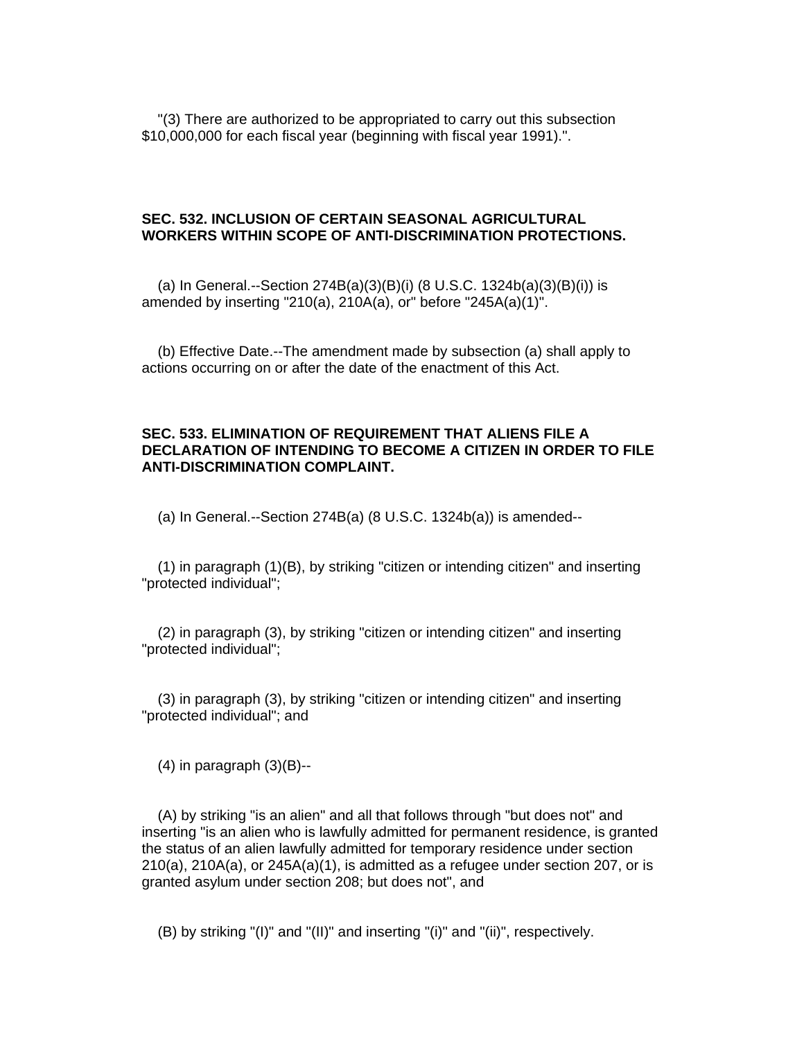"(3) There are authorized to be appropriated to carry out this subsection $10,000,000 for each fiscal year (beginning with fiscal year 1991).".

**SEC. 532. INCLUSION OF CERTAIN SEASONAL AGRICULTURAL WORKERS WITHIN SCOPE OF ANTI-DISCRIMINATION PROTECTIONS.**

(a) In General.--Section 274B(a)(3)(B)(i) (8 U.S.C. 1324b(a)(3)(B)(i)) is amended by inserting "210(a), 210A(a), or" before "245A(a)(1)".

(b) Effective Date.--The amendment made by subsection (a) shall apply to actions occurring on or after the date of the enactment of this Act.

**SEC. 533. ELIMINATION OF REQUIREMENT THAT ALIENS FILE A DECLARATION OF INTENDING TO BECOME A CITIZEN IN ORDER TO FILE ANTI-DISCRIMINATION COMPLAINT.**

(a) In General.--Section 274B(a) (8 U.S.C. 1324b(a)) is amended--

(1) in paragraph (1)(B), by striking "citizen or intending citizen" and inserting "protected individual";

(2) in paragraph (3), by striking "citizen or intending citizen" and inserting "protected individual";

(3) in paragraph (3), by striking "citizen or intending citizen" and inserting "protected individual"; and

(4) in paragraph (3)(B)--

(A) by striking "is an alien" and all that follows through "but does not" and inserting "is an alien who is lawfully admitted for permanent residence, is granted the status of an alien lawfully admitted for temporary residence under section 210(a), 210A(a), or 245A(a)(1), is admitted as a refugee under section 207, or is granted asylum under section 208; but does not", and

(B) by striking "(I)" and "(II)" and inserting "(i)" and "(ii)", respectively.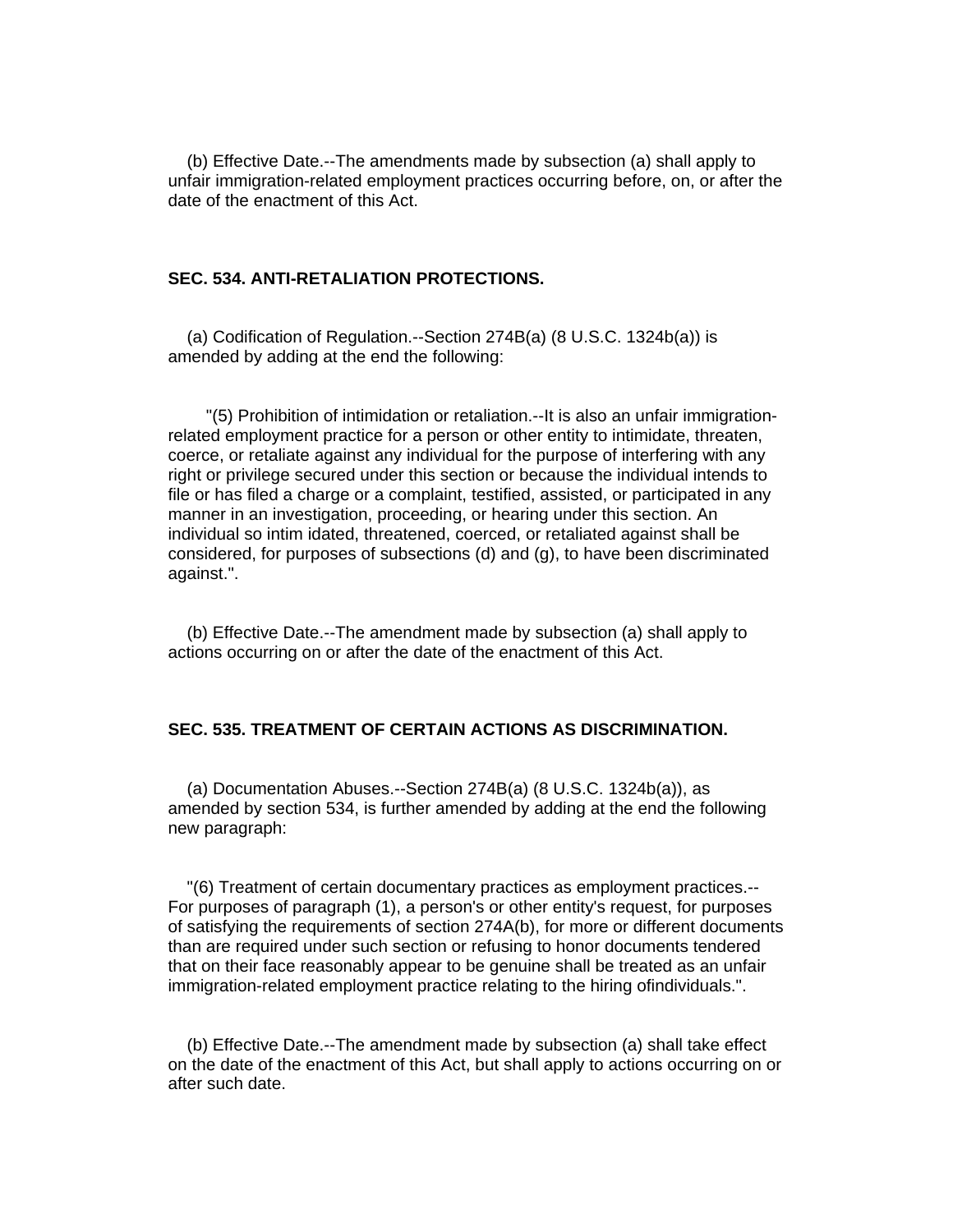(b) Effective Date.--The amendments made by subsection (a) shall apply to unfair immigration-related employment practices occurring before, on, or after the date of the enactment of this Act.

### SEC. 534. ANTI-RETALIATION PROTECTIONS.

(a) Codification of Regulation.--Section 274B(a) (8 U.S.C. 1324b(a)) is amended by adding at the end the following:

"(5) Prohibition of intimidation or retaliation.--It is also an unfair immigration-related employment practice for a person or other entity to intimidate, threaten, coerce, or retaliate against any individual for the purpose of interfering with any right or privilege secured under this section or because the individual intends to file or has filed a charge or a complaint, testified, assisted, or participated in any manner in an investigation, proceeding, or hearing under this section. An individual so intim idated, threatened, coerced, or retaliated against shall be considered, for purposes of subsections (d) and (g), to have been discriminated against.".

(b) Effective Date.--The amendment made by subsection (a) shall apply to actions occurring on or after the date of the enactment of this Act.

### SEC. 535. TREATMENT OF CERTAIN ACTIONS AS DISCRIMINATION.

(a) Documentation Abuses.--Section 274B(a) (8 U.S.C. 1324b(a)), as amended by section 534, is further amended by adding at the end the following new paragraph:

"(6) Treatment of certain documentary practices as employment practices.--For purposes of paragraph (1), a person's or other entity's request, for purposes of satisfying the requirements of section 274A(b), for more or different documents than are required under such section or refusing to honor documents tendered that on their face reasonably appear to be genuine shall be treated as an unfair immigration-related employment practice relating to the hiring ofindividuals.".

(b) Effective Date.--The amendment made by subsection (a) shall take effect on the date of the enactment of this Act, but shall apply to actions occurring on or after such date.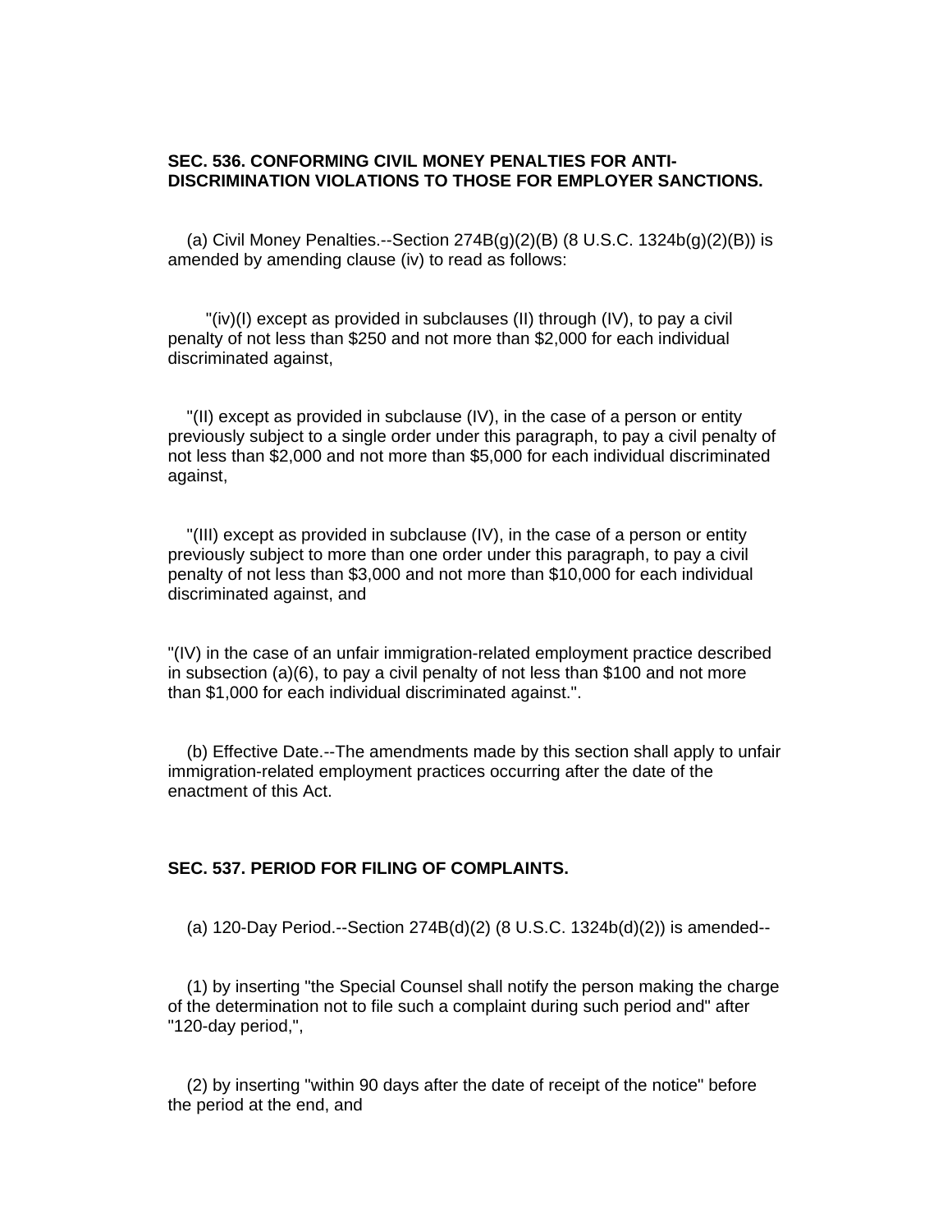**SEC. 536. CONFORMING CIVIL MONEY PENALTIES FOR ANTI-DISCRIMINATION VIOLATIONS TO THOSE FOR EMPLOYER SANCTIONS.**

(a) Civil Money Penalties.--Section 274B(g)(2)(B) (8 U.S.C. 1324b(g)(2)(B)) is amended by amending clause (iv) to read as follows:

"(iv)(I) except as provided in subclauses (II) through (IV), to pay a civil penalty of not less than $250 and not more than $2,000 for each individual discriminated against,

"(II) except as provided in subclause (IV), in the case of a person or entity previously subject to a single order under this paragraph, to pay a civil penalty of not less than $2,000 and not more than $5,000 for each individual discriminated against,

"(III) except as provided in subclause (IV), in the case of a person or entity previously subject to more than one order under this paragraph, to pay a civil penalty of not less than $3,000 and not more than $10,000 for each individual discriminated against, and

"(IV) in the case of an unfair immigration-related employment practice described in subsection (a)(6), to pay a civil penalty of not less than $100 and not more than $1,000 for each individual discriminated against.".

(b) Effective Date.--The amendments made by this section shall apply to unfair immigration-related employment practices occurring after the date of the enactment of this Act.

**SEC. 537. PERIOD FOR FILING OF COMPLAINTS.**

(a) 120-Day Period.--Section 274B(d)(2) (8 U.S.C. 1324b(d)(2)) is amended--

(1) by inserting "the Special Counsel shall notify the person making the charge of the determination not to file such a complaint during such period and" after "120-day period,",

(2) by inserting "within 90 days after the date of receipt of the notice" before the period at the end, and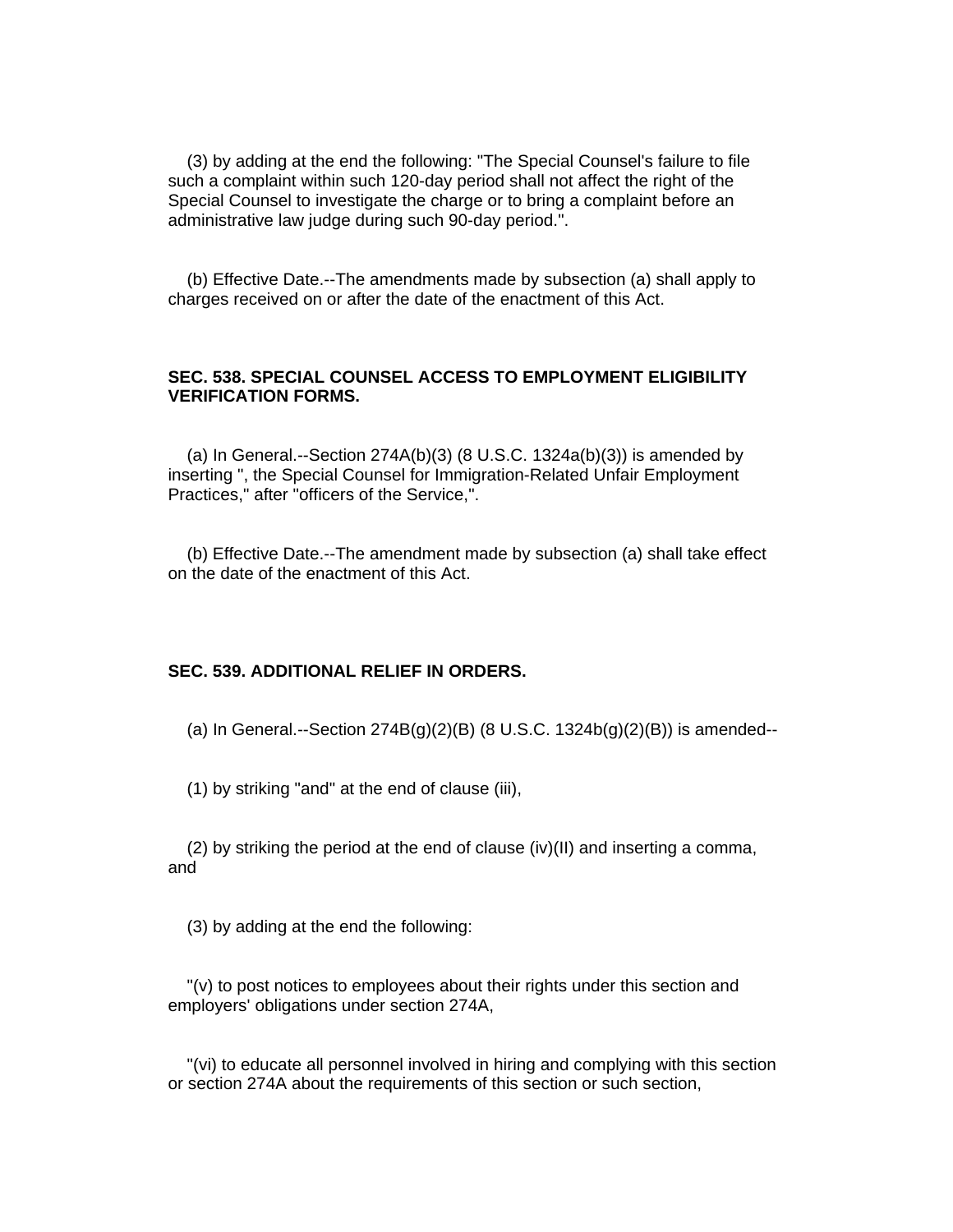(3) by adding at the end the following: "The Special Counsel's failure to file such a complaint within such 120-day period shall not affect the right of the Special Counsel to investigate the charge or to bring a complaint before an administrative law judge during such 90-day period.".

(b) Effective Date.--The amendments made by subsection (a) shall apply to charges received on or after the date of the enactment of this Act.

### SEC. 538. SPECIAL COUNSEL ACCESS TO EMPLOYMENT ELIGIBILITY VERIFICATION FORMS.

(a) In General.--Section 274A(b)(3) (8 U.S.C. 1324a(b)(3)) is amended by inserting ", the Special Counsel for Immigration-Related Unfair Employment Practices," after "officers of the Service,".

(b) Effective Date.--The amendment made by subsection (a) shall take effect on the date of the enactment of this Act.

### SEC. 539. ADDITIONAL RELIEF IN ORDERS.

(a) In General.--Section 274B(g)(2)(B) (8 U.S.C. 1324b(g)(2)(B)) is amended--

(1) by striking "and" at the end of clause (iii),

(2) by striking the period at the end of clause (iv)(II) and inserting a comma, and

(3) by adding at the end the following:

"(v) to post notices to employees about their rights under this section and employers' obligations under section 274A,

"(vi) to educate all personnel involved in hiring and complying with this section or section 274A about the requirements of this section or such section,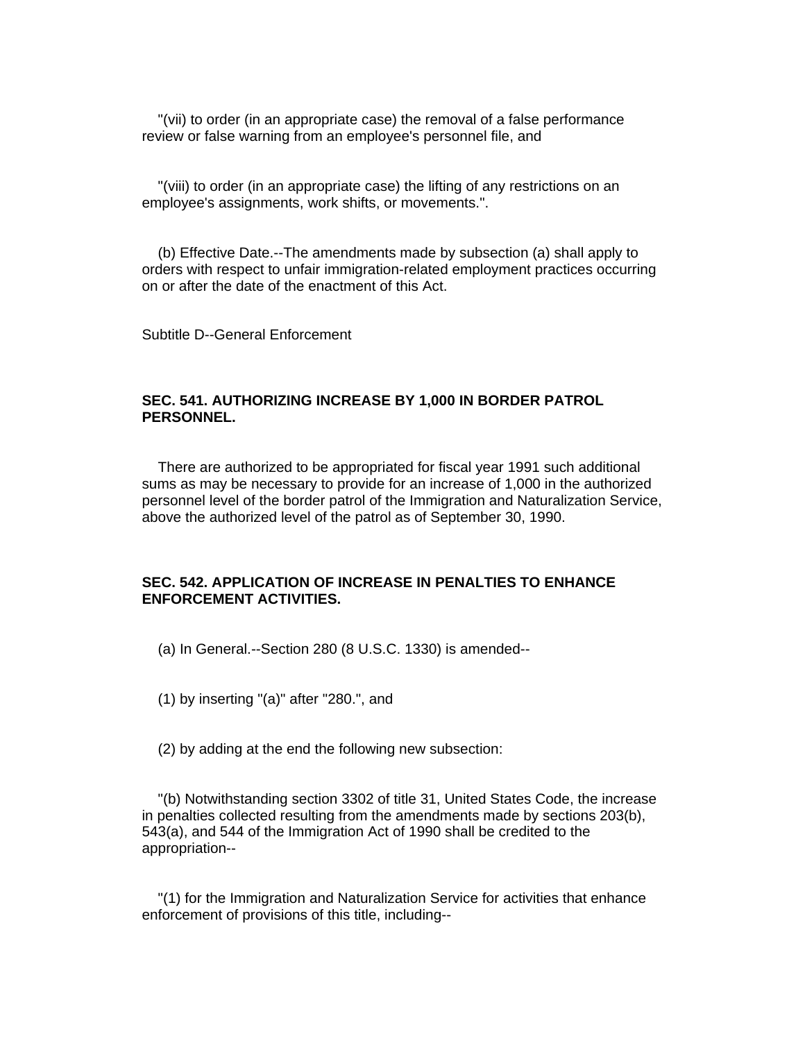"(vii) to order (in an appropriate case) the removal of a false performance review or false warning from an employee's personnel file, and

"(viii) to order (in an appropriate case) the lifting of any restrictions on an employee's assignments, work shifts, or movements.".

(b) Effective Date.--The amendments made by subsection (a) shall apply to orders with respect to unfair immigration-related employment practices occurring on or after the date of the enactment of this Act.

Subtitle D--General Enforcement

**SEC. 541. AUTHORIZING INCREASE BY 1,000 IN BORDER PATROL PERSONNEL.**

There are authorized to be appropriated for fiscal year 1991 such additional sums as may be necessary to provide for an increase of 1,000 in the authorized personnel level of the border patrol of the Immigration and Naturalization Service, above the authorized level of the patrol as of September 30, 1990.

**SEC. 542. APPLICATION OF INCREASE IN PENALTIES TO ENHANCE ENFORCEMENT ACTIVITIES.**

(a) In General.--Section 280 (8 U.S.C. 1330) is amended--

(1) by inserting "(a)" after "280.", and

(2) by adding at the end the following new subsection:

"(b) Notwithstanding section 3302 of title 31, United States Code, the increase in penalties collected resulting from the amendments made by sections 203(b), 543(a), and 544 of the Immigration Act of 1990 shall be credited to the appropriation--

"(1) for the Immigration and Naturalization Service for activities that enhance enforcement of provisions of this title, including--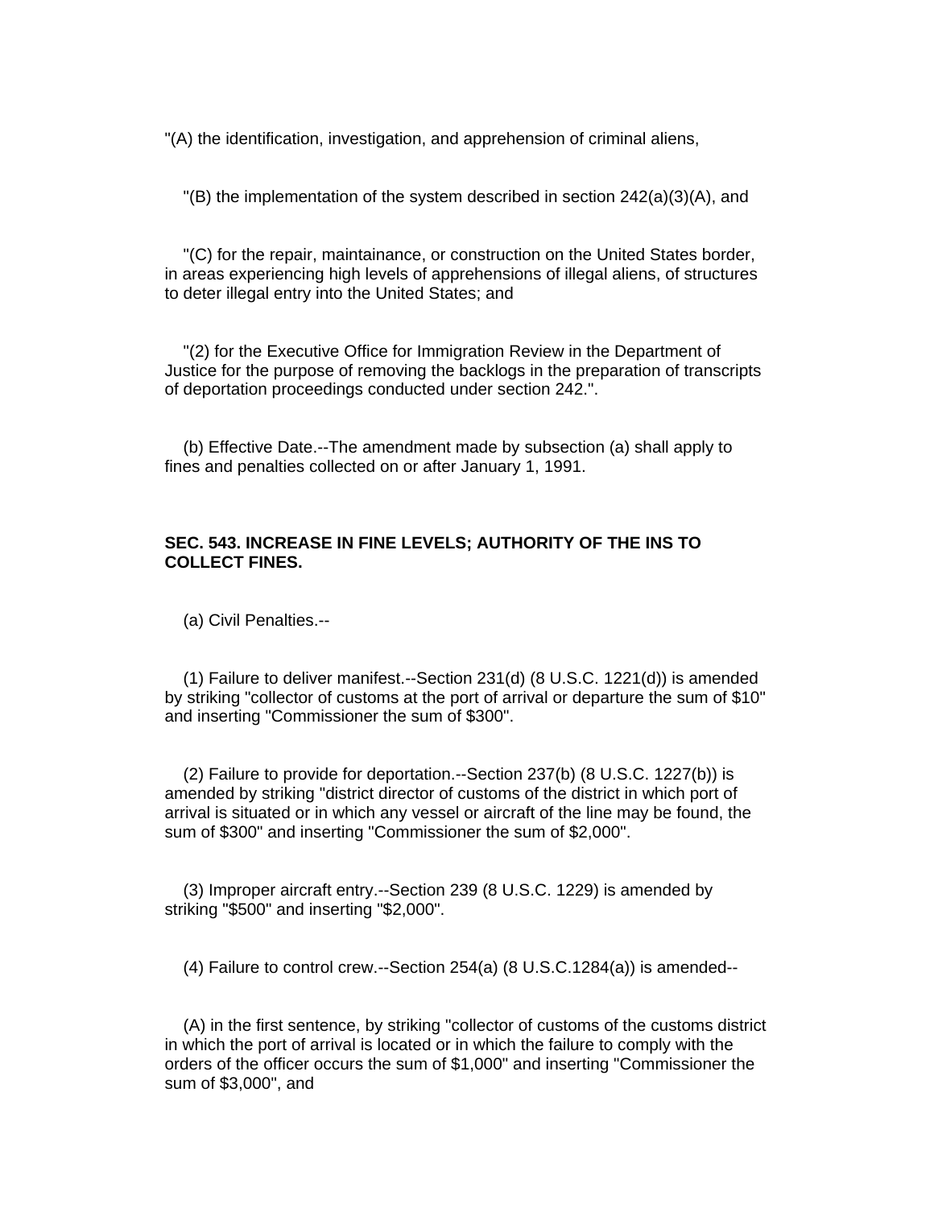"(A) the identification, investigation, and apprehension of criminal aliens,

"(B) the implementation of the system described in section 242(a)(3)(A), and

"(C) for the repair, maintainance, or construction on the United States border, in areas experiencing high levels of apprehensions of illegal aliens, of structures to deter illegal entry into the United States; and

"(2) for the Executive Office for Immigration Review in the Department of Justice for the purpose of removing the backlogs in the preparation of transcripts of deportation proceedings conducted under section 242.".

(b) Effective Date.--The amendment made by subsection (a) shall apply to fines and penalties collected on or after January 1, 1991.

**SEC. 543. INCREASE IN FINE LEVELS; AUTHORITY OF THE INS TO COLLECT FINES.**

(a) Civil Penalties.--

(1) Failure to deliver manifest.--Section 231(d) (8 U.S.C. 1221(d)) is amended by striking "collector of customs at the port of arrival or departure the sum of $10" and inserting "Commissioner the sum of $300".

(2) Failure to provide for deportation.--Section 237(b) (8 U.S.C. 1227(b)) is amended by striking "district director of customs of the district in which port of arrival is situated or in which any vessel or aircraft of the line may be found, the sum of $300" and inserting "Commissioner the sum of $2,000".

(3) Improper aircraft entry.--Section 239 (8 U.S.C. 1229) is amended by striking "$500" and inserting "$2,000".

(4) Failure to control crew.--Section 254(a) (8 U.S.C.1284(a)) is amended--

(A) in the first sentence, by striking "collector of customs of the customs district in which the port of arrival is located or in which the failure to comply with the orders of the officer occurs the sum of $1,000" and inserting "Commissioner the sum of $3,000", and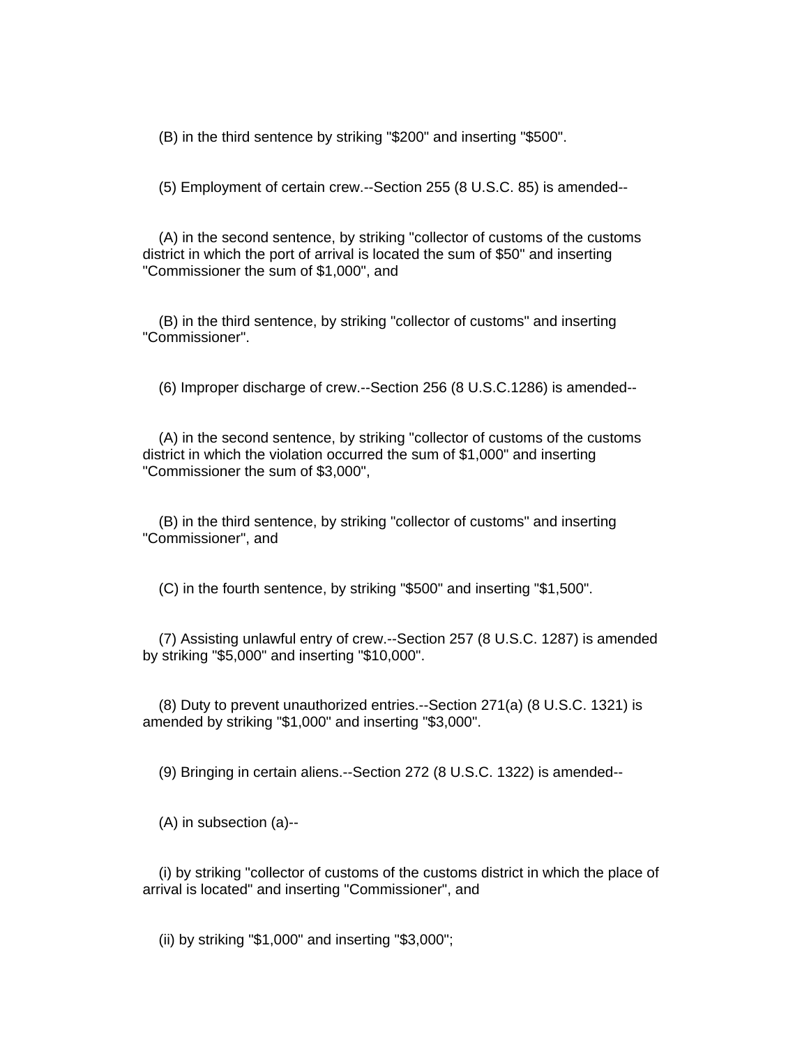(B) in the third sentence by striking "$200" and inserting "$500".

(5) Employment of certain crew.--Section 255 (8 U.S.C. 85) is amended--

(A) in the second sentence, by striking "collector of customs of the customs district in which the port of arrival is located the sum of $50" and inserting "Commissioner the sum of $1,000", and

(B) in the third sentence, by striking "collector of customs" and inserting "Commissioner".

(6) Improper discharge of crew.--Section 256 (8 U.S.C.1286) is amended--

(A) in the second sentence, by striking "collector of customs of the customs district in which the violation occurred the sum of $1,000" and inserting "Commissioner the sum of $3,000",

(B) in the third sentence, by striking "collector of customs" and inserting "Commissioner", and

(C) in the fourth sentence, by striking "$500" and inserting "$1,500".

(7) Assisting unlawful entry of crew.--Section 257 (8 U.S.C. 1287) is amended by striking "$5,000" and inserting "$10,000".

(8) Duty to prevent unauthorized entries.--Section 271(a) (8 U.S.C. 1321) is amended by striking "$1,000" and inserting "$3,000".

(9) Bringing in certain aliens.--Section 272 (8 U.S.C. 1322) is amended--

(A) in subsection (a)--

(i) by striking "collector of customs of the customs district in which the place of arrival is located" and inserting "Commissioner", and

(ii) by striking "$1,000" and inserting "$3,000";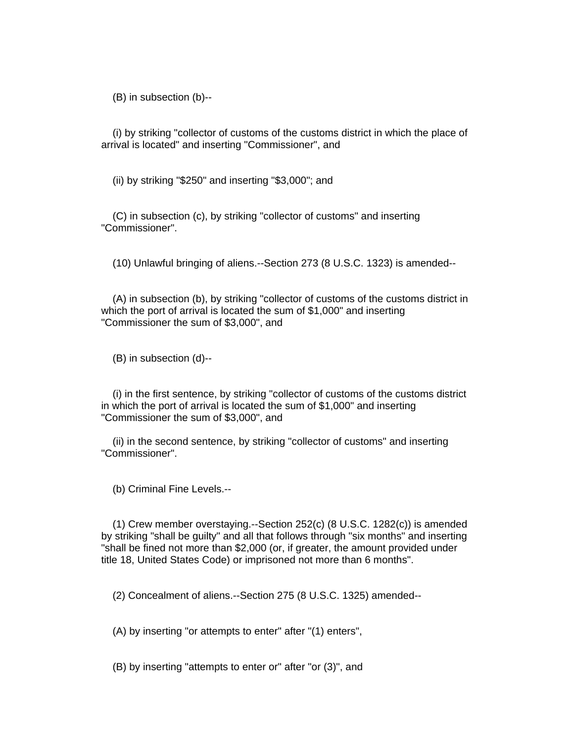(B) in subsection (b)--

(i) by striking "collector of customs of the customs district in which the place of arrival is located" and inserting "Commissioner", and

(ii) by striking "$250" and inserting "$3,000"; and

(C) in subsection (c), by striking "collector of customs" and inserting "Commissioner".

(10) Unlawful bringing of aliens.--Section 273 (8 U.S.C. 1323) is amended--

(A) in subsection (b), by striking "collector of customs of the customs district in which the port of arrival is located the sum of $1,000" and inserting "Commissioner the sum of $3,000", and

(B) in subsection (d)--

(i) in the first sentence, by striking "collector of customs of the customs district in which the port of arrival is located the sum of $1,000" and inserting "Commissioner the sum of $3,000", and

(ii) in the second sentence, by striking "collector of customs" and inserting "Commissioner".

(b) Criminal Fine Levels.--

(1) Crew member overstaying.--Section 252(c) (8 U.S.C. 1282(c)) is amended by striking "shall be guilty" and all that follows through "six months" and inserting "shall be fined not more than $2,000 (or, if greater, the amount provided under title 18, United States Code) or imprisoned not more than 6 months".

(2) Concealment of aliens.--Section 275 (8 U.S.C. 1325) amended--

(A) by inserting "or attempts to enter" after "(1) enters",

(B) by inserting "attempts to enter or" after "or (3)", and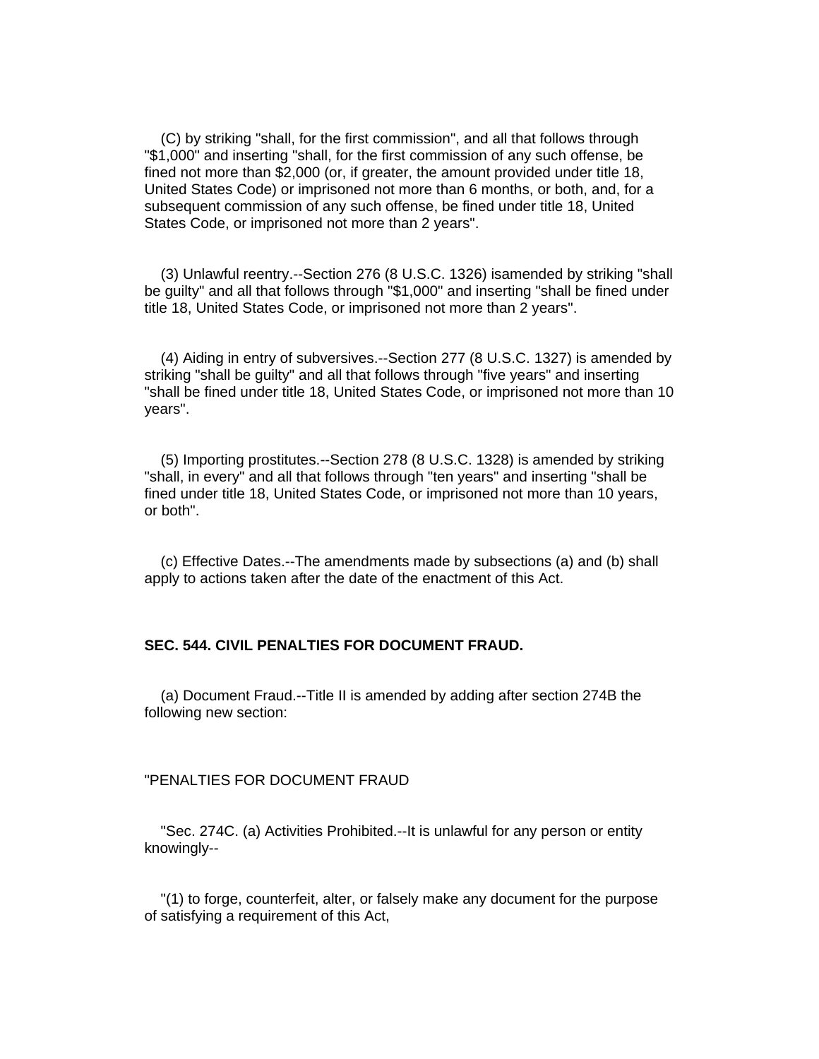(C) by striking "shall, for the first commission", and all that follows through "$1,000" and inserting "shall, for the first commission of any such offense, be fined not more than $2,000 (or, if greater, the amount provided under title 18, United States Code) or imprisoned not more than 6 months, or both, and, for a subsequent commission of any such offense, be fined under title 18, United States Code, or imprisoned not more than 2 years".

(3) Unlawful reentry.--Section 276 (8 U.S.C. 1326) isamended by striking "shall be guilty" and all that follows through "$1,000" and inserting "shall be fined under title 18, United States Code, or imprisoned not more than 2 years".

(4) Aiding in entry of subversives.--Section 277 (8 U.S.C. 1327) is amended by striking "shall be guilty" and all that follows through "five years" and inserting "shall be fined under title 18, United States Code, or imprisoned not more than 10 years".

(5) Importing prostitutes.--Section 278 (8 U.S.C. 1328) is amended by striking "shall, in every" and all that follows through "ten years" and inserting "shall be fined under title 18, United States Code, or imprisoned not more than 10 years, or both".

(c) Effective Dates.--The amendments made by subsections (a) and (b) shall apply to actions taken after the date of the enactment of this Act.

**SEC. 544. CIVIL PENALTIES FOR DOCUMENT FRAUD.**

(a) Document Fraud.--Title II is amended by adding after section 274B the following new section:

"PENALTIES FOR DOCUMENT FRAUD

"Sec. 274C. (a) Activities Prohibited.--It is unlawful for any person or entity knowingly--

"(1) to forge, counterfeit, alter, or falsely make any document for the purpose of satisfying a requirement of this Act,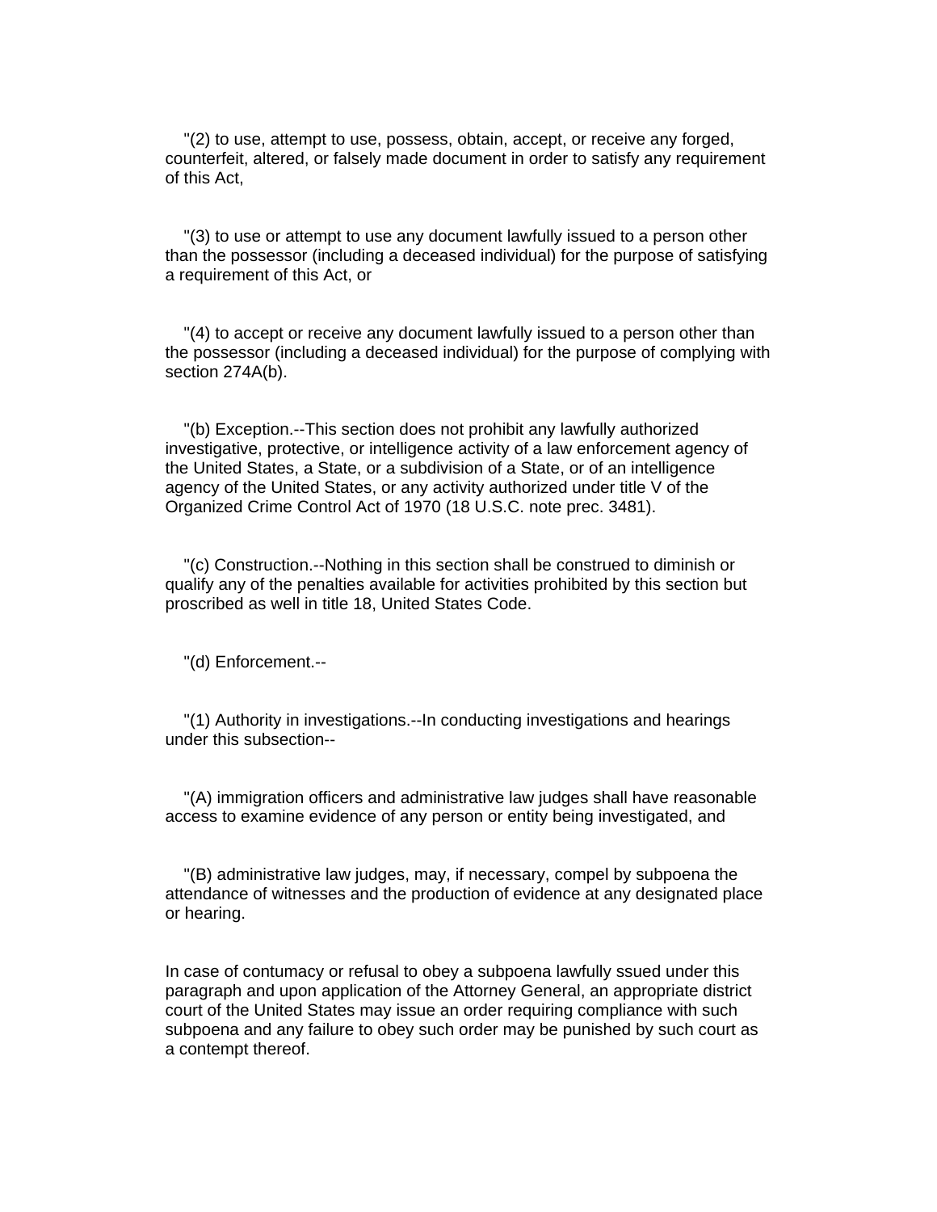"(2) to use, attempt to use, possess, obtain, accept, or receive any forged, counterfeit, altered, or falsely made document in order to satisfy any requirement of this Act,

"(3) to use or attempt to use any document lawfully issued to a person other than the possessor (including a deceased individual) for the purpose of satisfying a requirement of this Act, or

"(4) to accept or receive any document lawfully issued to a person other than the possessor (including a deceased individual) for the purpose of complying with section 274A(b).

"(b) Exception.--This section does not prohibit any lawfully authorized investigative, protective, or intelligence activity of a law enforcement agency of the United States, a State, or a subdivision of a State, or of an intelligence agency of the United States, or any activity authorized under title V of the Organized Crime Control Act of 1970 (18 U.S.C. note prec. 3481).

"(c) Construction.--Nothing in this section shall be construed to diminish or qualify any of the penalties available for activities prohibited by this section but proscribed as well in title 18, United States Code.

"(d) Enforcement.--

"(1) Authority in investigations.--In conducting investigations and hearings under this subsection--

"(A) immigration officers and administrative law judges shall have reasonable access to examine evidence of any person or entity being investigated, and

"(B) administrative law judges, may, if necessary, compel by subpoena the attendance of witnesses and the production of evidence at any designated place or hearing.

In case of contumacy or refusal to obey a subpoena lawfully ssued under this paragraph and upon application of the Attorney General, an appropriate district court of the United States may issue an order requiring compliance with such subpoena and any failure to obey such order may be punished by such court as a contempt thereof.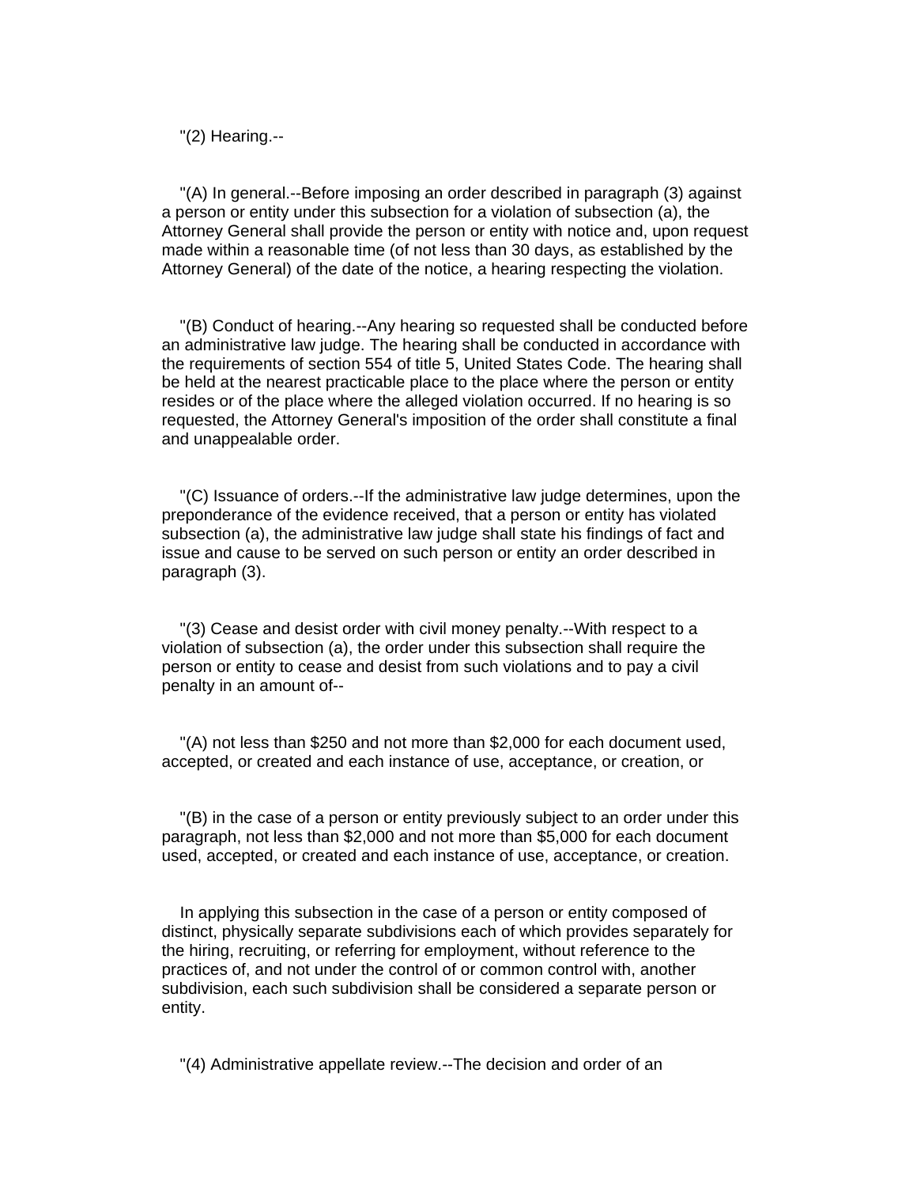"(2) Hearing.--

"(A) In general.--Before imposing an order described in paragraph (3) against a person or entity under this subsection for a violation of subsection (a), the Attorney General shall provide the person or entity with notice and, upon request made within a reasonable time (of not less than 30 days, as established by the Attorney General) of the date of the notice, a hearing respecting the violation.

"(B) Conduct of hearing.--Any hearing so requested shall be conducted before an administrative law judge. The hearing shall be conducted in accordance with the requirements of section 554 of title 5, United States Code. The hearing shall be held at the nearest practicable place to the place where the person or entity resides or of the place where the alleged violation occurred. If no hearing is so requested, the Attorney General's imposition of the order shall constitute a final and unappealable order.

"(C) Issuance of orders.--If the administrative law judge determines, upon the preponderance of the evidence received, that a person or entity has violated subsection (a), the administrative law judge shall state his findings of fact and issue and cause to be served on such person or entity an order described in paragraph (3).

"(3) Cease and desist order with civil money penalty.--With respect to a violation of subsection (a), the order under this subsection shall require the person or entity to cease and desist from such violations and to pay a civil penalty in an amount of--

"(A) not less than $250 and not more than $2,000 for each document used, accepted, or created and each instance of use, acceptance, or creation, or

"(B) in the case of a person or entity previously subject to an order under this paragraph, not less than $2,000 and not more than $5,000 for each document used, accepted, or created and each instance of use, acceptance, or creation.

In applying this subsection in the case of a person or entity composed of distinct, physically separate subdivisions each of which provides separately for the hiring, recruiting, or referring for employment, without reference to the practices of, and not under the control of or common control with, another subdivision, each such subdivision shall be considered a separate person or entity.

"(4) Administrative appellate review.--The decision and order of an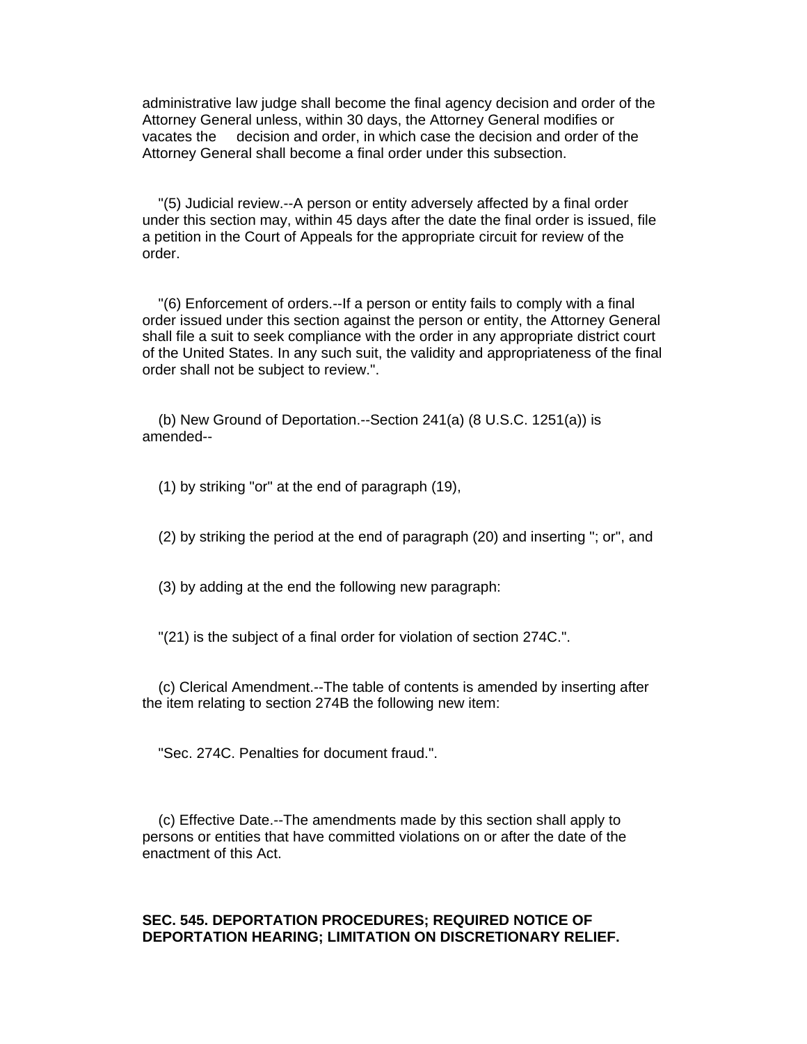administrative law judge shall become the final agency decision and order of the Attorney General unless, within 30 days, the Attorney General modifies or vacates the decision and order, in which case the decision and order of the Attorney General shall become a final order under this subsection.

"(5) Judicial review.--A person or entity adversely affected by a final order under this section may, within 45 days after the date the final order is issued, file a petition in the Court of Appeals for the appropriate circuit for review of the order.

"(6) Enforcement of orders.--If a person or entity fails to comply with a final order issued under this section against the person or entity, the Attorney General shall file a suit to seek compliance with the order in any appropriate district court of the United States. In any such suit, the validity and appropriateness of the final order shall not be subject to review.".

(b) New Ground of Deportation.--Section 241(a) (8 U.S.C. 1251(a)) is amended--

(1) by striking "or" at the end of paragraph (19),

(2) by striking the period at the end of paragraph (20) and inserting "; or", and

(3) by adding at the end the following new paragraph:

"(21) is the subject of a final order for violation of section 274C.".

(c) Clerical Amendment.--The table of contents is amended by inserting after the item relating to section 274B the following new item:

"Sec. 274C. Penalties for document fraud.".

(c) Effective Date.--The amendments made by this section shall apply to persons or entities that have committed violations on or after the date of the enactment of this Act.

**SEC. 545. DEPORTATION PROCEDURES; REQUIRED NOTICE OF DEPORTATION HEARING; LIMITATION ON DISCRETIONARY RELIEF.**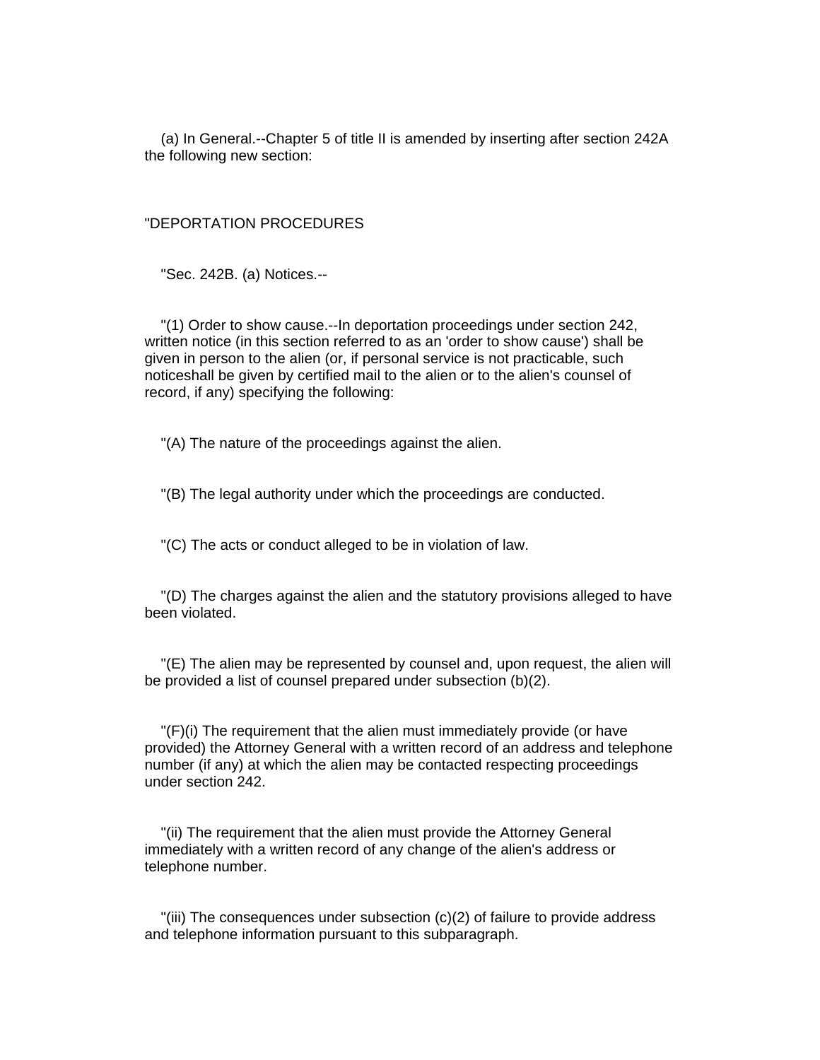(a) In General.--Chapter 5 of title II is amended by inserting after section 242A the following new section:

"DEPORTATION PROCEDURES

"Sec. 242B. (a) Notices.--

"(1) Order to show cause.--In deportation proceedings under section 242, written notice (in this section referred to as an 'order to show cause') shall be given in person to the alien (or, if personal service is not practicable, such noticeshall be given by certified mail to the alien or to the alien's counsel of record, if any) specifying the following:

"(A) The nature of the proceedings against the alien.

"(B) The legal authority under which the proceedings are conducted.

"(C) The acts or conduct alleged to be in violation of law.

"(D) The charges against the alien and the statutory provisions alleged to have been violated.

"(E) The alien may be represented by counsel and, upon request, the alien will be provided a list of counsel prepared under subsection (b)(2).

"(F)(i) The requirement that the alien must immediately provide (or have provided) the Attorney General with a written record of an address and telephone number (if any) at which the alien may be contacted respecting proceedings under section 242.

"(ii) The requirement that the alien must provide the Attorney General immediately with a written record of any change of the alien's address or telephone number.

"(iii) The consequences under subsection (c)(2) of failure to provide address and telephone information pursuant to this subparagraph.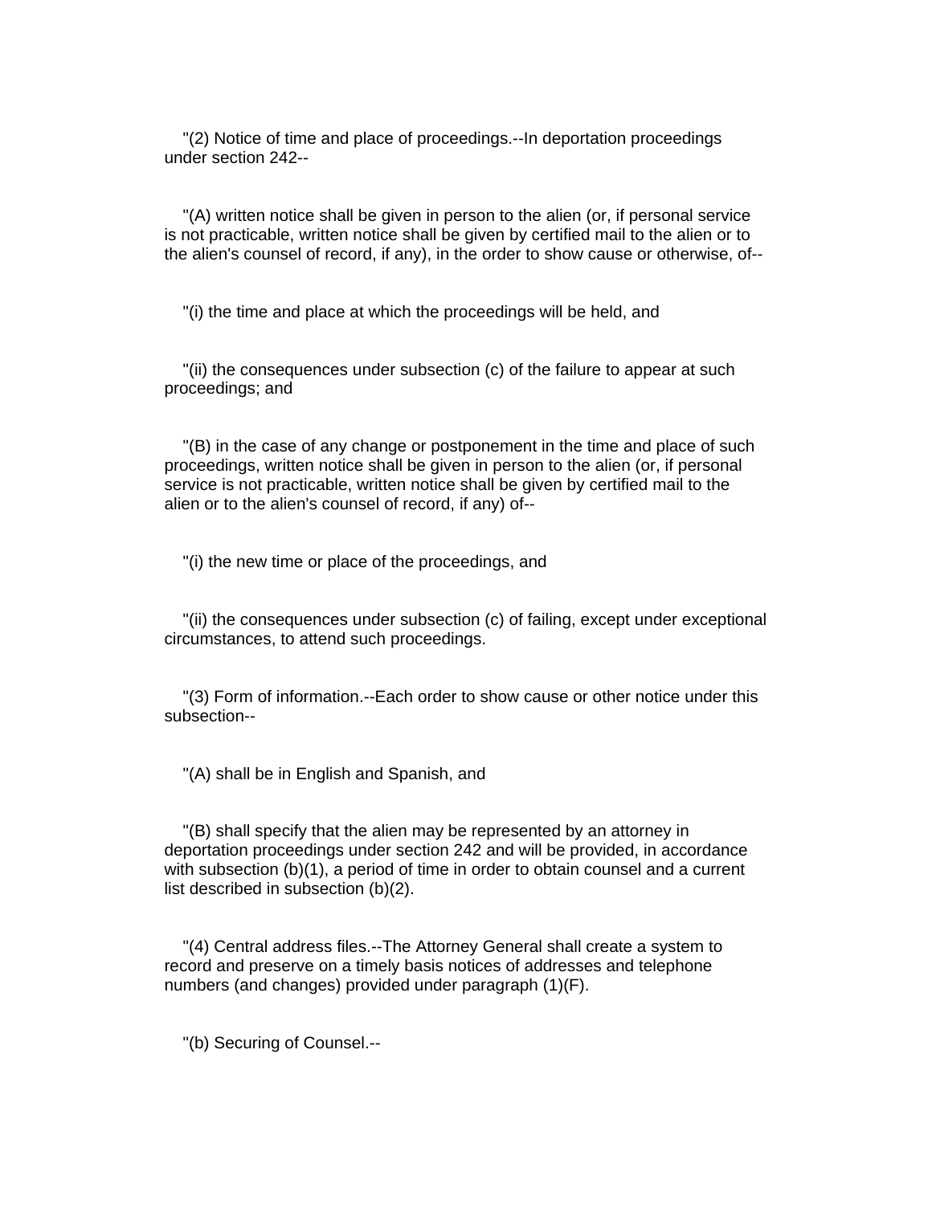"(2) Notice of time and place of proceedings.--In deportation proceedings under section 242--

"(A) written notice shall be given in person to the alien (or, if personal service is not practicable, written notice shall be given by certified mail to the alien or to the alien's counsel of record, if any), in the order to show cause or otherwise, of--

"(i) the time and place at which the proceedings will be held, and

"(ii) the consequences under subsection (c) of the failure to appear at such proceedings; and

"(B) in the case of any change or postponement in the time and place of such proceedings, written notice shall be given in person to the alien (or, if personal service is not practicable, written notice shall be given by certified mail to the alien or to the alien's counsel of record, if any) of--

"(i) the new time or place of the proceedings, and

"(ii) the consequences under subsection (c) of failing, except under exceptional circumstances, to attend such proceedings.

"(3) Form of information.--Each order to show cause or other notice under this subsection--

"(A) shall be in English and Spanish, and

"(B) shall specify that the alien may be represented by an attorney in deportation proceedings under section 242 and will be provided, in accordance with subsection (b)(1), a period of time in order to obtain counsel and a current list described in subsection (b)(2).

"(4) Central address files.--The Attorney General shall create a system to record and preserve on a timely basis notices of addresses and telephone numbers (and changes) provided under paragraph (1)(F).

"(b) Securing of Counsel.--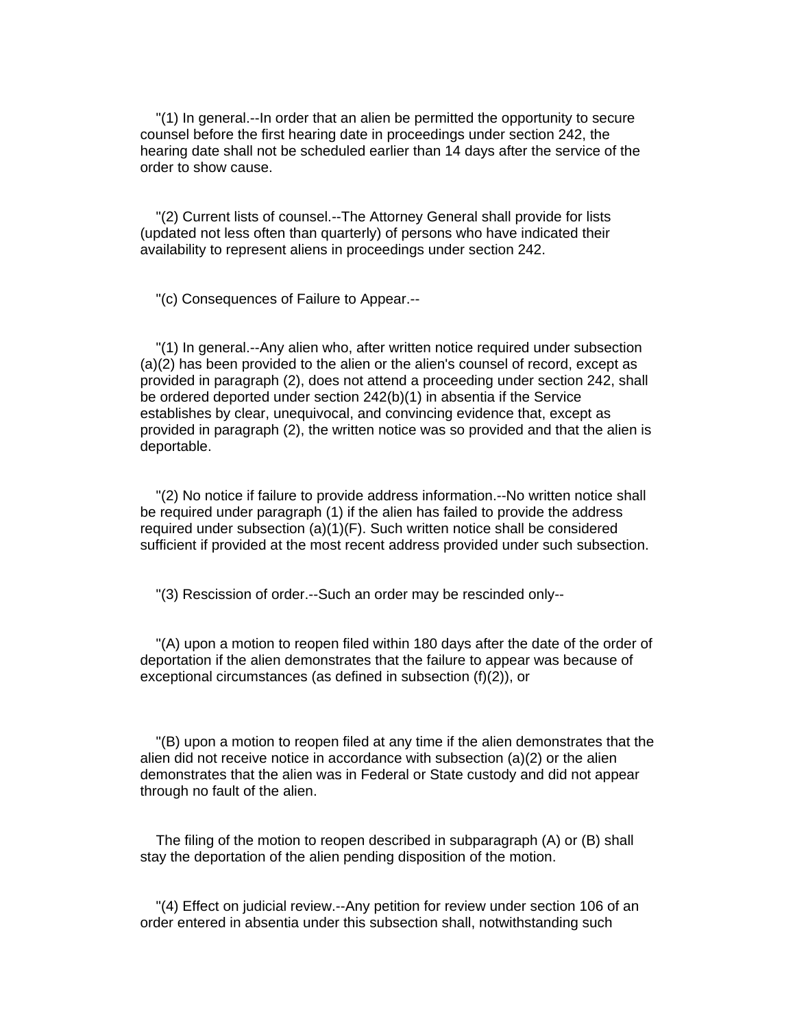"(1) In general.--In order that an alien be permitted the opportunity to secure counsel before the first hearing date in proceedings under section 242, the hearing date shall not be scheduled earlier than 14 days after the service of the order to show cause.

"(2) Current lists of counsel.--The Attorney General shall provide for lists (updated not less often than quarterly) of persons who have indicated their availability to represent aliens in proceedings under section 242.

"(c) Consequences of Failure to Appear.--

"(1) In general.--Any alien who, after written notice required under subsection (a)(2) has been provided to the alien or the alien's counsel of record, except as provided in paragraph (2), does not attend a proceeding under section 242, shall be ordered deported under section 242(b)(1) in absentia if the Service establishes by clear, unequivocal, and convincing evidence that, except as provided in paragraph (2), the written notice was so provided and that the alien is deportable.

"(2) No notice if failure to provide address information.--No written notice shall be required under paragraph (1) if the alien has failed to provide the address required under subsection (a)(1)(F). Such written notice shall be considered sufficient if provided at the most recent address provided under such subsection.

"(3) Rescission of order.--Such an order may be rescinded only--

"(A) upon a motion to reopen filed within 180 days after the date of the order of deportation if the alien demonstrates that the failure to appear was because of exceptional circumstances (as defined in subsection (f)(2)), or

"(B) upon a motion to reopen filed at any time if the alien demonstrates that the alien did not receive notice in accordance with subsection (a)(2) or the alien demonstrates that the alien was in Federal or State custody and did not appear through no fault of the alien.

The filing of the motion to reopen described in subparagraph (A) or (B) shall stay the deportation of the alien pending disposition of the motion.

"(4) Effect on judicial review.--Any petition for review under section 106 of an order entered in absentia under this subsection shall, notwithstanding such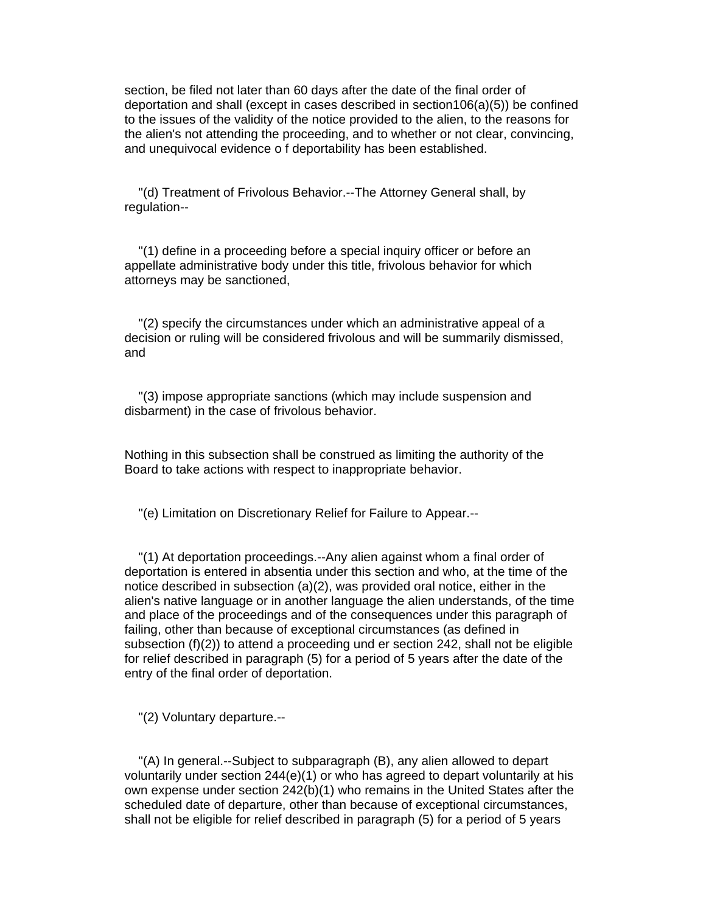section, be filed not later than 60 days after the date of the final order of deportation and shall (except in cases described in section106(a)(5)) be confined to the issues of the validity of the notice provided to the alien, to the reasons for the alien's not attending the proceeding, and to whether or not clear, convincing, and unequivocal evidence o f deportability has been established.

"(d) Treatment of Frivolous Behavior.--The Attorney General shall, by regulation--

"(1) define in a proceeding before a special inquiry officer or before an appellate administrative body under this title, frivolous behavior for which attorneys may be sanctioned,

"(2) specify the circumstances under which an administrative appeal of a decision or ruling will be considered frivolous and will be summarily dismissed, and

"(3) impose appropriate sanctions (which may include suspension and disbarment) in the case of frivolous behavior.

Nothing in this subsection shall be construed as limiting the authority of the Board to take actions with respect to inappropriate behavior.

"(e) Limitation on Discretionary Relief for Failure to Appear.--

"(1) At deportation proceedings.--Any alien against whom a final order of deportation is entered in absentia under this section and who, at the time of the notice described in subsection (a)(2), was provided oral notice, either in the alien's native language or in another language the alien understands, of the time and place of the proceedings and of the consequences under this paragraph of failing, other than because of exceptional circumstances (as defined in subsection (f)(2)) to attend a proceeding und er section 242, shall not be eligible for relief described in paragraph (5) for a period of 5 years after the date of the entry of the final order of deportation.

"(2) Voluntary departure.--

"(A) In general.--Subject to subparagraph (B), any alien allowed to depart voluntarily under section 244(e)(1) or who has agreed to depart voluntarily at his own expense under section 242(b)(1) who remains in the United States after the scheduled date of departure, other than because of exceptional circumstances, shall not be eligible for relief described in paragraph (5) for a period of 5 years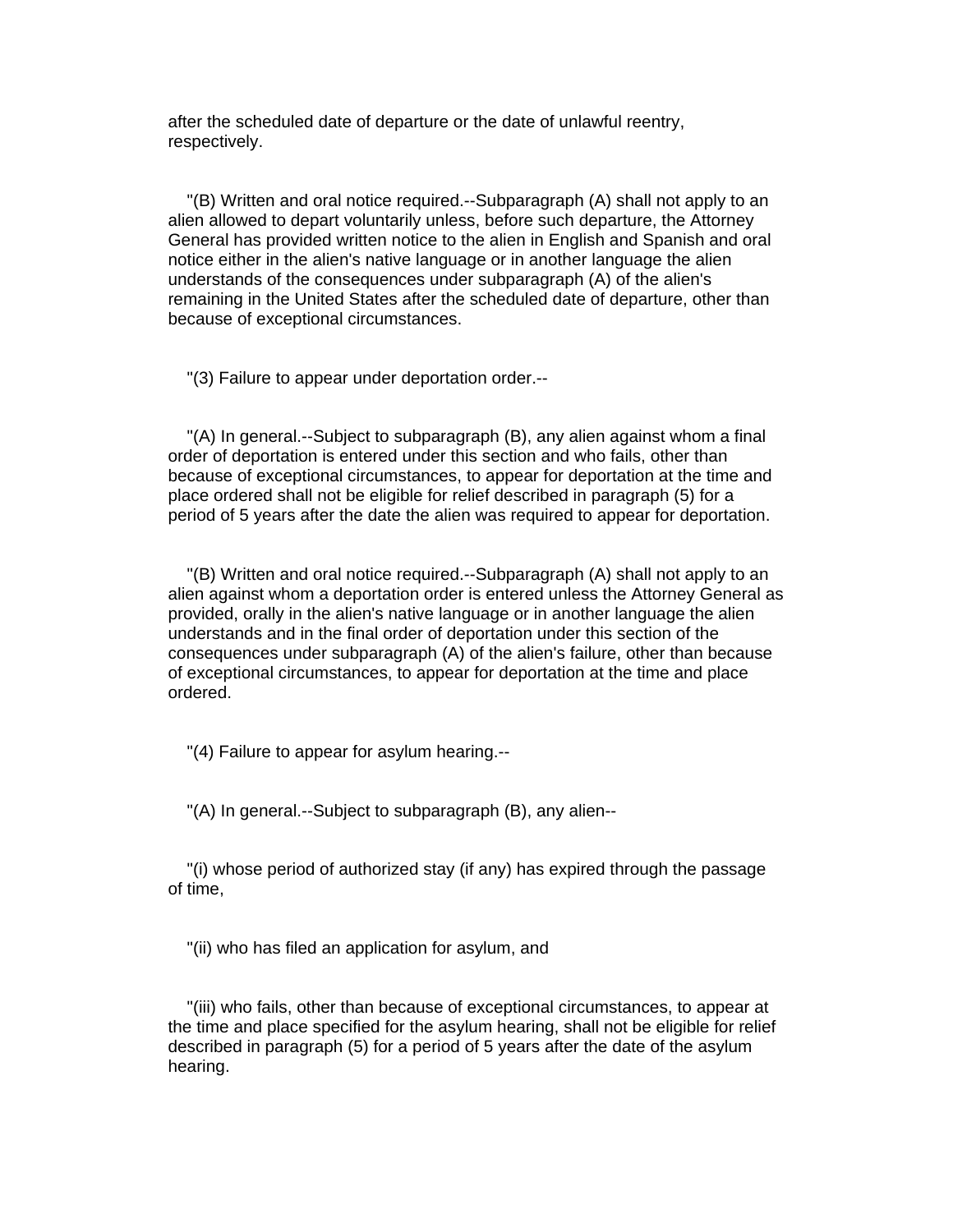after the scheduled date of departure or the date of unlawful reentry, respectively.

"(B) Written and oral notice required.--Subparagraph (A) shall not apply to an alien allowed to depart voluntarily unless, before such departure, the Attorney General has provided written notice to the alien in English and Spanish and oral notice either in the alien's native language or in another language the alien understands of the consequences under subparagraph (A) of the alien's remaining in the United States after the scheduled date of departure, other than because of exceptional circumstances.

"(3) Failure to appear under deportation order.--

"(A) In general.--Subject to subparagraph (B), any alien against whom a final order of deportation is entered under this section and who fails, other than because of exceptional circumstances, to appear for deportation at the time and place ordered shall not be eligible for relief described in paragraph (5) for a period of 5 years after the date the alien was required to appear for deportation.

"(B) Written and oral notice required.--Subparagraph (A) shall not apply to an alien against whom a deportation order is entered unless the Attorney General as provided, orally in the alien's native language or in another language the alien understands and in the final order of deportation under this section of the consequences under subparagraph (A) of the alien's failure, other than because of exceptional circumstances, to appear for deportation at the time and place ordered.

"(4) Failure to appear for asylum hearing.--

"(A) In general.--Subject to subparagraph (B), any alien--

"(i) whose period of authorized stay (if any) has expired through the passage of time,

"(ii) who has filed an application for asylum, and

"(iii) who fails, other than because of exceptional circumstances, to appear at the time and place specified for the asylum hearing, shall not be eligible for relief described in paragraph (5) for a period of 5 years after the date of the asylum hearing.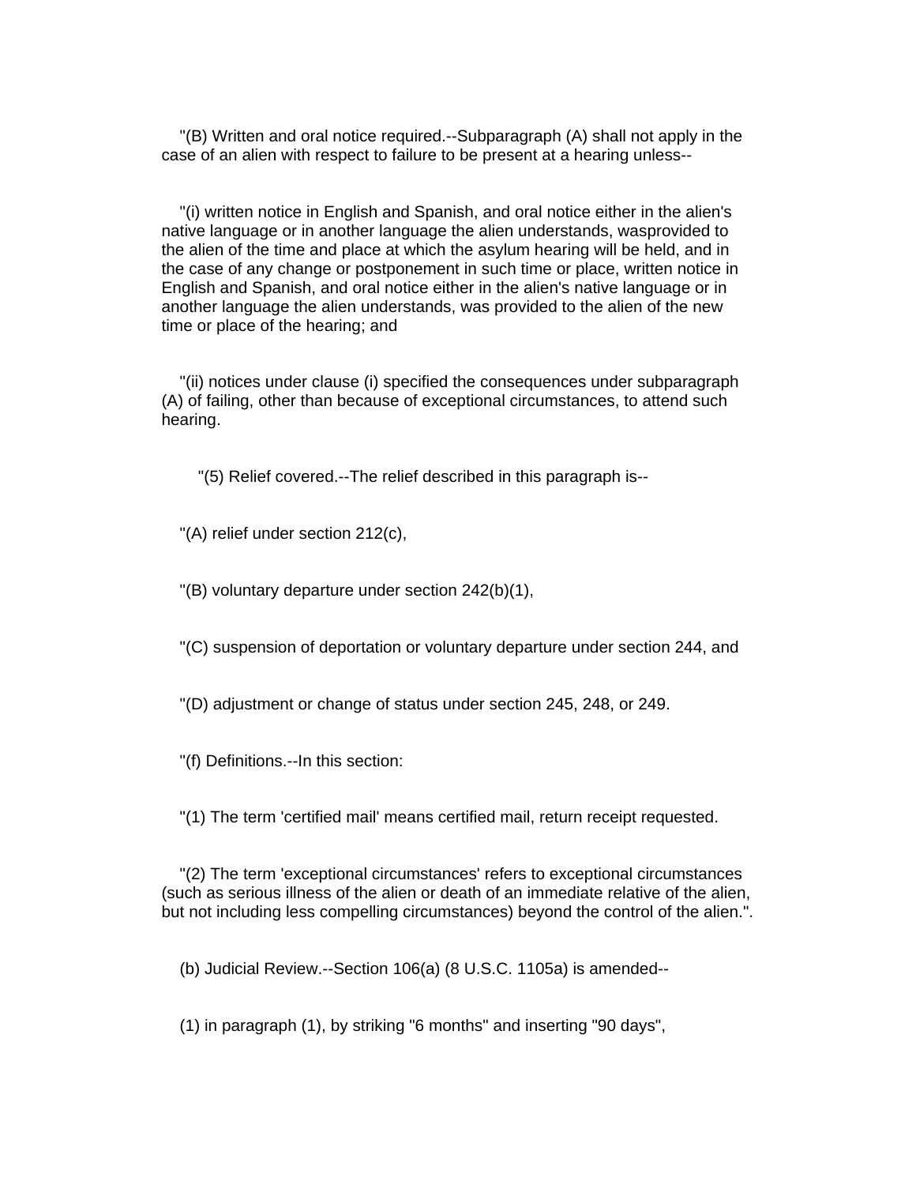"(B) Written and oral notice required.--Subparagraph (A) shall not apply in the case of an alien with respect to failure to be present at a hearing unless--

"(i) written notice in English and Spanish, and oral notice either in the alien's native language or in another language the alien understands, wasprovided to the alien of the time and place at which the asylum hearing will be held, and in the case of any change or postponement in such time or place, written notice in English and Spanish, and oral notice either in the alien's native language or in another language the alien understands, was provided to the alien of the new time or place of the hearing; and

"(ii) notices under clause (i) specified the consequences under subparagraph (A) of failing, other than because of exceptional circumstances, to attend such hearing.

"(5) Relief covered.--The relief described in this paragraph is--

"(A) relief under section 212(c),

"(B) voluntary departure under section 242(b)(1),

"(C) suspension of deportation or voluntary departure under section 244, and

"(D) adjustment or change of status under section 245, 248, or 249.

"(f) Definitions.--In this section:

"(1) The term 'certified mail' means certified mail, return receipt requested.

"(2) The term 'exceptional circumstances' refers to exceptional circumstances (such as serious illness of the alien or death of an immediate relative of the alien, but not including less compelling circumstances) beyond the control of the alien.".

(b) Judicial Review.--Section 106(a) (8 U.S.C. 1105a) is amended--

(1) in paragraph (1), by striking "6 months" and inserting "90 days",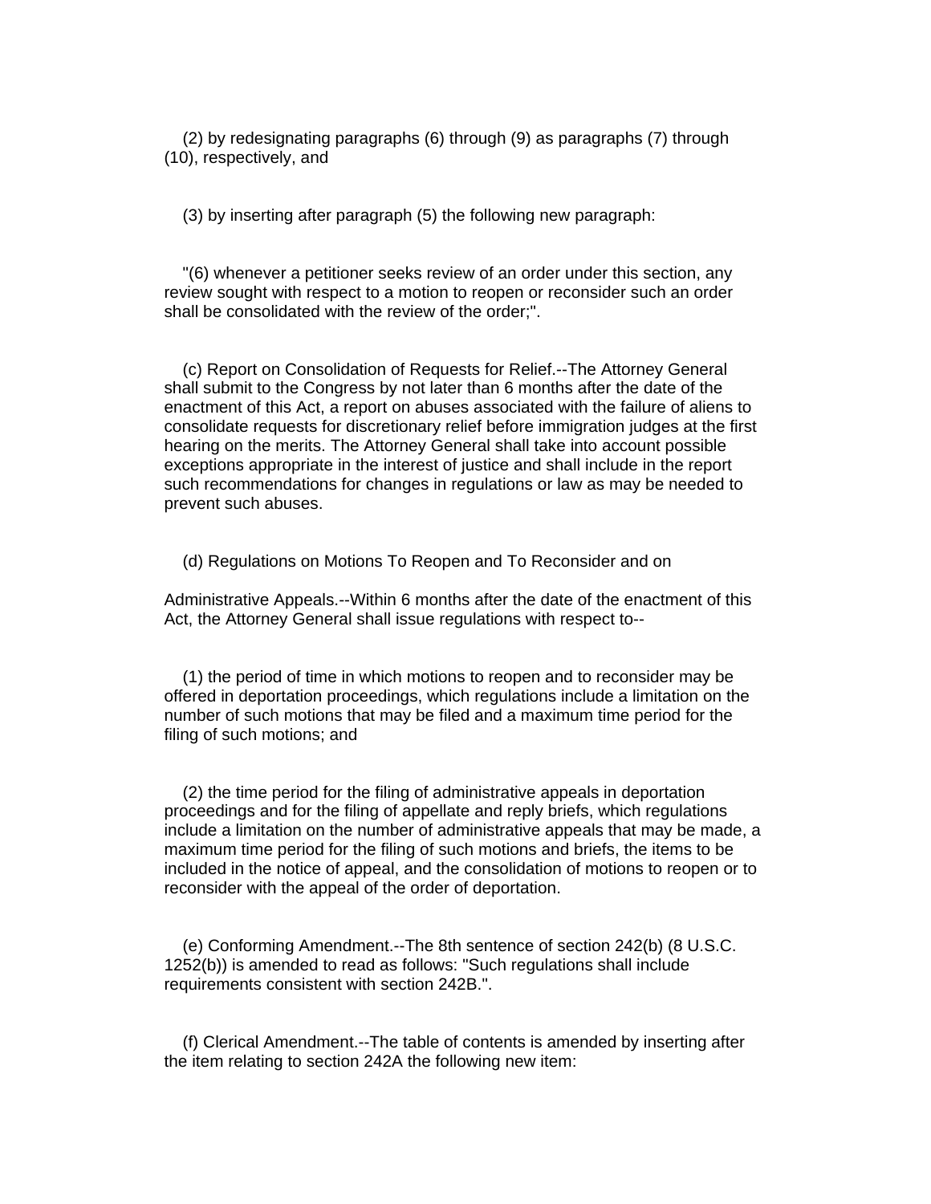(2) by redesignating paragraphs (6) through (9) as paragraphs (7) through (10), respectively, and

(3) by inserting after paragraph (5) the following new paragraph:

"(6) whenever a petitioner seeks review of an order under this section, any review sought with respect to a motion to reopen or reconsider such an order shall be consolidated with the review of the order;".

(c) Report on Consolidation of Requests for Relief.--The Attorney General shall submit to the Congress by not later than 6 months after the date of the enactment of this Act, a report on abuses associated with the failure of aliens to consolidate requests for discretionary relief before immigration judges at the first hearing on the merits. The Attorney General shall take into account possible exceptions appropriate in the interest of justice and shall include in the report such recommendations for changes in regulations or law as may be needed to prevent such abuses.

(d) Regulations on Motions To Reopen and To Reconsider and on

Administrative Appeals.--Within 6 months after the date of the enactment of this Act, the Attorney General shall issue regulations with respect to--

(1) the period of time in which motions to reopen and to reconsider may be offered in deportation proceedings, which regulations include a limitation on the number of such motions that may be filed and a maximum time period for the filing of such motions; and

(2) the time period for the filing of administrative appeals in deportation proceedings and for the filing of appellate and reply briefs, which regulations include a limitation on the number of administrative appeals that may be made, a maximum time period for the filing of such motions and briefs, the items to be included in the notice of appeal, and the consolidation of motions to reopen or to reconsider with the appeal of the order of deportation.

(e) Conforming Amendment.--The 8th sentence of section 242(b) (8 U.S.C. 1252(b)) is amended to read as follows: "Such regulations shall include requirements consistent with section 242B.".

(f) Clerical Amendment.--The table of contents is amended by inserting after the item relating to section 242A the following new item: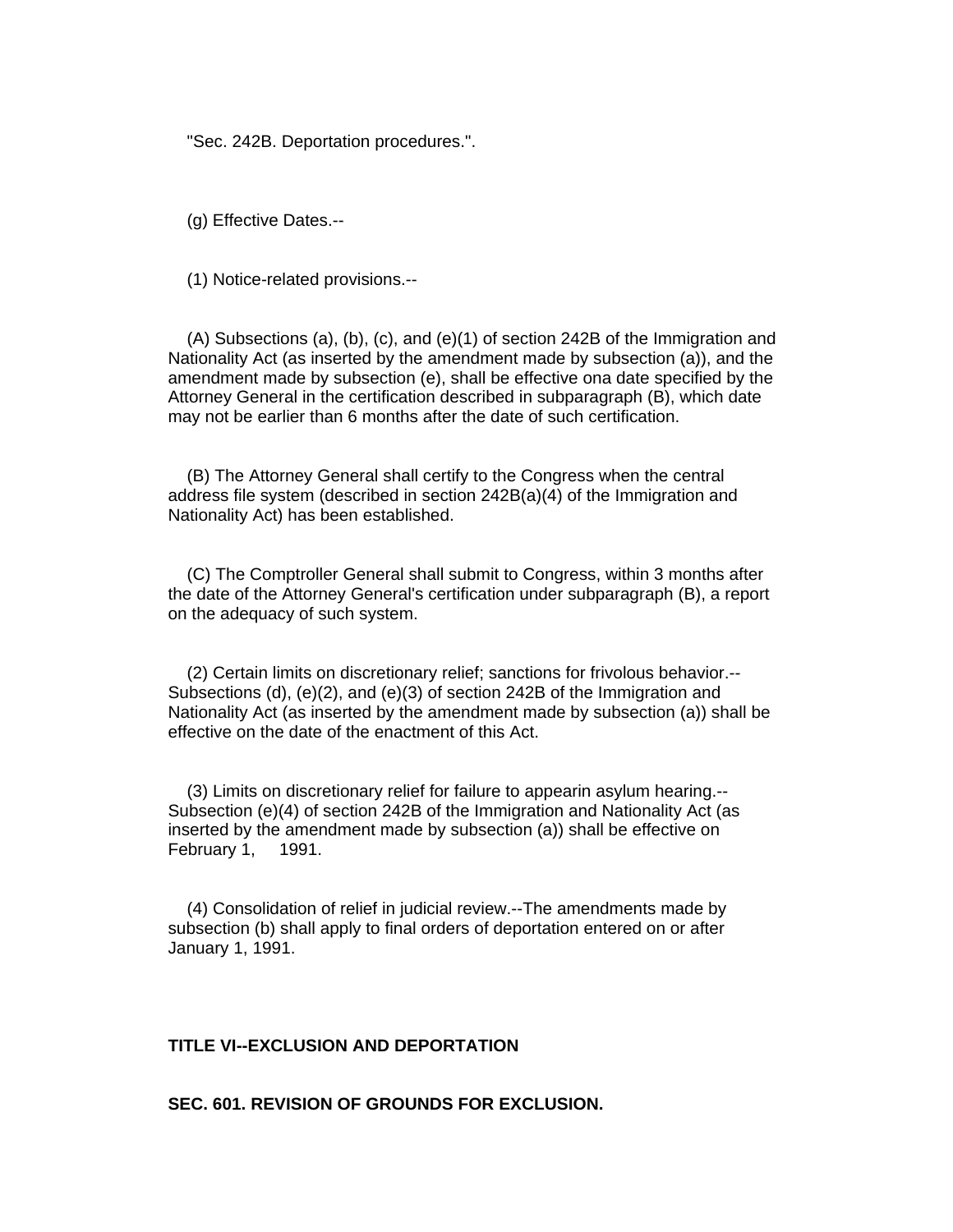"Sec. 242B. Deportation procedures.".

(g) Effective Dates.--

(1) Notice-related provisions.--

(A) Subsections (a), (b), (c), and (e)(1) of section 242B of the Immigration and Nationality Act (as inserted by the amendment made by subsection (a)), and the amendment made by subsection (e), shall be effective ona date specified by the Attorney General in the certification described in subparagraph (B), which date may not be earlier than 6 months after the date of such certification.

(B) The Attorney General shall certify to the Congress when the central address file system (described in section 242B(a)(4) of the Immigration and Nationality Act) has been established.

(C) The Comptroller General shall submit to Congress, within 3 months after the date of the Attorney General's certification under subparagraph (B), a report on the adequacy of such system.

(2) Certain limits on discretionary relief; sanctions for frivolous behavior.--Subsections (d), (e)(2), and (e)(3) of section 242B of the Immigration and Nationality Act (as inserted by the amendment made by subsection (a)) shall be effective on the date of the enactment of this Act.

(3) Limits on discretionary relief for failure to appearin asylum hearing.--Subsection (e)(4) of section 242B of the Immigration and Nationality Act (as inserted by the amendment made by subsection (a)) shall be effective on February 1, 1991.

(4) Consolidation of relief in judicial review.--The amendments made by subsection (b) shall apply to final orders of deportation entered on or after January 1, 1991.

**TITLE VI--EXCLUSION AND DEPORTATION**

**SEC. 601. REVISION OF GROUNDS FOR EXCLUSION.**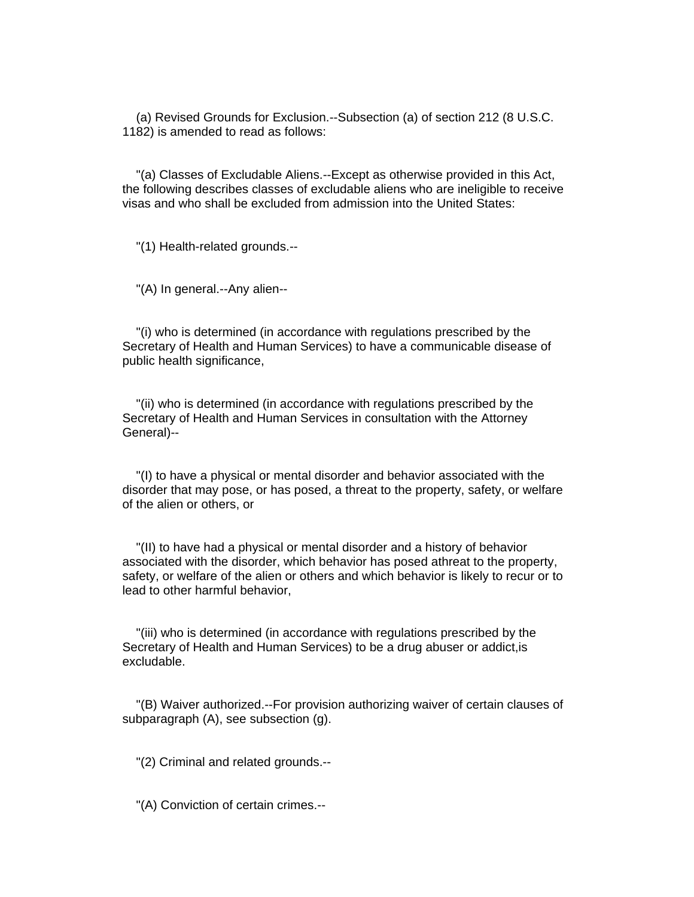(a) Revised Grounds for Exclusion.--Subsection (a) of section 212 (8 U.S.C. 1182) is amended to read as follows:

"(a) Classes of Excludable Aliens.--Except as otherwise provided in this Act, the following describes classes of excludable aliens who are ineligible to receive visas and who shall be excluded from admission into the United States:

"(1) Health-related grounds.--

"(A) In general.--Any alien--

"(i) who is determined (in accordance with regulations prescribed by the Secretary of Health and Human Services) to have a communicable disease of public health significance,

"(ii) who is determined (in accordance with regulations prescribed by the Secretary of Health and Human Services in consultation with the Attorney General)--

"(I) to have a physical or mental disorder and behavior associated with the disorder that may pose, or has posed, a threat to the property, safety, or welfare of the alien or others, or

"(II) to have had a physical or mental disorder and a history of behavior associated with the disorder, which behavior has posed athreat to the property, safety, or welfare of the alien or others and which behavior is likely to recur or to lead to other harmful behavior,

"(iii) who is determined (in accordance with regulations prescribed by the Secretary of Health and Human Services) to be a drug abuser or addict,is excludable.

"(B) Waiver authorized.--For provision authorizing waiver of certain clauses of subparagraph (A), see subsection (g).

"(2) Criminal and related grounds.--

"(A) Conviction of certain crimes.--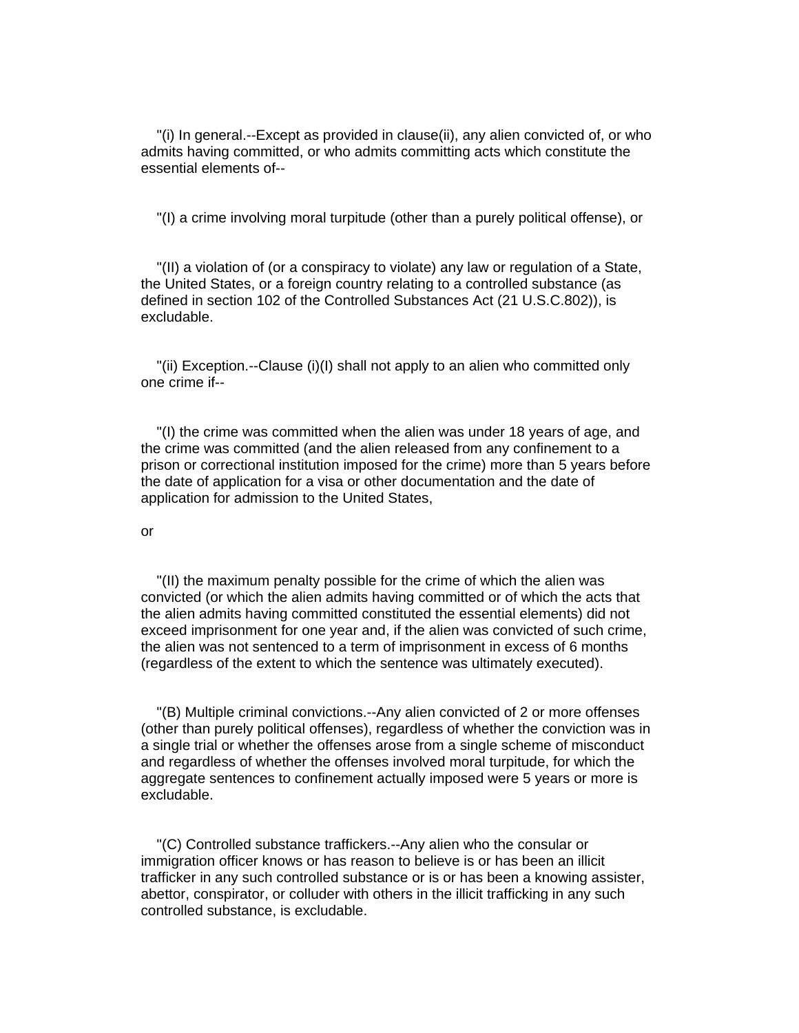"(i) In general.--Except as provided in clause(ii), any alien convicted of, or who admits having committed, or who admits committing acts which constitute the essential elements of--

"(I) a crime involving moral turpitude (other than a purely political offense), or

"(II) a violation of (or a conspiracy to violate) any law or regulation of a State, the United States, or a foreign country relating to a controlled substance (as defined in section 102 of the Controlled Substances Act (21 U.S.C.802)), is excludable.

"(ii) Exception.--Clause (i)(I) shall not apply to an alien who committed only one crime if--

"(I) the crime was committed when the alien was under 18 years of age, and the crime was committed (and the alien released from any confinement to a prison or correctional institution imposed for the crime) more than 5 years before the date of application for a visa or other documentation and the date of application for admission to the United States,

or

"(II) the maximum penalty possible for the crime of which the alien was convicted (or which the alien admits having committed or of which the acts that the alien admits having committed constituted the essential elements) did not exceed imprisonment for one year and, if the alien was convicted of such crime, the alien was not sentenced to a term of imprisonment in excess of 6 months (regardless of the extent to which the sentence was ultimately executed).

"(B) Multiple criminal convictions.--Any alien convicted of 2 or more offenses (other than purely political offenses), regardless of whether the conviction was in a single trial or whether the offenses arose from a single scheme of misconduct and regardless of whether the offenses involved moral turpitude, for which the aggregate sentences to confinement actually imposed were 5 years or more is excludable.

"(C) Controlled substance traffickers.--Any alien who the consular or immigration officer knows or has reason to believe is or has been an illicit trafficker in any such controlled substance or is or has been a knowing assister, abettor, conspirator, or colluder with others in the illicit trafficking in any such controlled substance, is excludable.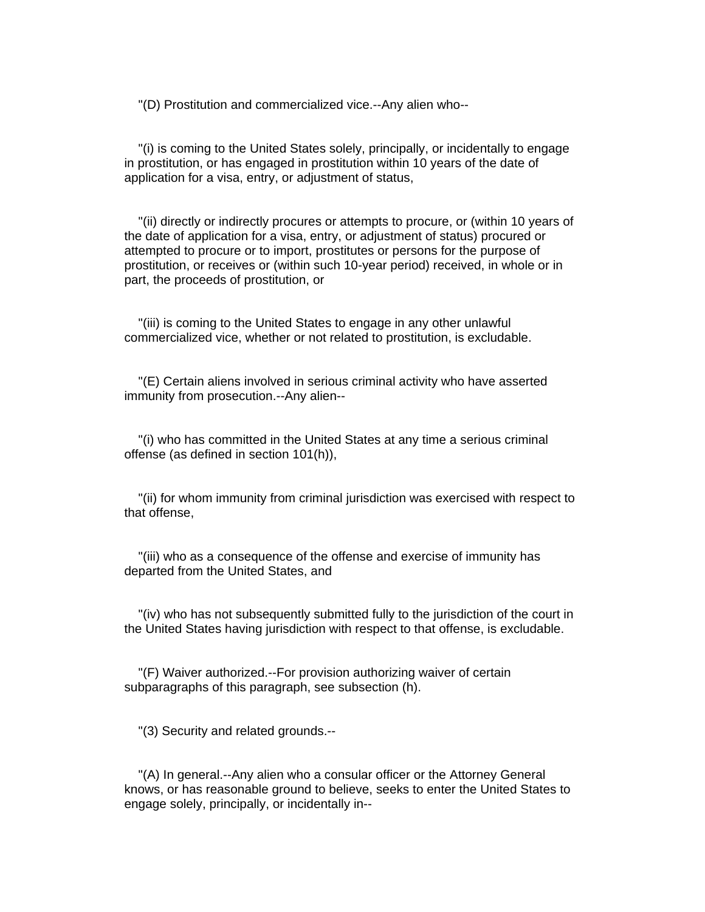"(D) Prostitution and commercialized vice.--Any alien who--

"(i) is coming to the United States solely, principally, or incidentally to engage in prostitution, or has engaged in prostitution within 10 years of the date of application for a visa, entry, or adjustment of status,

"(ii) directly or indirectly procures or attempts to procure, or (within 10 years of the date of application for a visa, entry, or adjustment of status) procured or attempted to procure or to import, prostitutes or persons for the purpose of prostitution, or receives or (within such 10-year period) received, in whole or in part, the proceeds of prostitution, or

"(iii) is coming to the United States to engage in any other unlawful commercialized vice, whether or not related to prostitution, is excludable.

"(E) Certain aliens involved in serious criminal activity who have asserted immunity from prosecution.--Any alien--

"(i) who has committed in the United States at any time a serious criminal offense (as defined in section 101(h)),

"(ii) for whom immunity from criminal jurisdiction was exercised with respect to that offense,

"(iii) who as a consequence of the offense and exercise of immunity has departed from the United States, and

"(iv) who has not subsequently submitted fully to the jurisdiction of the court in the United States having jurisdiction with respect to that offense, is excludable.

"(F) Waiver authorized.--For provision authorizing waiver of certain subparagraphs of this paragraph, see subsection (h).

"(3) Security and related grounds.--

"(A) In general.--Any alien who a consular officer or the Attorney General knows, or has reasonable ground to believe, seeks to enter the United States to engage solely, principally, or incidentally in--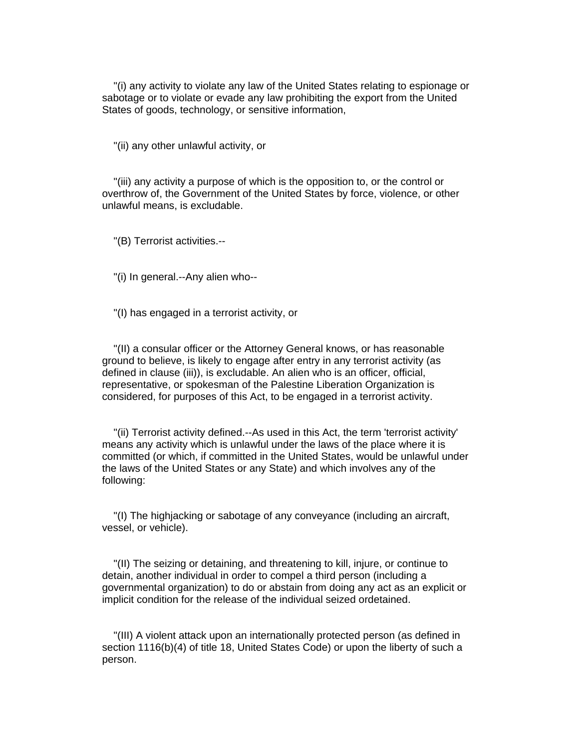"(i) any activity to violate any law of the United States relating to espionage or sabotage or to violate or evade any law prohibiting the export from the United States of goods, technology, or sensitive information,

"(ii) any other unlawful activity, or

"(iii) any activity a purpose of which is the opposition to, or the control or overthrow of, the Government of the United States by force, violence, or other unlawful means, is excludable.

"(B) Terrorist activities.--

"(i) In general.--Any alien who--

"(I) has engaged in a terrorist activity, or

"(II) a consular officer or the Attorney General knows, or has reasonable ground to believe, is likely to engage after entry in any terrorist activity (as defined in clause (iii)), is excludable. An alien who is an officer, official, representative, or spokesman of the Palestine Liberation Organization is considered, for purposes of this Act, to be engaged in a terrorist activity.

"(ii) Terrorist activity defined.--As used in this Act, the term 'terrorist activity' means any activity which is unlawful under the laws of the place where it is committed (or which, if committed in the United States, would be unlawful under the laws of the United States or any State) and which involves any of the following:

"(I) The highjacking or sabotage of any conveyance (including an aircraft, vessel, or vehicle).

"(II) The seizing or detaining, and threatening to kill, injure, or continue to detain, another individual in order to compel a third person (including a governmental organization) to do or abstain from doing any act as an explicit or implicit condition for the release of the individual seized ordetained.

"(III) A violent attack upon an internationally protected person (as defined in section 1116(b)(4) of title 18, United States Code) or upon the liberty of such a person.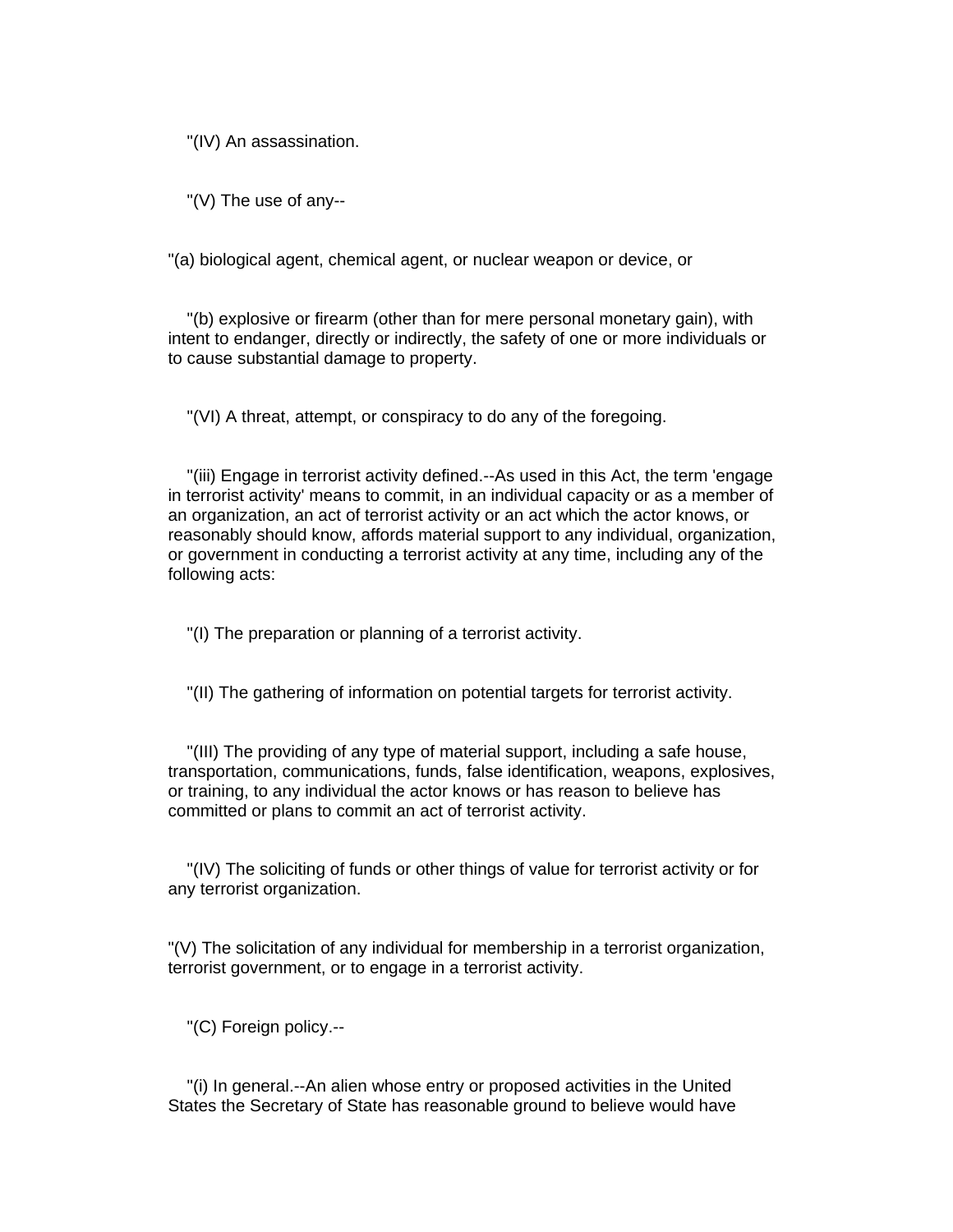"(IV) An assassination.

"(V) The use of any--

"(a) biological agent, chemical agent, or nuclear weapon or device, or

"(b) explosive or firearm (other than for mere personal monetary gain), with intent to endanger, directly or indirectly, the safety of one or more individuals or to cause substantial damage to property.

"(VI) A threat, attempt, or conspiracy to do any of the foregoing.

"(iii) Engage in terrorist activity defined.--As used in this Act, the term 'engage in terrorist activity' means to commit, in an individual capacity or as a member of an organization, an act of terrorist activity or an act which the actor knows, or reasonably should know, affords material support to any individual, organization, or government in conducting a terrorist activity at any time, including any of the following acts:

"(I) The preparation or planning of a terrorist activity.

"(II) The gathering of information on potential targets for terrorist activity.

"(III) The providing of any type of material support, including a safe house, transportation, communications, funds, false identification, weapons, explosives, or training, to any individual the actor knows or has reason to believe has committed or plans to commit an act of terrorist activity.

"(IV) The soliciting of funds or other things of value for terrorist activity or for any terrorist organization.

"(V) The solicitation of any individual for membership in a terrorist organization, terrorist government, or to engage in a terrorist activity.

"(C) Foreign policy.--

"(i) In general.--An alien whose entry or proposed activities in the United States the Secretary of State has reasonable ground to believe would have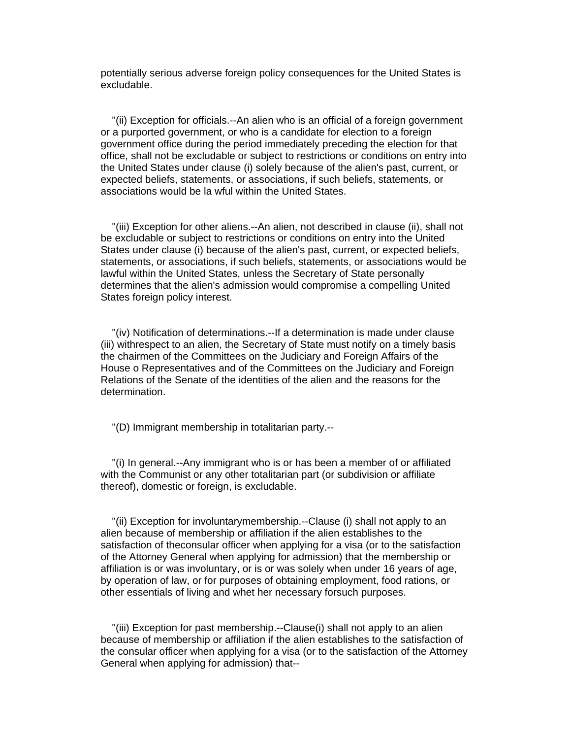potentially serious adverse foreign policy consequences for the United States is excludable.

"(ii) Exception for officials.--An alien who is an official of a foreign government or a purported government, or who is a candidate for election to a foreign government office during the period immediately preceding the election for that office, shall not be excludable or subject to restrictions or conditions on entry into the United States under clause (i) solely because of the alien's past, current, or expected beliefs, statements, or associations, if such beliefs, statements, or associations would be la wful within the United States.

"(iii) Exception for other aliens.--An alien, not described in clause (ii), shall not be excludable or subject to restrictions or conditions on entry into the United States under clause (i) because of the alien's past, current, or expected beliefs, statements, or associations, if such beliefs, statements, or associations would be lawful within the United States, unless the Secretary of State personally determines that the alien's admission would compromise a compelling United States foreign policy interest.

"(iv) Notification of determinations.--If a determination is made under clause (iii) withrespect to an alien, the Secretary of State must notify on a timely basis the chairmen of the Committees on the Judiciary and Foreign Affairs of the House o Representatives and of the Committees on the Judiciary and Foreign Relations of the Senate of the identities of the alien and the reasons for the determination.

"(D) Immigrant membership in totalitarian party.--

"(i) In general.--Any immigrant who is or has been a member of or affiliated with the Communist or any other totalitarian part (or subdivision or affiliate thereof), domestic or foreign, is excludable.

"(ii) Exception for involuntarymembership.--Clause (i) shall not apply to an alien because of membership or affiliation if the alien establishes to the satisfaction of theconsular officer when applying for a visa (or to the satisfaction of the Attorney General when applying for admission) that the membership or affiliation is or was involuntary, or is or was solely when under 16 years of age, by operation of law, or for purposes of obtaining employment, food rations, or other essentials of living and whet her necessary forsuch purposes.

"(iii) Exception for past membership.--Clause(i) shall not apply to an alien because of membership or affiliation if the alien establishes to the satisfaction of the consular officer when applying for a visa (or to the satisfaction of the Attorney General when applying for admission) that--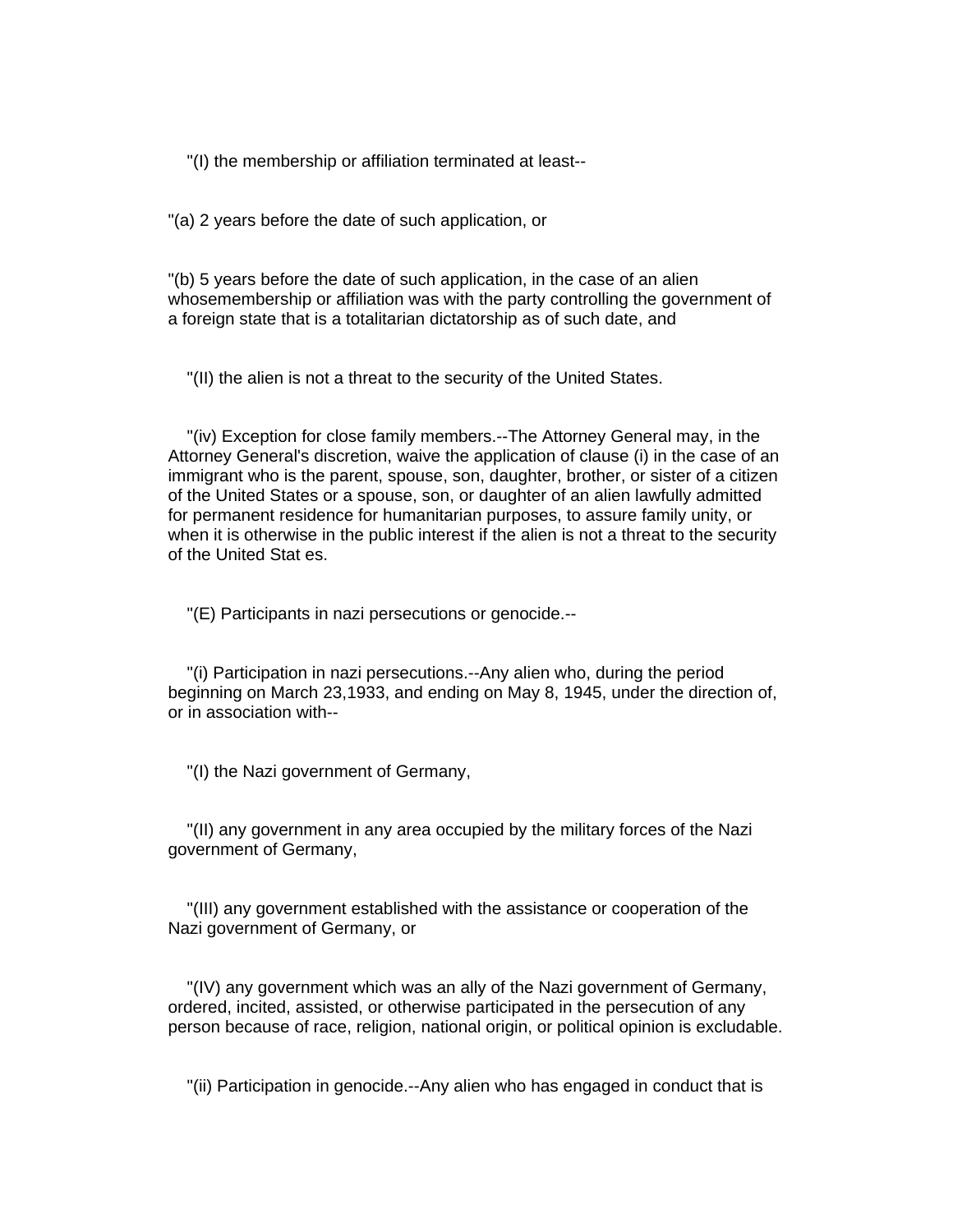"(I) the membership or affiliation terminated at least--

"(a) 2 years before the date of such application, or

"(b) 5 years before the date of such application, in the case of an alien whosemembership or affiliation was with the party controlling the government of a foreign state that is a totalitarian dictatorship as of such date, and

"(II) the alien is not a threat to the security of the United States.

"(iv) Exception for close family members.--The Attorney General may, in the Attorney General's discretion, waive the application of clause (i) in the case of an immigrant who is the parent, spouse, son, daughter, brother, or sister of a citizen of the United States or a spouse, son, or daughter of an alien lawfully admitted for permanent residence for humanitarian purposes, to assure family unity, or when it is otherwise in the public interest if the alien is not a threat to the security of the United Stat es.

"(E) Participants in nazi persecutions or genocide.--

"(i) Participation in nazi persecutions.--Any alien who, during the period beginning on March 23,1933, and ending on May 8, 1945, under the direction of, or in association with--

"(I) the Nazi government of Germany,

"(II) any government in any area occupied by the military forces of the Nazi government of Germany,

"(III) any government established with the assistance or cooperation of the Nazi government of Germany, or

"(IV) any government which was an ally of the Nazi government of Germany, ordered, incited, assisted, or otherwise participated in the persecution of any person because of race, religion, national origin, or political opinion is excludable.

"(ii) Participation in genocide.--Any alien who has engaged in conduct that is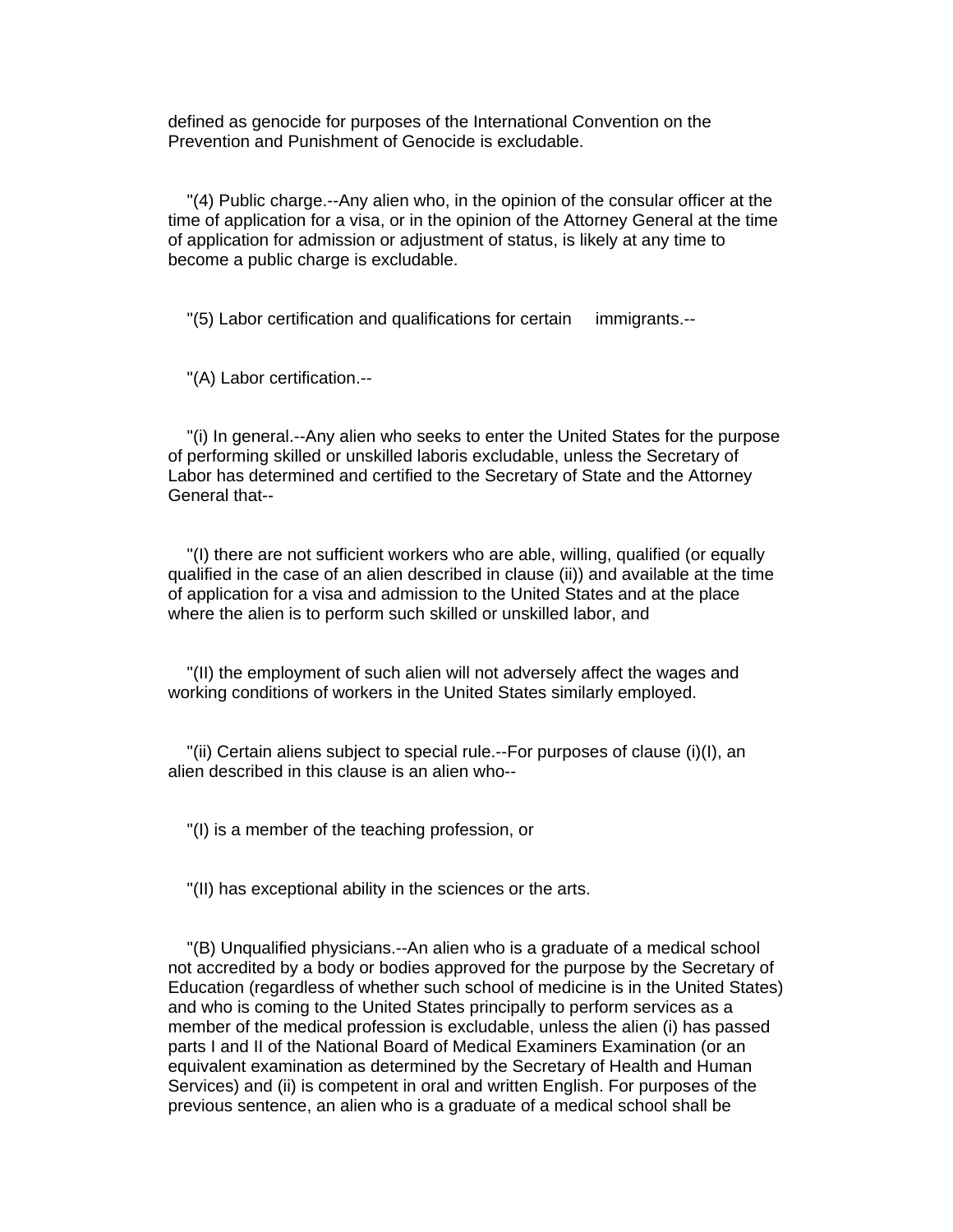defined as genocide for purposes of the International Convention on the Prevention and Punishment of Genocide is excludable.

"(4) Public charge.--Any alien who, in the opinion of the consular officer at the time of application for a visa, or in the opinion of the Attorney General at the time of application for admission or adjustment of status, is likely at any time to become a public charge is excludable.

"(5) Labor certification and qualifications for certain immigrants.--

"(A) Labor certification.--

"(i) In general.--Any alien who seeks to enter the United States for the purpose of performing skilled or unskilled laboris excludable, unless the Secretary of Labor has determined and certified to the Secretary of State and the Attorney General that--

"(I) there are not sufficient workers who are able, willing, qualified (or equally qualified in the case of an alien described in clause (ii)) and available at the time of application for a visa and admission to the United States and at the place where the alien is to perform such skilled or unskilled labor, and

"(II) the employment of such alien will not adversely affect the wages and working conditions of workers in the United States similarly employed.

"(ii) Certain aliens subject to special rule.--For purposes of clause (i)(I), an alien described in this clause is an alien who--

"(I) is a member of the teaching profession, or

"(II) has exceptional ability in the sciences or the arts.

"(B) Unqualified physicians.--An alien who is a graduate of a medical school not accredited by a body or bodies approved for the purpose by the Secretary of Education (regardless of whether such school of medicine is in the United States) and who is coming to the United States principally to perform services as a member of the medical profession is excludable, unless the alien (i) has passed parts I and II of the National Board of Medical Examiners Examination (or an equivalent examination as determined by the Secretary of Health and Human Services) and (ii) is competent in oral and written English. For purposes of the previous sentence, an alien who is a graduate of a medical school shall be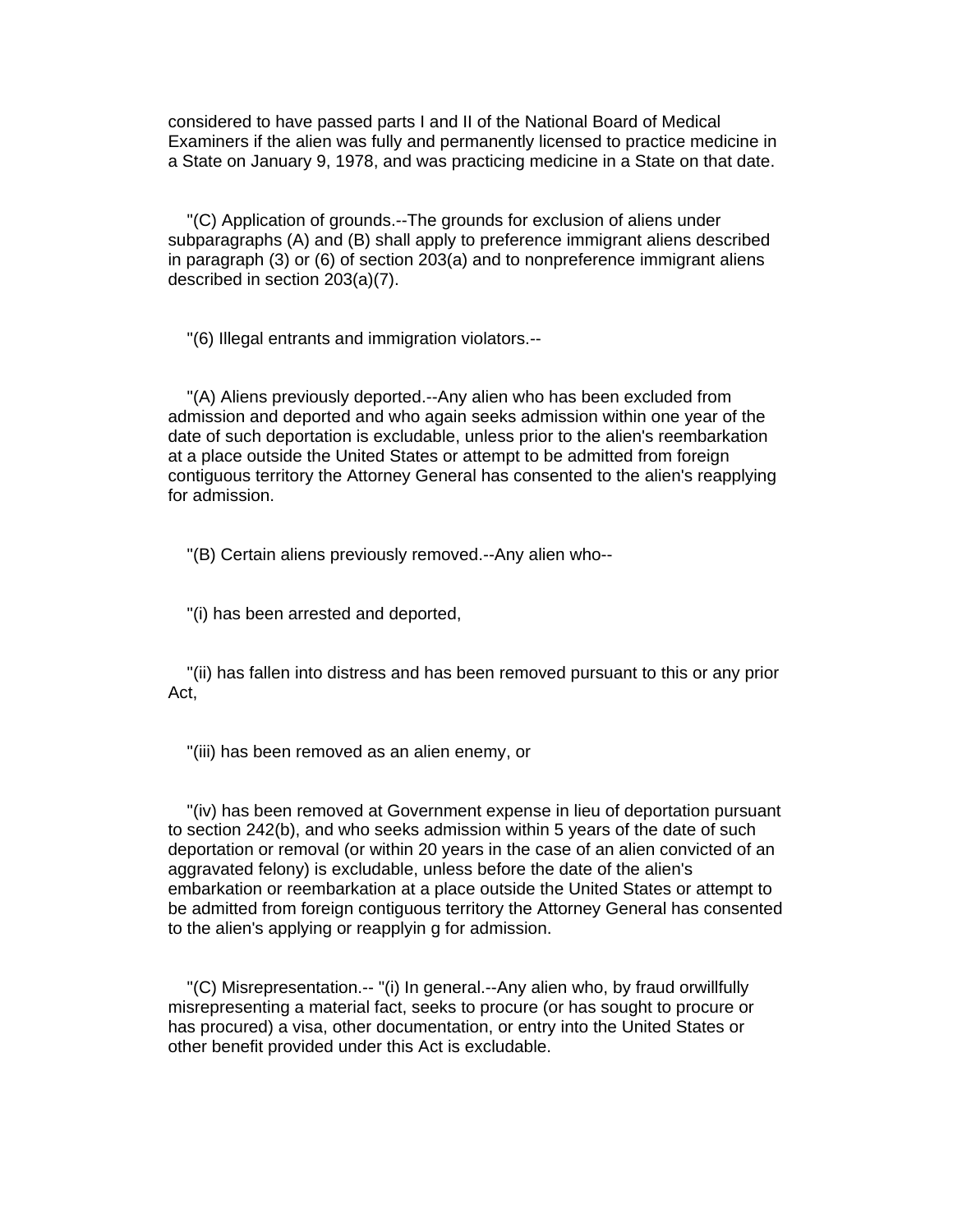considered to have passed parts I and II of the National Board of Medical Examiners if the alien was fully and permanently licensed to practice medicine in a State on January 9, 1978, and was practicing medicine in a State on that date.

"(C) Application of grounds.--The grounds for exclusion of aliens under subparagraphs (A) and (B) shall apply to preference immigrant aliens described in paragraph (3) or (6) of section 203(a) and to nonpreference immigrant aliens described in section 203(a)(7).

"(6) Illegal entrants and immigration violators.--

"(A) Aliens previously deported.--Any alien who has been excluded from admission and deported and who again seeks admission within one year of the date of such deportation is excludable, unless prior to the alien's reembarkation at a place outside the United States or attempt to be admitted from foreign contiguous territory the Attorney General has consented to the alien's reapplying for admission.

"(B) Certain aliens previously removed.--Any alien who--

"(i) has been arrested and deported,

"(ii) has fallen into distress and has been removed pursuant to this or any prior Act,

"(iii) has been removed as an alien enemy, or

"(iv) has been removed at Government expense in lieu of deportation pursuant to section 242(b), and who seeks admission within 5 years of the date of such deportation or removal (or within 20 years in the case of an alien convicted of an aggravated felony) is excludable, unless before the date of the alien's embarkation or reembarkation at a place outside the United States or attempt to be admitted from foreign contiguous territory the Attorney General has consented to the alien's applying or reapplyin g for admission.

"(C) Misrepresentation.-- "(i) In general.--Any alien who, by fraud orwillfully misrepresenting a material fact, seeks to procure (or has sought to procure or has procured) a visa, other documentation, or entry into the United States or other benefit provided under this Act is excludable.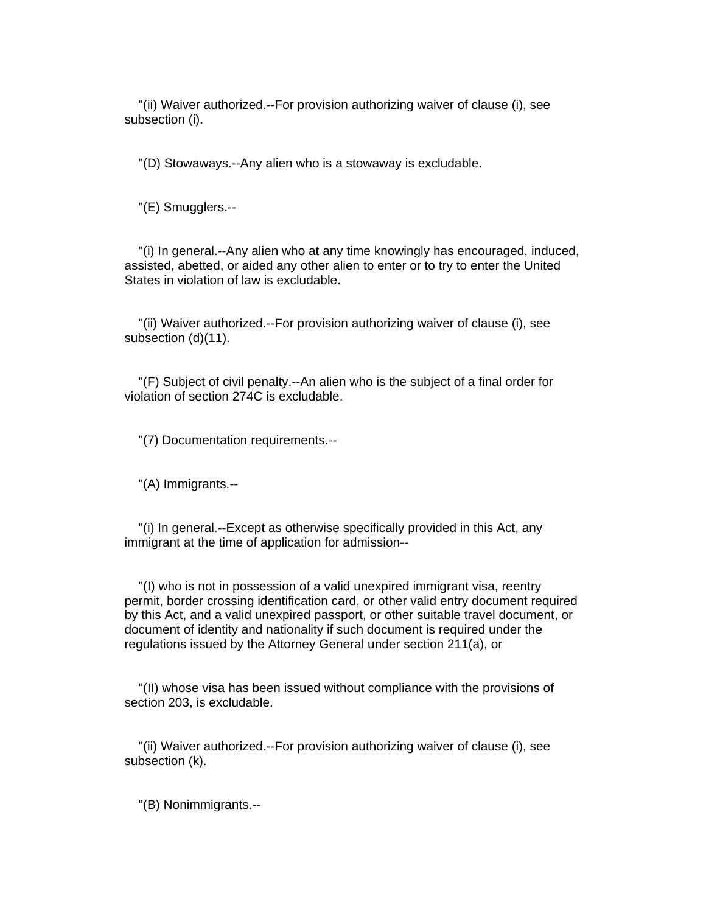"(ii) Waiver authorized.--For provision authorizing waiver of clause (i), see subsection (i).

"(D) Stowaways.--Any alien who is a stowaway is excludable.

"(E) Smugglers.--

"(i) In general.--Any alien who at any time knowingly has encouraged, induced, assisted, abetted, or aided any other alien to enter or to try to enter the United States in violation of law is excludable.

"(ii) Waiver authorized.--For provision authorizing waiver of clause (i), see subsection (d)(11).

"(F) Subject of civil penalty.--An alien who is the subject of a final order for violation of section 274C is excludable.

"(7) Documentation requirements.--

"(A) Immigrants.--

"(i) In general.--Except as otherwise specifically provided in this Act, any immigrant at the time of application for admission--

"(I) who is not in possession of a valid unexpired immigrant visa, reentry permit, border crossing identification card, or other valid entry document required by this Act, and a valid unexpired passport, or other suitable travel document, or document of identity and nationality if such document is required under the regulations issued by the Attorney General under section 211(a), or

"(II) whose visa has been issued without compliance with the provisions of section 203, is excludable.

"(ii) Waiver authorized.--For provision authorizing waiver of clause (i), see subsection (k).

"(B) Nonimmigrants.--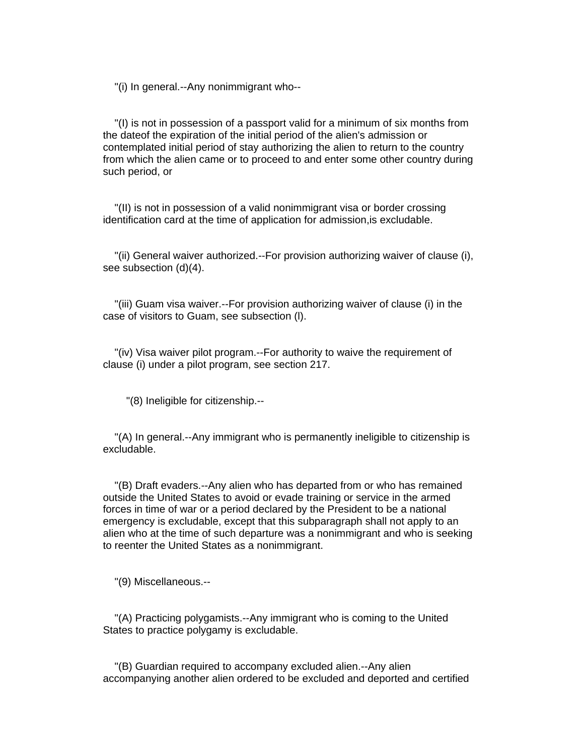"(i) In general.--Any nonimmigrant who--

"(I) is not in possession of a passport valid for a minimum of six months from the dateof the expiration of the initial period of the alien's admission or contemplated initial period of stay authorizing the alien to return to the country from which the alien came or to proceed to and enter some other country during such period, or

"(II) is not in possession of a valid nonimmigrant visa or border crossing identification card at the time of application for admission,is excludable.

"(ii) General waiver authorized.--For provision authorizing waiver of clause (i), see subsection (d)(4).

"(iii) Guam visa waiver.--For provision authorizing waiver of clause (i) in the case of visitors to Guam, see subsection (l).

"(iv) Visa waiver pilot program.--For authority to waive the requirement of clause (i) under a pilot program, see section 217.

"(8) Ineligible for citizenship.--

"(A) In general.--Any immigrant who is permanently ineligible to citizenship is excludable.

"(B) Draft evaders.--Any alien who has departed from or who has remained outside the United States to avoid or evade training or service in the armed forces in time of war or a period declared by the President to be a national emergency is excludable, except that this subparagraph shall not apply to an alien who at the time of such departure was a nonimmigrant and who is seeking to reenter the United States as a nonimmigrant.

"(9) Miscellaneous.--

"(A) Practicing polygamists.--Any immigrant who is coming to the United States to practice polygamy is excludable.

"(B) Guardian required to accompany excluded alien.--Any alien accompanying another alien ordered to be excluded and deported and certified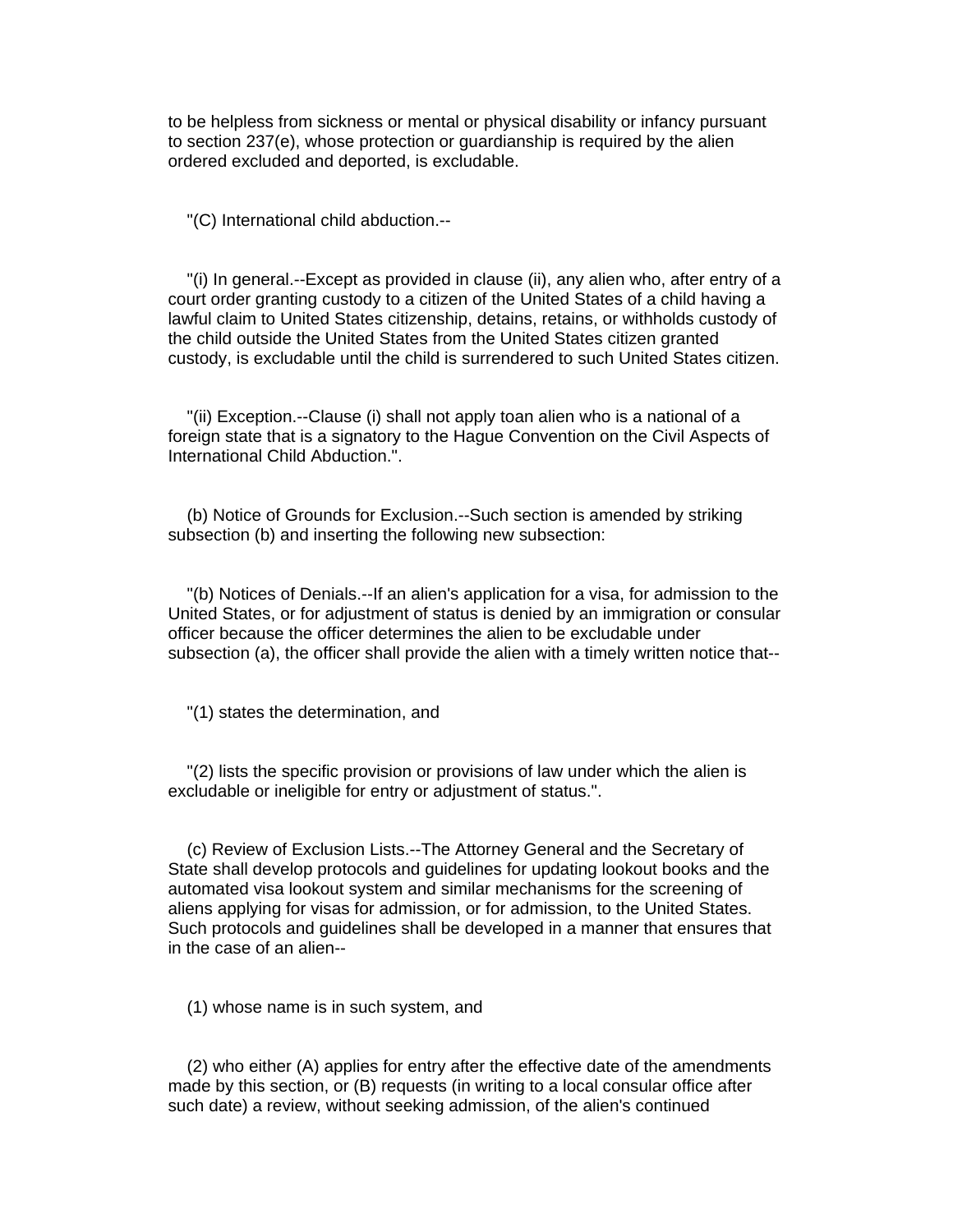to be helpless from sickness or mental or physical disability or infancy pursuant to section 237(e), whose protection or guardianship is required by the alien ordered excluded and deported, is excludable.

"(C) International child abduction.--

"(i) In general.--Except as provided in clause (ii), any alien who, after entry of a court order granting custody to a citizen of the United States of a child having a lawful claim to United States citizenship, detains, retains, or withholds custody of the child outside the United States from the United States citizen granted custody, is excludable until the child is surrendered to such United States citizen.

"(ii) Exception.--Clause (i) shall not apply toan alien who is a national of a foreign state that is a signatory to the Hague Convention on the Civil Aspects of International Child Abduction.".

(b) Notice of Grounds for Exclusion.--Such section is amended by striking subsection (b) and inserting the following new subsection:

"(b) Notices of Denials.--If an alien's application for a visa, for admission to the United States, or for adjustment of status is denied by an immigration or consular officer because the officer determines the alien to be excludable under subsection (a), the officer shall provide the alien with a timely written notice that--

"(1) states the determination, and

"(2) lists the specific provision or provisions of law under which the alien is excludable or ineligible for entry or adjustment of status.".

(c) Review of Exclusion Lists.--The Attorney General and the Secretary of State shall develop protocols and guidelines for updating lookout books and the automated visa lookout system and similar mechanisms for the screening of aliens applying for visas for admission, or for admission, to the United States. Such protocols and guidelines shall be developed in a manner that ensures that in the case of an alien--

(1) whose name is in such system, and

(2) who either (A) applies for entry after the effective date of the amendments made by this section, or (B) requests (in writing to a local consular office after such date) a review, without seeking admission, of the alien's continued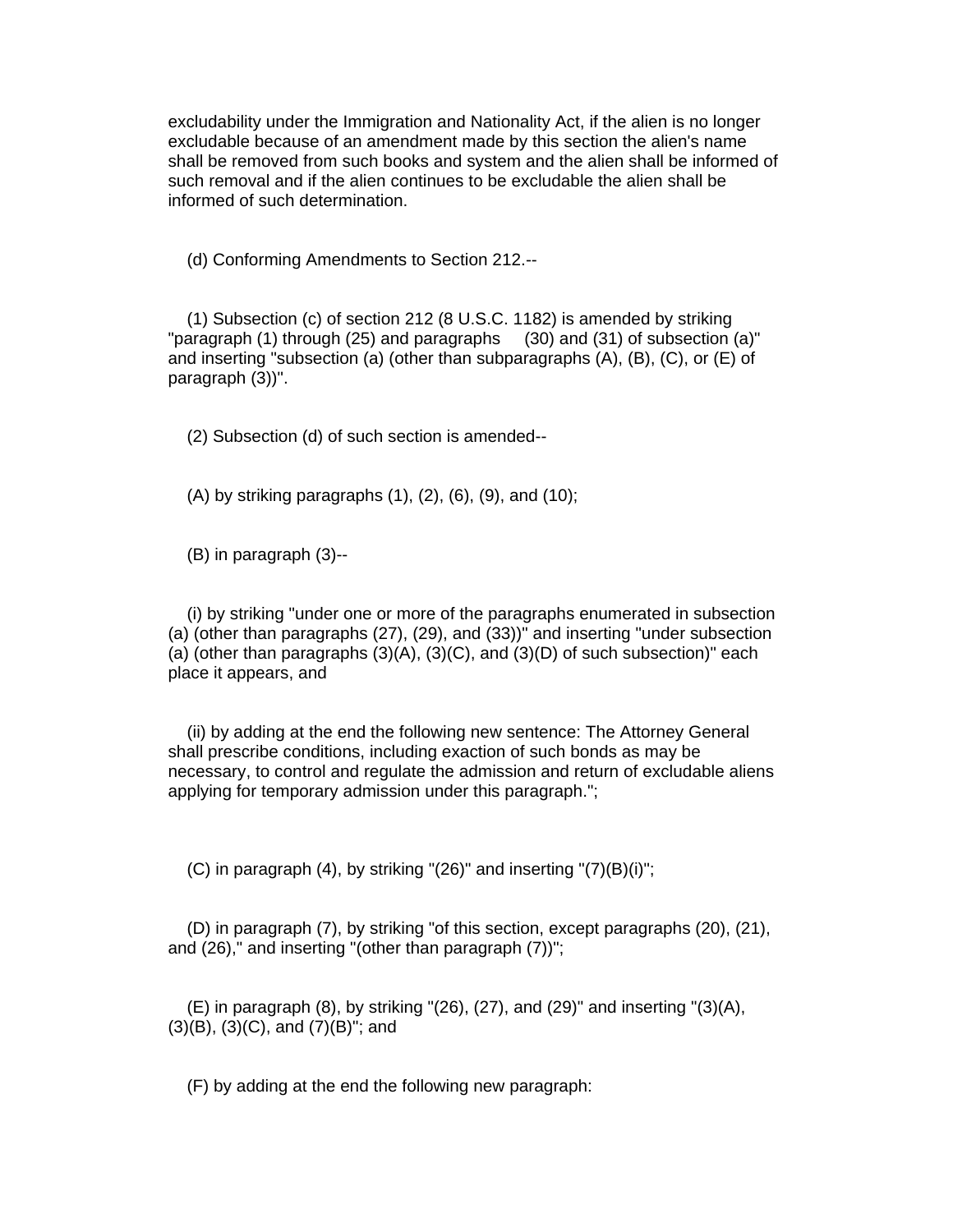excludability under the Immigration and Nationality Act, if the alien is no longer excludable because of an amendment made by this section the alien's name shall be removed from such books and system and the alien shall be informed of such removal and if the alien continues to be excludable the alien shall be informed of such determination.

(d) Conforming Amendments to Section 212.--

(1) Subsection (c) of section 212 (8 U.S.C. 1182) is amended by striking "paragraph (1) through (25) and paragraphs (30) and (31) of subsection (a)" and inserting "subsection (a) (other than subparagraphs (A), (B), (C), or (E) of paragraph (3))".

(2) Subsection (d) of such section is amended--

(A) by striking paragraphs (1), (2), (6), (9), and (10);

(B) in paragraph (3)--

(i) by striking "under one or more of the paragraphs enumerated in subsection (a) (other than paragraphs (27), (29), and (33))" and inserting "under subsection (a) (other than paragraphs (3)(A), (3)(C), and (3)(D) of such subsection)" each place it appears, and

(ii) by adding at the end the following new sentence: The Attorney General shall prescribe conditions, including exaction of such bonds as may be necessary, to control and regulate the admission and return of excludable aliens applying for temporary admission under this paragraph.";

(C) in paragraph (4), by striking "(26)" and inserting "(7)(B)(i)";

(D) in paragraph (7), by striking "of this section, except paragraphs (20), (21), and (26)," and inserting "(other than paragraph (7))";

(E) in paragraph (8), by striking "(26), (27), and (29)" and inserting "(3)(A), (3)(B), (3)(C), and (7)(B)"; and

(F) by adding at the end the following new paragraph: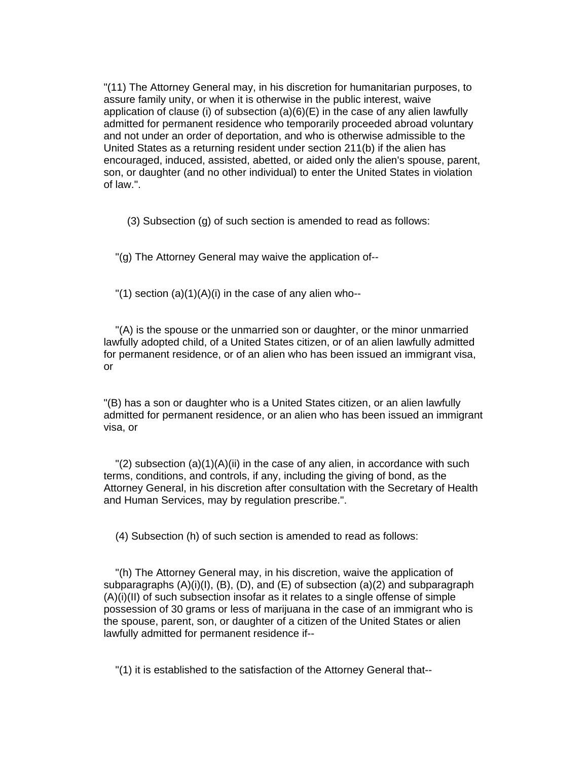"(11) The Attorney General may, in his discretion for humanitarian purposes, to assure family unity, or when it is otherwise in the public interest, waive application of clause (i) of subsection (a)(6)(E) in the case of any alien lawfully admitted for permanent residence who temporarily proceeded abroad voluntary and not under an order of deportation, and who is otherwise admissible to the United States as a returning resident under section 211(b) if the alien has encouraged, induced, assisted, abetted, or aided only the alien's spouse, parent, son, or daughter (and no other individual) to enter the United States in violation of law.".

(3) Subsection (g) of such section is amended to read as follows:

"(g) The Attorney General may waive the application of--

"(1) section (a)(1)(A)(i) in the case of any alien who--

"(A) is the spouse or the unmarried son or daughter, or the minor unmarried lawfully adopted child, of a United States citizen, or of an alien lawfully admitted for permanent residence, or of an alien who has been issued an immigrant visa, or

"(B) has a son or daughter who is a United States citizen, or an alien lawfully admitted for permanent residence, or an alien who has been issued an immigrant visa, or

"(2) subsection (a)(1)(A)(ii) in the case of any alien, in accordance with such terms, conditions, and controls, if any, including the giving of bond, as the Attorney General, in his discretion after consultation with the Secretary of Health and Human Services, may by regulation prescribe.".

(4) Subsection (h) of such section is amended to read as follows:

"(h) The Attorney General may, in his discretion, waive the application of subparagraphs (A)(i)(I), (B), (D), and (E) of subsection (a)(2) and subparagraph (A)(i)(II) of such subsection insofar as it relates to a single offense of simple possession of 30 grams or less of marijuana in the case of an immigrant who is the spouse, parent, son, or daughter of a citizen of the United States or alien lawfully admitted for permanent residence if--

"(1) it is established to the satisfaction of the Attorney General that--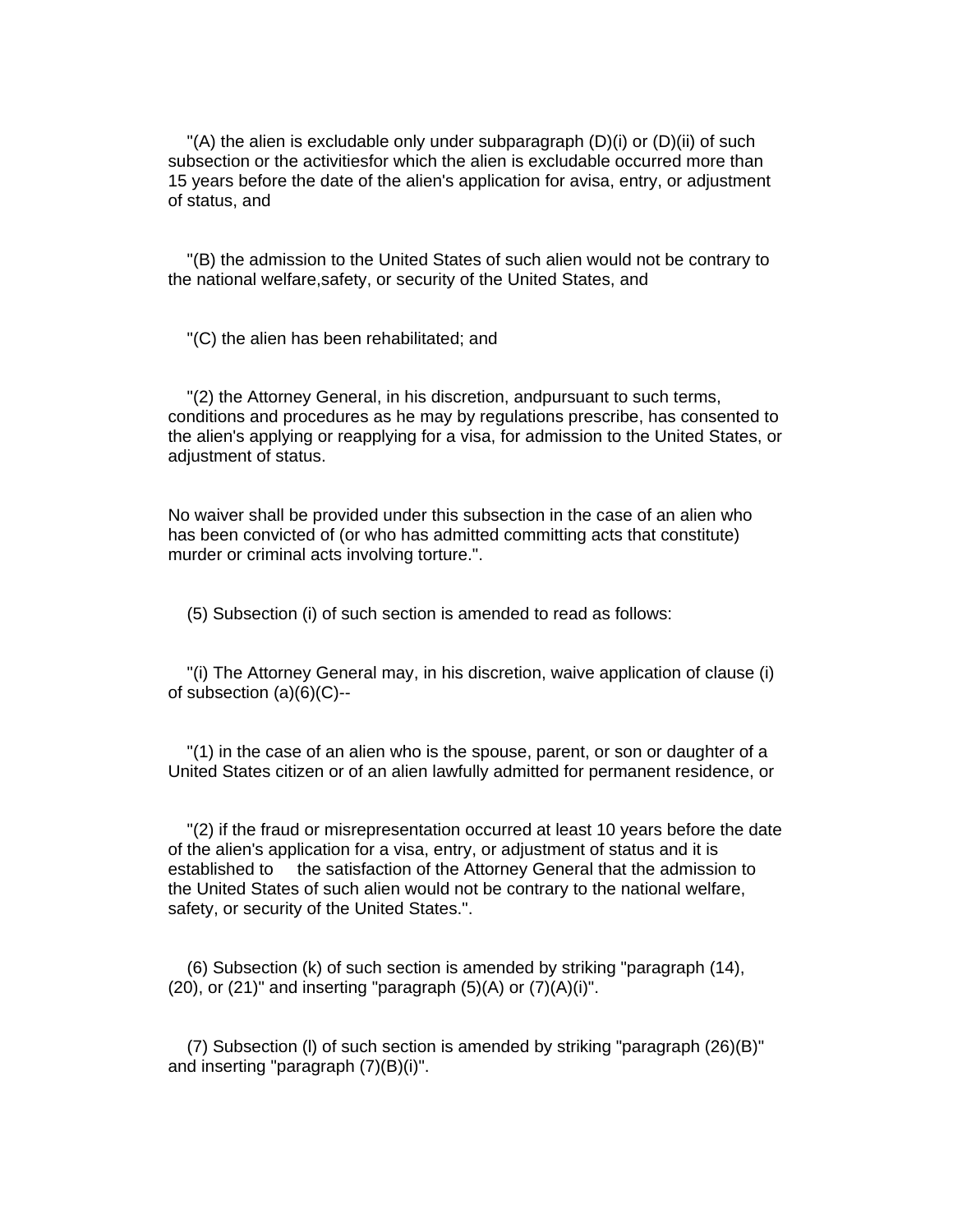"(A) the alien is excludable only under subparagraph (D)(i) or (D)(ii) of such subsection or the activitiesfor which the alien is excludable occurred more than 15 years before the date of the alien's application for avisa, entry, or adjustment of status, and

"(B) the admission to the United States of such alien would not be contrary to the national welfare,safety, or security of the United States, and

"(C) the alien has been rehabilitated; and

"(2) the Attorney General, in his discretion, andpursuant to such terms, conditions and procedures as he may by regulations prescribe, has consented to the alien's applying or reapplying for a visa, for admission to the United States, or adjustment of status.

No waiver shall be provided under this subsection in the case of an alien who has been convicted of (or who has admitted committing acts that constitute) murder or criminal acts involving torture.".

(5) Subsection (i) of such section is amended to read as follows:

"(i) The Attorney General may, in his discretion, waive application of clause (i) of subsection (a)(6)(C)--

"(1) in the case of an alien who is the spouse, parent, or son or daughter of a United States citizen or of an alien lawfully admitted for permanent residence, or

"(2) if the fraud or misrepresentation occurred at least 10 years before the date of the alien's application for a visa, entry, or adjustment of status and it is established to the satisfaction of the Attorney General that the admission to the United States of such alien would not be contrary to the national welfare, safety, or security of the United States.".

(6) Subsection (k) of such section is amended by striking "paragraph (14), (20), or (21)" and inserting "paragraph (5)(A) or (7)(A)(i)".

(7) Subsection (l) of such section is amended by striking "paragraph (26)(B)" and inserting "paragraph (7)(B)(i)".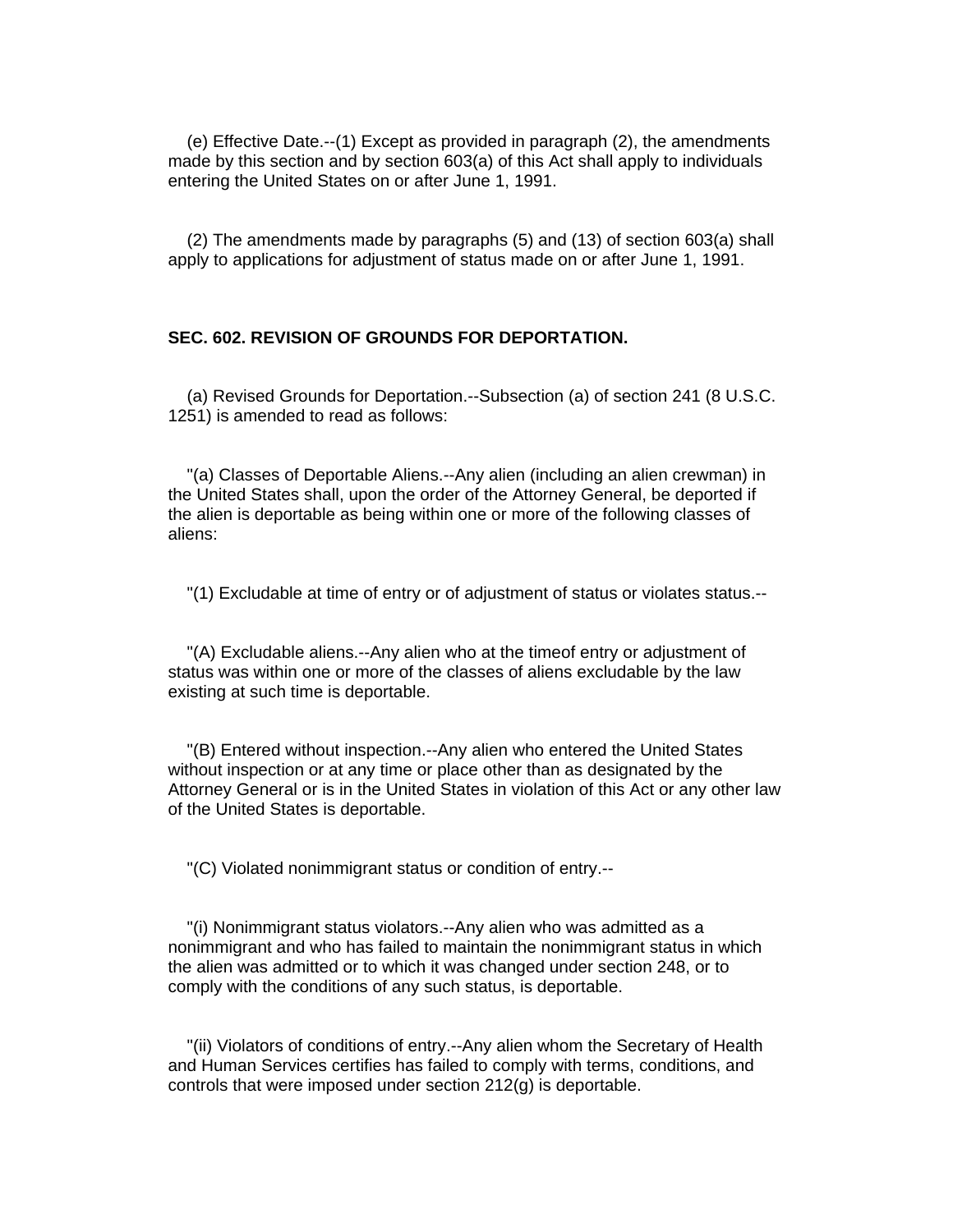(e) Effective Date.--(1) Except as provided in paragraph (2), the amendments made by this section and by section 603(a) of this Act shall apply to individuals entering the United States on or after June 1, 1991.

(2) The amendments made by paragraphs (5) and (13) of section 603(a) shall apply to applications for adjustment of status made on or after June 1, 1991.

**SEC. 602. REVISION OF GROUNDS FOR DEPORTATION.**

(a) Revised Grounds for Deportation.--Subsection (a) of section 241 (8 U.S.C. 1251) is amended to read as follows:

"(a) Classes of Deportable Aliens.--Any alien (including an alien crewman) in the United States shall, upon the order of the Attorney General, be deported if the alien is deportable as being within one or more of the following classes of aliens:

"(1) Excludable at time of entry or of adjustment of status or violates status.--

"(A) Excludable aliens.--Any alien who at the timeof entry or adjustment of status was within one or more of the classes of aliens excludable by the law existing at such time is deportable.

"(B) Entered without inspection.--Any alien who entered the United States without inspection or at any time or place other than as designated by the Attorney General or is in the United States in violation of this Act or any other law of the United States is deportable.

"(C) Violated nonimmigrant status or condition of entry.--

"(i) Nonimmigrant status violators.--Any alien who was admitted as a nonimmigrant and who has failed to maintain the nonimmigrant status in which the alien was admitted or to which it was changed under section 248, or to comply with the conditions of any such status, is deportable.

"(ii) Violators of conditions of entry.--Any alien whom the Secretary of Health and Human Services certifies has failed to comply with terms, conditions, and controls that were imposed under section 212(g) is deportable.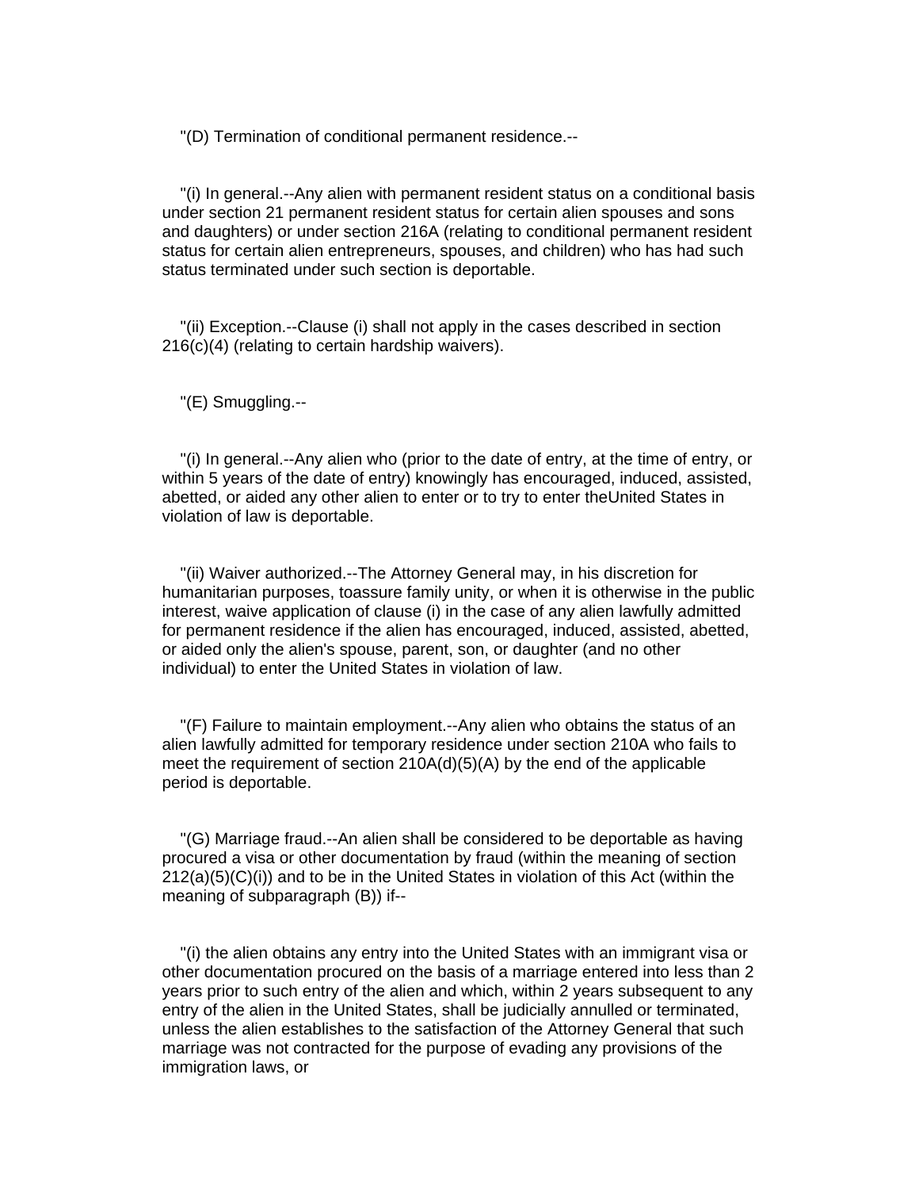"(D) Termination of conditional permanent residence.--

"(i) In general.--Any alien with permanent resident status on a conditional basis under section 21 permanent resident status for certain alien spouses and sons and daughters) or under section 216A (relating to conditional permanent resident status for certain alien entrepreneurs, spouses, and children) who has had such status terminated under such section is deportable.

"(ii) Exception.--Clause (i) shall not apply in the cases described in section 216(c)(4) (relating to certain hardship waivers).

"(E) Smuggling.--

"(i) In general.--Any alien who (prior to the date of entry, at the time of entry, or within 5 years of the date of entry) knowingly has encouraged, induced, assisted, abetted, or aided any other alien to enter or to try to enter theUnited States in violation of law is deportable.

"(ii) Waiver authorized.--The Attorney General may, in his discretion for humanitarian purposes, toassure family unity, or when it is otherwise in the public interest, waive application of clause (i) in the case of any alien lawfully admitted for permanent residence if the alien has encouraged, induced, assisted, abetted, or aided only the alien's spouse, parent, son, or daughter (and no other individual) to enter the United States in violation of law.

"(F) Failure to maintain employment.--Any alien who obtains the status of an alien lawfully admitted for temporary residence under section 210A who fails to meet the requirement of section 210A(d)(5)(A) by the end of the applicable period is deportable.

"(G) Marriage fraud.--An alien shall be considered to be deportable as having procured a visa or other documentation by fraud (within the meaning of section 212(a)(5)(C)(i)) and to be in the United States in violation of this Act (within the meaning of subparagraph (B)) if--

"(i) the alien obtains any entry into the United States with an immigrant visa or other documentation procured on the basis of a marriage entered into less than 2 years prior to such entry of the alien and which, within 2 years subsequent to any entry of the alien in the United States, shall be judicially annulled or terminated, unless the alien establishes to the satisfaction of the Attorney General that such marriage was not contracted for the purpose of evading any provisions of the immigration laws, or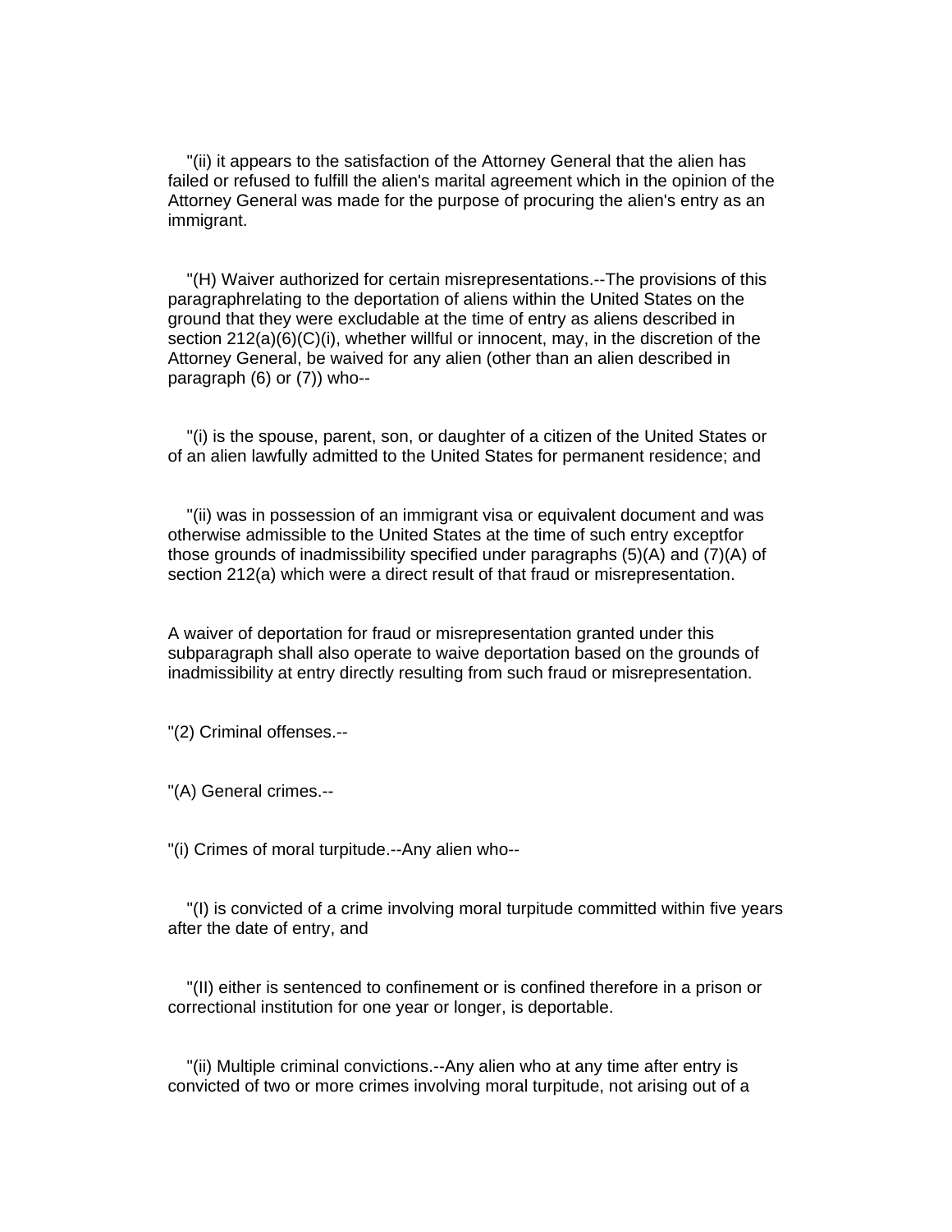"(ii) it appears to the satisfaction of the Attorney General that the alien has failed or refused to fulfill the alien's marital agreement which in the opinion of the Attorney General was made for the purpose of procuring the alien's entry as an immigrant.

"(H) Waiver authorized for certain misrepresentations.--The provisions of this paragraphrelating to the deportation of aliens within the United States on the ground that they were excludable at the time of entry as aliens described in section 212(a)(6)(C)(i), whether willful or innocent, may, in the discretion of the Attorney General, be waived for any alien (other than an alien described in paragraph (6) or (7)) who--

"(i) is the spouse, parent, son, or daughter of a citizen of the United States or of an alien lawfully admitted to the United States for permanent residence; and

"(ii) was in possession of an immigrant visa or equivalent document and was otherwise admissible to the United States at the time of such entry exceptfor those grounds of inadmissibility specified under paragraphs (5)(A) and (7)(A) of section 212(a) which were a direct result of that fraud or misrepresentation.

A waiver of deportation for fraud or misrepresentation granted under this subparagraph shall also operate to waive deportation based on the grounds of inadmissibility at entry directly resulting from such fraud or misrepresentation.

"(2) Criminal offenses.--

"(A) General crimes.--

"(i) Crimes of moral turpitude.--Any alien who--

"(I) is convicted of a crime involving moral turpitude committed within five years after the date of entry, and

"(II) either is sentenced to confinement or is confined therefore in a prison or correctional institution for one year or longer, is deportable.

"(ii) Multiple criminal convictions.--Any alien who at any time after entry is convicted of two or more crimes involving moral turpitude, not arising out of a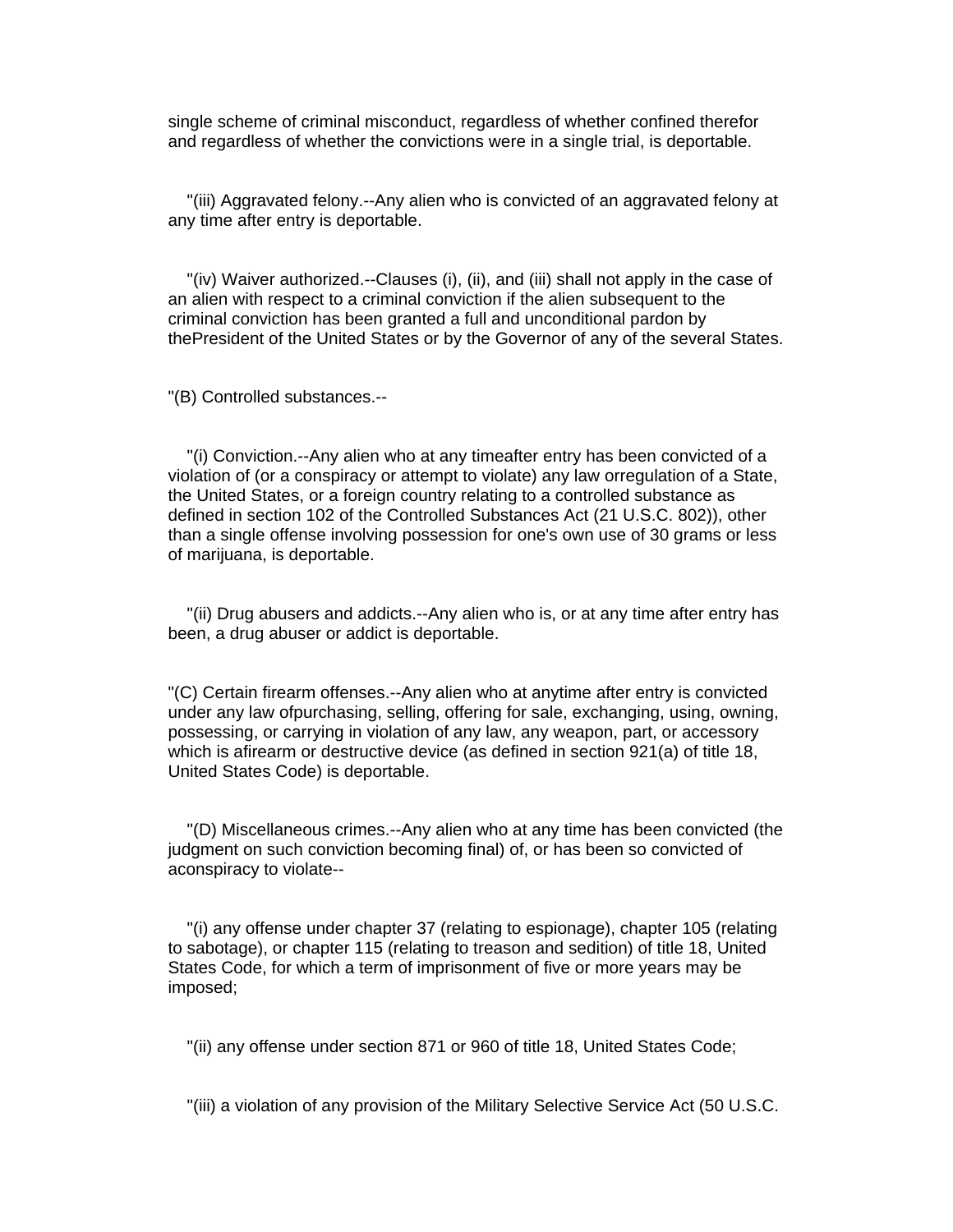single scheme of criminal misconduct, regardless of whether confined therefor and regardless of whether the convictions were in a single trial, is deportable.

"(iii) Aggravated felony.--Any alien who is convicted of an aggravated felony at any time after entry is deportable.

"(iv) Waiver authorized.--Clauses (i), (ii), and (iii) shall not apply in the case of an alien with respect to a criminal conviction if the alien subsequent to the criminal conviction has been granted a full and unconditional pardon by thePresident of the United States or by the Governor of any of the several States.

"(B) Controlled substances.--

"(i) Conviction.--Any alien who at any timeafter entry has been convicted of a violation of (or a conspiracy or attempt to violate) any law orregulation of a State, the United States, or a foreign country relating to a controlled substance as defined in section 102 of the Controlled Substances Act (21 U.S.C. 802)), other than a single offense involving possession for one's own use of 30 grams or less of marijuana, is deportable.

"(ii) Drug abusers and addicts.--Any alien who is, or at any time after entry has been, a drug abuser or addict is deportable.

"(C) Certain firearm offenses.--Any alien who at anytime after entry is convicted under any law ofpurchasing, selling, offering for sale, exchanging, using, owning, possessing, or carrying in violation of any law, any weapon, part, or accessory which is afirearm or destructive device (as defined in section 921(a) of title 18, United States Code) is deportable.

"(D) Miscellaneous crimes.--Any alien who at any time has been convicted (the judgment on such conviction becoming final) of, or has been so convicted of aconspiracy to violate--

"(i) any offense under chapter 37 (relating to espionage), chapter 105 (relating to sabotage), or chapter 115 (relating to treason and sedition) of title 18, United States Code, for which a term of imprisonment of five or more years may be imposed;

"(ii) any offense under section 871 or 960 of title 18, United States Code;

"(iii) a violation of any provision of the Military Selective Service Act (50 U.S.C.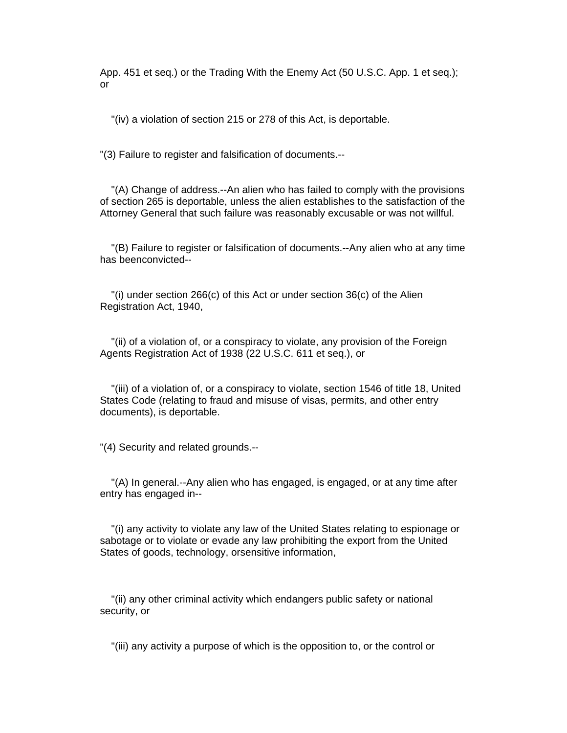App. 451 et seq.) or the Trading With the Enemy Act (50 U.S.C. App. 1 et seq.); or

"(iv) a violation of section 215 or 278 of this Act, is deportable.

"(3) Failure to register and falsification of documents.--

"(A) Change of address.--An alien who has failed to comply with the provisions of section 265 is deportable, unless the alien establishes to the satisfaction of the Attorney General that such failure was reasonably excusable or was not willful.

"(B) Failure to register or falsification of documents.--Any alien who at any time has beenconvicted--

"(i) under section 266(c) of this Act or under section 36(c) of the Alien Registration Act, 1940,

"(ii) of a violation of, or a conspiracy to violate, any provision of the Foreign Agents Registration Act of 1938 (22 U.S.C. 611 et seq.), or

"(iii) of a violation of, or a conspiracy to violate, section 1546 of title 18, United States Code (relating to fraud and misuse of visas, permits, and other entry documents), is deportable.

"(4) Security and related grounds.--

"(A) In general.--Any alien who has engaged, is engaged, or at any time after entry has engaged in--

"(i) any activity to violate any law of the United States relating to espionage or sabotage or to violate or evade any law prohibiting the export from the United States of goods, technology, orsensitive information,

"(ii) any other criminal activity which endangers public safety or national security, or

"(iii) any activity a purpose of which is the opposition to, or the control or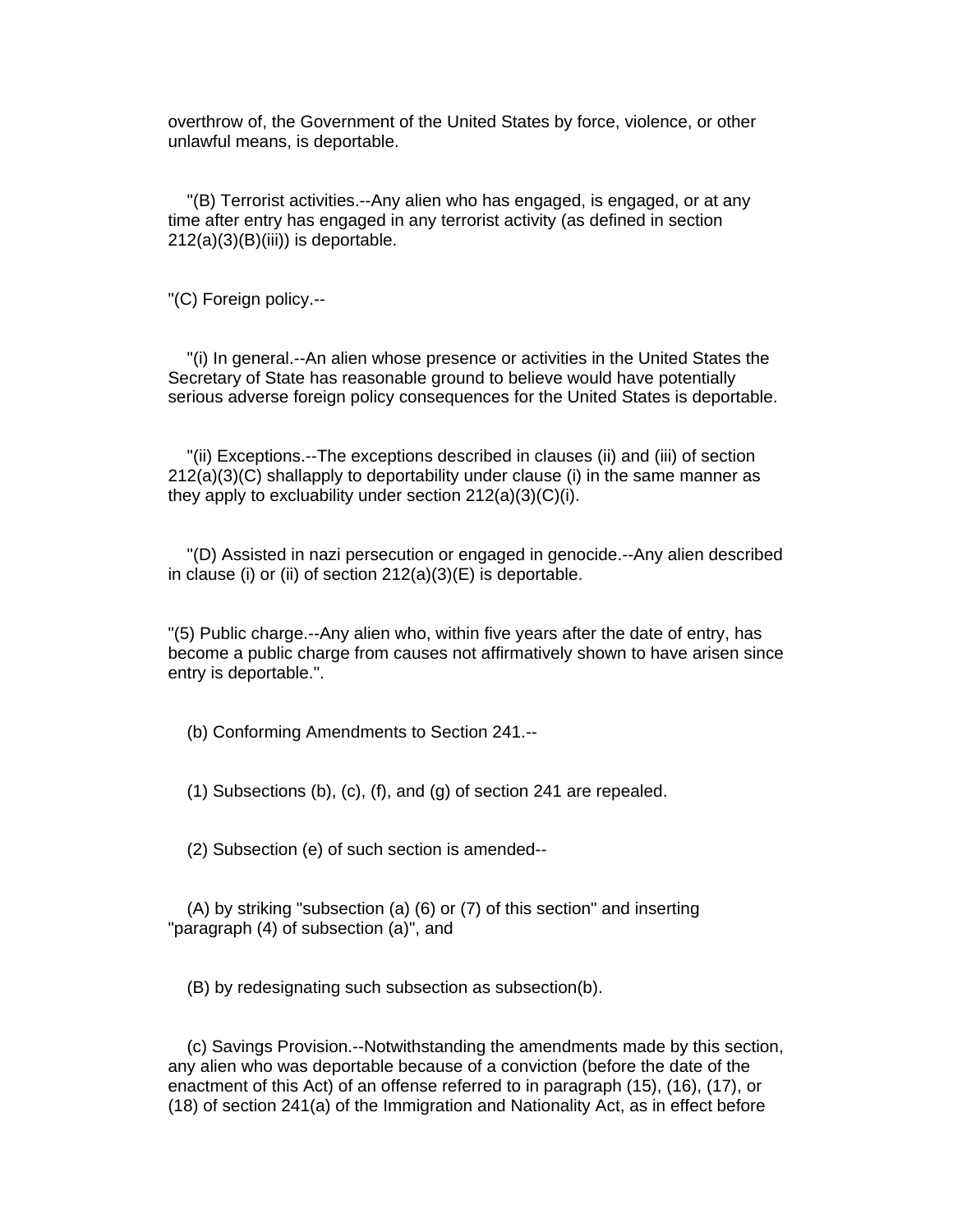overthrow of, the Government of the United States by force, violence, or other unlawful means, is deportable.

"(B) Terrorist activities.--Any alien who has engaged, is engaged, or at any time after entry has engaged in any terrorist activity (as defined in section 212(a)(3)(B)(iii)) is deportable.

"(C) Foreign policy.--

"(i) In general.--An alien whose presence or activities in the United States the Secretary of State has reasonable ground to believe would have potentially serious adverse foreign policy consequences for the United States is deportable.

"(ii) Exceptions.--The exceptions described in clauses (ii) and (iii) of section 212(a)(3)(C) shallapply to deportability under clause (i) in the same manner as they apply to excluability under section 212(a)(3)(C)(i).

"(D) Assisted in nazi persecution or engaged in genocide.--Any alien described in clause (i) or (ii) of section 212(a)(3)(E) is deportable.

"(5) Public charge.--Any alien who, within five years after the date of entry, has become a public charge from causes not affirmatively shown to have arisen since entry is deportable.".

(b) Conforming Amendments to Section 241.--

(1) Subsections (b), (c), (f), and (g) of section 241 are repealed.

(2) Subsection (e) of such section is amended--

(A) by striking "subsection (a) (6) or (7) of this section" and inserting "paragraph (4) of subsection (a)", and

(B) by redesignating such subsection as subsection(b).

(c) Savings Provision.--Notwithstanding the amendments made by this section, any alien who was deportable because of a conviction (before the date of the enactment of this Act) of an offense referred to in paragraph (15), (16), (17), or (18) of section 241(a) of the Immigration and Nationality Act, as in effect before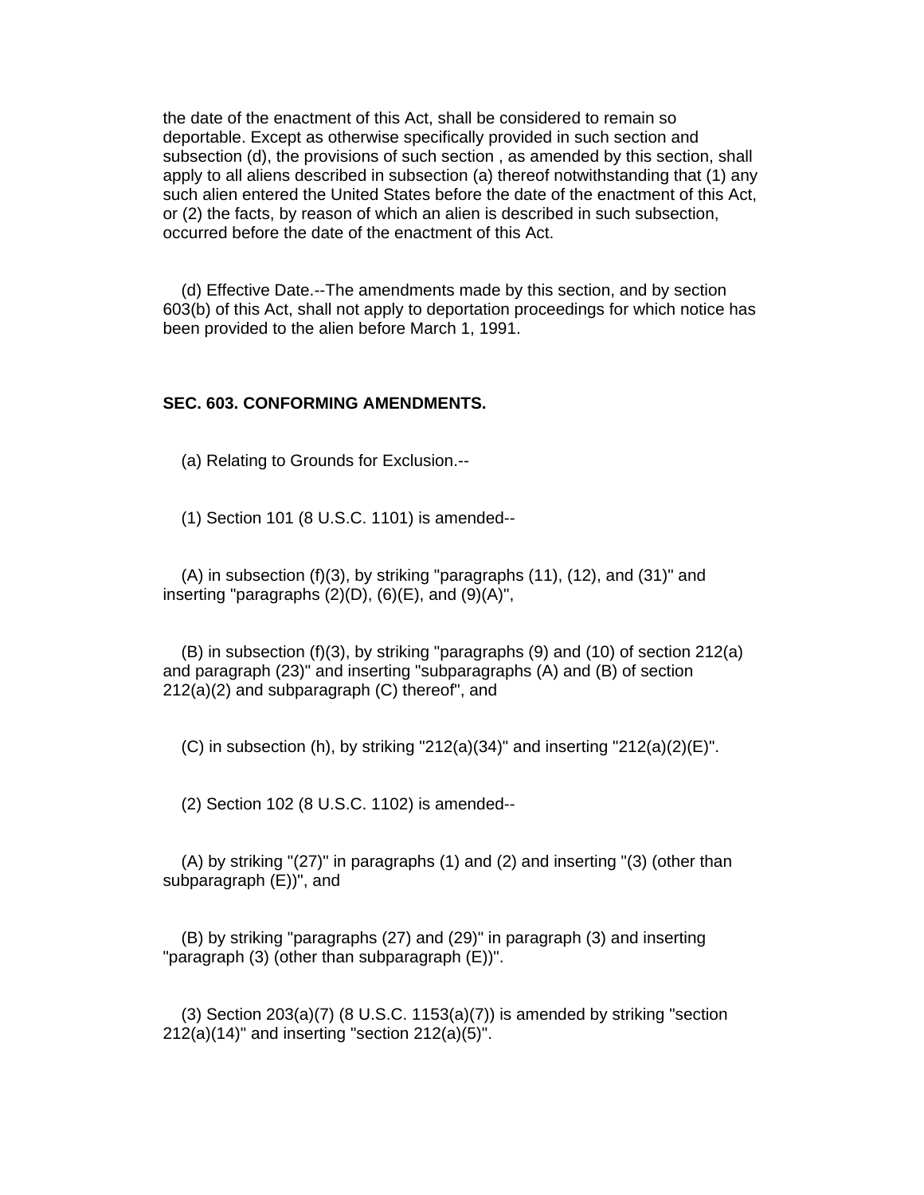the date of the enactment of this Act, shall be considered to remain so deportable. Except as otherwise specifically provided in such section and subsection (d), the provisions of such section , as amended by this section, shall apply to all aliens described in subsection (a) thereof notwithstanding that (1) any such alien entered the United States before the date of the enactment of this Act, or (2) the facts, by reason of which an alien is described in such subsection, occurred before the date of the enactment of this Act.

(d) Effective Date.--The amendments made by this section, and by section 603(b) of this Act, shall not apply to deportation proceedings for which notice has been provided to the alien before March 1, 1991.

**SEC. 603. CONFORMING AMENDMENTS.**

(a) Relating to Grounds for Exclusion.--

(1) Section 101 (8 U.S.C. 1101) is amended--

(A) in subsection (f)(3), by striking "paragraphs (11), (12), and (31)" and inserting "paragraphs (2)(D), (6)(E), and (9)(A)",

(B) in subsection (f)(3), by striking "paragraphs (9) and (10) of section 212(a) and paragraph (23)" and inserting "subparagraphs (A) and (B) of section 212(a)(2) and subparagraph (C) thereof", and

(C) in subsection (h), by striking "212(a)(34)" and inserting "212(a)(2)(E)".

(2) Section 102 (8 U.S.C. 1102) is amended--

(A) by striking "(27)" in paragraphs (1) and (2) and inserting "(3) (other than subparagraph (E))", and

(B) by striking "paragraphs (27) and (29)" in paragraph (3) and inserting "paragraph (3) (other than subparagraph (E))".

(3) Section 203(a)(7) (8 U.S.C. 1153(a)(7)) is amended by striking "section 212(a)(14)" and inserting "section 212(a)(5)".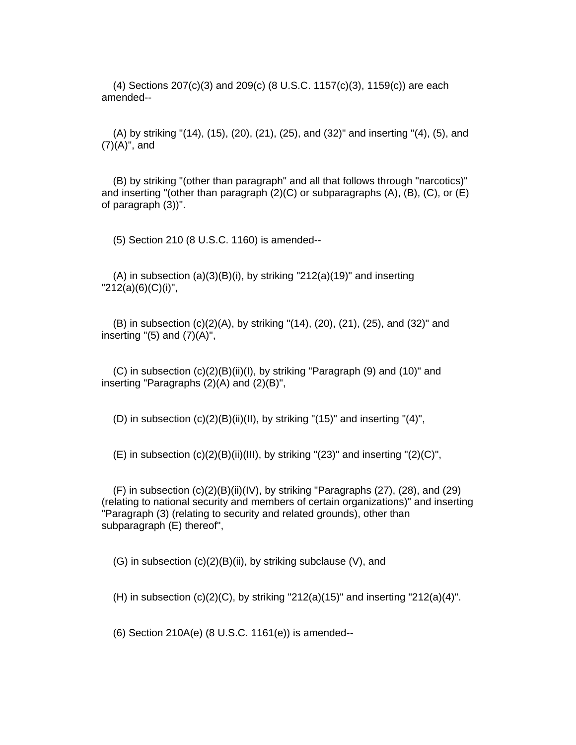(4) Sections 207(c)(3) and 209(c) (8 U.S.C. 1157(c)(3), 1159(c)) are each amended--

(A) by striking "(14), (15), (20), (21), (25), and (32)" and inserting "(4), (5), and (7)(A)", and

(B) by striking "(other than paragraph" and all that follows through "narcotics)" and inserting "(other than paragraph (2)(C) or subparagraphs (A), (B), (C), or (E) of paragraph (3))".

(5) Section 210 (8 U.S.C. 1160) is amended--

(A) in subsection (a)(3)(B)(i), by striking "212(a)(19)" and inserting "212(a)(6)(C)(i)",

(B) in subsection (c)(2)(A), by striking "(14), (20), (21), (25), and (32)" and inserting "(5) and (7)(A)",

(C) in subsection (c)(2)(B)(ii)(I), by striking "Paragraph (9) and (10)" and inserting "Paragraphs (2)(A) and (2)(B)",

(D) in subsection (c)(2)(B)(ii)(II), by striking "(15)" and inserting "(4)",

(E) in subsection (c)(2)(B)(ii)(III), by striking "(23)" and inserting "(2)(C)",

(F) in subsection (c)(2)(B)(ii)(IV), by striking "Paragraphs (27), (28), and (29) (relating to national security and members of certain organizations)" and inserting "Paragraph (3) (relating to security and related grounds), other than subparagraph (E) thereof",

(G) in subsection (c)(2)(B)(ii), by striking subclause (V), and

(H) in subsection (c)(2)(C), by striking "212(a)(15)" and inserting "212(a)(4)".

(6) Section 210A(e) (8 U.S.C. 1161(e)) is amended--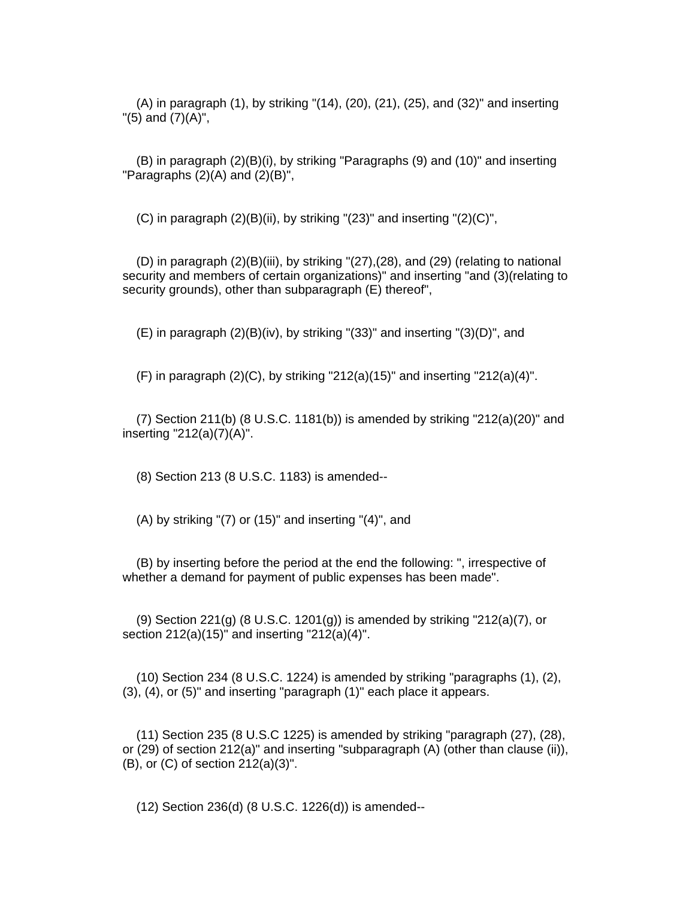(A) in paragraph (1), by striking "(14), (20), (21), (25), and (32)" and inserting "(5) and (7)(A)",

(B) in paragraph (2)(B)(i), by striking "Paragraphs (9) and (10)" and inserting "Paragraphs (2)(A) and (2)(B)",

(C) in paragraph (2)(B)(ii), by striking "(23)" and inserting "(2)(C)",

(D) in paragraph (2)(B)(iii), by striking "(27),(28), and (29) (relating to national security and members of certain organizations)" and inserting "and (3)(relating to security grounds), other than subparagraph (E) thereof",

(E) in paragraph (2)(B)(iv), by striking "(33)" and inserting "(3)(D)", and

(F) in paragraph (2)(C), by striking "212(a)(15)" and inserting "212(a)(4)".

(7) Section 211(b) (8 U.S.C. 1181(b)) is amended by striking "212(a)(20)" and inserting "212(a)(7)(A)".

(8) Section 213 (8 U.S.C. 1183) is amended--

(A) by striking "(7) or (15)" and inserting "(4)", and

(B) by inserting before the period at the end the following: ", irrespective of whether a demand for payment of public expenses has been made".

(9) Section 221(g) (8 U.S.C. 1201(g)) is amended by striking "212(a)(7), or section 212(a)(15)" and inserting "212(a)(4)".

(10) Section 234 (8 U.S.C. 1224) is amended by striking "paragraphs (1), (2), (3), (4), or (5)" and inserting "paragraph (1)" each place it appears.

(11) Section 235 (8 U.S.C 1225) is amended by striking "paragraph (27), (28), or (29) of section 212(a)" and inserting "subparagraph (A) (other than clause (ii)), (B), or (C) of section 212(a)(3)".

(12) Section 236(d) (8 U.S.C. 1226(d)) is amended--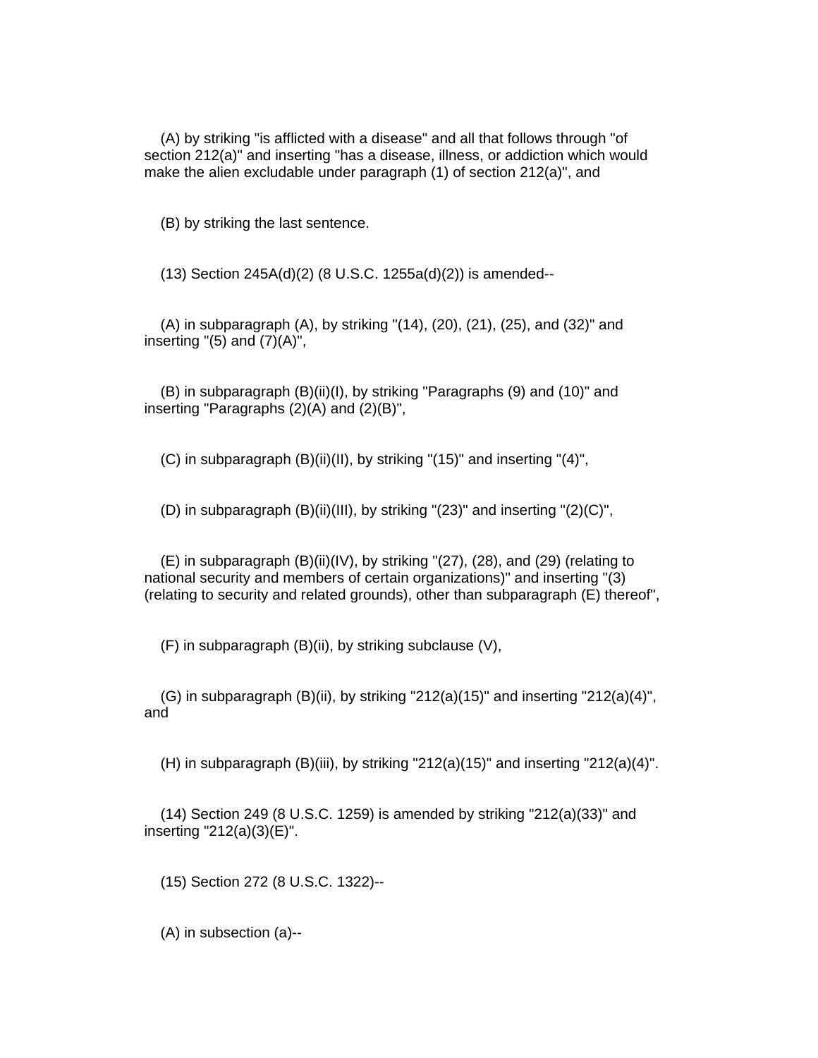(A) by striking "is afflicted with a disease" and all that follows through "of section 212(a)" and inserting "has a disease, illness, or addiction which would make the alien excludable under paragraph (1) of section 212(a)", and

(B) by striking the last sentence.

(13) Section 245A(d)(2) (8 U.S.C. 1255a(d)(2)) is amended--

(A) in subparagraph (A), by striking "(14), (20), (21), (25), and (32)" and inserting "(5) and (7)(A)",

(B) in subparagraph (B)(ii)(I), by striking "Paragraphs (9) and (10)" and inserting "Paragraphs (2)(A) and (2)(B)",

(C) in subparagraph (B)(ii)(II), by striking "(15)" and inserting "(4)",

(D) in subparagraph (B)(ii)(III), by striking "(23)" and inserting "(2)(C)",

(E) in subparagraph (B)(ii)(IV), by striking "(27), (28), and (29) (relating to national security and members of certain organizations)" and inserting "(3) (relating to security and related grounds), other than subparagraph (E) thereof",

(F) in subparagraph (B)(ii), by striking subclause (V),

(G) in subparagraph (B)(ii), by striking "212(a)(15)" and inserting "212(a)(4)", and

(H) in subparagraph (B)(iii), by striking "212(a)(15)" and inserting "212(a)(4)".

(14) Section 249 (8 U.S.C. 1259) is amended by striking "212(a)(33)" and inserting "212(a)(3)(E)".

(15) Section 272 (8 U.S.C. 1322)--

(A) in subsection (a)--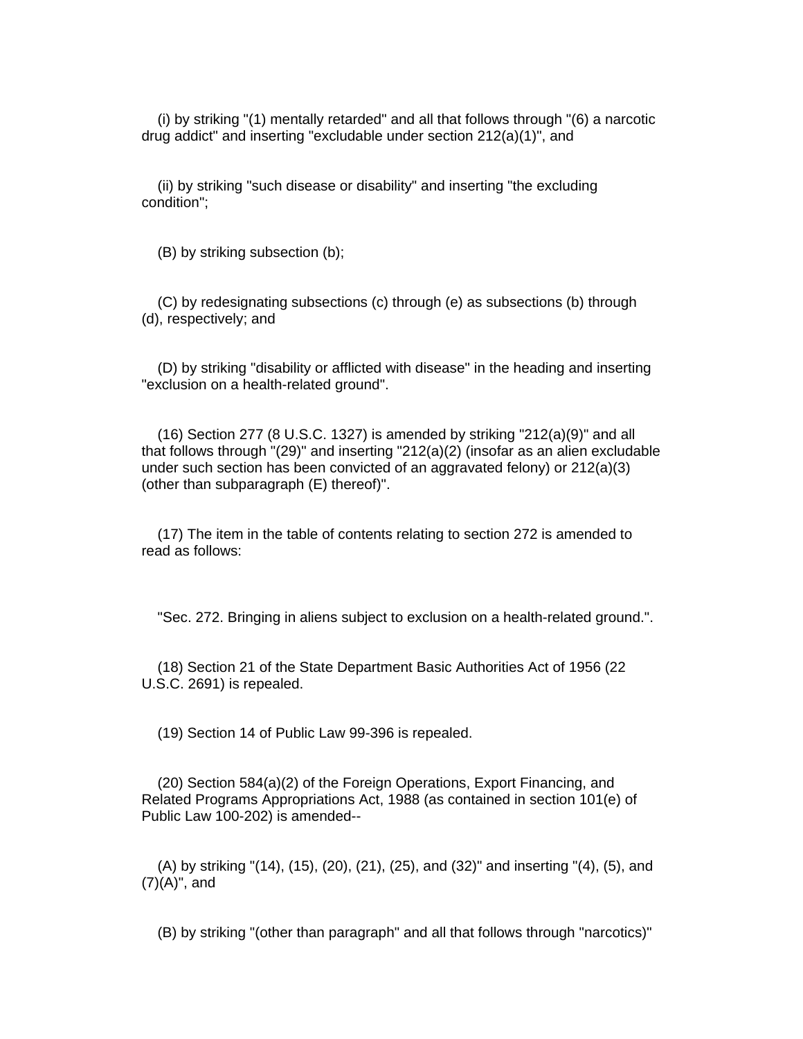(i) by striking "(1) mentally retarded" and all that follows through "(6) a narcotic drug addict" and inserting "excludable under section 212(a)(1)", and

(ii) by striking "such disease or disability" and inserting "the excluding condition";

(B) by striking subsection (b);

(C) by redesignating subsections (c) through (e) as subsections (b) through (d), respectively; and

(D) by striking "disability or afflicted with disease" in the heading and inserting "exclusion on a health-related ground".

(16) Section 277 (8 U.S.C. 1327) is amended by striking "212(a)(9)" and all that follows through "(29)" and inserting "212(a)(2) (insofar as an alien excludable under such section has been convicted of an aggravated felony) or 212(a)(3) (other than subparagraph (E) thereof)".

(17) The item in the table of contents relating to section 272 is amended to read as follows:

"Sec. 272. Bringing in aliens subject to exclusion on a health-related ground.".

(18) Section 21 of the State Department Basic Authorities Act of 1956 (22 U.S.C. 2691) is repealed.

(19) Section 14 of Public Law 99-396 is repealed.

(20) Section 584(a)(2) of the Foreign Operations, Export Financing, and Related Programs Appropriations Act, 1988 (as contained in section 101(e) of Public Law 100-202) is amended--

(A) by striking "(14), (15), (20), (21), (25), and (32)" and inserting "(4), (5), and (7)(A)", and

(B) by striking "(other than paragraph" and all that follows through "narcotics)"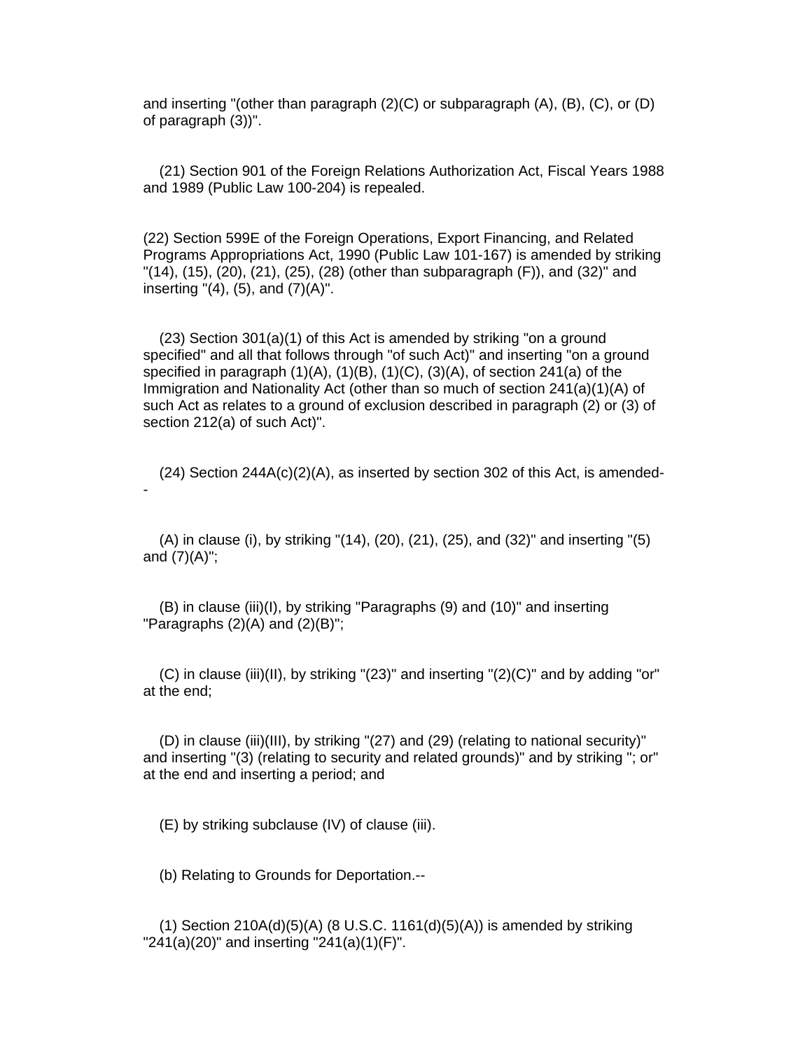and inserting "(other than paragraph (2)(C) or subparagraph (A), (B), (C), or (D) of paragraph (3))".

(21) Section 901 of the Foreign Relations Authorization Act, Fiscal Years 1988 and 1989 (Public Law 100-204) is repealed.

(22) Section 599E of the Foreign Operations, Export Financing, and Related Programs Appropriations Act, 1990 (Public Law 101-167) is amended by striking "(14), (15), (20), (21), (25), (28) (other than subparagraph (F)), and (32)" and inserting "(4), (5), and (7)(A)".

(23) Section 301(a)(1) of this Act is amended by striking "on a ground specified" and all that follows through "of such Act)" and inserting "on a ground specified in paragraph (1)(A), (1)(B), (1)(C), (3)(A), of section 241(a) of the Immigration and Nationality Act (other than so much of section 241(a)(1)(A) of such Act as relates to a ground of exclusion described in paragraph (2) or (3) of section 212(a) of such Act)".

(24) Section 244A(c)(2)(A), as inserted by section 302 of this Act, is amended--

(A) in clause (i), by striking "(14), (20), (21), (25), and (32)" and inserting "(5) and (7)(A)";

(B) in clause (iii)(I), by striking "Paragraphs (9) and (10)" and inserting "Paragraphs (2)(A) and (2)(B)";

(C) in clause (iii)(II), by striking "(23)" and inserting "(2)(C)" and by adding "or" at the end;

(D) in clause (iii)(III), by striking "(27) and (29) (relating to national security)" and inserting "(3) (relating to security and related grounds)" and by striking "; or" at the end and inserting a period; and

(E) by striking subclause (IV) of clause (iii).

(b) Relating to Grounds for Deportation.--

(1) Section 210A(d)(5)(A) (8 U.S.C. 1161(d)(5)(A)) is amended by striking "241(a)(20)" and inserting "241(a)(1)(F)".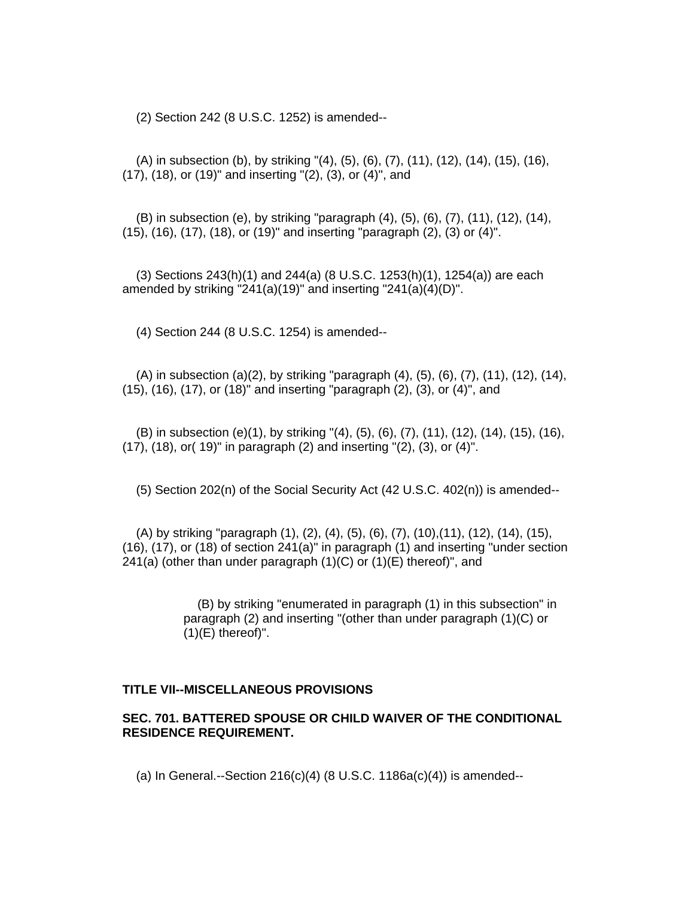(2) Section 242 (8 U.S.C. 1252) is amended--

(A) in subsection (b), by striking "(4), (5), (6), (7), (11), (12), (14), (15), (16), (17), (18), or (19)" and inserting "(2), (3), or (4)", and

(B) in subsection (e), by striking "paragraph (4), (5), (6), (7), (11), (12), (14), (15), (16), (17), (18), or (19)" and inserting "paragraph (2), (3) or (4)".

(3) Sections 243(h)(1) and 244(a) (8 U.S.C. 1253(h)(1), 1254(a)) are each amended by striking "241(a)(19)" and inserting "241(a)(4)(D)".

(4) Section 244 (8 U.S.C. 1254) is amended--

(A) in subsection (a)(2), by striking "paragraph (4), (5), (6), (7), (11), (12), (14), (15), (16), (17), or (18)" and inserting "paragraph (2), (3), or (4)", and

(B) in subsection (e)(1), by striking "(4), (5), (6), (7), (11), (12), (14), (15), (16), (17), (18), or( 19)" in paragraph (2) and inserting "(2), (3), or (4)".

(5) Section 202(n) of the Social Security Act (42 U.S.C. 402(n)) is amended--

(A) by striking "paragraph (1), (2), (4), (5), (6), (7), (10),(11), (12), (14), (15), (16), (17), or (18) of section 241(a)" in paragraph (1) and inserting "under section 241(a) (other than under paragraph (1)(C) or (1)(E) thereof)", and

> (B) by striking "enumerated in paragraph (1) in this subsection" in paragraph (2) and inserting "(other than under paragraph (1)(C) or (1)(E) thereof)".

## TITLE VII--MISCELLANEOUS PROVISIONS

### SEC. 701. BATTERED SPOUSE OR CHILD WAIVER OF THE CONDITIONAL RESIDENCE REQUIREMENT.

(a) In General.--Section 216(c)(4) (8 U.S.C. 1186a(c)(4)) is amended--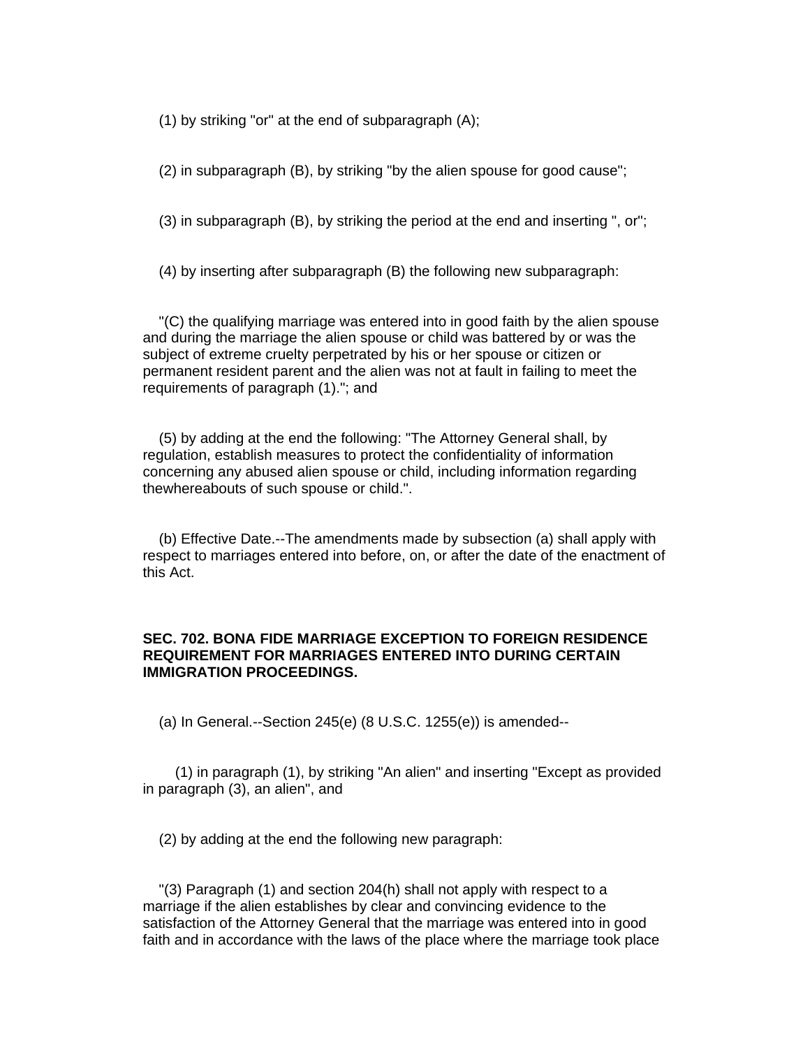(1) by striking "or" at the end of subparagraph (A);

(2) in subparagraph (B), by striking "by the alien spouse for good cause";

(3) in subparagraph (B), by striking the period at the end and inserting ", or";

(4) by inserting after subparagraph (B) the following new subparagraph:

"(C) the qualifying marriage was entered into in good faith by the alien spouse and during the marriage the alien spouse or child was battered by or was the subject of extreme cruelty perpetrated by his or her spouse or citizen or permanent resident parent and the alien was not at fault in failing to meet the requirements of paragraph (1)."; and

(5) by adding at the end the following: "The Attorney General shall, by regulation, establish measures to protect the confidentiality of information concerning any abused alien spouse or child, including information regarding thewhereabouts of such spouse or child.".

(b) Effective Date.--The amendments made by subsection (a) shall apply with respect to marriages entered into before, on, or after the date of the enactment of this Act.

**SEC. 702. BONA FIDE MARRIAGE EXCEPTION TO FOREIGN RESIDENCE REQUIREMENT FOR MARRIAGES ENTERED INTO DURING CERTAIN IMMIGRATION PROCEEDINGS.**

(a) In General.--Section 245(e) (8 U.S.C. 1255(e)) is amended--

(1) in paragraph (1), by striking "An alien" and inserting "Except as provided in paragraph (3), an alien", and

(2) by adding at the end the following new paragraph:

"(3) Paragraph (1) and section 204(h) shall not apply with respect to a marriage if the alien establishes by clear and convincing evidence to the satisfaction of the Attorney General that the marriage was entered into in good faith and in accordance with the laws of the place where the marriage took place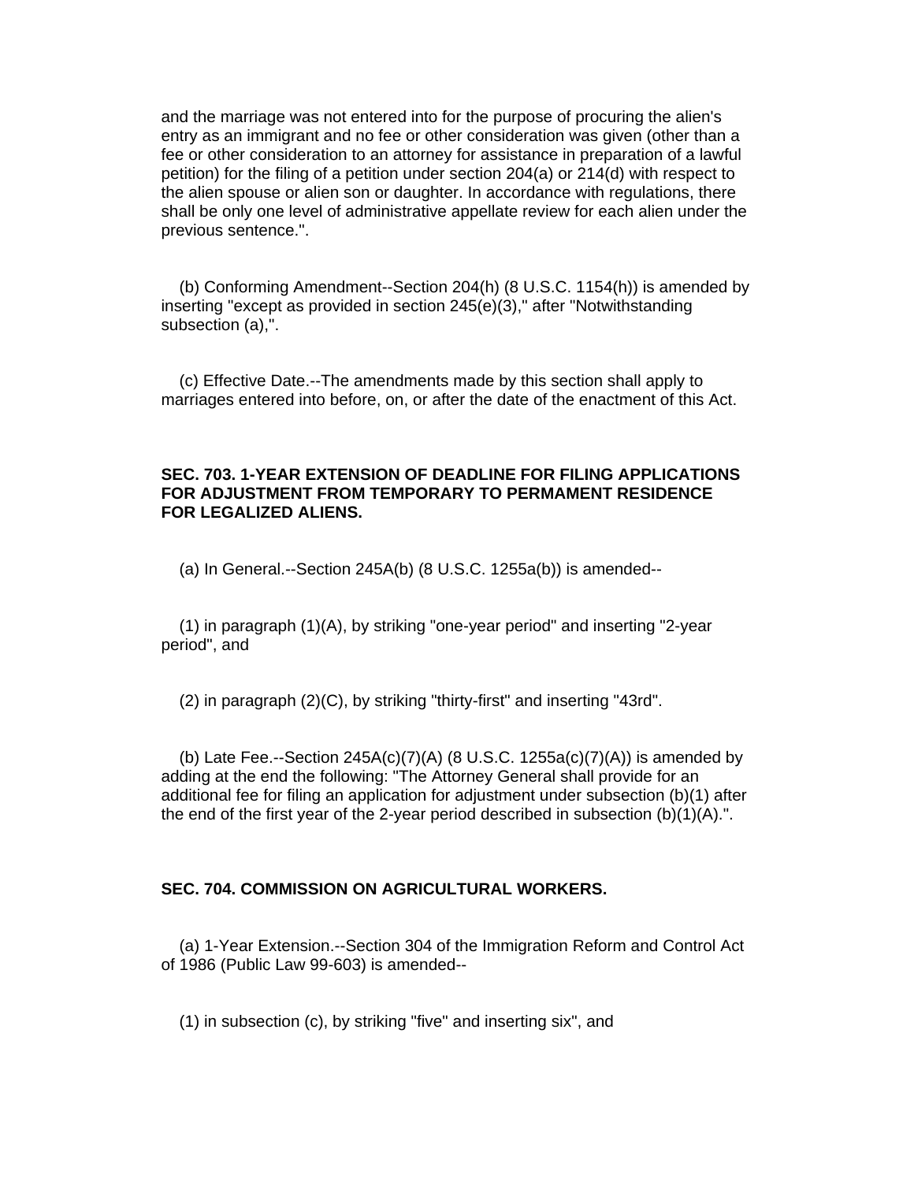and the marriage was not entered into for the purpose of procuring the alien's entry as an immigrant and no fee or other consideration was given (other than a fee or other consideration to an attorney for assistance in preparation of a lawful petition) for the filing of a petition under section 204(a) or 214(d) with respect to the alien spouse or alien son or daughter. In accordance with regulations, there shall be only one level of administrative appellate review for each alien under the previous sentence.".

(b) Conforming Amendment--Section 204(h) (8 U.S.C. 1154(h)) is amended by inserting "except as provided in section 245(e)(3)," after "Notwithstanding subsection (a),".

(c) Effective Date.--The amendments made by this section shall apply to marriages entered into before, on, or after the date of the enactment of this Act.

**SEC. 703. 1-YEAR EXTENSION OF DEADLINE FOR FILING APPLICATIONS FOR ADJUSTMENT FROM TEMPORARY TO PERMAMENT RESIDENCE FOR LEGALIZED ALIENS.**

(a) In General.--Section 245A(b) (8 U.S.C. 1255a(b)) is amended--

(1) in paragraph (1)(A), by striking "one-year period" and inserting "2-year period", and

(2) in paragraph (2)(C), by striking "thirty-first" and inserting "43rd".

(b) Late Fee.--Section 245A(c)(7)(A) (8 U.S.C. 1255a(c)(7)(A)) is amended by adding at the end the following: "The Attorney General shall provide for an additional fee for filing an application for adjustment under subsection (b)(1) after the end of the first year of the 2-year period described in subsection (b)(1)(A).".

**SEC. 704. COMMISSION ON AGRICULTURAL WORKERS.**

(a) 1-Year Extension.--Section 304 of the Immigration Reform and Control Act of 1986 (Public Law 99-603) is amended--

(1) in subsection (c), by striking "five" and inserting six", and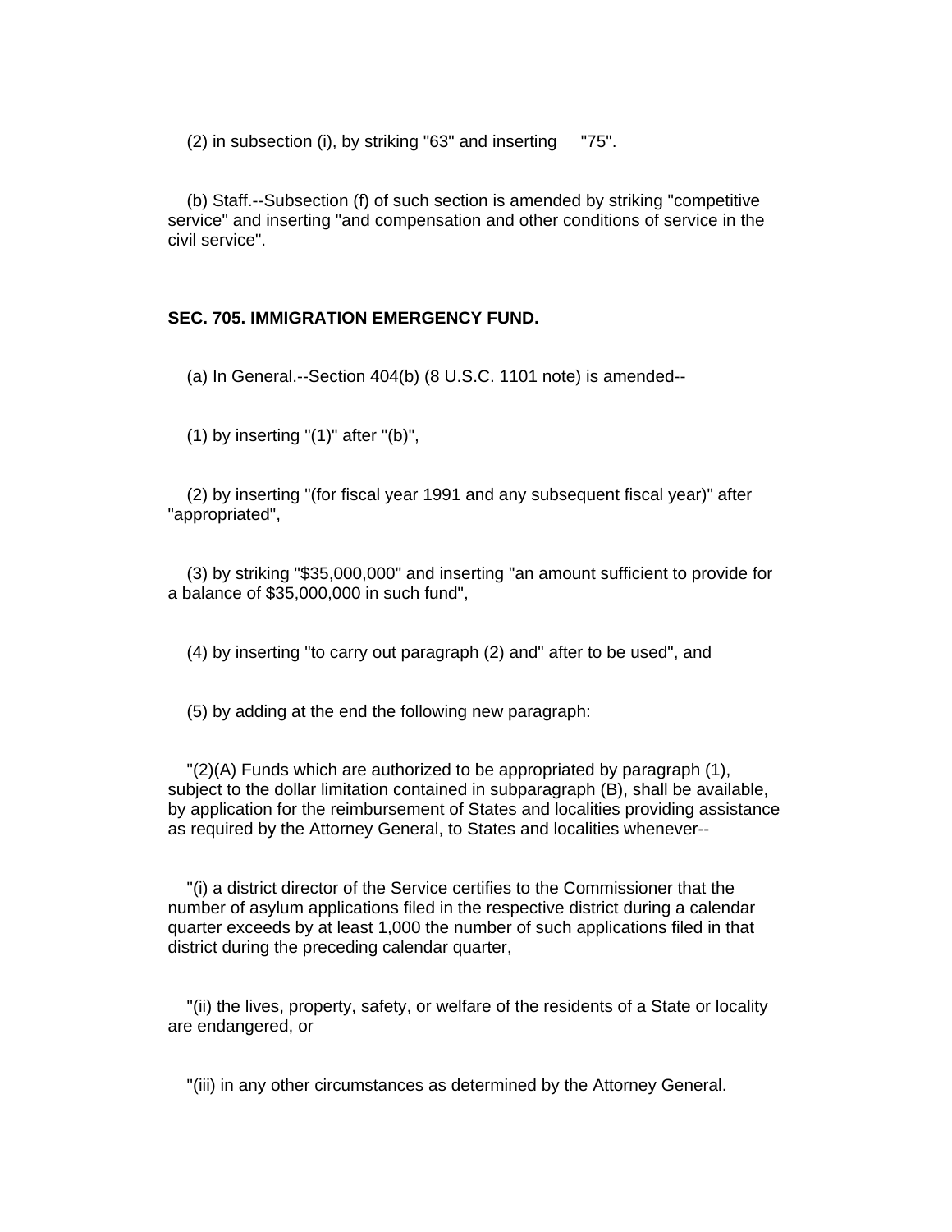(2) in subsection (i), by striking "63" and inserting "75".

(b) Staff.--Subsection (f) of such section is amended by striking "competitive service" and inserting "and compensation and other conditions of service in the civil service".

**SEC. 705. IMMIGRATION EMERGENCY FUND.**

(a) In General.--Section 404(b) (8 U.S.C. 1101 note) is amended--

(1) by inserting "(1)" after "(b)",

(2) by inserting "(for fiscal year 1991 and any subsequent fiscal year)" after "appropriated",

(3) by striking "$35,000,000" and inserting "an amount sufficient to provide for a balance of $35,000,000 in such fund",

(4) by inserting "to carry out paragraph (2) and" after to be used", and

(5) by adding at the end the following new paragraph:

"(2)(A) Funds which are authorized to be appropriated by paragraph (1), subject to the dollar limitation contained in subparagraph (B), shall be available, by application for the reimbursement of States and localities providing assistance as required by the Attorney General, to States and localities whenever--

"(i) a district director of the Service certifies to the Commissioner that the number of asylum applications filed in the respective district during a calendar quarter exceeds by at least 1,000 the number of such applications filed in that district during the preceding calendar quarter,

"(ii) the lives, property, safety, or welfare of the residents of a State or locality are endangered, or

"(iii) in any other circumstances as determined by the Attorney General.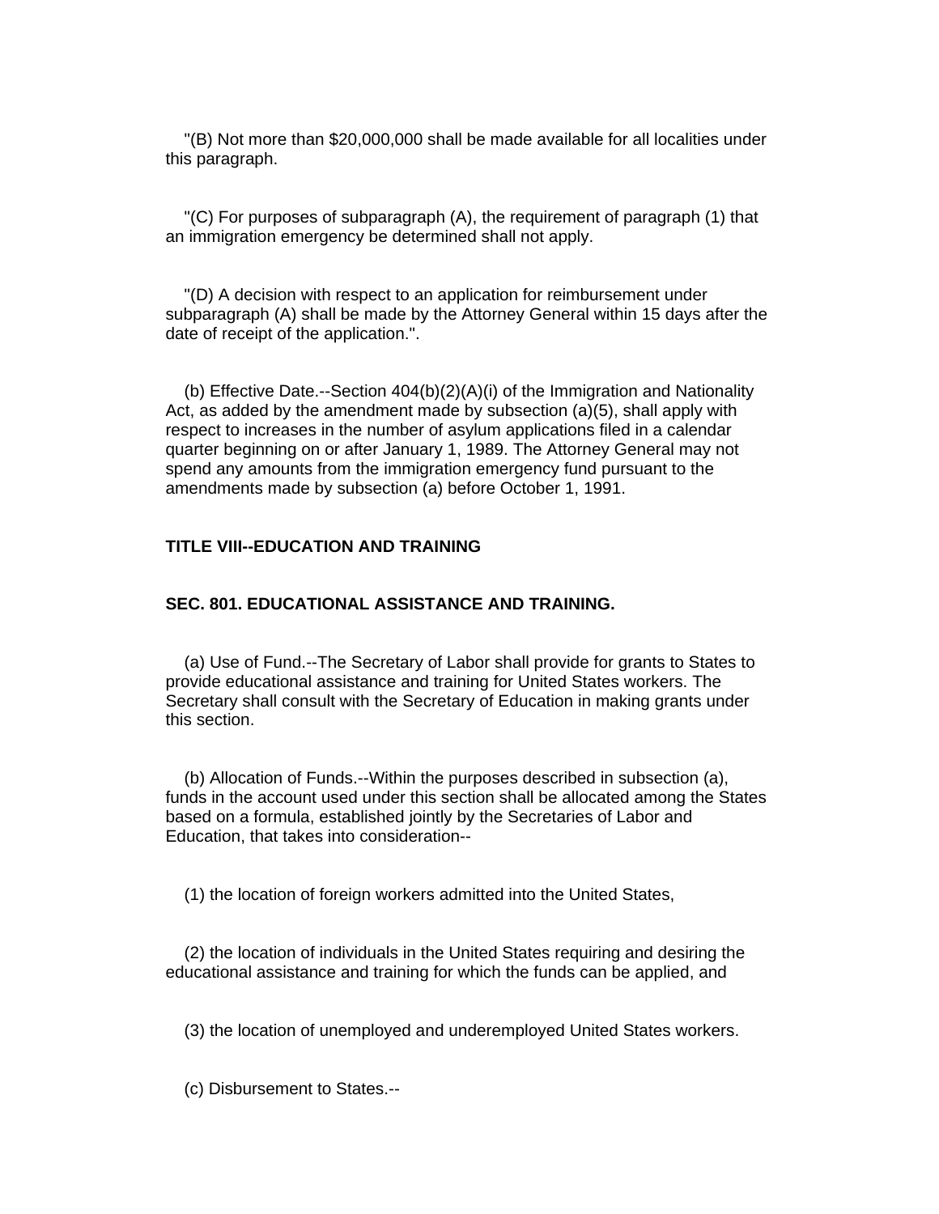"(B) Not more than $20,000,000 shall be made available for all localities under this paragraph.

"(C) For purposes of subparagraph (A), the requirement of paragraph (1) that an immigration emergency be determined shall not apply.

"(D) A decision with respect to an application for reimbursement under subparagraph (A) shall be made by the Attorney General within 15 days after the date of receipt of the application.".

(b) Effective Date.--Section 404(b)(2)(A)(i) of the Immigration and Nationality Act, as added by the amendment made by subsection (a)(5), shall apply with respect to increases in the number of asylum applications filed in a calendar quarter beginning on or after January 1, 1989. The Attorney General may not spend any amounts from the immigration emergency fund pursuant to the amendments made by subsection (a) before October 1, 1991.

**TITLE VIII--EDUCATION AND TRAINING**

**SEC. 801. EDUCATIONAL ASSISTANCE AND TRAINING.**

(a) Use of Fund.--The Secretary of Labor shall provide for grants to States to provide educational assistance and training for United States workers. The Secretary shall consult with the Secretary of Education in making grants under this section.

(b) Allocation of Funds.--Within the purposes described in subsection (a), funds in the account used under this section shall be allocated among the States based on a formula, established jointly by the Secretaries of Labor and Education, that takes into consideration--

(1) the location of foreign workers admitted into the United States,

(2) the location of individuals in the United States requiring and desiring the educational assistance and training for which the funds can be applied, and

(3) the location of unemployed and underemployed United States workers.

(c) Disbursement to States.--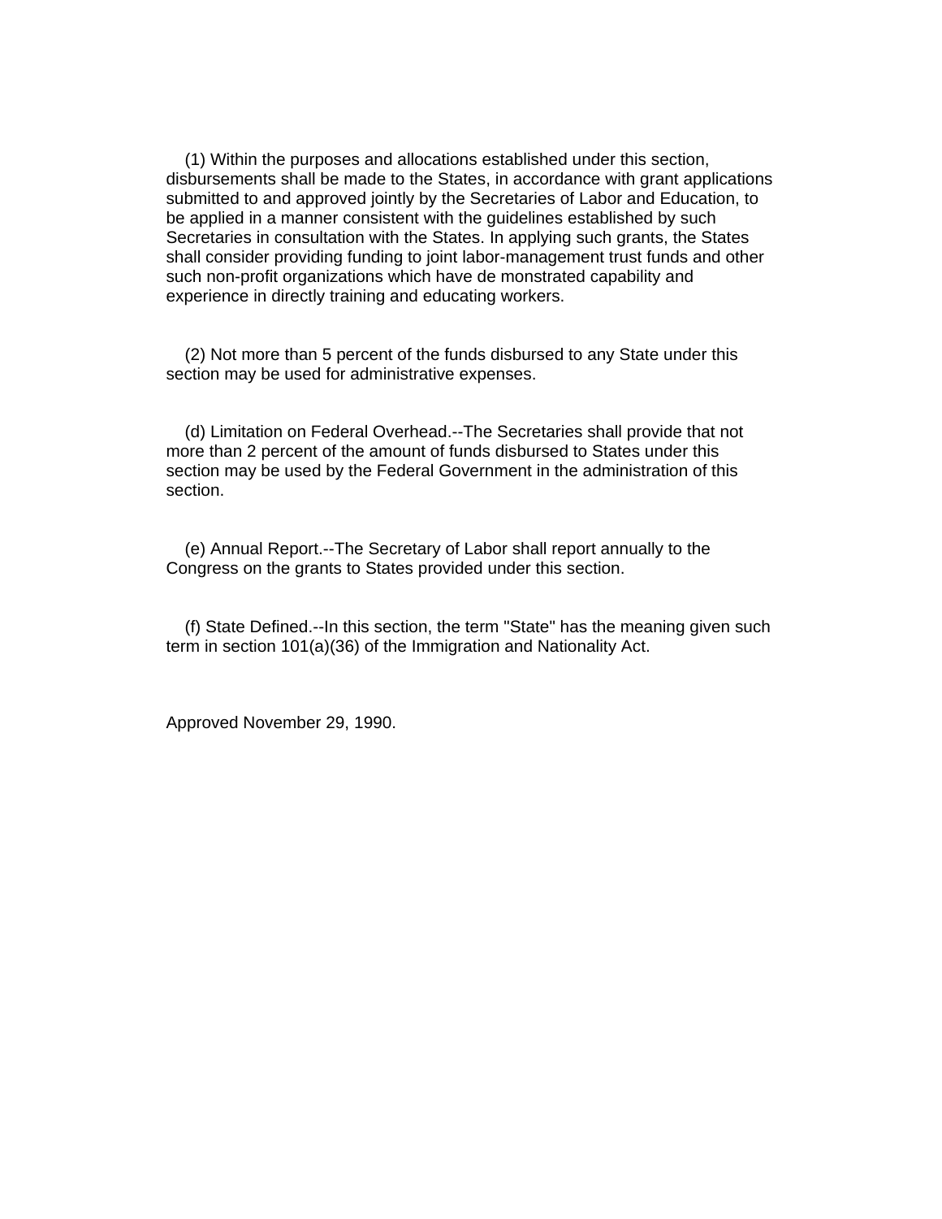(1) Within the purposes and allocations established under this section, disbursements shall be made to the States, in accordance with grant applications submitted to and approved jointly by the Secretaries of Labor and Education, to be applied in a manner consistent with the guidelines established by such Secretaries in consultation with the States. In applying such grants, the States shall consider providing funding to joint labor-management trust funds and other such non-profit organizations which have de monstrated capability and experience in directly training and educating workers.

(2) Not more than 5 percent of the funds disbursed to any State under this section may be used for administrative expenses.

(d) Limitation on Federal Overhead.--The Secretaries shall provide that not more than 2 percent of the amount of funds disbursed to States under this section may be used by the Federal Government in the administration of this section.

(e) Annual Report.--The Secretary of Labor shall report annually to the Congress on the grants to States provided under this section.

(f) State Defined.--In this section, the term "State" has the meaning given such term in section 101(a)(36) of the Immigration and Nationality Act.

Approved November 29, 1990.